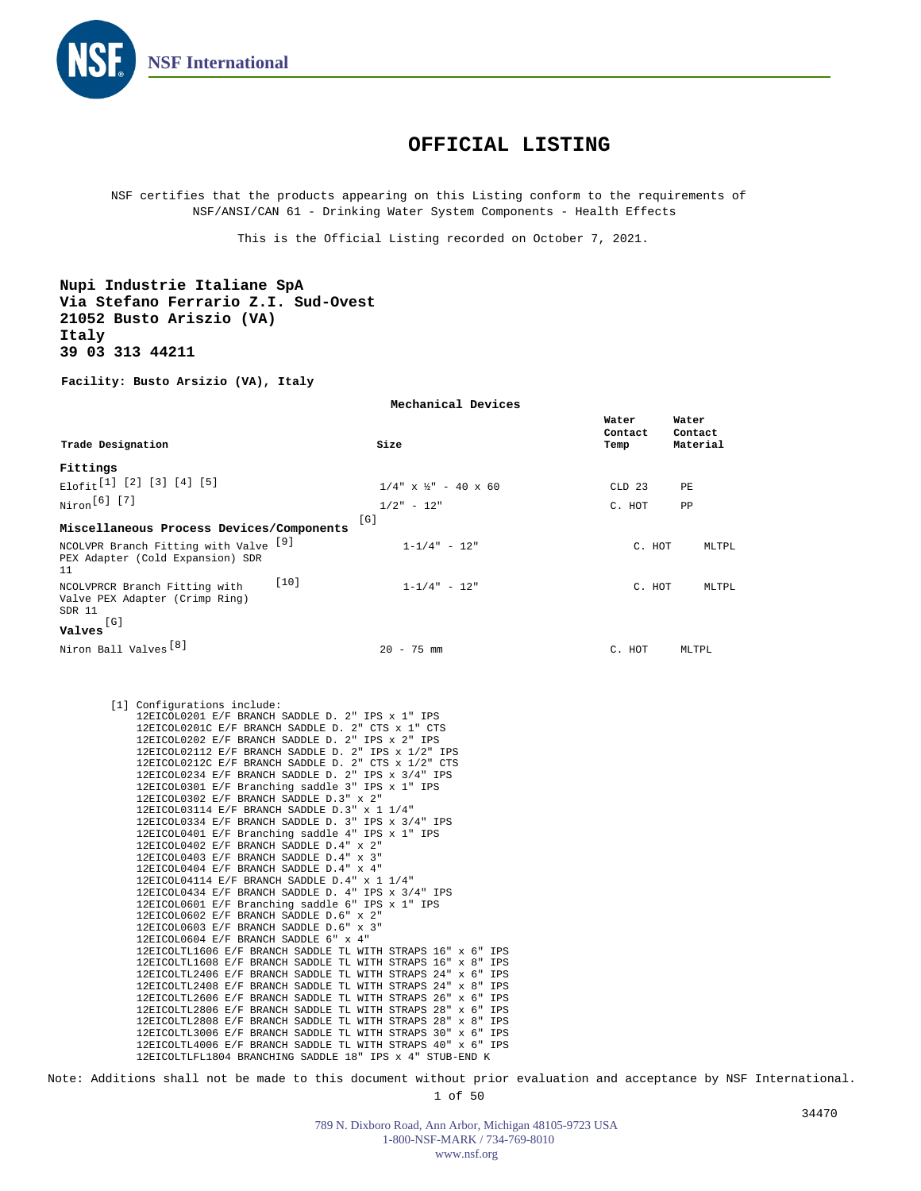NSF International

# OFFICIAL LISTING

NSF certifies that the products appearing on this Listing conform to the requirements of NSF/ANSI/CAN 61 - Drinking Water System Components - Health Effects

This is the Official Listing recorded on October 7, 2021.

**Nupi Industrie Italiane SpA**
**Via Stefano Ferrario Z.I. Sud-Ovest**
**21052 Busto Ariszio (VA)**
**Italy**
**39 03 313 44211**

**Facility: Busto Arsizio (VA), Italy**

**Mechanical Devices**

| Trade Designation | Size | Water Contact Temp | Water Contact Material |
|---|---|---|---|
| **Fittings** | | | |
| Elofit [1] [2] [3] [4] [5] | 1/4" x ½" - 40 x 60 | CLD 23 | PE |
| Niron [6] [7] | 1/2" - 12" | C. HOT | PP |
| **Miscellaneous Process Devices/Components** [G] | | | |
| NCOLVPR Branch Fitting with Valve PEX Adapter (Cold Expansion) SDR 11 [9] | 1-1/4" - 12" | C. HOT | MLTPL |
| NCOLVPRCR Branch Fitting with Valve PEX Adapter (Crimp Ring) SDR 11 [10] | 1-1/4" - 12" | C. HOT | MLTPL |
| **Valves** [G] | | | |
| Niron Ball Valves [8] | 20 - 75 mm | C. HOT | MLTPL |

[1] Configurations include:
12EICOL0201 E/F BRANCH SADDLE D. 2" IPS x 1" IPS
12EICOL0201C E/F BRANCH SADDLE D. 2" CTS x 1" CTS
12EICOL0202 E/F BRANCH SADDLE D. 2" IPS x 2" IPS
12EICOL02112 E/F BRANCH SADDLE D. 2" IPS x 1/2" IPS
12EICOL0212C E/F BRANCH SADDLE D. 2" CTS x 1/2" CTS
12EICOL0234 E/F BRANCH SADDLE D. 2" IPS x 3/4" IPS
12EICOL0301 E/F Branching saddle 3" IPS x 1" IPS
12EICOL0302 E/F BRANCH SADDLE D.3" x 2"
12EICOL03114 E/F BRANCH SADDLE D.3" x 1 1/4"
12EICOL0334 E/F BRANCH SADDLE D. 3" IPS x 3/4" IPS
12EICOL0401 E/F Branching saddle 4" IPS x 1" IPS
12EICOL0402 E/F BRANCH SADDLE D.4" x 2"
12EICOL0403 E/F BRANCH SADDLE D.4" x 3"
12EICOL0404 E/F BRANCH SADDLE D.4" x 4"
12EICOL04114 E/F BRANCH SADDLE D.4" x 1 1/4"
12EICOL0434 E/F BRANCH SADDLE D. 4" IPS x 3/4" IPS
12EICOL0601 E/F Branching saddle 6" IPS x 1" IPS
12EICOL0602 E/F BRANCH SADDLE D.6" x 2"
12EICOL0603 E/F BRANCH SADDLE D.6" x 3"
12EICOL0604 E/F BRANCH SADDLE 6" x 4"
12EICOLTL1606 E/F BRANCH SADDLE TL WITH STRAPS 16" x 6" IPS
12EICOLTL1608 E/F BRANCH SADDLE TL WITH STRAPS 16" x 8" IPS
12EICOLTL2406 E/F BRANCH SADDLE TL WITH STRAPS 24" x 6" IPS
12EICOLTL2408 E/F BRANCH SADDLE TL WITH STRAPS 24" x 8" IPS
12EICOLTL2606 E/F BRANCH SADDLE TL WITH STRAPS 26" x 6" IPS
12EICOLTL2806 E/F BRANCH SADDLE TL WITH STRAPS 28" x 6" IPS
12EICOLTL2808 E/F BRANCH SADDLE TL WITH STRAPS 28" x 8" IPS
12EICOLTL3006 E/F BRANCH SADDLE TL WITH STRAPS 30" x 6" IPS
12EICOLTL4006 E/F BRANCH SADDLE TL WITH STRAPS 40" x 6" IPS
12EICOLTLFL1804 BRANCHING SADDLE 18" IPS x 4" STUB-END K

Note: Additions shall not be made to this document without prior evaluation and acceptance by NSF International.

34470

789 N. Dixboro Road, Ann Arbor, Michigan 48105-9723 USA
1-800-NSF-MARK / 734-769-8010
www.nsf.org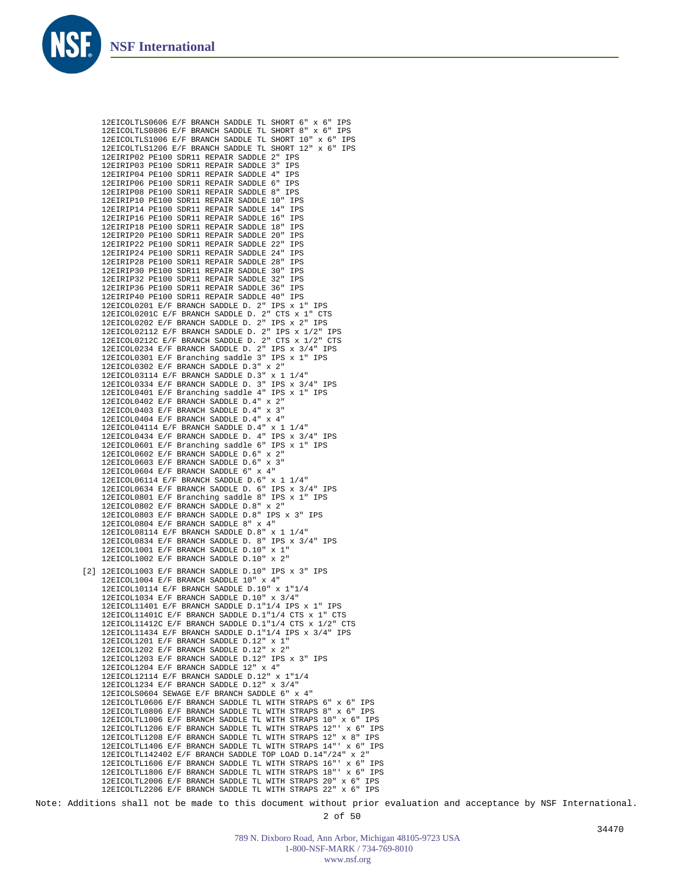12EICOLTLS0606 E/F BRANCH SADDLE TL SHORT 6" x 6" IPS
12EICOLTLS0806 E/F BRANCH SADDLE TL SHORT 8" x 6" IPS
12EICOLTLS1006 E/F BRANCH SADDLE TL SHORT 10" x 6" IPS
12EICOLTLS1206 E/F BRANCH SADDLE TL SHORT 12" x 6" IPS
12EIRIP02 PE100 SDR11 REPAIR SADDLE 2" IPS
12EIRIP03 PE100 SDR11 REPAIR SADDLE 3" IPS
12EIRIP04 PE100 SDR11 REPAIR SADDLE 4" IPS
12EIRIP06 PE100 SDR11 REPAIR SADDLE 6" IPS
12EIRIP08 PE100 SDR11 REPAIR SADDLE 8" IPS
12EIRIP10 PE100 SDR11 REPAIR SADDLE 10" IPS
12EIRIP14 PE100 SDR11 REPAIR SADDLE 14" IPS
12EIRIP16 PE100 SDR11 REPAIR SADDLE 16" IPS
12EIRIP18 PE100 SDR11 REPAIR SADDLE 18" IPS
12EIRIP20 PE100 SDR11 REPAIR SADDLE 20" IPS
12EIRIP22 PE100 SDR11 REPAIR SADDLE 22" IPS
12EIRIP24 PE100 SDR11 REPAIR SADDLE 24" IPS
12EIRIP28 PE100 SDR11 REPAIR SADDLE 28" IPS
12EIRIP30 PE100 SDR11 REPAIR SADDLE 30" IPS
12EIRIP32 PE100 SDR11 REPAIR SADDLE 32" IPS
12EIRIP36 PE100 SDR11 REPAIR SADDLE 36" IPS
12EIRIP40 PE100 SDR11 REPAIR SADDLE 40" IPS
12EICOL0201 E/F BRANCH SADDLE D. 2" IPS x 1" IPS
12EICOL0201C E/F BRANCH SADDLE D. 2" CTS x 1" CTS
12EICOL0202 E/F BRANCH SADDLE D. 2" IPS x 2" IPS
12EICOL02112 E/F BRANCH SADDLE D. 2" IPS x 1/2" IPS
12EICOL0212C E/F BRANCH SADDLE D. 2" CTS x 1/2" CTS
12EICOL0234 E/F BRANCH SADDLE D. 2" IPS x 3/4" IPS
12EICOL0301 E/F Branching saddle 3" IPS x 1" IPS
12EICOL0302 E/F BRANCH SADDLE D.3" x 2"
12EICOL03114 E/F BRANCH SADDLE D.3" x 1 1/4"
12EICOL0334 E/F BRANCH SADDLE D. 3" IPS x 3/4" IPS
12EICOL0401 E/F Branching saddle 4" IPS x 1" IPS
12EICOL0402 E/F BRANCH SADDLE D.4" x 2"
12EICOL0403 E/F BRANCH SADDLE D.4" x 3"
12EICOL0404 E/F BRANCH SADDLE D.4" x 4"
12EICOL04114 E/F BRANCH SADDLE D.4" x 1 1/4"
12EICOL0434 E/F BRANCH SADDLE D. 4" IPS x 3/4" IPS
12EICOL0601 E/F Branching saddle 6" IPS x 1" IPS
12EICOL0602 E/F BRANCH SADDLE D.6" x 2"
12EICOL0603 E/F BRANCH SADDLE D.6" x 3"
12EICOL0604 E/F BRANCH SADDLE 6" x 4"
12EICOL06114 E/F BRANCH SADDLE D.6" x 1 1/4"
12EICOL0634 E/F BRANCH SADDLE D. 6" IPS x 3/4" IPS
12EICOL0801 E/F Branching saddle 8" IPS x 1" IPS
12EICOL0802 E/F BRANCH SADDLE D.8" x 2"
12EICOL0803 E/F BRANCH SADDLE D.8" IPS x 3" IPS
12EICOL0804 E/F BRANCH SADDLE 8" x 4"
12EICOL08114 E/F BRANCH SADDLE D.8" x 1 1/4"
12EICOL0834 E/F BRANCH SADDLE D. 8" IPS x 3/4" IPS
12EICOL1001 E/F BRANCH SADDLE D.10" x 1"
12EICOL1002 E/F BRANCH SADDLE D.10" x 2"

[2] 12EICOL1003 E/F BRANCH SADDLE D.10" IPS x 3" IPS
12EICOL1004 E/F BRANCH SADDLE 10" x 4"
12EICOL10114 E/F BRANCH SADDLE D.10" x 1"1/4
12EICOL1034 E/F BRANCH SADDLE D.10" x 3/4"
12EICOL11401 E/F BRANCH SADDLE D.1"1/4 IPS x 1" IPS
12EICOL11401C E/F BRANCH SADDLE D.1"1/4 CTS x 1" CTS
12EICOL11412C E/F BRANCH SADDLE D.1"1/4 CTS x 1/2" CTS
12EICOL11434 E/F BRANCH SADDLE D.1"1/4 IPS x 3/4" IPS
12EICOL1201 E/F BRANCH SADDLE D.12" x 1"
12EICOL1202 E/F BRANCH SADDLE D.12" x 2"
12EICOL1203 E/F BRANCH SADDLE D.12" IPS x 3" IPS
12EICOL1204 E/F BRANCH SADDLE 12" x 4"
12EICOL12114 E/F BRANCH SADDLE D.12" x 1"1/4
12EICOL1234 E/F BRANCH SADDLE D.12" x 3/4"
12EICOLS0604 SEWAGE E/F BRANCH SADDLE 6" x 4"
12EICOLTL0606 E/F BRANCH SADDLE TL WITH STRAPS 6" x 6" IPS
12EICOLTL0806 E/F BRANCH SADDLE TL WITH STRAPS 8" x 6" IPS
12EICOLTL1006 E/F BRANCH SADDLE TL WITH STRAPS 10" x 6" IPS
12EICOLTL1206 E/F BRANCH SADDLE TL WITH STRAPS 12"' x 6" IPS
12EICOLTL1208 E/F BRANCH SADDLE TL WITH STRAPS 12" x 8" IPS
12EICOLTL1406 E/F BRANCH SADDLE TL WITH STRAPS 14"' x 6" IPS
12EICOLTL142402 E/F BRANCH SADDLE TOP LOAD D.14"/24" x 2"
12EICOLTL1606 E/F BRANCH SADDLE TL WITH STRAPS 16"' x 6" IPS
12EICOLTL1806 E/F BRANCH SADDLE TL WITH STRAPS 18"' x 6" IPS
12EICOLTL2006 E/F BRANCH SADDLE TL WITH STRAPS 20" x 6" IPS
12EICOLTL2206 E/F BRANCH SADDLE TL WITH STRAPS 22" x 6" IPS

Note: Additions shall not be made to this document without prior evaluation and acceptance by NSF International.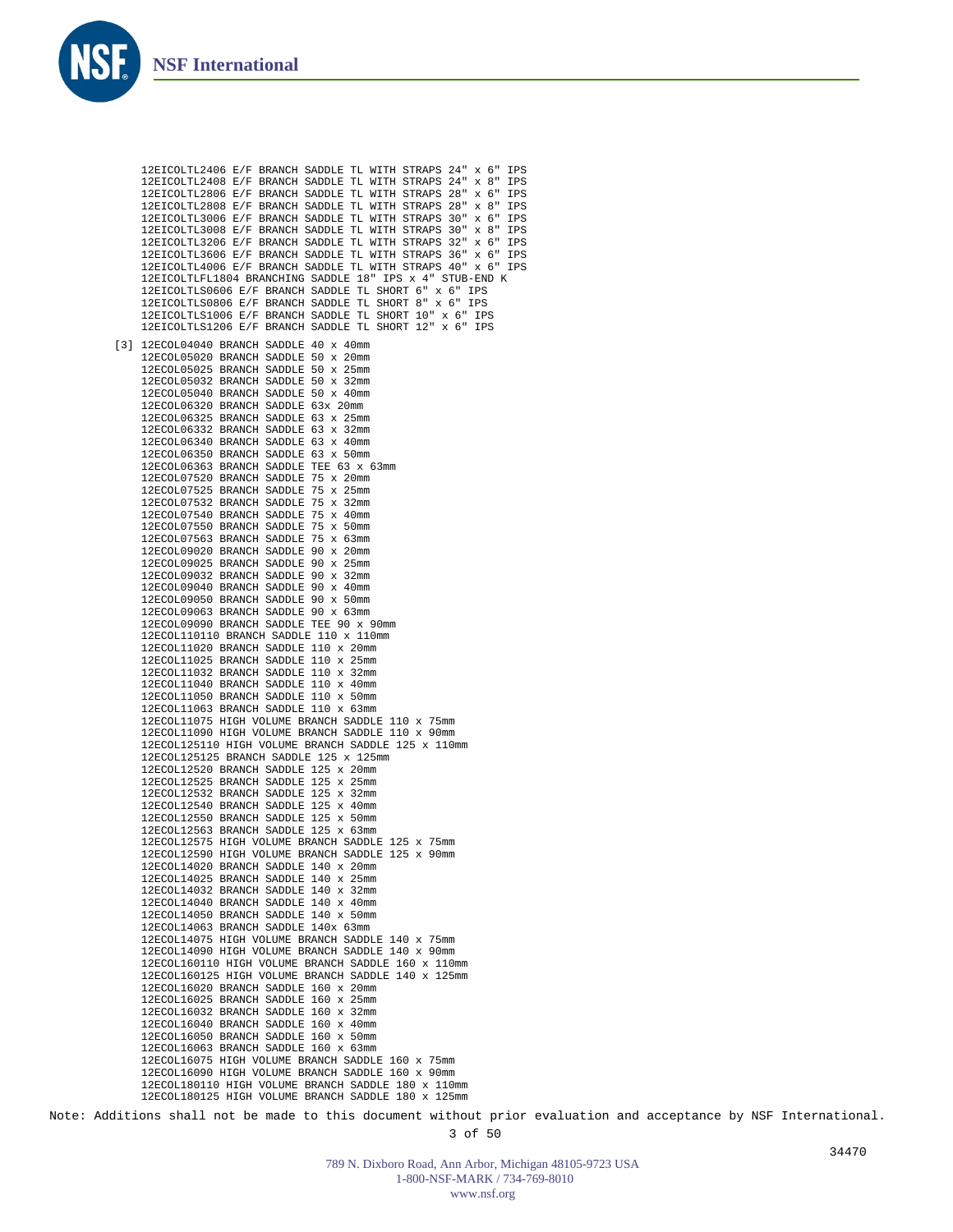12EICOLTL2406 E/F BRANCH SADDLE TL WITH STRAPS 24" x 6" IPS
12EICOLTL2408 E/F BRANCH SADDLE TL WITH STRAPS 24" x 8" IPS
12EICOLTL2806 E/F BRANCH SADDLE TL WITH STRAPS 28" x 6" IPS
12EICOLTL2808 E/F BRANCH SADDLE TL WITH STRAPS 28" x 8" IPS
12EICOLTL3006 E/F BRANCH SADDLE TL WITH STRAPS 30" x 6" IPS
12EICOLTL3008 E/F BRANCH SADDLE TL WITH STRAPS 30" x 8" IPS
12EICOLTL3206 E/F BRANCH SADDLE TL WITH STRAPS 32" x 6" IPS
12EICOLTL3606 E/F BRANCH SADDLE TL WITH STRAPS 36" x 6" IPS
12EICOLTL4006 E/F BRANCH SADDLE TL WITH STRAPS 40" x 6" IPS
12EICOLTLFL1804 BRANCHING SADDLE 18" IPS x 4" STUB-END K
12EICOLTLS0606 E/F BRANCH SADDLE TL SHORT 6" x 6" IPS
12EICOLTLS0806 E/F BRANCH SADDLE TL SHORT 8" x 6" IPS
12EICOLTLS1006 E/F BRANCH SADDLE TL SHORT 10" x 6" IPS
12EICOLTLS1206 E/F BRANCH SADDLE TL SHORT 12" x 6" IPS

[3] 12ECOL04040 BRANCH SADDLE 40 x 40mm
12ECOL05020 BRANCH SADDLE 50 x 20mm
12ECOL05025 BRANCH SADDLE 50 x 25mm
12ECOL05032 BRANCH SADDLE 50 x 32mm
12ECOL05040 BRANCH SADDLE 50 x 40mm
12ECOL06320 BRANCH SADDLE 63x 20mm
12ECOL06325 BRANCH SADDLE 63 x 25mm
12ECOL06332 BRANCH SADDLE 63 x 32mm
12ECOL06340 BRANCH SADDLE 63 x 40mm
12ECOL06350 BRANCH SADDLE 63 x 50mm
12ECOL06363 BRANCH SADDLE TEE 63 x 63mm
12ECOL07520 BRANCH SADDLE 75 x 20mm
12ECOL07525 BRANCH SADDLE 75 x 25mm
12ECOL07532 BRANCH SADDLE 75 x 32mm
12ECOL07540 BRANCH SADDLE 75 x 40mm
12ECOL07550 BRANCH SADDLE 75 x 50mm
12ECOL07563 BRANCH SADDLE 75 x 63mm
12ECOL09020 BRANCH SADDLE 90 x 20mm
12ECOL09025 BRANCH SADDLE 90 x 25mm
12ECOL09032 BRANCH SADDLE 90 x 32mm
12ECOL09040 BRANCH SADDLE 90 x 40mm
12ECOL09050 BRANCH SADDLE 90 x 50mm
12ECOL09063 BRANCH SADDLE 90 x 63mm
12ECOL09090 BRANCH SADDLE TEE 90 x 90mm
12ECOL110110 BRANCH SADDLE 110 x 110mm
12ECOL11020 BRANCH SADDLE 110 x 20mm
12ECOL11025 BRANCH SADDLE 110 x 25mm
12ECOL11032 BRANCH SADDLE 110 x 32mm
12ECOL11040 BRANCH SADDLE 110 x 40mm
12ECOL11050 BRANCH SADDLE 110 x 50mm
12ECOL11063 BRANCH SADDLE 110 x 63mm
12ECOL11075 HIGH VOLUME BRANCH SADDLE 110 x 75mm
12ECOL11090 HIGH VOLUME BRANCH SADDLE 110 x 90mm
12ECOL125110 HIGH VOLUME BRANCH SADDLE 125 x 110mm
12ECOL125125 BRANCH SADDLE 125 x 125mm
12ECOL12520 BRANCH SADDLE 125 x 20mm
12ECOL12525 BRANCH SADDLE 125 x 25mm
12ECOL12532 BRANCH SADDLE 125 x 32mm
12ECOL12540 BRANCH SADDLE 125 x 40mm
12ECOL12550 BRANCH SADDLE 125 x 50mm
12ECOL12563 BRANCH SADDLE 125 x 63mm
12ECOL12575 HIGH VOLUME BRANCH SADDLE 125 x 75mm
12ECOL12590 HIGH VOLUME BRANCH SADDLE 125 x 90mm
12ECOL14020 BRANCH SADDLE 140 x 20mm
12ECOL14025 BRANCH SADDLE 140 x 25mm
12ECOL14032 BRANCH SADDLE 140 x 32mm
12ECOL14040 BRANCH SADDLE 140 x 40mm
12ECOL14050 BRANCH SADDLE 140 x 50mm
12ECOL14063 BRANCH SADDLE 140x 63mm
12ECOL14075 HIGH VOLUME BRANCH SADDLE 140 x 75mm
12ECOL14090 HIGH VOLUME BRANCH SADDLE 140 x 90mm
12ECOL160110 HIGH VOLUME BRANCH SADDLE 160 x 110mm
12ECOL160125 HIGH VOLUME BRANCH SADDLE 140 x 125mm
12ECOL16020 BRANCH SADDLE 160 x 20mm
12ECOL16025 BRANCH SADDLE 160 x 25mm
12ECOL16032 BRANCH SADDLE 160 x 32mm
12ECOL16040 BRANCH SADDLE 160 x 40mm
12ECOL16050 BRANCH SADDLE 160 x 50mm
12ECOL16063 BRANCH SADDLE 160 x 63mm
12ECOL16075 HIGH VOLUME BRANCH SADDLE 160 x 75mm
12ECOL16090 HIGH VOLUME BRANCH SADDLE 160 x 90mm
12ECOL180110 HIGH VOLUME BRANCH SADDLE 180 x 110mm
12ECOL180125 HIGH VOLUME BRANCH SADDLE 180 x 125mm

Note: Additions shall not be made to this document without prior evaluation and acceptance by NSF International.

34470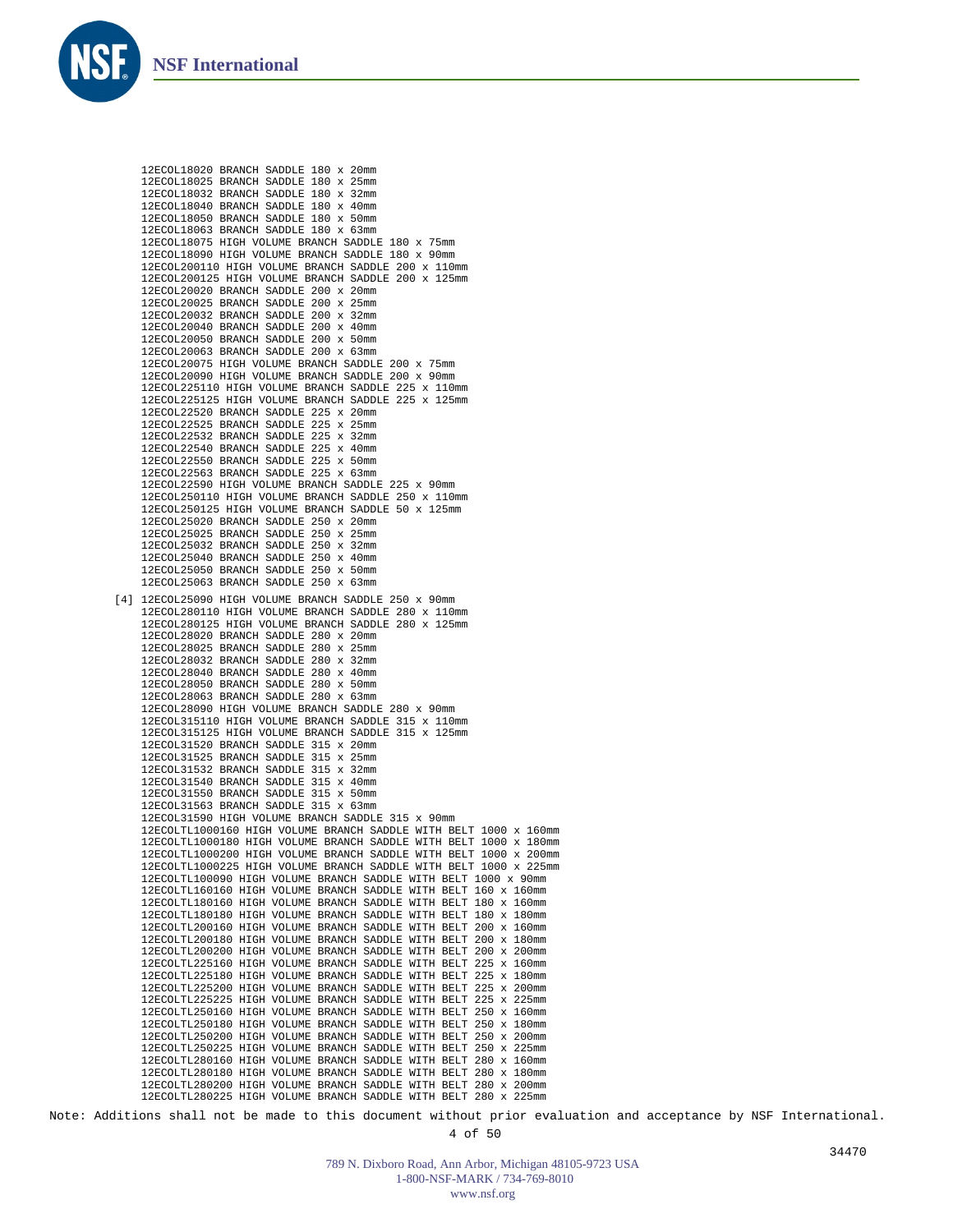12ECOL18020 BRANCH SADDLE 180 x 20mm
12ECOL18025 BRANCH SADDLE 180 x 25mm
12ECOL18032 BRANCH SADDLE 180 x 32mm
12ECOL18040 BRANCH SADDLE 180 x 40mm
12ECOL18050 BRANCH SADDLE 180 x 50mm
12ECOL18063 BRANCH SADDLE 180 x 63mm
12ECOL18075 HIGH VOLUME BRANCH SADDLE 180 x 75mm
12ECOL18090 HIGH VOLUME BRANCH SADDLE 180 x 90mm
12ECOL200110 HIGH VOLUME BRANCH SADDLE 200 x 110mm
12ECOL200125 HIGH VOLUME BRANCH SADDLE 200 x 125mm
12ECOL20020 BRANCH SADDLE 200 x 20mm
12ECOL20025 BRANCH SADDLE 200 x 25mm
12ECOL20032 BRANCH SADDLE 200 x 32mm
12ECOL20040 BRANCH SADDLE 200 x 40mm
12ECOL20050 BRANCH SADDLE 200 x 50mm
12ECOL20063 BRANCH SADDLE 200 x 63mm
12ECOL20075 HIGH VOLUME BRANCH SADDLE 200 x 75mm
12ECOL20090 HIGH VOLUME BRANCH SADDLE 200 x 90mm
12ECOL225110 HIGH VOLUME BRANCH SADDLE 225 x 110mm
12ECOL225125 HIGH VOLUME BRANCH SADDLE 225 x 125mm
12ECOL22520 BRANCH SADDLE 225 x 20mm
12ECOL22525 BRANCH SADDLE 225 x 25mm
12ECOL22532 BRANCH SADDLE 225 x 32mm
12ECOL22540 BRANCH SADDLE 225 x 40mm
12ECOL22550 BRANCH SADDLE 225 x 50mm
12ECOL22563 BRANCH SADDLE 225 x 63mm
12ECOL22590 HIGH VOLUME BRANCH SADDLE 225 x 90mm
12ECOL250110 HIGH VOLUME BRANCH SADDLE 250 x 110mm
12ECOL250125 HIGH VOLUME BRANCH SADDLE 50 x 125mm
12ECOL25020 BRANCH SADDLE 250 x 20mm
12ECOL25025 BRANCH SADDLE 250 x 25mm
12ECOL25032 BRANCH SADDLE 250 x 32mm
12ECOL25040 BRANCH SADDLE 250 x 40mm
12ECOL25050 BRANCH SADDLE 250 x 50mm
12ECOL25063 BRANCH SADDLE 250 x 63mm

[4] 12ECOL25090 HIGH VOLUME BRANCH SADDLE 250 x 90mm
12ECOL280110 HIGH VOLUME BRANCH SADDLE 280 x 110mm
12ECOL280125 HIGH VOLUME BRANCH SADDLE 280 x 125mm
12ECOL28020 BRANCH SADDLE 280 x 20mm
12ECOL28025 BRANCH SADDLE 280 x 25mm
12ECOL28032 BRANCH SADDLE 280 x 32mm
12ECOL28040 BRANCH SADDLE 280 x 40mm
12ECOL28050 BRANCH SADDLE 280 x 50mm
12ECOL28063 BRANCH SADDLE 280 x 63mm
12ECOL28090 HIGH VOLUME BRANCH SADDLE 280 x 90mm
12ECOL315110 HIGH VOLUME BRANCH SADDLE 315 x 110mm
12ECOL315125 HIGH VOLUME BRANCH SADDLE 315 x 125mm
12ECOL31520 BRANCH SADDLE 315 x 20mm
12ECOL31525 BRANCH SADDLE 315 x 25mm
12ECOL31532 BRANCH SADDLE 315 x 32mm
12ECOL31540 BRANCH SADDLE 315 x 40mm
12ECOL31550 BRANCH SADDLE 315 x 50mm
12ECOL31563 BRANCH SADDLE 315 x 63mm
12ECOL31590 HIGH VOLUME BRANCH SADDLE 315 x 90mm
12ECOLTL1000160 HIGH VOLUME BRANCH SADDLE WITH BELT 1000 x 160mm
12ECOLTL1000180 HIGH VOLUME BRANCH SADDLE WITH BELT 1000 x 180mm
12ECOLTL1000200 HIGH VOLUME BRANCH SADDLE WITH BELT 1000 x 200mm
12ECOLTL1000225 HIGH VOLUME BRANCH SADDLE WITH BELT 1000 x 225mm
12ECOLTL100090 HIGH VOLUME BRANCH SADDLE WITH BELT 1000 x 90mm
12ECOLTL160160 HIGH VOLUME BRANCH SADDLE WITH BELT 160 x 160mm
12ECOLTL180160 HIGH VOLUME BRANCH SADDLE WITH BELT 180 x 160mm
12ECOLTL180180 HIGH VOLUME BRANCH SADDLE WITH BELT 180 x 180mm
12ECOLTL200160 HIGH VOLUME BRANCH SADDLE WITH BELT 200 x 160mm
12ECOLTL200180 HIGH VOLUME BRANCH SADDLE WITH BELT 200 x 180mm
12ECOLTL200200 HIGH VOLUME BRANCH SADDLE WITH BELT 200 x 200mm
12ECOLTL225160 HIGH VOLUME BRANCH SADDLE WITH BELT 225 x 160mm
12ECOLTL225180 HIGH VOLUME BRANCH SADDLE WITH BELT 225 x 180mm
12ECOLTL225200 HIGH VOLUME BRANCH SADDLE WITH BELT 225 x 200mm
12ECOLTL225225 HIGH VOLUME BRANCH SADDLE WITH BELT 225 x 225mm
12ECOLTL250160 HIGH VOLUME BRANCH SADDLE WITH BELT 250 x 160mm
12ECOLTL250180 HIGH VOLUME BRANCH SADDLE WITH BELT 250 x 180mm
12ECOLTL250200 HIGH VOLUME BRANCH SADDLE WITH BELT 250 x 200mm
12ECOLTL250225 HIGH VOLUME BRANCH SADDLE WITH BELT 250 x 225mm
12ECOLTL280160 HIGH VOLUME BRANCH SADDLE WITH BELT 280 x 160mm
12ECOLTL280180 HIGH VOLUME BRANCH SADDLE WITH BELT 280 x 180mm
12ECOLTL280200 HIGH VOLUME BRANCH SADDLE WITH BELT 280 x 200mm
12ECOLTL280225 HIGH VOLUME BRANCH SADDLE WITH BELT 280 x 225mm

Note: Additions shall not be made to this document without prior evaluation and acceptance by NSF International.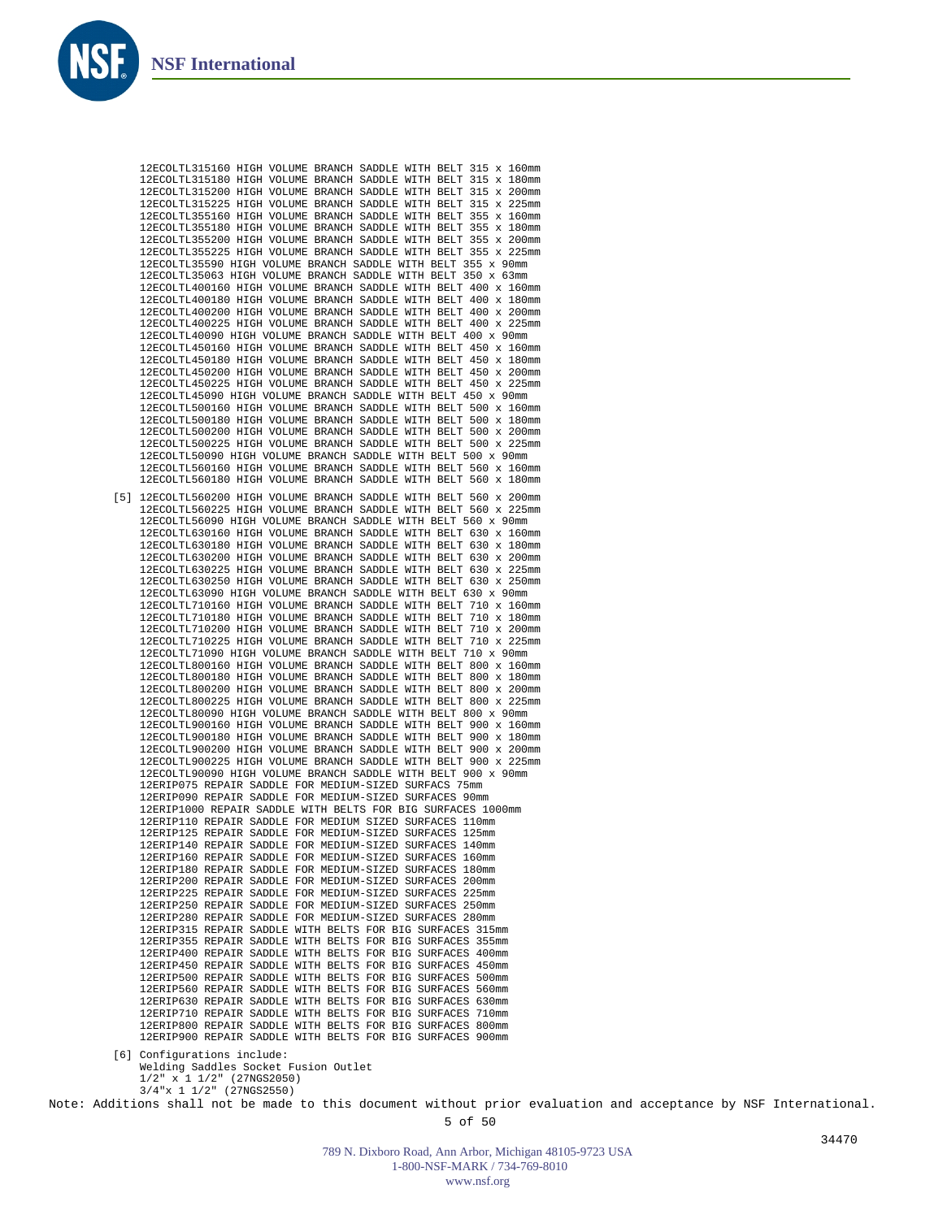12ECOLTL315160 HIGH VOLUME BRANCH SADDLE WITH BELT 315 x 160mm
12ECOLTL315180 HIGH VOLUME BRANCH SADDLE WITH BELT 315 x 180mm
12ECOLTL315200 HIGH VOLUME BRANCH SADDLE WITH BELT 315 x 200mm
12ECOLTL315225 HIGH VOLUME BRANCH SADDLE WITH BELT 315 x 225mm
12ECOLTL355160 HIGH VOLUME BRANCH SADDLE WITH BELT 355 x 160mm
12ECOLTL355180 HIGH VOLUME BRANCH SADDLE WITH BELT 355 x 180mm
12ECOLTL355200 HIGH VOLUME BRANCH SADDLE WITH BELT 355 x 200mm
12ECOLTL355225 HIGH VOLUME BRANCH SADDLE WITH BELT 355 x 225mm
12ECOLTL35590 HIGH VOLUME BRANCH SADDLE WITH BELT 355 x 90mm
12ECOLTL35063 HIGH VOLUME BRANCH SADDLE WITH BELT 350 x 63mm
12ECOLTL400160 HIGH VOLUME BRANCH SADDLE WITH BELT 400 x 160mm
12ECOLTL400180 HIGH VOLUME BRANCH SADDLE WITH BELT 400 x 180mm
12ECOLTL400200 HIGH VOLUME BRANCH SADDLE WITH BELT 400 x 200mm
12ECOLTL400225 HIGH VOLUME BRANCH SADDLE WITH BELT 400 x 225mm
12ECOLTL40090 HIGH VOLUME BRANCH SADDLE WITH BELT 400 x 90mm
12ECOLTL450160 HIGH VOLUME BRANCH SADDLE WITH BELT 450 x 160mm
12ECOLTL450180 HIGH VOLUME BRANCH SADDLE WITH BELT 450 x 180mm
12ECOLTL450200 HIGH VOLUME BRANCH SADDLE WITH BELT 450 x 200mm
12ECOLTL450225 HIGH VOLUME BRANCH SADDLE WITH BELT 450 x 225mm
12ECOLTL45090 HIGH VOLUME BRANCH SADDLE WITH BELT 450 x 90mm
12ECOLTL500160 HIGH VOLUME BRANCH SADDLE WITH BELT 500 x 160mm
12ECOLTL500180 HIGH VOLUME BRANCH SADDLE WITH BELT 500 x 180mm
12ECOLTL500200 HIGH VOLUME BRANCH SADDLE WITH BELT 500 x 200mm
12ECOLTL500225 HIGH VOLUME BRANCH SADDLE WITH BELT 500 x 225mm
12ECOLTL50090 HIGH VOLUME BRANCH SADDLE WITH BELT 500 x 90mm
12ECOLTL560160 HIGH VOLUME BRANCH SADDLE WITH BELT 560 x 160mm
12ECOLTL560180 HIGH VOLUME BRANCH SADDLE WITH BELT 560 x 180mm

[5] 12ECOLTL560200 HIGH VOLUME BRANCH SADDLE WITH BELT 560 x 200mm
12ECOLTL560225 HIGH VOLUME BRANCH SADDLE WITH BELT 560 x 225mm
12ECOLTL56090 HIGH VOLUME BRANCH SADDLE WITH BELT 560 x 90mm
12ECOLTL630160 HIGH VOLUME BRANCH SADDLE WITH BELT 630 x 160mm
12ECOLTL630180 HIGH VOLUME BRANCH SADDLE WITH BELT 630 x 180mm
12ECOLTL630200 HIGH VOLUME BRANCH SADDLE WITH BELT 630 x 200mm
12ECOLTL630225 HIGH VOLUME BRANCH SADDLE WITH BELT 630 x 225mm
12ECOLTL630250 HIGH VOLUME BRANCH SADDLE WITH BELT 630 x 250mm
12ECOLTL63090 HIGH VOLUME BRANCH SADDLE WITH BELT 630 x 90mm
12ECOLTL710160 HIGH VOLUME BRANCH SADDLE WITH BELT 710 x 160mm
12ECOLTL710180 HIGH VOLUME BRANCH SADDLE WITH BELT 710 x 180mm
12ECOLTL710200 HIGH VOLUME BRANCH SADDLE WITH BELT 710 x 200mm
12ECOLTL710225 HIGH VOLUME BRANCH SADDLE WITH BELT 710 x 225mm
12ECOLTL71090 HIGH VOLUME BRANCH SADDLE WITH BELT 710 x 90mm
12ECOLTL800160 HIGH VOLUME BRANCH SADDLE WITH BELT 800 x 160mm
12ECOLTL800180 HIGH VOLUME BRANCH SADDLE WITH BELT 800 x 180mm
12ECOLTL800200 HIGH VOLUME BRANCH SADDLE WITH BELT 800 x 200mm
12ECOLTL800225 HIGH VOLUME BRANCH SADDLE WITH BELT 800 x 225mm
12ECOLTL80090 HIGH VOLUME BRANCH SADDLE WITH BELT 800 x 90mm
12ECOLTL900160 HIGH VOLUME BRANCH SADDLE WITH BELT 900 x 160mm
12ECOLTL900180 HIGH VOLUME BRANCH SADDLE WITH BELT 900 x 180mm
12ECOLTL900200 HIGH VOLUME BRANCH SADDLE WITH BELT 900 x 200mm
12ECOLTL900225 HIGH VOLUME BRANCH SADDLE WITH BELT 900 x 225mm
12ECOLTL90090 HIGH VOLUME BRANCH SADDLE WITH BELT 900 x 90mm
12ERIP075 REPAIR SADDLE FOR MEDIUM-SIZED SURFACS 75mm
12ERIP090 REPAIR SADDLE FOR MEDIUM-SIZED SURFACES 90mm
12ERIP1000 REPAIR SADDLE WITH BELTS FOR BIG SURFACES 1000mm
12ERIP110 REPAIR SADDLE FOR MEDIUM SIZED SURFACES 110mm
12ERIP125 REPAIR SADDLE FOR MEDIUM-SIZED SURFACES 125mm
12ERIP140 REPAIR SADDLE FOR MEDIUM-SIZED SURFACES 140mm
12ERIP160 REPAIR SADDLE FOR MEDIUM-SIZED SURFACES 160mm
12ERIP180 REPAIR SADDLE FOR MEDIUM-SIZED SURFACES 180mm
12ERIP200 REPAIR SADDLE FOR MEDIUM-SIZED SURFACES 200mm
12ERIP225 REPAIR SADDLE FOR MEDIUM-SIZED SURFACES 225mm
12ERIP250 REPAIR SADDLE FOR MEDIUM-SIZED SURFACES 250mm
12ERIP280 REPAIR SADDLE FOR MEDIUM-SIZED SURFACES 280mm
12ERIP315 REPAIR SADDLE WITH BELTS FOR BIG SURFACES 315mm
12ERIP355 REPAIR SADDLE WITH BELTS FOR BIG SURFACES 355mm
12ERIP400 REPAIR SADDLE WITH BELTS FOR BIG SURFACES 400mm
12ERIP450 REPAIR SADDLE WITH BELTS FOR BIG SURFACES 450mm
12ERIP500 REPAIR SADDLE WITH BELTS FOR BIG SURFACES 500mm
12ERIP560 REPAIR SADDLE WITH BELTS FOR BIG SURFACES 560mm
12ERIP630 REPAIR SADDLE WITH BELTS FOR BIG SURFACES 630mm
12ERIP710 REPAIR SADDLE WITH BELTS FOR BIG SURFACES 710mm
12ERIP800 REPAIR SADDLE WITH BELTS FOR BIG SURFACES 800mm
12ERIP900 REPAIR SADDLE WITH BELTS FOR BIG SURFACES 900mm

[6] Configurations include:
Welding Saddles Socket Fusion Outlet
1/2" x 1 1/2" (27NGS2050)
3/4"x 1 1/2" (27NGS2550)

Note: Additions shall not be made to this document without prior evaluation and acceptance by NSF International.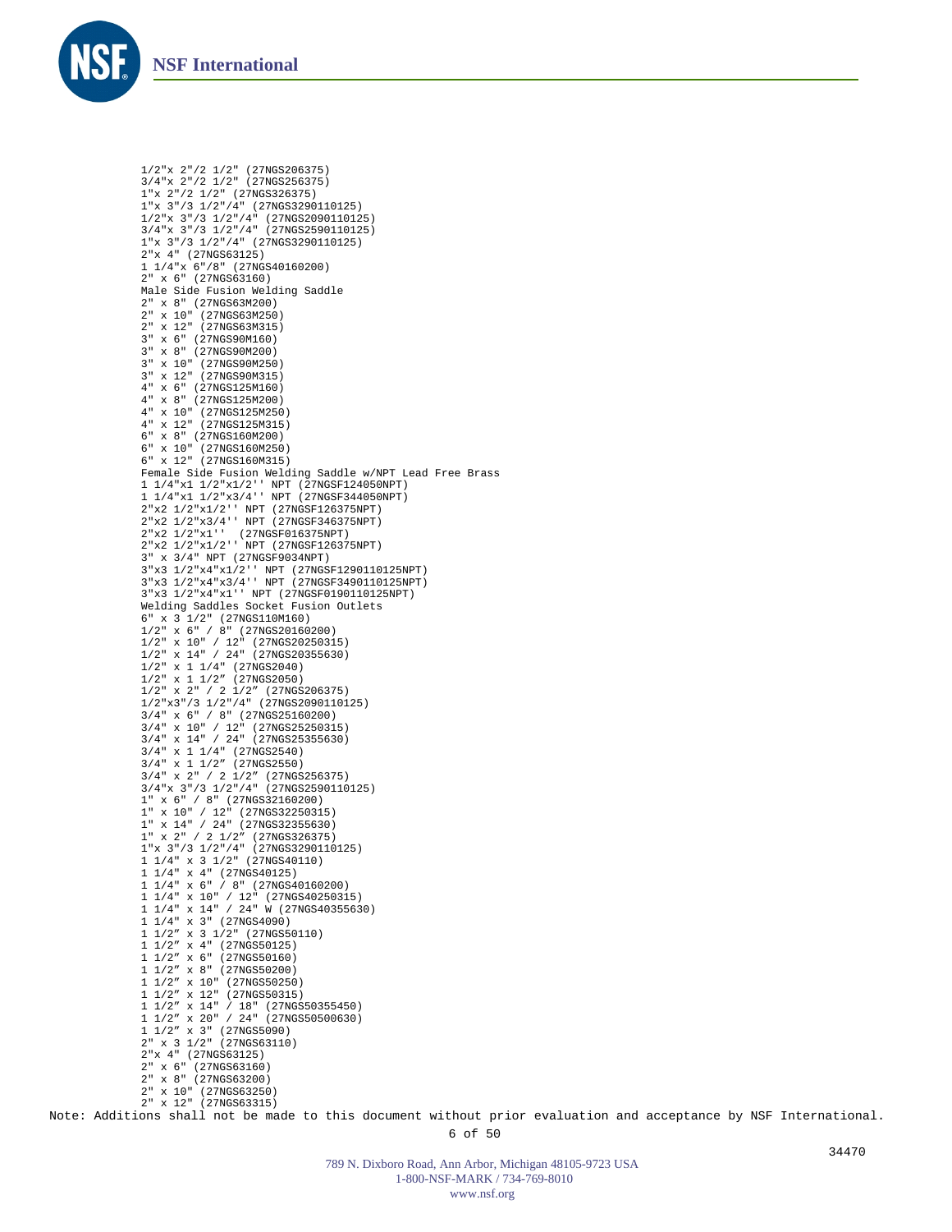1/2"x 2"/2 1/2" (27NGS206375)
3/4"x 2"/2 1/2" (27NGS256375)
1"x 2"/2 1/2" (27NGS326375)
1"x 3"/3 1/2"/4" (27NGS3290110125)
1/2"x 3"/3 1/2"/4" (27NGS2090110125)
3/4"x 3"/3 1/2"/4" (27NGS2590110125)
1"x 3"/3 1/2"/4" (27NGS3290110125)
2"x 4" (27NGS63125)
1 1/4"x 6"/8" (27NGS40160200)
2" x 6" (27NGS63160)
Male Side Fusion Welding Saddle
2" x 8" (27NGS63M200)
2" x 10" (27NGS63M250)
2" x 12" (27NGS63M315)
3" x 6" (27NGS90M160)
3" x 8" (27NGS90M200)
3" x 10" (27NGS90M250)
3" x 12" (27NGS90M315)
4" x 6" (27NGS125M160)
4" x 8" (27NGS125M200)
4" x 10" (27NGS125M250)
4" x 12" (27NGS125M315)
6" x 8" (27NGS160M200)
6" x 10" (27NGS160M250)
6" x 12" (27NGS160M315)
Female Side Fusion Welding Saddle w/NPT Lead Free Brass
1 1/4"x1 1/2"x1/2'' NPT (27NGSF124050NPT)
1 1/4"x1 1/2"x3/4'' NPT (27NGSF344050NPT)
2"x2 1/2"x1/2'' NPT (27NGSF126375NPT)
2"x2 1/2"x3/4'' NPT (27NGSF346375NPT)
2"x2 1/2"x1'' (27NGSF016375NPT)
2"x2 1/2"x1/2'' NPT (27NGSF126375NPT)
3" x 3/4" NPT (27NGSF9034NPT)
3"x3 1/2"x4"x1/2'' NPT (27NGSF1290110125NPT)
3"x3 1/2"x4"x3/4'' NPT (27NGSF3490110125NPT)
3"x3 1/2"x4"x1'' NPT (27NGSF0190110125NPT)
Welding Saddles Socket Fusion Outlets
6" x 3 1/2" (27NGS110M160)
1/2" x 6" / 8" (27NGS20160200)
1/2" x 10" / 12" (27NGS20250315)
1/2" x 14" / 24" (27NGS20355630)
1/2" x 1 1/4" (27NGS2040)
1/2" x 1 1/2″ (27NGS2050)
1/2" x 2" / 2 1/2″ (27NGS206375)
1/2"x3"/3 1/2"/4" (27NGS2090110125)
3/4" x 6" / 8" (27NGS25160200)
3/4" x 10" / 12" (27NGS25250315)
3/4" x 14" / 24" (27NGS25355630)
3/4" x 1 1/4" (27NGS2540)
3/4" x 1 1/2″ (27NGS2550)
3/4" x 2" / 2 1/2″ (27NGS256375)
3/4"x 3"/3 1/2"/4" (27NGS2590110125)
1" x 6" / 8" (27NGS32160200)
1" x 10" / 12" (27NGS32250315)
1" x 14" / 24" (27NGS32355630)
1" x 2" / 2 1/2″ (27NGS326375)
1"x 3"/3 1/2"/4" (27NGS3290110125)
1 1/4" x 3 1/2" (27NGS40110)
1 1/4" x 4" (27NGS40125)
1 1/4" x 6" / 8" (27NGS40160200)
1 1/4" x 10" / 12" (27NGS40250315)
1 1/4" x 14" / 24" W (27NGS40355630)
1 1/4" x 3" (27NGS4090)
1 1/2″ x 3 1/2" (27NGS50110)
1 1/2″ x 4" (27NGS50125)
1 1/2″ x 6" (27NGS50160)
1 1/2″ x 8" (27NGS50200)
1 1/2″ x 10" (27NGS50250)
1 1/2″ x 12" (27NGS50315)
1 1/2″ x 14" / 18" (27NGS50355450)
1 1/2″ x 20" / 24" (27NGS50500630)
1 1/2″ x 3" (27NGS5090)
2" x 3 1/2" (27NGS63110)
2"x 4" (27NGS63125)
2" x 6" (27NGS63160)
2" x 8" (27NGS63200)
2" x 10" (27NGS63250)
2" x 12" (27NGS63315)

Note: Additions shall not be made to this document without prior evaluation and acceptance by NSF International.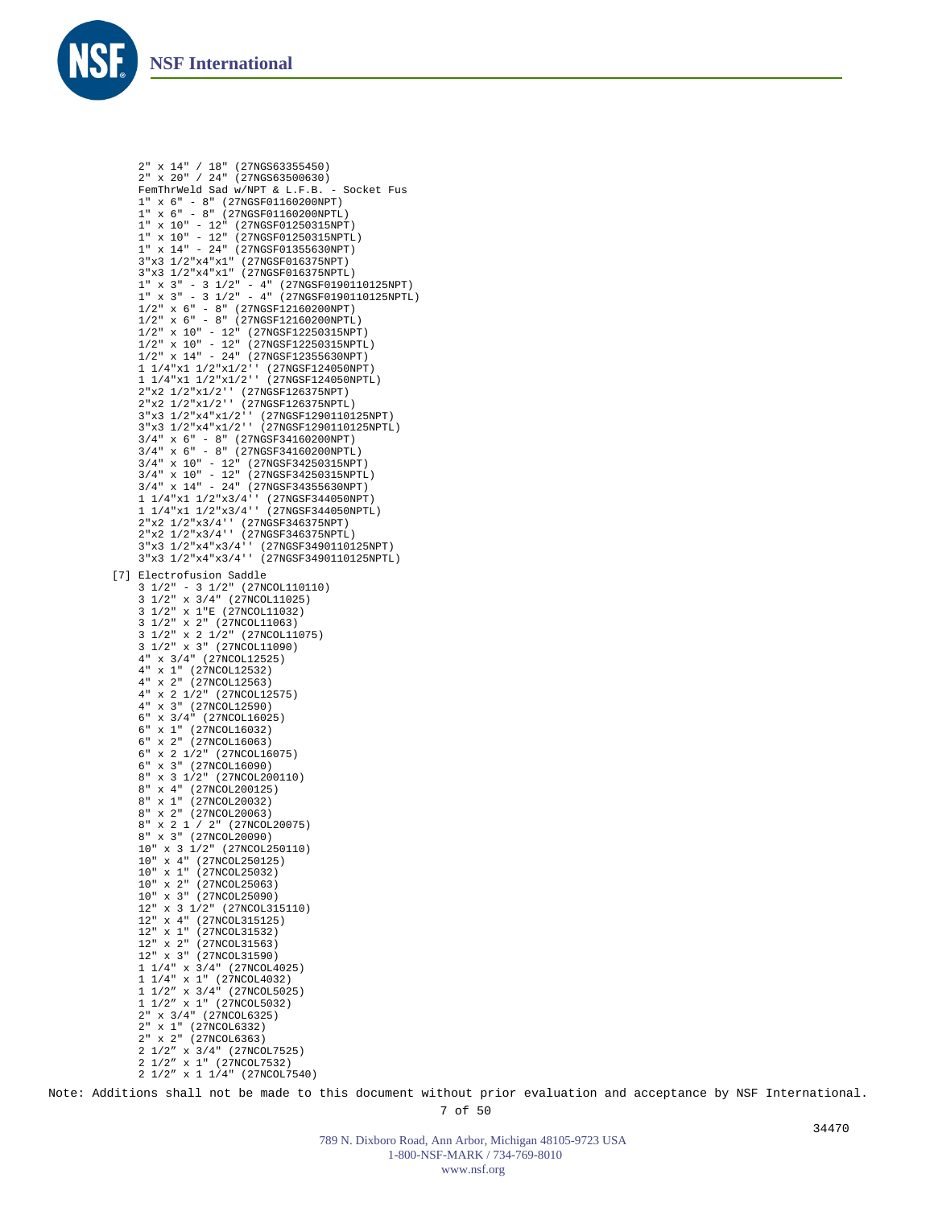2" x 14" / 18" (27NGS63355450)
2" x 20" / 24" (27NGS63500630)
FemThrWeld Sad w/NPT & L.F.B. - Socket Fus
1" x 6" - 8" (27NGSF01160200NPT)
1" x 6" - 8" (27NGSF01160200NPTL)
1" x 10" - 12" (27NGSF01250315NPT)
1" x 10" - 12" (27NGSF01250315NPTL)
1" x 14" - 24" (27NGSF01355630NPT)
3"x3 1/2"x4"x1" (27NGSF016375NPT)
3"x3 1/2"x4"x1" (27NGSF016375NPTL)
1" x 3" - 3 1/2" - 4" (27NGSF0190110125NPT)
1" x 3" - 3 1/2" - 4" (27NGSF0190110125NPTL)
1/2" x 6" - 8" (27NGSF12160200NPT)
1/2" x 6" - 8" (27NGSF12160200NPTL)
1/2" x 10" - 12" (27NGSF12250315NPT)
1/2" x 10" - 12" (27NGSF12250315NPTL)
1/2" x 14" - 24" (27NGSF12355630NPT)
1 1/4"x1 1/2"x1/2'' (27NGSF124050NPT)
1 1/4"x1 1/2"x1/2'' (27NGSF124050NPTL)
2"x2 1/2"x1/2'' (27NGSF126375NPT)
2"x2 1/2"x1/2'' (27NGSF126375NPTL)
3"x3 1/2"x4"x1/2'' (27NGSF1290110125NPT)
3"x3 1/2"x4"x1/2'' (27NGSF1290110125NPTL)
3/4" x 6" - 8" (27NGSF34160200NPT)
3/4" x 6" - 8" (27NGSF34160200NPTL)
3/4" x 10" - 12" (27NGSF34250315NPT)
3/4" x 10" - 12" (27NGSF34250315NPTL)
3/4" x 14" - 24" (27NGSF34355630NPT)
1 1/4"x1 1/2"x3/4'' (27NGSF344050NPT)
1 1/4"x1 1/2"x3/4'' (27NGSF344050NPTL)
2"x2 1/2"x3/4'' (27NGSF346375NPT)
2"x2 1/2"x3/4'' (27NGSF346375NPTL)
3"x3 1/2"x4"x3/4'' (27NGSF3490110125NPT)
3"x3 1/2"x4"x3/4'' (27NGSF3490110125NPTL)

[7] Electrofusion Saddle
3 1/2" - 3 1/2" (27NCOL110110)
3 1/2" x 3/4" (27NCOL11025)
3 1/2" x 1"E (27NCOL11032)
3 1/2" x 2" (27NCOL11063)
3 1/2" x 2 1/2" (27NCOL11075)
3 1/2" x 3" (27NCOL11090)
4" x 3/4" (27NCOL12525)
4" x 1" (27NCOL12532)
4" x 2" (27NCOL12563)
4" x 2 1/2" (27NCOL12575)
4" x 3" (27NCOL12590)
6" x 3/4" (27NCOL16025)
6" x 1" (27NCOL16032)
6" x 2" (27NCOL16063)
6" x 2 1/2" (27NCOL16075)
6" x 3" (27NCOL16090)
8" x 3 1/2" (27NCOL200110)
8" x 4" (27NCOL200125)
8" x 1" (27NCOL20032)
8" x 2" (27NCOL20063)
8" x 2 1 / 2" (27NCOL20075)
8" x 3" (27NCOL20090)
10" x 3 1/2" (27NCOL250110)
10" x 4" (27NCOL250125)
10" x 1" (27NCOL25032)
10" x 2" (27NCOL25063)
10" x 3" (27NCOL25090)
12" x 3 1/2" (27NCOL315110)
12" x 4" (27NCOL315125)
12" x 1" (27NCOL31532)
12" x 2" (27NCOL31563)
12" x 3" (27NCOL31590)
1 1/4" x 3/4" (27NCOL4025)
1 1/4" x 1" (27NCOL4032)
1 1/2″ x 3/4" (27NCOL5025)
1 1/2″ x 1" (27NCOL5032)
2" x 3/4" (27NCOL6325)
2" x 1" (27NCOL6332)
2" x 2" (27NCOL6363)
2 1/2″ x 3/4" (27NCOL7525)
2 1/2″ x 1" (27NCOL7532)
2 1/2″ x 1 1/4" (27NCOL7540)

Note: Additions shall not be made to this document without prior evaluation and acceptance by NSF International.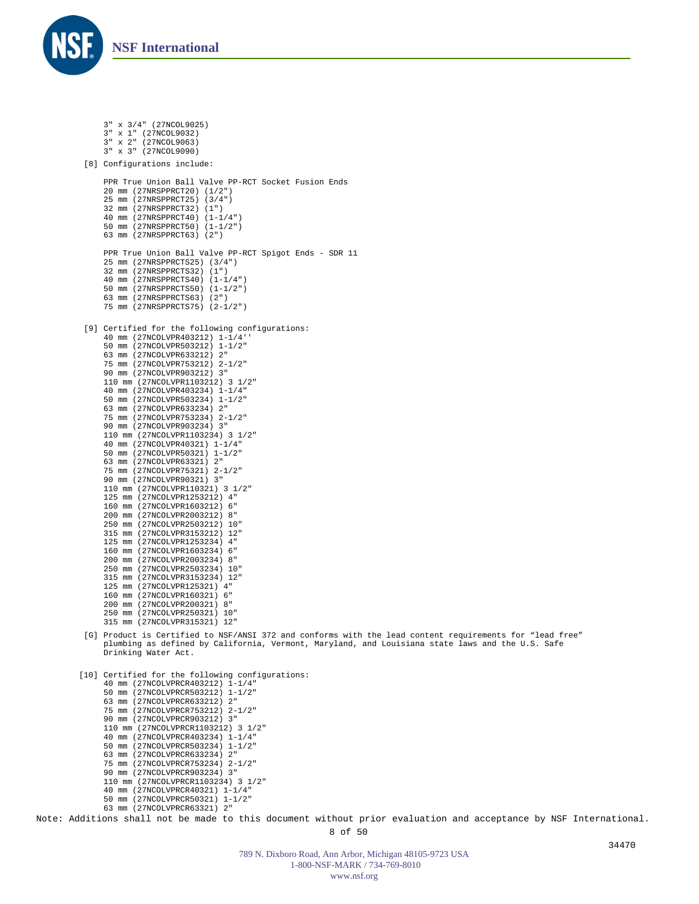3" x 3/4" (27NCOL9025)
3" x 1" (27NCOL9032)
3" x 2" (27NCOL9063)
3" x 3" (27NCOL9090)

[8] Configurations include:

PPR True Union Ball Valve PP-RCT Socket Fusion Ends
20 mm (27NRSPPRCT20) (1/2")
25 mm (27NRSPPRCT25) (3/4")
32 mm (27NRSPPRCT32) (1")
40 mm (27NRSPPRCT40) (1-1/4")
50 mm (27NRSPPRCT50) (1-1/2")
63 mm (27NRSPPRCT63) (2")

PPR True Union Ball Valve PP-RCT Spigot Ends - SDR 11
25 mm (27NRSPPRCTS25) (3/4")
32 mm (27NRSPPRCTS32) (1")
40 mm (27NRSPPRCTS40) (1-1/4")
50 mm (27NRSPPRCTS50) (1-1/2")
63 mm (27NRSPPRCTS63) (2")
75 mm (27NRSPPRCTS75) (2-1/2")

[9] Certified for the following configurations:
40 mm (27NCOLVPR403212) 1-1/4''
50 mm (27NCOLVPR503212) 1-1/2"
63 mm (27NCOLVPR633212) 2"
75 mm (27NCOLVPR753212) 2-1/2"
90 mm (27NCOLVPR903212) 3"
110 mm (27NCOLVPR1103212) 3 1/2"
40 mm (27NCOLVPR403234) 1-1/4"
50 mm (27NCOLVPR503234) 1-1/2"
63 mm (27NCOLVPR633234) 2"
75 mm (27NCOLVPR753234) 2-1/2"
90 mm (27NCOLVPR903234) 3"
110 mm (27NCOLVPR1103234) 3 1/2"
40 mm (27NCOLVPR40321) 1-1/4"
50 mm (27NCOLVPR50321) 1-1/2"
63 mm (27NCOLVPR63321) 2"
75 mm (27NCOLVPR75321) 2-1/2"
90 mm (27NCOLVPR90321) 3"
110 mm (27NCOLVPR110321) 3 1/2"
125 mm (27NCOLVPR1253212) 4"
160 mm (27NCOLVPR1603212) 6"
200 mm (27NCOLVPR2003212) 8"
250 mm (27NCOLVPR2503212) 10"
315 mm (27NCOLVPR3153212) 12"
125 mm (27NCOLVPR1253234) 4"
160 mm (27NCOLVPR1603234) 6"
200 mm (27NCOLVPR2003234) 8"
250 mm (27NCOLVPR2503234) 10"
315 mm (27NCOLVPR3153234) 12"
125 mm (27NCOLVPR125321) 4"
160 mm (27NCOLVPR160321) 6"
200 mm (27NCOLVPR200321) 8"
250 mm (27NCOLVPR250321) 10"
315 mm (27NCOLVPR315321) 12"

[G] Product is Certified to NSF/ANSI 372 and conforms with the lead content requirements for "lead free" plumbing as defined by California, Vermont, Maryland, and Louisiana state laws and the U.S. Safe Drinking Water Act.

[10] Certified for the following configurations:
40 mm (27NCOLVPRCR403212) 1-1/4"
50 mm (27NCOLVPRCR503212) 1-1/2"
63 mm (27NCOLVPRCR633212) 2"
75 mm (27NCOLVPRCR753212) 2-1/2"
90 mm (27NCOLVPRCR903212) 3"
110 mm (27NCOLVPRCR1103212) 3 1/2"
40 mm (27NCOLVPRCR403234) 1-1/4"
50 mm (27NCOLVPRCR503234) 1-1/2"
63 mm (27NCOLVPRCR633234) 2"
75 mm (27NCOLVPRCR753234) 2-1/2"
90 mm (27NCOLVPRCR903234) 3"
110 mm (27NCOLVPRCR1103234) 3 1/2"
40 mm (27NCOLVPRCR40321) 1-1/4"
50 mm (27NCOLVPRCR50321) 1-1/2"
63 mm (27NCOLVPRCR63321) 2"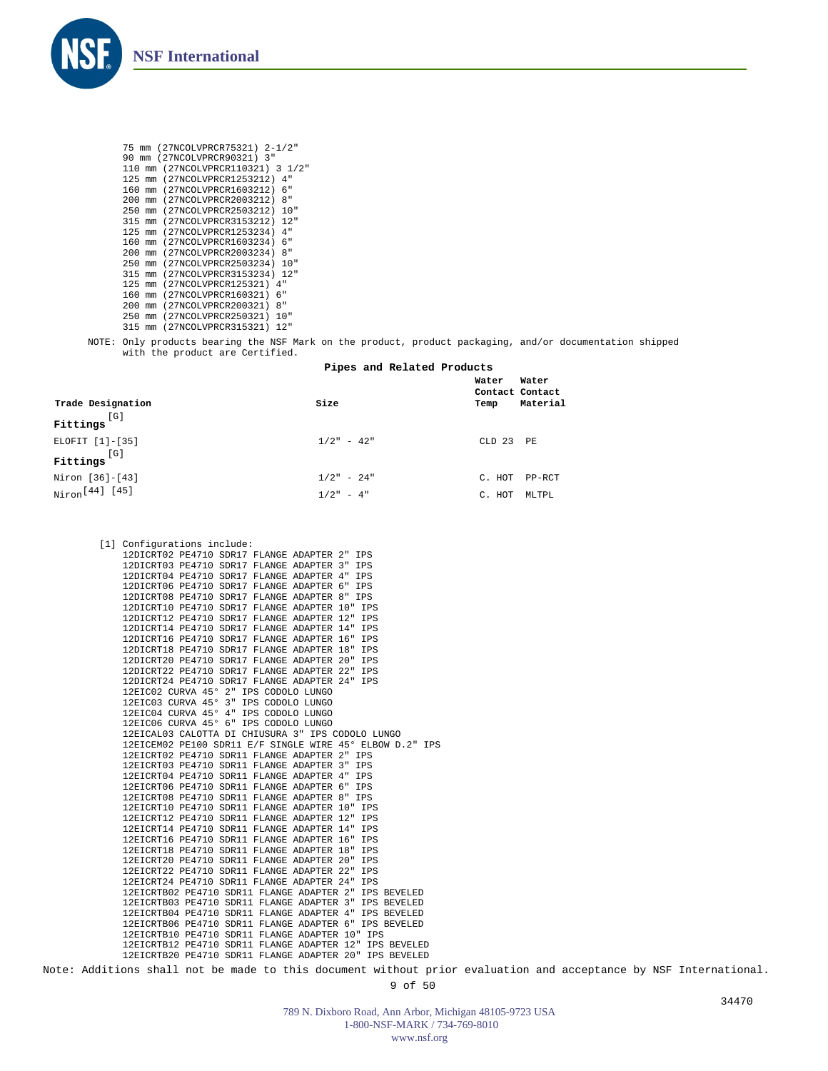75 mm (27NCOLVPRCR75321) 2-1/2"
90 mm (27NCOLVPRCR90321) 3"
110 mm (27NCOLVPRCR110321) 3 1/2"
125 mm (27NCOLVPRCR1253212) 4"
160 mm (27NCOLVPRCR1603212) 6"
200 mm (27NCOLVPRCR2003212) 8"
250 mm (27NCOLVPRCR2503212) 10"
315 mm (27NCOLVPRCR3153212) 12"
125 mm (27NCOLVPRCR1253234) 4"
160 mm (27NCOLVPRCR1603234) 6"
200 mm (27NCOLVPRCR2003234) 8"
250 mm (27NCOLVPRCR2503234) 10"
315 mm (27NCOLVPRCR3153234) 12"
125 mm (27NCOLVPRCR125321) 4"
160 mm (27NCOLVPRCR160321) 6"
200 mm (27NCOLVPRCR200321) 8"
250 mm (27NCOLVPRCR250321) 10"
315 mm (27NCOLVPRCR315321) 12"

NOTE: Only products bearing the NSF Mark on the product, product packaging, and/or documentation shipped with the product are Certified.

**Pipes and Related Products**

| Trade Designation | Size | Water Contact Temp | Water Contact Material |
|---|---|---|---|
| **Fittings** [G] | | | |
| ELOFIT [1]-[35] | 1/2" - 42" | CLD 23 | PE |
| **Fittings** [G] | | | |
| Niron [36]-[43] | 1/2" - 24" | C. HOT | PP-RCT |
| Niron [44] [45] | 1/2" - 4" | C. HOT | MLTPL |

[1] Configurations include:
12DICRT02 PE4710 SDR17 FLANGE ADAPTER 2" IPS
12DICRT03 PE4710 SDR17 FLANGE ADAPTER 3" IPS
12DICRT04 PE4710 SDR17 FLANGE ADAPTER 4" IPS
12DICRT06 PE4710 SDR17 FLANGE ADAPTER 6" IPS
12DICRT08 PE4710 SDR17 FLANGE ADAPTER 8" IPS
12DICRT10 PE4710 SDR17 FLANGE ADAPTER 10" IPS
12DICRT12 PE4710 SDR17 FLANGE ADAPTER 12" IPS
12DICRT14 PE4710 SDR17 FLANGE ADAPTER 14" IPS
12DICRT16 PE4710 SDR17 FLANGE ADAPTER 16" IPS
12DICRT18 PE4710 SDR17 FLANGE ADAPTER 18" IPS
12DICRT20 PE4710 SDR17 FLANGE ADAPTER 20" IPS
12DICRT22 PE4710 SDR17 FLANGE ADAPTER 22" IPS
12DICRT24 PE4710 SDR17 FLANGE ADAPTER 24" IPS
12EIC02 CURVA 45° 2" IPS CODOLO LUNGO
12EIC03 CURVA 45° 3" IPS CODOLO LUNGO
12EIC04 CURVA 45° 4" IPS CODOLO LUNGO
12EIC06 CURVA 45° 6" IPS CODOLO LUNGO
12EICAL03 CALOTTA DI CHIUSURA 3" IPS CODOLO LUNGO
12EICEM02 PE100 SDR11 E/F SINGLE WIRE 45° ELBOW D.2" IPS
12EICRT02 PE4710 SDR11 FLANGE ADAPTER 2" IPS
12EICRT03 PE4710 SDR11 FLANGE ADAPTER 3" IPS
12EICRT04 PE4710 SDR11 FLANGE ADAPTER 4" IPS
12EICRT06 PE4710 SDR11 FLANGE ADAPTER 6" IPS
12EICRT08 PE4710 SDR11 FLANGE ADAPTER 8" IPS
12EICRT10 PE4710 SDR11 FLANGE ADAPTER 10" IPS
12EICRT12 PE4710 SDR11 FLANGE ADAPTER 12" IPS
12EICRT14 PE4710 SDR11 FLANGE ADAPTER 14" IPS
12EICRT16 PE4710 SDR11 FLANGE ADAPTER 16" IPS
12EICRT18 PE4710 SDR11 FLANGE ADAPTER 18" IPS
12EICRT20 PE4710 SDR11 FLANGE ADAPTER 20" IPS
12EICRT22 PE4710 SDR11 FLANGE ADAPTER 22" IPS
12EICRT24 PE4710 SDR11 FLANGE ADAPTER 24" IPS
12EICRTB02 PE4710 SDR11 FLANGE ADAPTER 2" IPS BEVELED
12EICRTB03 PE4710 SDR11 FLANGE ADAPTER 3" IPS BEVELED
12EICRTB04 PE4710 SDR11 FLANGE ADAPTER 4" IPS BEVELED
12EICRTB06 PE4710 SDR11 FLANGE ADAPTER 6" IPS BEVELED
12EICRTB10 PE4710 SDR11 FLANGE ADAPTER 10" IPS
12EICRTB12 PE4710 SDR11 FLANGE ADAPTER 12" IPS BEVELED
12EICRTB20 PE4710 SDR11 FLANGE ADAPTER 20" IPS BEVELED

Note: Additions shall not be made to this document without prior evaluation and acceptance by NSF International.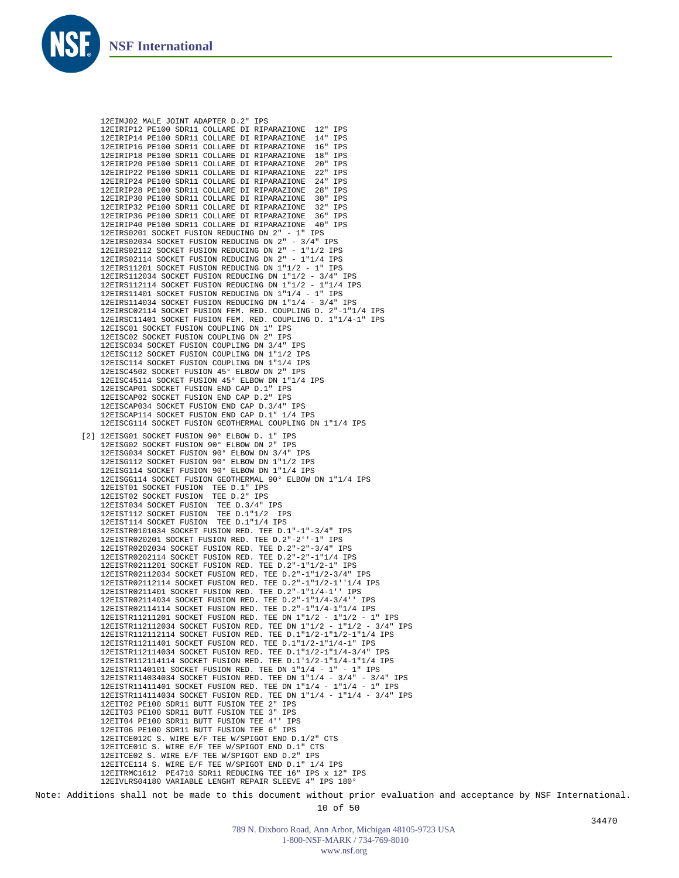12EIMJ02 MALE JOINT ADAPTER D.2" IPS
12EIRIP12 PE100 SDR11 COLLARE DI RIPARAZIONE 12" IPS
12EIRIP14 PE100 SDR11 COLLARE DI RIPARAZIONE 14" IPS
12EIRIP16 PE100 SDR11 COLLARE DI RIPARAZIONE 16" IPS
12EIRIP18 PE100 SDR11 COLLARE DI RIPARAZIONE 18" IPS
12EIRIP20 PE100 SDR11 COLLARE DI RIPARAZIONE 20" IPS
12EIRIP22 PE100 SDR11 COLLARE DI RIPARAZIONE 22" IPS
12EIRIP24 PE100 SDR11 COLLARE DI RIPARAZIONE 24" IPS
12EIRIP28 PE100 SDR11 COLLARE DI RIPARAZIONE 28" IPS
12EIRIP30 PE100 SDR11 COLLARE DI RIPARAZIONE 30" IPS
12EIRIP32 PE100 SDR11 COLLARE DI RIPARAZIONE 32" IPS
12EIRIP36 PE100 SDR11 COLLARE DI RIPARAZIONE 36" IPS
12EIRIP40 PE100 SDR11 COLLARE DI RIPARAZIONE 40" IPS
12EIRS0201 SOCKET FUSION REDUCING DN 2" - 1" IPS
12EIRS02034 SOCKET FUSION REDUCING DN 2" - 3/4" IPS
12EIRS02112 SOCKET FUSION REDUCING DN 2" - 1"1/2 IPS
12EIRS02114 SOCKET FUSION REDUCING DN 2" - 1"1/4 IPS
12EIRS11201 SOCKET FUSION REDUCING DN 1"1/2 - 1" IPS
12EIRS112034 SOCKET FUSION REDUCING DN 1"1/2 - 3/4" IPS
12EIRS112114 SOCKET FUSION REDUCING DN 1"1/2 - 1"1/4 IPS
12EIRS11401 SOCKET FUSION REDUCING DN 1"1/4 - 1" IPS
12EIRS114034 SOCKET FUSION REDUCING DN 1"1/4 - 3/4" IPS
12EIRSC02114 SOCKET FUSION FEM. RED. COUPLING D. 2"-1"1/4 IPS
12EIRSC11401 SOCKET FUSION FEM. RED. COUPLING D. 1"1/4-1" IPS
12EISC01 SOCKET FUSION COUPLING DN 1" IPS
12EISC02 SOCKET FUSION COUPLING DN 2" IPS
12EISC034 SOCKET FUSION COUPLING DN 3/4" IPS
12EISC112 SOCKET FUSION COUPLING DN 1"1/2 IPS
12EISC114 SOCKET FUSION COUPLING DN 1"1/4 IPS
12EISC4502 SOCKET FUSION 45° ELBOW DN 2" IPS
12EISC45114 SOCKET FUSION 45° ELBOW DN 1"1/4 IPS
12EISCAP01 SOCKET FUSION END CAP D.1" IPS
12EISCAP02 SOCKET FUSION END CAP D.2" IPS
12EISCAP034 SOCKET FUSION END CAP D.3/4" IPS
12EISCAP114 SOCKET FUSION END CAP D.1" 1/4 IPS
12EISCG114 SOCKET FUSION GEOTHERMAL COUPLING DN 1"1/4 IPS

[2] 12EISG01 SOCKET FUSION 90° ELBOW D. 1" IPS
12EISG02 SOCKET FUSION 90° ELBOW DN 2" IPS
12EISG034 SOCKET FUSION 90° ELBOW DN 3/4" IPS
12EISG112 SOCKET FUSION 90° ELBOW DN 1"1/2 IPS
12EISG114 SOCKET FUSION 90° ELBOW DN 1"1/4 IPS
12EISGG114 SOCKET FUSION GEOTHERMAL 90° ELBOW DN 1"1/4 IPS
12EIST01 SOCKET FUSION TEE D.1" IPS
12EIST02 SOCKET FUSION TEE D.2" IPS
12EIST034 SOCKET FUSION TEE D.3/4" IPS
12EIST112 SOCKET FUSION TEE D.1"1/2 IPS
12EIST114 SOCKET FUSION TEE D.1"1/4 IPS
12EISTR0101034 SOCKET FUSION RED. TEE D.1"-1"-3/4" IPS
12EISTR020201 SOCKET FUSION RED. TEE D.2"-2''-1" IPS
12EISTR0202034 SOCKET FUSION RED. TEE D.2"-2"-3/4" IPS
12EISTR0202114 SOCKET FUSION RED. TEE D.2"-2"-1"1/4 IPS
12EISTR0211201 SOCKET FUSION RED. TEE D.2"-1"1/2-1" IPS
12EISTR02112034 SOCKET FUSION RED. TEE D.2"-1"1/2-3/4" IPS
12EISTR02112114 SOCKET FUSION RED. TEE D.2"-1"1/2-1''1/4 IPS
12EISTR0211401 SOCKET FUSION RED. TEE D.2"-1"1/4-1'' IPS
12EISTR02114034 SOCKET FUSION RED. TEE D.2"-1"1/4-3/4'' IPS
12EISTR02114114 SOCKET FUSION RED. TEE D.2"-1"1/4-1"1/4 IPS
12EISTR11211201 SOCKET FUSION RED. TEE DN 1"1/2 - 1"1/2 - 1" IPS
12EISTR112112034 SOCKET FUSION RED. TEE DN 1"1/2 - 1"1/2 - 3/4" IPS
12EISTR112112114 SOCKET FUSION RED. TEE D.1"1/2-1"1/2-1"1/4 IPS
12EISTR11211401 SOCKET FUSION RED. TEE D.1"1/2-1"1/4-1" IPS
12EISTR112114034 SOCKET FUSION RED. TEE D.1"1/2-1"1/4-3/4" IPS
12EISTR112114114 SOCKET FUSION RED. TEE D.1'1/2-1"1/4-1"1/4 IPS
12EISTR1140101 SOCKET FUSION RED. TEE DN 1"1/4 - 1" - 1" IPS
12EISTR114034034 SOCKET FUSION RED. TEE DN 1"1/4 - 3/4" - 3/4" IPS
12EISTR11411401 SOCKET FUSION RED. TEE DN 1"1/4 - 1"1/4 - 1" IPS
12EISTR114114034 SOCKET FUSION RED. TEE DN 1"1/4 - 1"1/4 - 3/4" IPS
12EIT02 PE100 SDR11 BUTT FUSION TEE 2" IPS
12EIT03 PE100 SDR11 BUTT FUSION TEE 3" IPS
12EIT04 PE100 SDR11 BUTT FUSION TEE 4'' IPS
12EIT06 PE100 SDR11 BUTT FUSION TEE 6" IPS
12EITCE012C S. WIRE E/F TEE W/SPIGOT END D.1/2" CTS
12EITCE01C S. WIRE E/F TEE W/SPIGOT END D.1" CTS
12EITCE02 S. WIRE E/F TEE W/SPIGOT END D.2" IPS
12EITCE114 S. WIRE E/F TEE W/SPIGOT END D.1" 1/4 IPS
12EITRMC1612 PE4710 SDR11 REDUCING TEE 16" IPS x 12" IPS
12EIVLRS04180 VARIABLE LENGHT REPAIR SLEEVE 4" IPS 180°

Note: Additions shall not be made to this document without prior evaluation and acceptance by NSF International.

34470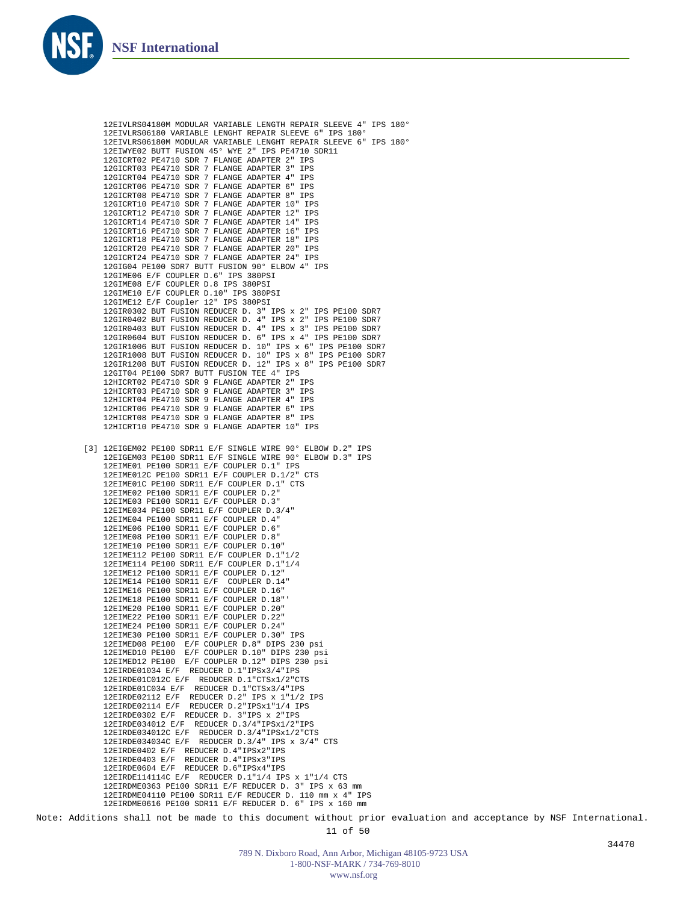12EIVLRS04180M MODULAR VARIABLE LENGTH REPAIR SLEEVE 4" IPS 180°
12EIVLRS06180 VARIABLE LENGHT REPAIR SLEEVE 6" IPS 180°
12EIVLRS06180M MODULAR VARIABLE LENGHT REPAIR SLEEVE 6" IPS 180°
12EIWYE02 BUTT FUSION 45° WYE 2" IPS PE4710 SDR11
12GICRT02 PE4710 SDR 7 FLANGE ADAPTER 2" IPS
12GICRT03 PE4710 SDR 7 FLANGE ADAPTER 3" IPS
12GICRT04 PE4710 SDR 7 FLANGE ADAPTER 4" IPS
12GICRT06 PE4710 SDR 7 FLANGE ADAPTER 6" IPS
12GICRT08 PE4710 SDR 7 FLANGE ADAPTER 8" IPS
12GICRT10 PE4710 SDR 7 FLANGE ADAPTER 10" IPS
12GICRT12 PE4710 SDR 7 FLANGE ADAPTER 12" IPS
12GICRT14 PE4710 SDR 7 FLANGE ADAPTER 14" IPS
12GICRT16 PE4710 SDR 7 FLANGE ADAPTER 16" IPS
12GICRT18 PE4710 SDR 7 FLANGE ADAPTER 18" IPS
12GICRT20 PE4710 SDR 7 FLANGE ADAPTER 20" IPS
12GICRT24 PE4710 SDR 7 FLANGE ADAPTER 24" IPS
12GIG04 PE100 SDR7 BUTT FUSION 90° ELBOW 4" IPS
12GIME06 E/F COUPLER D.6" IPS 380PSI
12GIME08 E/F COUPLER D.8 IPS 380PSI
12GIME10 E/F COUPLER D.10" IPS 380PSI
12GIME12 E/F Coupler 12" IPS 380PSI
12GIR0302 BUT FUSION REDUCER D. 3" IPS x 2" IPS PE100 SDR7
12GIR0402 BUT FUSION REDUCER D. 4" IPS x 2" IPS PE100 SDR7
12GIR0403 BUT FUSION REDUCER D. 4" IPS x 3" IPS PE100 SDR7
12GIR0604 BUT FUSION REDUCER D. 6" IPS x 4" IPS PE100 SDR7
12GIR1006 BUT FUSION REDUCER D. 10" IPS x 6" IPS PE100 SDR7
12GIR1008 BUT FUSION REDUCER D. 10" IPS x 8" IPS PE100 SDR7
12GIR1208 BUT FUSION REDUCER D. 12" IPS x 8" IPS PE100 SDR7
12GIT04 PE100 SDR7 BUTT FUSION TEE 4" IPS
12HICRT02 PE4710 SDR 9 FLANGE ADAPTER 2" IPS
12HICRT03 PE4710 SDR 9 FLANGE ADAPTER 3" IPS
12HICRT04 PE4710 SDR 9 FLANGE ADAPTER 4" IPS
12HICRT06 PE4710 SDR 9 FLANGE ADAPTER 6" IPS
12HICRT08 PE4710 SDR 9 FLANGE ADAPTER 8" IPS
12HICRT10 PE4710 SDR 9 FLANGE ADAPTER 10" IPS

[3] 12EIGEM02 PE100 SDR11 E/F SINGLE WIRE 90° ELBOW D.2" IPS
12EIGEM03 PE100 SDR11 E/F SINGLE WIRE 90° ELBOW D.3" IPS
12EIME01 PE100 SDR11 E/F COUPLER D.1" IPS
12EIME012C PE100 SDR11 E/F COUPLER D.1/2" CTS
12EIME01C PE100 SDR11 E/F COUPLER D.1" CTS
12EIME02 PE100 SDR11 E/F COUPLER D.2"
12EIME03 PE100 SDR11 E/F COUPLER D.3"
12EIME034 PE100 SDR11 E/F COUPLER D.3/4"
12EIME04 PE100 SDR11 E/F COUPLER D.4"
12EIME06 PE100 SDR11 E/F COUPLER D.6"
12EIME08 PE100 SDR11 E/F COUPLER D.8"
12EIME10 PE100 SDR11 E/F COUPLER D.10"
12EIME112 PE100 SDR11 E/F COUPLER D.1"1/2
12EIME114 PE100 SDR11 E/F COUPLER D.1"1/4
12EIME12 PE100 SDR11 E/F COUPLER D.12"
12EIME14 PE100 SDR11 E/F COUPLER D.14"
12EIME16 PE100 SDR11 E/F COUPLER D.16"
12EIME18 PE100 SDR11 E/F COUPLER D.18"'
12EIME20 PE100 SDR11 E/F COUPLER D.20"
12EIME22 PE100 SDR11 E/F COUPLER D.22"
12EIME24 PE100 SDR11 E/F COUPLER D.24"
12EIME30 PE100 SDR11 E/F COUPLER D.30" IPS
12EIMED08 PE100 E/F COUPLER D.8" DIPS 230 psi
12EIMED10 PE100 E/F COUPLER D.10" DIPS 230 psi
12EIMED12 PE100 E/F COUPLER D.12" DIPS 230 psi
12EIRDE01034 E/F REDUCER D.1"IPSx3/4"IPS
12EIRDE01C012C E/F REDUCER D.1"CTSx1/2"CTS
12EIRDE01C034 E/F REDUCER D.1"CTSx3/4"IPS
12EIRDE02112 E/F REDUCER D.2" IPS x 1"1/2 IPS
12EIRDE02114 E/F REDUCER D.2"IPSx1"1/4 IPS
12EIRDE0302 E/F REDUCER D. 3"IPS x 2"IPS
12EIRDE034012 E/F REDUCER D.3/4"IPSx1/2"IPS
12EIRDE034012C E/F REDUCER D.3/4"IPSx1/2"CTS
12EIRDE034034C E/F REDUCER D.3/4" IPS x 3/4" CTS
12EIRDE0402 E/F REDUCER D.4"IPSx2"IPS
12EIRDE0403 E/F REDUCER D.4"IPSx3"IPS
12EIRDE0604 E/F REDUCER D.6"IPSx4"IPS
12EIRDE114114C E/F REDUCER D.1"1/4 IPS x 1"1/4 CTS
12EIRDME0363 PE100 SDR11 E/F REDUCER D. 3" IPS x 63 mm
12EIRDME04110 PE100 SDR11 E/F REDUCER D. 110 mm x 4" IPS
12EIRDME0616 PE100 SDR11 E/F REDUCER D. 6" IPS x 160 mm

Note: Additions shall not be made to this document without prior evaluation and acceptance by NSF International.

34470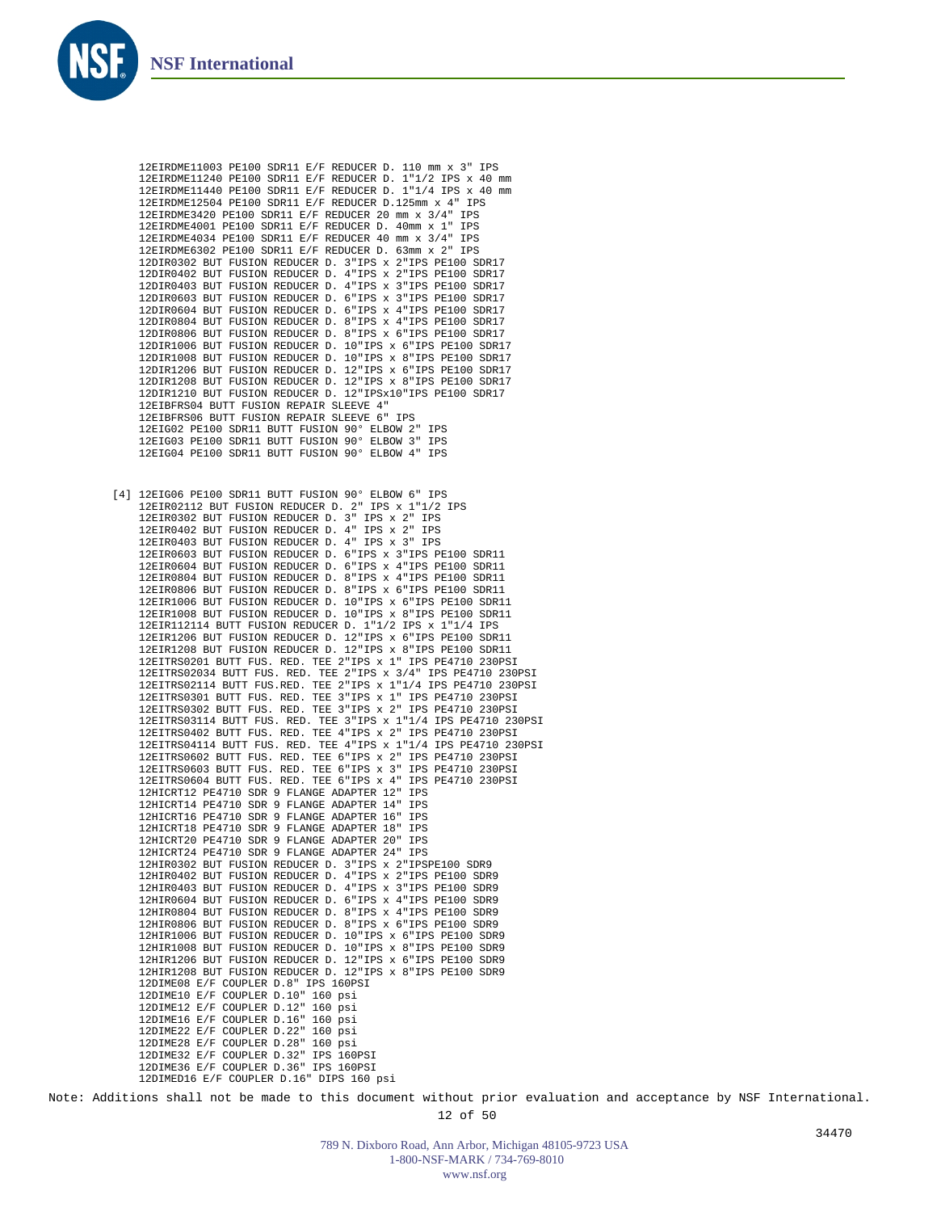12EIRDME11003 PE100 SDR11 E/F REDUCER D. 110 mm x 3" IPS
12EIRDME11240 PE100 SDR11 E/F REDUCER D. 1"1/2 IPS x 40 mm
12EIRDME11440 PE100 SDR11 E/F REDUCER D. 1"1/4 IPS x 40 mm
12EIRDME12504 PE100 SDR11 E/F REDUCER D.125mm x 4" IPS
12EIRDME3420 PE100 SDR11 E/F REDUCER 20 mm x 3/4" IPS
12EIRDME4001 PE100 SDR11 E/F REDUCER D. 40mm x 1" IPS
12EIRDME4034 PE100 SDR11 E/F REDUCER 40 mm x 3/4" IPS
12EIRDME6302 PE100 SDR11 E/F REDUCER D. 63mm x 2" IPS
12DIR0302 BUT FUSION REDUCER D. 3"IPS x 2"IPS PE100 SDR17
12DIR0402 BUT FUSION REDUCER D. 4"IPS x 2"IPS PE100 SDR17
12DIR0403 BUT FUSION REDUCER D. 4"IPS x 3"IPS PE100 SDR17
12DIR0603 BUT FUSION REDUCER D. 6"IPS x 3"IPS PE100 SDR17
12DIR0604 BUT FUSION REDUCER D. 6"IPS x 4"IPS PE100 SDR17
12DIR0804 BUT FUSION REDUCER D. 8"IPS x 4"IPS PE100 SDR17
12DIR0806 BUT FUSION REDUCER D. 8"IPS x 6"IPS PE100 SDR17
12DIR1006 BUT FUSION REDUCER D. 10"IPS x 6"IPS PE100 SDR17
12DIR1008 BUT FUSION REDUCER D. 10"IPS x 8"IPS PE100 SDR17
12DIR1206 BUT FUSION REDUCER D. 12"IPS x 6"IPS PE100 SDR17
12DIR1208 BUT FUSION REDUCER D. 12"IPS x 8"IPS PE100 SDR17
12DIR1210 BUT FUSION REDUCER D. 12"IPSx10"IPS PE100 SDR17
12EIBFRS04 BUTT FUSION REPAIR SLEEVE 4"
12EIBFRS06 BUTT FUSION REPAIR SLEEVE 6" IPS
12EIG02 PE100 SDR11 BUTT FUSION 90° ELBOW 2" IPS
12EIG03 PE100 SDR11 BUTT FUSION 90° ELBOW 3" IPS
12EIG04 PE100 SDR11 BUTT FUSION 90° ELBOW 4" IPS

[4] 12EIG06 PE100 SDR11 BUTT FUSION 90° ELBOW 6" IPS
12EIR02112 BUT FUSION REDUCER D. 2" IPS x 1"1/2 IPS
12EIR0302 BUT FUSION REDUCER D. 3" IPS x 2" IPS
12EIR0402 BUT FUSION REDUCER D. 4" IPS x 2" IPS
12EIR0403 BUT FUSION REDUCER D. 4" IPS x 3" IPS
12EIR0603 BUT FUSION REDUCER D. 6"IPS x 3"IPS PE100 SDR11
12EIR0604 BUT FUSION REDUCER D. 6"IPS x 4"IPS PE100 SDR11
12EIR0804 BUT FUSION REDUCER D. 8"IPS x 4"IPS PE100 SDR11
12EIR0806 BUT FUSION REDUCER D. 8"IPS x 6"IPS PE100 SDR11
12EIR1006 BUT FUSION REDUCER D. 10"IPS x 6"IPS PE100 SDR11
12EIR1008 BUT FUSION REDUCER D. 10"IPS x 8"IPS PE100 SDR11
12EIR112114 BUTT FUSION REDUCER D. 1"1/2 IPS x 1"1/4 IPS
12EIR1206 BUT FUSION REDUCER D. 12"IPS x 6"IPS PE100 SDR11
12EIR1208 BUT FUSION REDUCER D. 12"IPS x 8"IPS PE100 SDR11
12EITRS0201 BUTT FUS. RED. TEE 2"IPS x 1" IPS PE4710 230PSI
12EITRS02034 BUTT FUS. RED. TEE 2"IPS x 3/4" IPS PE4710 230PSI
12EITRS02114 BUTT FUS.RED. TEE 2"IPS x 1"1/4 IPS PE4710 230PSI
12EITRS0301 BUTT FUS. RED. TEE 3"IPS x 1" IPS PE4710 230PSI
12EITRS0302 BUTT FUS. RED. TEE 3"IPS x 2" IPS PE4710 230PSI
12EITRS03114 BUTT FUS. RED. TEE 3"IPS x 1"1/4 IPS PE4710 230PSI
12EITRS0402 BUTT FUS. RED. TEE 4"IPS x 2" IPS PE4710 230PSI
12EITRS04114 BUTT FUS. RED. TEE 4"IPS x 1"1/4 IPS PE4710 230PSI
12EITRS0602 BUTT FUS. RED. TEE 6"IPS x 2" IPS PE4710 230PSI
12EITRS0603 BUTT FUS. RED. TEE 6"IPS x 3" IPS PE4710 230PSI
12EITRS0604 BUTT FUS. RED. TEE 6"IPS x 4" IPS PE4710 230PSI
12HICRT12 PE4710 SDR 9 FLANGE ADAPTER 12" IPS
12HICRT14 PE4710 SDR 9 FLANGE ADAPTER 14" IPS
12HICRT16 PE4710 SDR 9 FLANGE ADAPTER 16" IPS
12HICRT18 PE4710 SDR 9 FLANGE ADAPTER 18" IPS
12HICRT20 PE4710 SDR 9 FLANGE ADAPTER 20" IPS
12HICRT24 PE4710 SDR 9 FLANGE ADAPTER 24" IPS
12HIR0302 BUT FUSION REDUCER D. 3"IPS x 2"IPSPE100 SDR9
12HIR0402 BUT FUSION REDUCER D. 4"IPS x 2"IPS PE100 SDR9
12HIR0403 BUT FUSION REDUCER D. 4"IPS x 3"IPS PE100 SDR9
12HIR0604 BUT FUSION REDUCER D. 6"IPS x 4"IPS PE100 SDR9
12HIR0804 BUT FUSION REDUCER D. 8"IPS x 4"IPS PE100 SDR9
12HIR0806 BUT FUSION REDUCER D. 8"IPS x 6"IPS PE100 SDR9
12HIR1006 BUT FUSION REDUCER D. 10"IPS x 6"IPS PE100 SDR9
12HIR1008 BUT FUSION REDUCER D. 10"IPS x 8"IPS PE100 SDR9
12HIR1206 BUT FUSION REDUCER D. 12"IPS x 6"IPS PE100 SDR9
12HIR1208 BUT FUSION REDUCER D. 12"IPS x 8"IPS PE100 SDR9
12DIME08 E/F COUPLER D.8" IPS 160PSI
12DIME10 E/F COUPLER D.10" 160 psi
12DIME12 E/F COUPLER D.12" 160 psi
12DIME16 E/F COUPLER D.16" 160 psi
12DIME22 E/F COUPLER D.22" 160 psi
12DIME28 E/F COUPLER D.28" 160 psi
12DIME32 E/F COUPLER D.32" IPS 160PSI
12DIME36 E/F COUPLER D.36" IPS 160PSI
12DIMED16 E/F COUPLER D.16" DIPS 160 psi

Note: Additions shall not be made to this document without prior evaluation and acceptance by NSF International.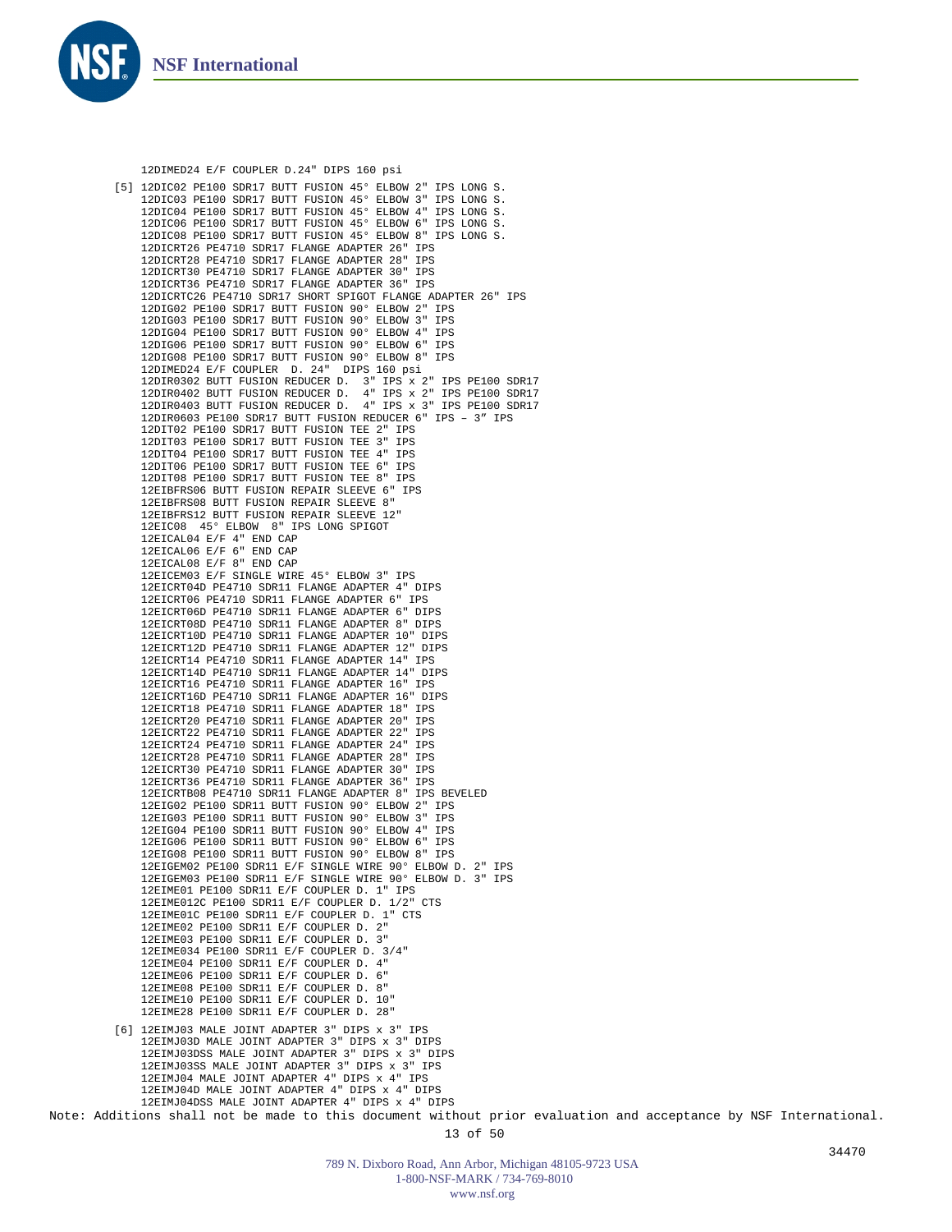12DIMED24 E/F COUPLER D.24" DIPS 160 psi

[5] 12DIC02 PE100 SDR17 BUTT FUSION 45° ELBOW 2" IPS LONG S.
12DIC03 PE100 SDR17 BUTT FUSION 45° ELBOW 3" IPS LONG S.
12DIC04 PE100 SDR17 BUTT FUSION 45° ELBOW 4" IPS LONG S.
12DIC06 PE100 SDR17 BUTT FUSION 45° ELBOW 6" IPS LONG S.
12DIC08 PE100 SDR17 BUTT FUSION 45° ELBOW 8" IPS LONG S.
12DICRT26 PE4710 SDR17 FLANGE ADAPTER 26" IPS
12DICRT28 PE4710 SDR17 FLANGE ADAPTER 28" IPS
12DICRT30 PE4710 SDR17 FLANGE ADAPTER 30" IPS
12DICRT36 PE4710 SDR17 FLANGE ADAPTER 36" IPS
12DICRTC26 PE4710 SDR17 SHORT SPIGOT FLANGE ADAPTER 26" IPS
12DIG02 PE100 SDR17 BUTT FUSION 90° ELBOW 2" IPS
12DIG03 PE100 SDR17 BUTT FUSION 90° ELBOW 3" IPS
12DIG04 PE100 SDR17 BUTT FUSION 90° ELBOW 4" IPS
12DIG06 PE100 SDR17 BUTT FUSION 90° ELBOW 6" IPS
12DIG08 PE100 SDR17 BUTT FUSION 90° ELBOW 8" IPS
12DIMED24 E/F COUPLER D. 24" DIPS 160 psi
12DIR0302 BUTT FUSION REDUCER D. 3" IPS x 2" IPS PE100 SDR17
12DIR0402 BUTT FUSION REDUCER D. 4" IPS x 2" IPS PE100 SDR17
12DIR0403 BUTT FUSION REDUCER D. 4" IPS x 3" IPS PE100 SDR17
12DIR0603 PE100 SDR17 BUTT FUSION REDUCER 6" IPS – 3″ IPS
12DIT02 PE100 SDR17 BUTT FUSION TEE 2" IPS
12DIT03 PE100 SDR17 BUTT FUSION TEE 3" IPS
12DIT04 PE100 SDR17 BUTT FUSION TEE 4" IPS
12DIT06 PE100 SDR17 BUTT FUSION TEE 6" IPS
12DIT08 PE100 SDR17 BUTT FUSION TEE 8" IPS
12EIBFRS06 BUTT FUSION REPAIR SLEEVE 6" IPS
12EIBFRS08 BUTT FUSION REPAIR SLEEVE 8"
12EIBFRS12 BUTT FUSION REPAIR SLEEVE 12"
12EIC08 45° ELBOW 8" IPS LONG SPIGOT
12EICAL04 E/F 4" END CAP
12EICAL06 E/F 6" END CAP
12EICAL08 E/F 8" END CAP
12EICEM03 E/F SINGLE WIRE 45° ELBOW 3" IPS
12EICRT04D PE4710 SDR11 FLANGE ADAPTER 4" DIPS
12EICRT06 PE4710 SDR11 FLANGE ADAPTER 6" IPS
12EICRT06D PE4710 SDR11 FLANGE ADAPTER 6" DIPS
12EICRT08D PE4710 SDR11 FLANGE ADAPTER 8" DIPS
12EICRT10D PE4710 SDR11 FLANGE ADAPTER 10" DIPS
12EICRT12D PE4710 SDR11 FLANGE ADAPTER 12" DIPS
12EICRT14 PE4710 SDR11 FLANGE ADAPTER 14" IPS
12EICRT14D PE4710 SDR11 FLANGE ADAPTER 14" DIPS
12EICRT16 PE4710 SDR11 FLANGE ADAPTER 16" IPS
12EICRT16D PE4710 SDR11 FLANGE ADAPTER 16" DIPS
12EICRT18 PE4710 SDR11 FLANGE ADAPTER 18" IPS
12EICRT20 PE4710 SDR11 FLANGE ADAPTER 20" IPS
12EICRT22 PE4710 SDR11 FLANGE ADAPTER 22" IPS
12EICRT24 PE4710 SDR11 FLANGE ADAPTER 24" IPS
12EICRT28 PE4710 SDR11 FLANGE ADAPTER 28" IPS
12EICRT30 PE4710 SDR11 FLANGE ADAPTER 30" IPS
12EICRT36 PE4710 SDR11 FLANGE ADAPTER 36" IPS
12EICRTB08 PE4710 SDR11 FLANGE ADAPTER 8" IPS BEVELED
12EIG02 PE100 SDR11 BUTT FUSION 90° ELBOW 2" IPS
12EIG03 PE100 SDR11 BUTT FUSION 90° ELBOW 3" IPS
12EIG04 PE100 SDR11 BUTT FUSION 90° ELBOW 4" IPS
12EIG06 PE100 SDR11 BUTT FUSION 90° ELBOW 6" IPS
12EIG08 PE100 SDR11 BUTT FUSION 90° ELBOW 8" IPS
12EIGEM02 PE100 SDR11 E/F SINGLE WIRE 90° ELBOW D. 2" IPS
12EIGEM03 PE100 SDR11 E/F SINGLE WIRE 90° ELBOW D. 3" IPS
12EIME01 PE100 SDR11 E/F COUPLER D. 1" IPS
12EIME012C PE100 SDR11 E/F COUPLER D. 1/2" CTS
12EIME01C PE100 SDR11 E/F COUPLER D. 1" CTS
12EIME02 PE100 SDR11 E/F COUPLER D. 2"
12EIME03 PE100 SDR11 E/F COUPLER D. 3"
12EIME034 PE100 SDR11 E/F COUPLER D. 3/4"
12EIME04 PE100 SDR11 E/F COUPLER D. 4"
12EIME06 PE100 SDR11 E/F COUPLER D. 6"
12EIME08 PE100 SDR11 E/F COUPLER D. 8"
12EIME10 PE100 SDR11 E/F COUPLER D. 10"
12EIME28 PE100 SDR11 E/F COUPLER D. 28"

[6] 12EIMJ03 MALE JOINT ADAPTER 3" DIPS x 3" IPS
12EIMJ03D MALE JOINT ADAPTER 3" DIPS x 3" DIPS
12EIMJ03DSS MALE JOINT ADAPTER 3" DIPS x 3" DIPS
12EIMJ03SS MALE JOINT ADAPTER 3" DIPS x 3" IPS
12EIMJ04 MALE JOINT ADAPTER 4" DIPS x 4" IPS
12EIMJ04D MALE JOINT ADAPTER 4" DIPS x 4" DIPS
12EIMJ04DSS MALE JOINT ADAPTER 4" DIPS x 4" DIPS

Note: Additions shall not be made to this document without prior evaluation and acceptance by NSF International.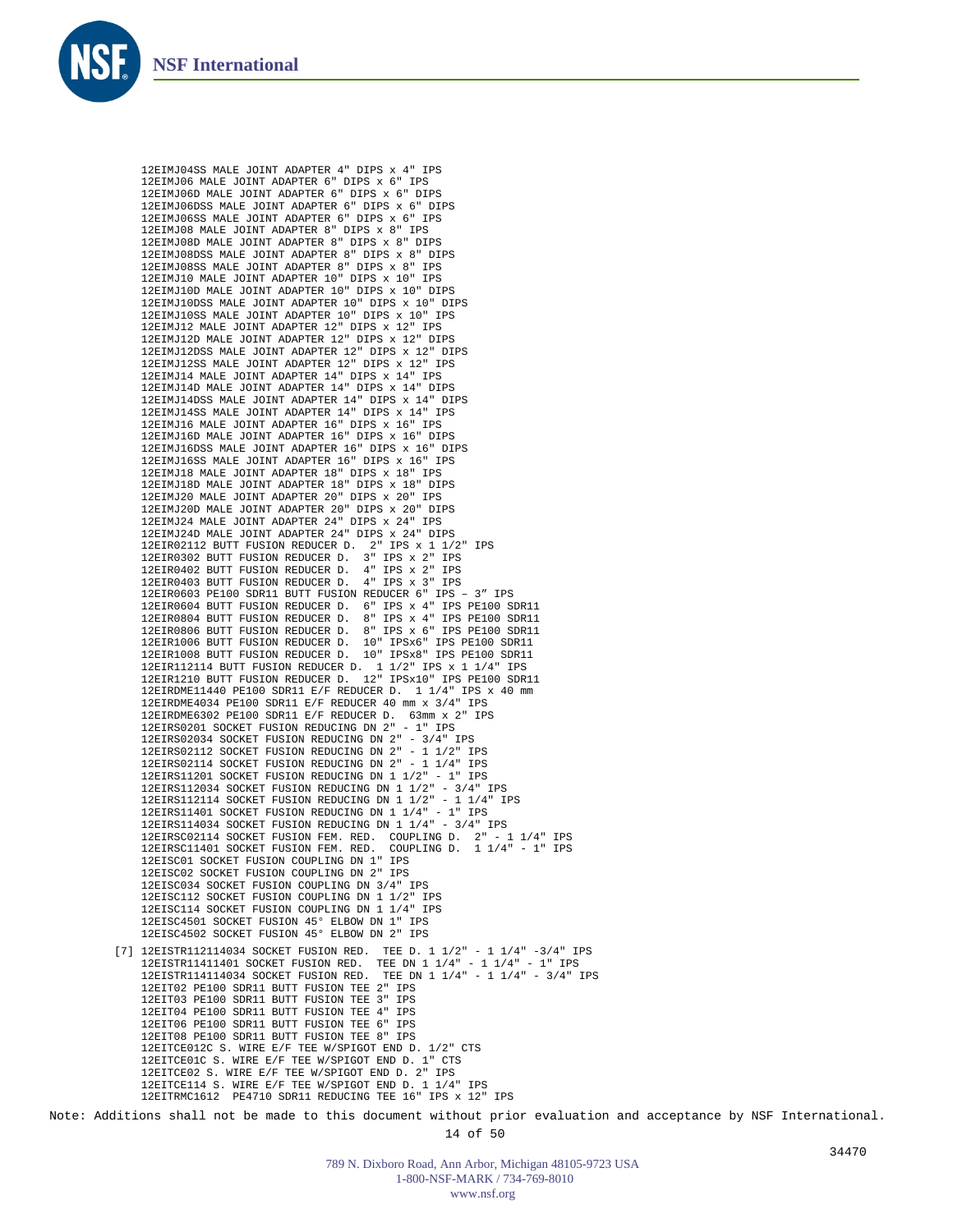12EIMJ04SS MALE JOINT ADAPTER 4" DIPS x 4" IPS
12EIMJ06 MALE JOINT ADAPTER 6" DIPS x 6" IPS
12EIMJ06D MALE JOINT ADAPTER 6" DIPS x 6" DIPS
12EIMJ06DSS MALE JOINT ADAPTER 6" DIPS x 6" DIPS
12EIMJ06SS MALE JOINT ADAPTER 6" DIPS x 6" IPS
12EIMJ08 MALE JOINT ADAPTER 8" DIPS x 8" IPS
12EIMJ08D MALE JOINT ADAPTER 8" DIPS x 8" DIPS
12EIMJ08DSS MALE JOINT ADAPTER 8" DIPS x 8" DIPS
12EIMJ08SS MALE JOINT ADAPTER 8" DIPS x 8" IPS
12EIMJ10 MALE JOINT ADAPTER 10" DIPS x 10" IPS
12EIMJ10D MALE JOINT ADAPTER 10" DIPS x 10" DIPS
12EIMJ10DSS MALE JOINT ADAPTER 10" DIPS x 10" DIPS
12EIMJ10SS MALE JOINT ADAPTER 10" DIPS x 10" IPS
12EIMJ12 MALE JOINT ADAPTER 12" DIPS x 12" IPS
12EIMJ12D MALE JOINT ADAPTER 12" DIPS x 12" DIPS
12EIMJ12DSS MALE JOINT ADAPTER 12" DIPS x 12" DIPS
12EIMJ12SS MALE JOINT ADAPTER 12" DIPS x 12" IPS
12EIMJ14 MALE JOINT ADAPTER 14" DIPS x 14" IPS
12EIMJ14D MALE JOINT ADAPTER 14" DIPS x 14" DIPS
12EIMJ14DSS MALE JOINT ADAPTER 14" DIPS x 14" DIPS
12EIMJ14SS MALE JOINT ADAPTER 14" DIPS x 14" IPS
12EIMJ16 MALE JOINT ADAPTER 16" DIPS x 16" IPS
12EIMJ16D MALE JOINT ADAPTER 16" DIPS x 16" DIPS
12EIMJ16DSS MALE JOINT ADAPTER 16" DIPS x 16" DIPS
12EIMJ16SS MALE JOINT ADAPTER 16" DIPS x 16" IPS
12EIMJ18 MALE JOINT ADAPTER 18" DIPS x 18" IPS
12EIMJ18D MALE JOINT ADAPTER 18" DIPS x 18" DIPS
12EIMJ20 MALE JOINT ADAPTER 20" DIPS x 20" IPS
12EIMJ20D MALE JOINT ADAPTER 20" DIPS x 20" DIPS
12EIMJ24 MALE JOINT ADAPTER 24" DIPS x 24" IPS
12EIMJ24D MALE JOINT ADAPTER 24" DIPS x 24" DIPS
12EIR02112 BUTT FUSION REDUCER D. 2" IPS x 1 1/2" IPS
12EIR0302 BUTT FUSION REDUCER D. 3" IPS x 2" IPS
12EIR0402 BUTT FUSION REDUCER D. 4" IPS x 2" IPS
12EIR0403 BUTT FUSION REDUCER D. 4" IPS x 3" IPS
12EIR0603 PE100 SDR11 BUTT FUSION REDUCER 6" IPS – 3″ IPS
12EIR0604 BUTT FUSION REDUCER D. 6" IPS x 4" IPS PE100 SDR11
12EIR0804 BUTT FUSION REDUCER D. 8" IPS x 4" IPS PE100 SDR11
12EIR0806 BUTT FUSION REDUCER D. 8" IPS x 6" IPS PE100 SDR11
12EIR1006 BUTT FUSION REDUCER D. 10" IPSx6" IPS PE100 SDR11
12EIR1008 BUTT FUSION REDUCER D. 10" IPSx8" IPS PE100 SDR11
12EIR112114 BUTT FUSION REDUCER D. 1 1/2" IPS x 1 1/4" IPS
12EIR1210 BUTT FUSION REDUCER D. 12" IPSx10" IPS PE100 SDR11
12EIRDME11440 PE100 SDR11 E/F REDUCER D. 1 1/4" IPS x 40 mm
12EIRDME4034 PE100 SDR11 E/F REDUCER 40 mm x 3/4" IPS
12EIRDME6302 PE100 SDR11 E/F REDUCER D. 63mm x 2" IPS
12EIRS0201 SOCKET FUSION REDUCING DN 2" - 1" IPS
12EIRS02034 SOCKET FUSION REDUCING DN 2" - 3/4" IPS
12EIRS02112 SOCKET FUSION REDUCING DN 2" - 1 1/2" IPS
12EIRS02114 SOCKET FUSION REDUCING DN 2" - 1 1/4" IPS
12EIRS11201 SOCKET FUSION REDUCING DN 1 1/2" - 1" IPS
12EIRS112034 SOCKET FUSION REDUCING DN 1 1/2" - 3/4" IPS
12EIRS112114 SOCKET FUSION REDUCING DN 1 1/2" - 1 1/4" IPS
12EIRS11401 SOCKET FUSION REDUCING DN 1 1/4" - 1" IPS
12EIRS114034 SOCKET FUSION REDUCING DN 1 1/4" - 3/4" IPS
12EIRSC02114 SOCKET FUSION FEM. RED. COUPLING D. 2" - 1 1/4" IPS
12EIRSC11401 SOCKET FUSION FEM. RED. COUPLING D. 1 1/4" - 1" IPS
12EISC01 SOCKET FUSION COUPLING DN 1" IPS
12EISC02 SOCKET FUSION COUPLING DN 2" IPS
12EISC034 SOCKET FUSION COUPLING DN 3/4" IPS
12EISC112 SOCKET FUSION COUPLING DN 1 1/2" IPS
12EISC114 SOCKET FUSION COUPLING DN 1 1/4" IPS
12EISC4501 SOCKET FUSION 45° ELBOW DN 1" IPS
12EISC4502 SOCKET FUSION 45° ELBOW DN 2" IPS

[7] 12EISTR112114034 SOCKET FUSION RED. TEE D. 1 1/2" - 1 1/4" -3/4" IPS
12EISTR11411401 SOCKET FUSION RED. TEE DN 1 1/4" - 1 1/4" - 1" IPS
12EISTR114114034 SOCKET FUSION RED. TEE DN 1 1/4" - 1 1/4" - 3/4" IPS
12EIT02 PE100 SDR11 BUTT FUSION TEE 2" IPS
12EIT03 PE100 SDR11 BUTT FUSION TEE 3" IPS
12EIT04 PE100 SDR11 BUTT FUSION TEE 4" IPS
12EIT06 PE100 SDR11 BUTT FUSION TEE 6" IPS
12EIT08 PE100 SDR11 BUTT FUSION TEE 8" IPS
12EITCE012C S. WIRE E/F TEE W/SPIGOT END D. 1/2" CTS
12EITCE01C S. WIRE E/F TEE W/SPIGOT END D. 1" CTS
12EITCE02 S. WIRE E/F TEE W/SPIGOT END D. 2" IPS
12EITCE114 S. WIRE E/F TEE W/SPIGOT END D. 1 1/4" IPS
12EITRMC1612 PE4710 SDR11 REDUCING TEE 16" IPS x 12" IPS

Note: Additions shall not be made to this document without prior evaluation and acceptance by NSF International.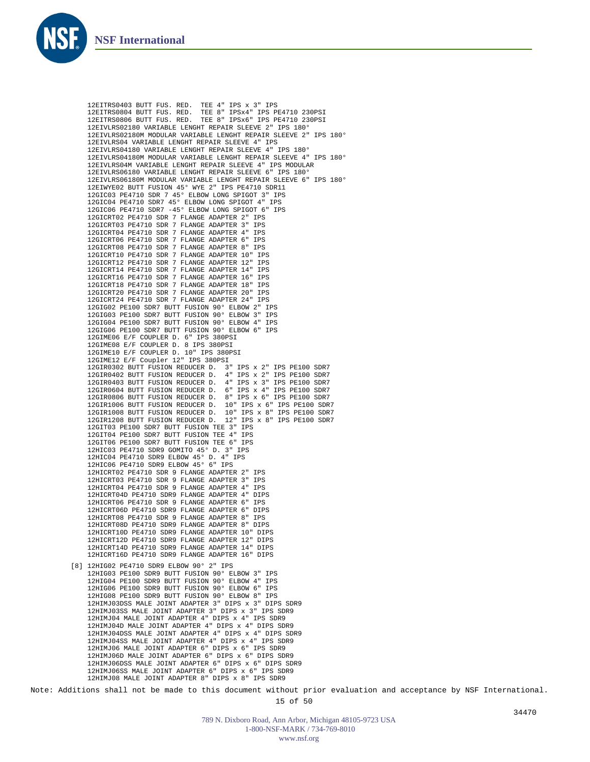12EITRS0403 BUTT FUS. RED.  TEE 4" IPS x 3" IPS
12EITRS0804 BUTT FUS. RED.  TEE 8" IPSx4" IPS PE4710 230PSI
12EITRS0806 BUTT FUS. RED.  TEE 8" IPSx6" IPS PE4710 230PSI
12EIVLRS02180 VARIABLE LENGHT REPAIR SLEEVE 2" IPS 180°
12EIVLRS02180M MODULAR VARIABLE LENGHT REPAIR SLEEVE 2" IPS 180°
12EIVLRS04 VARIABLE LENGHT REPAIR SLEEVE 4" IPS
12EIVLRS04180 VARIABLE LENGHT REPAIR SLEEVE 4" IPS 180°
12EIVLRS04180M MODULAR VARIABLE LENGHT REPAIR SLEEVE 4" IPS 180°
12EIVLRS04M VARIABLE LENGHT REPAIR SLEEVE 4" IPS MODULAR
12EIVLRS06180 VARIABLE LENGHT REPAIR SLEEVE 6" IPS 180°
12EIVLRS06180M MODULAR VARIABLE LENGHT REPAIR SLEEVE 6" IPS 180°
12EIWYE02 BUTT FUSION 45° WYE 2" IPS PE4710 SDR11
12GIC03 PE4710 SDR 7 45° ELBOW LONG SPIGOT 3" IPS
12GIC04 PE4710 SDR7 45° ELBOW LONG SPIGOT 4" IPS
12GIC06 PE4710 SDR7 -45° ELBOW LONG SPIGOT 6" IPS
12GICRT02 PE4710 SDR 7 FLANGE ADAPTER 2" IPS
12GICRT03 PE4710 SDR 7 FLANGE ADAPTER 3" IPS
12GICRT04 PE4710 SDR 7 FLANGE ADAPTER 4" IPS
12GICRT06 PE4710 SDR 7 FLANGE ADAPTER 6" IPS
12GICRT08 PE4710 SDR 7 FLANGE ADAPTER 8" IPS
12GICRT10 PE4710 SDR 7 FLANGE ADAPTER 10" IPS
12GICRT12 PE4710 SDR 7 FLANGE ADAPTER 12" IPS
12GICRT14 PE4710 SDR 7 FLANGE ADAPTER 14" IPS
12GICRT16 PE4710 SDR 7 FLANGE ADAPTER 16" IPS
12GICRT18 PE4710 SDR 7 FLANGE ADAPTER 18" IPS
12GICRT20 PE4710 SDR 7 FLANGE ADAPTER 20" IPS
12GICRT24 PE4710 SDR 7 FLANGE ADAPTER 24" IPS
12GIG02 PE100 SDR7 BUTT FUSION 90° ELBOW 2" IPS
12GIG03 PE100 SDR7 BUTT FUSION 90° ELBOW 3" IPS
12GIG04 PE100 SDR7 BUTT FUSION 90° ELBOW 4" IPS
12GIG06 PE100 SDR7 BUTT FUSION 90° ELBOW 6" IPS
12GIME06 E/F COUPLER D. 6" IPS 380PSI
12GIME08 E/F COUPLER D. 8 IPS 380PSI
12GIME10 E/F COUPLER D. 10" IPS 380PSI
12GIME12 E/F Coupler 12" IPS 380PSI
12GIR0302 BUTT FUSION REDUCER D.  3" IPS x 2" IPS PE100 SDR7
12GIR0402 BUTT FUSION REDUCER D.  4" IPS x 2" IPS PE100 SDR7
12GIR0403 BUTT FUSION REDUCER D.  4" IPS x 3" IPS PE100 SDR7
12GIR0604 BUTT FUSION REDUCER D.  6" IPS x 4" IPS PE100 SDR7
12GIR0806 BUTT FUSION REDUCER D.  8" IPS x 6" IPS PE100 SDR7
12GIR1006 BUTT FUSION REDUCER D.  10" IPS x 6" IPS PE100 SDR7
12GIR1008 BUTT FUSION REDUCER D.  10" IPS x 8" IPS PE100 SDR7
12GIR1208 BUTT FUSION REDUCER D.  12" IPS x 8" IPS PE100 SDR7
12GIT03 PE100 SDR7 BUTT FUSION TEE 3" IPS
12GIT04 PE100 SDR7 BUTT FUSION TEE 4" IPS
12GIT06 PE100 SDR7 BUTT FUSION TEE 6" IPS
12HIC03 PE4710 SDR9 GOMITO 45° D. 3" IPS
12HIC04 PE4710 SDR9 ELBOW 45° D. 4" IPS
12HIC06 PE4710 SDR9 ELBOW 45° 6" IPS
12HICRT02 PE4710 SDR 9 FLANGE ADAPTER 2" IPS
12HICRT03 PE4710 SDR 9 FLANGE ADAPTER 3" IPS
12HICRT04 PE4710 SDR 9 FLANGE ADAPTER 4" IPS
12HICRT04D PE4710 SDR9 FLANGE ADAPTER 4" DIPS
12HICRT06 PE4710 SDR 9 FLANGE ADAPTER 6" IPS
12HICRT06D PE4710 SDR9 FLANGE ADAPTER 6" DIPS
12HICRT08 PE4710 SDR 9 FLANGE ADAPTER 8" IPS
12HICRT08D PE4710 SDR9 FLANGE ADAPTER 8" DIPS
12HICRT10D PE4710 SDR9 FLANGE ADAPTER 10" DIPS
12HICRT12D PE4710 SDR9 FLANGE ADAPTER 12" DIPS
12HICRT14D PE4710 SDR9 FLANGE ADAPTER 14" DIPS
12HICRT16D PE4710 SDR9 FLANGE ADAPTER 16" DIPS

[8] 12HIG02 PE4710 SDR9 ELBOW 90° 2" IPS
12HIG03 PE100 SDR9 BUTT FUSION 90° ELBOW 3" IPS
12HIG04 PE100 SDR9 BUTT FUSION 90° ELBOW 4" IPS
12HIG06 PE100 SDR9 BUTT FUSION 90° ELBOW 6" IPS
12HIG08 PE100 SDR9 BUTT FUSION 90° ELBOW 8" IPS
12HIMJ03DSS MALE JOINT ADAPTER 3" DIPS x 3" DIPS SDR9
12HIMJ03SS MALE JOINT ADAPTER 3" DIPS x 3" IPS SDR9
12HIMJ04 MALE JOINT ADAPTER 4" DIPS x 4" IPS SDR9
12HIMJ04D MALE JOINT ADAPTER 4" DIPS x 4" DIPS SDR9
12HIMJ04DSS MALE JOINT ADAPTER 4" DIPS x 4" DIPS SDR9
12HIMJ04SS MALE JOINT ADAPTER 4" DIPS x 4" IPS SDR9
12HIMJ06 MALE JOINT ADAPTER 6" DIPS x 6" IPS SDR9
12HIMJ06D MALE JOINT ADAPTER 6" DIPS x 6" DIPS SDR9
12HIMJ06DSS MALE JOINT ADAPTER 6" DIPS x 6" DIPS SDR9
12HIMJ06SS MALE JOINT ADAPTER 6" DIPS x 6" IPS SDR9
12HIMJ08 MALE JOINT ADAPTER 8" DIPS x 8" IPS SDR9

Note: Additions shall not be made to this document without prior evaluation and acceptance by NSF International.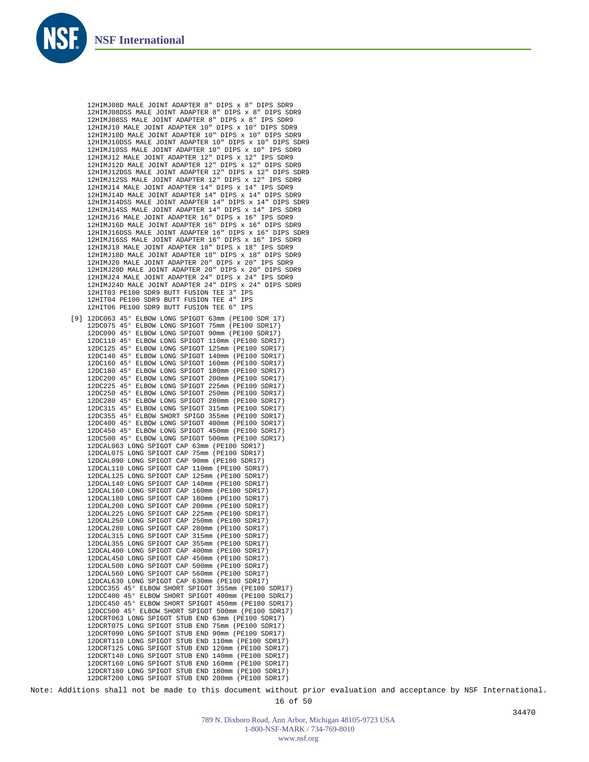```
      12HIMJ08D MALE JOINT ADAPTER 8" DIPS x 8" DIPS SDR9
      12HIMJ08DSS MALE JOINT ADAPTER 8" DIPS x 8" DIPS SDR9
      12HIMJ08SS MALE JOINT ADAPTER 8" DIPS x 8" IPS SDR9
      12HIMJ10 MALE JOINT ADAPTER 10" DIPS x 10" DIPS SDR9
      12HIMJ10D MALE JOINT ADAPTER 10" DIPS x 10" DIPS SDR9
      12HIMJ10DSS MALE JOINT ADAPTER 10" DIPS x 10" DIPS SDR9
      12HIMJ10SS MALE JOINT ADAPTER 10" DIPS x 10" IPS SDR9
      12HIMJ12 MALE JOINT ADAPTER 12" DIPS x 12" IPS SDR9
      12HIMJ12D MALE JOINT ADAPTER 12" DIPS x 12" DIPS SDR9
      12HIMJ12DSS MALE JOINT ADAPTER 12" DIPS x 12" DIPS SDR9
      12HIMJ12SS MALE JOINT ADAPTER 12" DIPS x 12" IPS SDR9
      12HIMJ14 MALE JOINT ADAPTER 14" DIPS x 14" IPS SDR9
      12HIMJ14D MALE JOINT ADAPTER 14" DIPS x 14" DIPS SDR9
      12HIMJ14DSS MALE JOINT ADAPTER 14" DIPS x 14" DIPS SDR9
      12HIMJ14SS MALE JOINT ADAPTER 14" DIPS x 14" IPS SDR9
      12HIMJ16 MALE JOINT ADAPTER 16" DIPS x 16" IPS SDR9
      12HIMJ16D MALE JOINT ADAPTER 16" DIPS x 16" DIPS SDR9
      12HIMJ16DSS MALE JOINT ADAPTER 16" DIPS x 16" DIPS SDR9
      12HIMJ16SS MALE JOINT ADAPTER 16" DIPS x 16" IPS SDR9
      12HIMJ18 MALE JOINT ADAPTER 18" DIPS x 18" IPS SDR9
      12HIMJ18D MALE JOINT ADAPTER 18" DIPS x 18" DIPS SDR9
      12HIMJ20 MALE JOINT ADAPTER 20" DIPS x 20" IPS SDR9
      12HIMJ20D MALE JOINT ADAPTER 20" DIPS x 20" DIPS SDR9
      12HIMJ24 MALE JOINT ADAPTER 24" DIPS x 24" IPS SDR9
      12HIMJ24D MALE JOINT ADAPTER 24" DIPS x 24" DIPS SDR9
      12HIT03 PE100 SDR9 BUTT FUSION TEE 3" IPS
      12HIT04 PE100 SDR9 BUTT FUSION TEE 4" IPS
      12HIT06 PE100 SDR9 BUTT FUSION TEE 6" IPS

  [9] 12DC063 45° ELBOW LONG SPIGOT 63mm (PE100 SDR 17)
      12DC075 45° ELBOW LONG SPIGOT 75mm (PE100 SDR17)
      12DC090 45° ELBOW LONG SPIGOT 90mm (PE100 SDR17)
      12DC110 45° ELBOW LONG SPIGOT 110mm (PE100 SDR17)
      12DC125 45° ELBOW LONG SPIGOT 125mm (PE100 SDR17)
      12DC140 45° ELBOW LONG SPIGOT 140mm (PE100 SDR17)
      12DC160 45° ELBOW LONG SPIGOT 160mm (PE100 SDR17)
      12DC180 45° ELBOW LONG SPIGOT 180mm (PE100 SDR17)
      12DC200 45° ELBOW LONG SPIGOT 200mm (PE100 SDR17)
      12DC225 45° ELBOW LONG SPIGOT 225mm (PE100 SDR17)
      12DC250 45° ELBOW LONG SPIGOT 250mm (PE100 SDR17)
      12DC280 45° ELBOW LONG SPIGOT 280mm (PE100 SDR17)
      12DC315 45° ELBOW LONG SPIGOT 315mm (PE100 SDR17)
      12DC355 45° ELBOW SHORT SPIGO 355mm (PE100 SDR17)
      12DC400 45° ELBOW LONG SPIGOT 400mm (PE100 SDR17)
      12DC450 45° ELBOW LONG SPIGOT 450mm (PE100 SDR17)
      12DC500 45° ELBOW LONG SPIGOT 500mm (PE100 SDR17)
      12DCAL063 LONG SPIGOT CAP 63mm (PE100 SDR17)
      12DCAL075 LONG SPIGOT CAP 75mm (PE100 SDR17)
      12DCAL090 LONG SPIGOT CAP 90mm (PE100 SDR17)
      12DCAL110 LONG SPIGOT CAP 110mm (PE100 SDR17)
      12DCAL125 LONG SPIGOT CAP 125mm (PE100 SDR17)
      12DCAL140 LONG SPIGOT CAP 140mm (PE100 SDR17)
      12DCAL160 LONG SPIGOT CAP 160mm (PE100 SDR17)
      12DCAL180 LONG SPIGOT CAP 180mm (PE100 SDR17)
      12DCAL200 LONG SPIGOT CAP 200mm (PE100 SDR17)
      12DCAL225 LONG SPIGOT CAP 225mm (PE100 SDR17)
      12DCAL250 LONG SPIGOT CAP 250mm (PE100 SDR17)
      12DCAL280 LONG SPIGOT CAP 280mm (PE100 SDR17)
      12DCAL315 LONG SPIGOT CAP 315mm (PE100 SDR17)
      12DCAL355 LONG SPIGOT CAP 355mm (PE100 SDR17)
      12DCAL400 LONG SPIGOT CAP 400mm (PE100 SDR17)
      12DCAL450 LONG SPIGOT CAP 450mm (PE100 SDR17)
      12DCAL500 LONG SPIGOT CAP 500mm (PE100 SDR17)
      12DCAL560 LONG SPIGOT CAP 560mm (PE100 SDR17)
      12DCAL630 LONG SPIGOT CAP 630mm (PE100 SDR17)
      12DCC355 45° ELBOW SHORT SPIGOT 355mm (PE100 SDR17)
      12DCC400 45° ELBOW SHORT SPIGOT 400mm (PE100 SDR17)
      12DCC450 45° ELBOW SHORT SPIGOT 450mm (PE100 SDR17)
      12DCC500 45° ELBOW SHORT SPIGOT 500mm (PE100 SDR17)
      12DCRT063 LONG SPIGOT STUB END 63mm (PE100 SDR17)
      12DCRT075 LONG SPIGOT STUB END 75mm (PE100 SDR17)
      12DCRT090 LONG SPIGOT STUB END 90mm (PE100 SDR17)
      12DCRT110 LONG SPIGOT STUB END 110mm (PE100 SDR17)
      12DCRT125 LONG SPIGOT STUB END 120mm (PE100 SDR17)
      12DCRT140 LONG SPIGOT STUB END 140mm (PE100 SDR17)
      12DCRT160 LONG SPIGOT STUB END 160mm (PE100 SDR17)
      12DCRT180 LONG SPIGOT STUB END 180mm (PE100 SDR17)
      12DCRT200 LONG SPIGOT STUB END 200mm (PE100 SDR17)
```

Note: Additions shall not be made to this document without prior evaluation and acceptance by NSF International.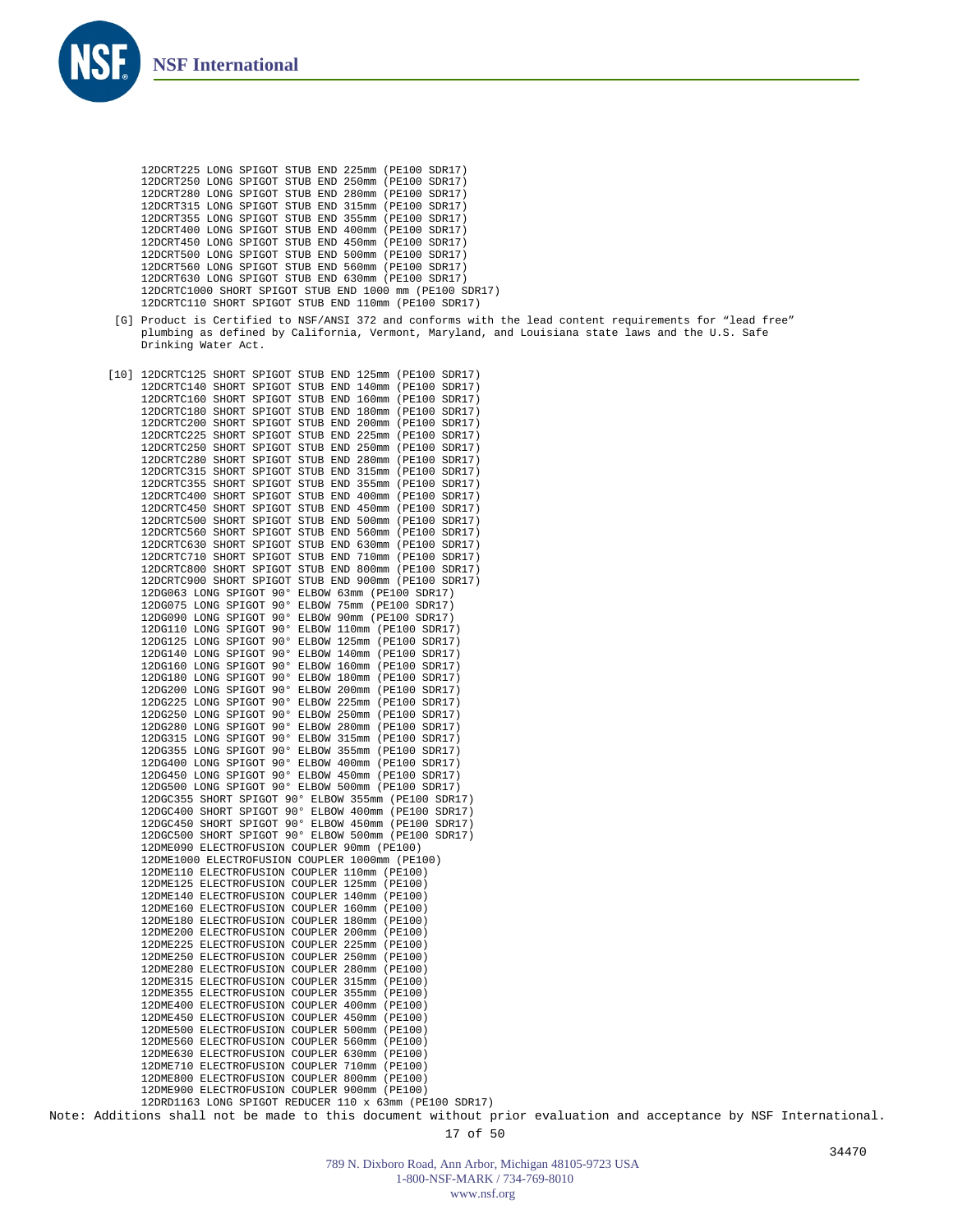12DCRT225 LONG SPIGOT STUB END 225mm (PE100 SDR17)
12DCRT250 LONG SPIGOT STUB END 250mm (PE100 SDR17)
12DCRT280 LONG SPIGOT STUB END 280mm (PE100 SDR17)
12DCRT315 LONG SPIGOT STUB END 315mm (PE100 SDR17)
12DCRT355 LONG SPIGOT STUB END 355mm (PE100 SDR17)
12DCRT400 LONG SPIGOT STUB END 400mm (PE100 SDR17)
12DCRT450 LONG SPIGOT STUB END 450mm (PE100 SDR17)
12DCRT500 LONG SPIGOT STUB END 500mm (PE100 SDR17)
12DCRT560 LONG SPIGOT STUB END 560mm (PE100 SDR17)
12DCRT630 LONG SPIGOT STUB END 630mm (PE100 SDR17)
12DCRTC1000 SHORT SPIGOT STUB END 1000 mm (PE100 SDR17)
12DCRTC110 SHORT SPIGOT STUB END 110mm (PE100 SDR17)

[G] Product is Certified to NSF/ANSI 372 and conforms with the lead content requirements for "lead free" plumbing as defined by California, Vermont, Maryland, and Louisiana state laws and the U.S. Safe Drinking Water Act.

[10] 12DCRTC125 SHORT SPIGOT STUB END 125mm (PE100 SDR17)
12DCRTC140 SHORT SPIGOT STUB END 140mm (PE100 SDR17)
12DCRTC160 SHORT SPIGOT STUB END 160mm (PE100 SDR17)
12DCRTC180 SHORT SPIGOT STUB END 180mm (PE100 SDR17)
12DCRTC200 SHORT SPIGOT STUB END 200mm (PE100 SDR17)
12DCRTC225 SHORT SPIGOT STUB END 225mm (PE100 SDR17)
12DCRTC250 SHORT SPIGOT STUB END 250mm (PE100 SDR17)
12DCRTC280 SHORT SPIGOT STUB END 280mm (PE100 SDR17)
12DCRTC315 SHORT SPIGOT STUB END 315mm (PE100 SDR17)
12DCRTC355 SHORT SPIGOT STUB END 355mm (PE100 SDR17)
12DCRTC400 SHORT SPIGOT STUB END 400mm (PE100 SDR17)
12DCRTC450 SHORT SPIGOT STUB END 450mm (PE100 SDR17)
12DCRTC500 SHORT SPIGOT STUB END 500mm (PE100 SDR17)
12DCRTC560 SHORT SPIGOT STUB END 560mm (PE100 SDR17)
12DCRTC630 SHORT SPIGOT STUB END 630mm (PE100 SDR17)
12DCRTC710 SHORT SPIGOT STUB END 710mm (PE100 SDR17)
12DCRTC800 SHORT SPIGOT STUB END 800mm (PE100 SDR17)
12DCRTC900 SHORT SPIGOT STUB END 900mm (PE100 SDR17)
12DG063 LONG SPIGOT 90° ELBOW 63mm (PE100 SDR17)
12DG075 LONG SPIGOT 90° ELBOW 75mm (PE100 SDR17)
12DG090 LONG SPIGOT 90° ELBOW 90mm (PE100 SDR17)
12DG110 LONG SPIGOT 90° ELBOW 110mm (PE100 SDR17)
12DG125 LONG SPIGOT 90° ELBOW 125mm (PE100 SDR17)
12DG140 LONG SPIGOT 90° ELBOW 140mm (PE100 SDR17)
12DG160 LONG SPIGOT 90° ELBOW 160mm (PE100 SDR17)
12DG180 LONG SPIGOT 90° ELBOW 180mm (PE100 SDR17)
12DG200 LONG SPIGOT 90° ELBOW 200mm (PE100 SDR17)
12DG225 LONG SPIGOT 90° ELBOW 225mm (PE100 SDR17)
12DG250 LONG SPIGOT 90° ELBOW 250mm (PE100 SDR17)
12DG280 LONG SPIGOT 90° ELBOW 280mm (PE100 SDR17)
12DG315 LONG SPIGOT 90° ELBOW 315mm (PE100 SDR17)
12DG355 LONG SPIGOT 90° ELBOW 355mm (PE100 SDR17)
12DG400 LONG SPIGOT 90° ELBOW 400mm (PE100 SDR17)
12DG450 LONG SPIGOT 90° ELBOW 450mm (PE100 SDR17)
12DG500 LONG SPIGOT 90° ELBOW 500mm (PE100 SDR17)
12DGC355 SHORT SPIGOT 90° ELBOW 355mm (PE100 SDR17)
12DGC400 SHORT SPIGOT 90° ELBOW 400mm (PE100 SDR17)
12DGC450 SHORT SPIGOT 90° ELBOW 450mm (PE100 SDR17)
12DGC500 SHORT SPIGOT 90° ELBOW 500mm (PE100 SDR17)
12DME090 ELECTROFUSION COUPLER 90mm (PE100)
12DME1000 ELECTROFUSION COUPLER 1000mm (PE100)
12DME110 ELECTROFUSION COUPLER 110mm (PE100)
12DME125 ELECTROFUSION COUPLER 125mm (PE100)
12DME140 ELECTROFUSION COUPLER 140mm (PE100)
12DME160 ELECTROFUSION COUPLER 160mm (PE100)
12DME180 ELECTROFUSION COUPLER 180mm (PE100)
12DME200 ELECTROFUSION COUPLER 200mm (PE100)
12DME225 ELECTROFUSION COUPLER 225mm (PE100)
12DME250 ELECTROFUSION COUPLER 250mm (PE100)
12DME280 ELECTROFUSION COUPLER 280mm (PE100)
12DME315 ELECTROFUSION COUPLER 315mm (PE100)
12DME355 ELECTROFUSION COUPLER 355mm (PE100)
12DME400 ELECTROFUSION COUPLER 400mm (PE100)
12DME450 ELECTROFUSION COUPLER 450mm (PE100)
12DME500 ELECTROFUSION COUPLER 500mm (PE100)
12DME560 ELECTROFUSION COUPLER 560mm (PE100)
12DME630 ELECTROFUSION COUPLER 630mm (PE100)
12DME710 ELECTROFUSION COUPLER 710mm (PE100)
12DME800 ELECTROFUSION COUPLER 800mm (PE100)
12DME900 ELECTROFUSION COUPLER 900mm (PE100)
12DRD1163 LONG SPIGOT REDUCER 110 x 63mm (PE100 SDR17)

Note: Additions shall not be made to this document without prior evaluation and acceptance by NSF International.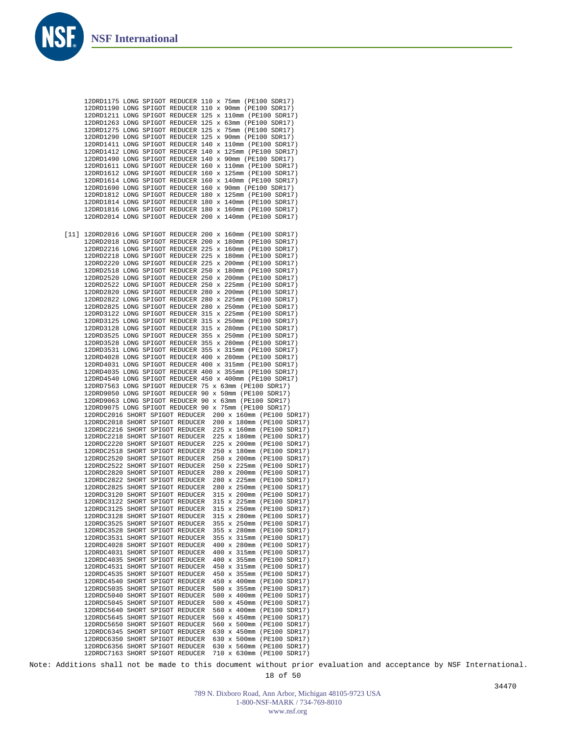```
12DRD1175 LONG SPIGOT REDUCER 110 x 75mm (PE100 SDR17)
12DRD1190 LONG SPIGOT REDUCER 110 x 90mm (PE100 SDR17)
12DRD1211 LONG SPIGOT REDUCER 125 x 110mm (PE100 SDR17)
12DRD1263 LONG SPIGOT REDUCER 125 x 63mm (PE100 SDR17)
12DRD1275 LONG SPIGOT REDUCER 125 x 75mm (PE100 SDR17)
12DRD1290 LONG SPIGOT REDUCER 125 x 90mm (PE100 SDR17)
12DRD1411 LONG SPIGOT REDUCER 140 x 110mm (PE100 SDR17)
12DRD1412 LONG SPIGOT REDUCER 140 x 125mm (PE100 SDR17)
12DRD1490 LONG SPIGOT REDUCER 140 x 90mm (PE100 SDR17)
12DRD1611 LONG SPIGOT REDUCER 160 x 110mm (PE100 SDR17)
12DRD1612 LONG SPIGOT REDUCER 160 x 125mm (PE100 SDR17)
12DRD1614 LONG SPIGOT REDUCER 160 x 140mm (PE100 SDR17)
12DRD1690 LONG SPIGOT REDUCER 160 x 90mm (PE100 SDR17)
12DRD1812 LONG SPIGOT REDUCER 180 x 125mm (PE100 SDR17)
12DRD1814 LONG SPIGOT REDUCER 180 x 140mm (PE100 SDR17)
12DRD1816 LONG SPIGOT REDUCER 180 x 160mm (PE100 SDR17)
12DRD2014 LONG SPIGOT REDUCER 200 x 140mm (PE100 SDR17)

[11] 12DRD2016 LONG SPIGOT REDUCER 200 x 160mm (PE100 SDR17)
12DRD2018 LONG SPIGOT REDUCER 200 x 180mm (PE100 SDR17)
12DRD2216 LONG SPIGOT REDUCER 225 x 160mm (PE100 SDR17)
12DRD2218 LONG SPIGOT REDUCER 225 x 180mm (PE100 SDR17)
12DRD2220 LONG SPIGOT REDUCER 225 x 200mm (PE100 SDR17)
12DRD2518 LONG SPIGOT REDUCER 250 x 180mm (PE100 SDR17)
12DRD2520 LONG SPIGOT REDUCER 250 x 200mm (PE100 SDR17)
12DRD2522 LONG SPIGOT REDUCER 250 x 225mm (PE100 SDR17)
12DRD2820 LONG SPIGOT REDUCER 280 x 200mm (PE100 SDR17)
12DRD2822 LONG SPIGOT REDUCER 280 x 225mm (PE100 SDR17)
12DRD2825 LONG SPIGOT REDUCER 280 x 250mm (PE100 SDR17)
12DRD3122 LONG SPIGOT REDUCER 315 x 225mm (PE100 SDR17)
12DRD3125 LONG SPIGOT REDUCER 315 x 250mm (PE100 SDR17)
12DRD3128 LONG SPIGOT REDUCER 315 x 280mm (PE100 SDR17)
12DRD3525 LONG SPIGOT REDUCER 355 x 250mm (PE100 SDR17)
12DRD3528 LONG SPIGOT REDUCER 355 x 280mm (PE100 SDR17)
12DRD3531 LONG SPIGOT REDUCER 355 x 315mm (PE100 SDR17)
12DRD4028 LONG SPIGOT REDUCER 400 x 280mm (PE100 SDR17)
12DRD4031 LONG SPIGOT REDUCER 400 x 315mm (PE100 SDR17)
12DRD4035 LONG SPIGOT REDUCER 400 x 355mm (PE100 SDR17)
12DRD4540 LONG SPIGOT REDUCER 450 x 400mm (PE100 SDR17)
12DRD7563 LONG SPIGOT REDUCER 75 x 63mm (PE100 SDR17)
12DRD9050 LONG SPIGOT REDUCER 90 x 50mm (PE100 SDR17)
12DRD9063 LONG SPIGOT REDUCER 90 x 63mm (PE100 SDR17)
12DRD9075 LONG SPIGOT REDUCER 90 x 75mm (PE100 SDR17)
12DRDC2016 SHORT SPIGOT REDUCER  200 x 160mm (PE100 SDR17)
12DRDC2018 SHORT SPIGOT REDUCER  200 x 180mm (PE100 SDR17)
12DRDC2216 SHORT SPIGOT REDUCER  225 x 160mm (PE100 SDR17)
12DRDC2218 SHORT SPIGOT REDUCER  225 x 180mm (PE100 SDR17)
12DRDC2220 SHORT SPIGOT REDUCER  225 x 200mm (PE100 SDR17)
12DRDC2518 SHORT SPIGOT REDUCER  250 x 180mm (PE100 SDR17)
12DRDC2520 SHORT SPIGOT REDUCER  250 x 200mm (PE100 SDR17)
12DRDC2522 SHORT SPIGOT REDUCER  250 x 225mm (PE100 SDR17)
12DRDC2820 SHORT SPIGOT REDUCER  280 x 200mm (PE100 SDR17)
12DRDC2822 SHORT SPIGOT REDUCER  280 x 225mm (PE100 SDR17)
12DRDC2825 SHORT SPIGOT REDUCER  280 x 250mm (PE100 SDR17)
12DRDC3120 SHORT SPIGOT REDUCER  315 x 200mm (PE100 SDR17)
12DRDC3122 SHORT SPIGOT REDUCER  315 x 225mm (PE100 SDR17)
12DRDC3125 SHORT SPIGOT REDUCER  315 x 250mm (PE100 SDR17)
12DRDC3128 SHORT SPIGOT REDUCER  315 x 280mm (PE100 SDR17)
12DRDC3525 SHORT SPIGOT REDUCER  355 x 250mm (PE100 SDR17)
12DRDC3528 SHORT SPIGOT REDUCER  355 x 280mm (PE100 SDR17)
12DRDC3531 SHORT SPIGOT REDUCER  355 x 315mm (PE100 SDR17)
12DRDC4028 SHORT SPIGOT REDUCER  400 x 280mm (PE100 SDR17)
12DRDC4031 SHORT SPIGOT REDUCER  400 x 315mm (PE100 SDR17)
12DRDC4035 SHORT SPIGOT REDUCER  400 x 355mm (PE100 SDR17)
12DRDC4531 SHORT SPIGOT REDUCER  450 x 315mm (PE100 SDR17)
12DRDC4535 SHORT SPIGOT REDUCER  450 x 355mm (PE100 SDR17)
12DRDC4540 SHORT SPIGOT REDUCER  450 x 400mm (PE100 SDR17)
12DRDC5035 SHORT SPIGOT REDUCER  500 x 355mm (PE100 SDR17)
12DRDC5040 SHORT SPIGOT REDUCER  500 x 400mm (PE100 SDR17)
12DRDC5045 SHORT SPIGOT REDUCER  500 x 450mm (PE100 SDR17)
12DRDC5640 SHORT SPIGOT REDUCER  560 x 400mm (PE100 SDR17)
12DRDC5645 SHORT SPIGOT REDUCER  560 x 450mm (PE100 SDR17)
12DRDC5650 SHORT SPIGOT REDUCER  560 x 500mm (PE100 SDR17)
12DRDC6345 SHORT SPIGOT REDUCER  630 x 450mm (PE100 SDR17)
12DRDC6350 SHORT SPIGOT REDUCER  630 x 500mm (PE100 SDR17)
12DRDC6356 SHORT SPIGOT REDUCER  630 x 560mm (PE100 SDR17)
12DRDC7163 SHORT SPIGOT REDUCER  710 x 630mm (PE100 SDR17)
```

Note: Additions shall not be made to this document without prior evaluation and acceptance by NSF International.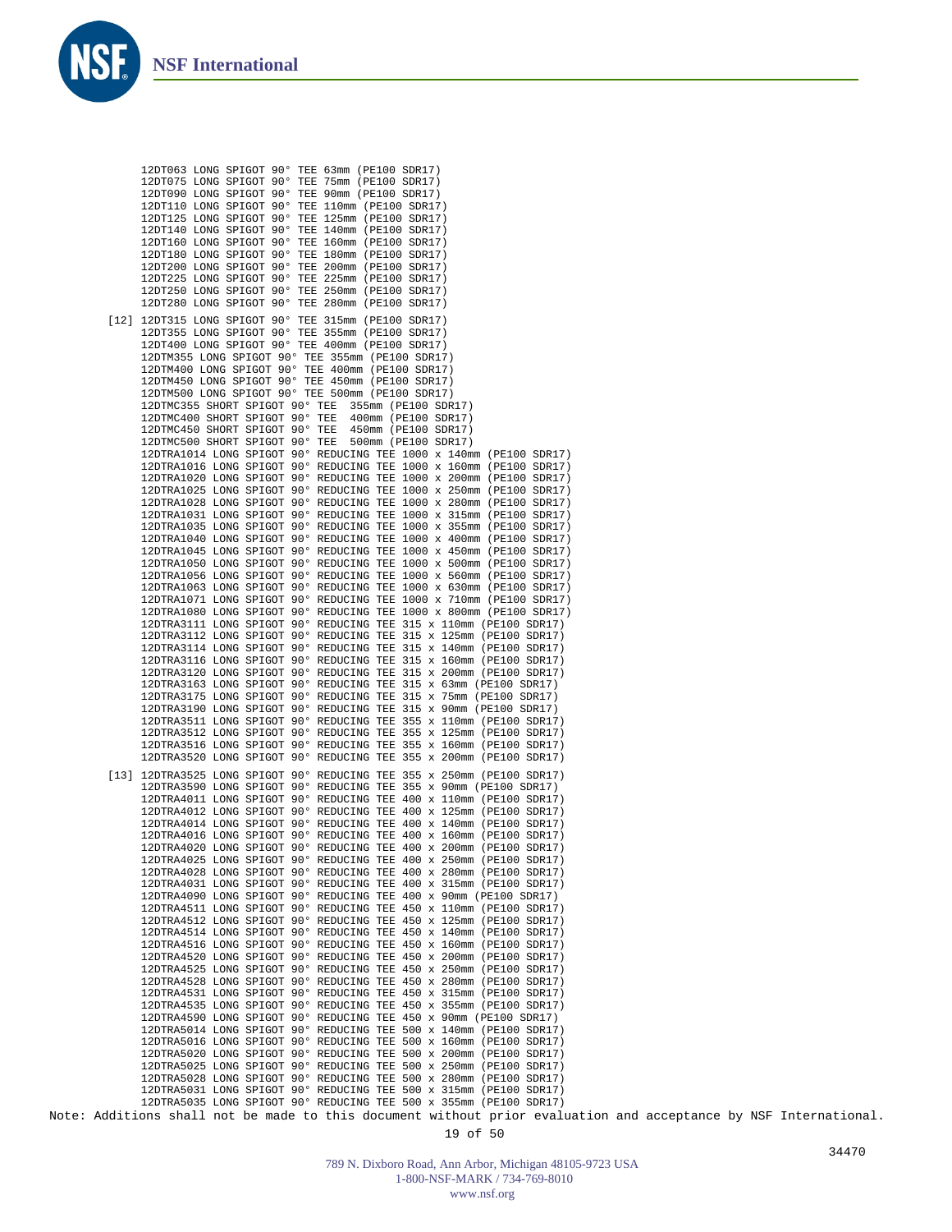```
    12DT063 LONG SPIGOT 90° TEE 63mm (PE100 SDR17)
    12DT075 LONG SPIGOT 90° TEE 75mm (PE100 SDR17)
    12DT090 LONG SPIGOT 90° TEE 90mm (PE100 SDR17)
    12DT110 LONG SPIGOT 90° TEE 110mm (PE100 SDR17)
    12DT125 LONG SPIGOT 90° TEE 125mm (PE100 SDR17)
    12DT140 LONG SPIGOT 90° TEE 140mm (PE100 SDR17)
    12DT160 LONG SPIGOT 90° TEE 160mm (PE100 SDR17)
    12DT180 LONG SPIGOT 90° TEE 180mm (PE100 SDR17)
    12DT200 LONG SPIGOT 90° TEE 200mm (PE100 SDR17)
    12DT225 LONG SPIGOT 90° TEE 225mm (PE100 SDR17)
    12DT250 LONG SPIGOT 90° TEE 250mm (PE100 SDR17)
    12DT280 LONG SPIGOT 90° TEE 280mm (PE100 SDR17)
[12] 12DT315 LONG SPIGOT 90° TEE 315mm (PE100 SDR17)
    12DT355 LONG SPIGOT 90° TEE 355mm (PE100 SDR17)
    12DT400 LONG SPIGOT 90° TEE 400mm (PE100 SDR17)
    12DTM355 LONG SPIGOT 90° TEE 355mm (PE100 SDR17)
    12DTM400 LONG SPIGOT 90° TEE 400mm (PE100 SDR17)
    12DTM450 LONG SPIGOT 90° TEE 450mm (PE100 SDR17)
    12DTM500 LONG SPIGOT 90° TEE 500mm (PE100 SDR17)
    12DTMC355 SHORT SPIGOT 90° TEE  355mm (PE100 SDR17)
    12DTMC400 SHORT SPIGOT 90° TEE  400mm (PE100 SDR17)
    12DTMC450 SHORT SPIGOT 90° TEE  450mm (PE100 SDR17)
    12DTMC500 SHORT SPIGOT 90° TEE  500mm (PE100 SDR17)
    12DTRA1014 LONG SPIGOT 90° REDUCING TEE 1000 x 140mm (PE100 SDR17)
    12DTRA1016 LONG SPIGOT 90° REDUCING TEE 1000 x 160mm (PE100 SDR17)
    12DTRA1020 LONG SPIGOT 90° REDUCING TEE 1000 x 200mm (PE100 SDR17)
    12DTRA1025 LONG SPIGOT 90° REDUCING TEE 1000 x 250mm (PE100 SDR17)
    12DTRA1028 LONG SPIGOT 90° REDUCING TEE 1000 x 280mm (PE100 SDR17)
    12DTRA1031 LONG SPIGOT 90° REDUCING TEE 1000 x 315mm (PE100 SDR17)
    12DTRA1035 LONG SPIGOT 90° REDUCING TEE 1000 x 355mm (PE100 SDR17)
    12DTRA1040 LONG SPIGOT 90° REDUCING TEE 1000 x 400mm (PE100 SDR17)
    12DTRA1045 LONG SPIGOT 90° REDUCING TEE 1000 x 450mm (PE100 SDR17)
    12DTRA1050 LONG SPIGOT 90° REDUCING TEE 1000 x 500mm (PE100 SDR17)
    12DTRA1056 LONG SPIGOT 90° REDUCING TEE 1000 x 560mm (PE100 SDR17)
    12DTRA1063 LONG SPIGOT 90° REDUCING TEE 1000 x 630mm (PE100 SDR17)
    12DTRA1071 LONG SPIGOT 90° REDUCING TEE 1000 x 710mm (PE100 SDR17)
    12DTRA1080 LONG SPIGOT 90° REDUCING TEE 1000 x 800mm (PE100 SDR17)
    12DTRA3111 LONG SPIGOT 90° REDUCING TEE 315 x 110mm (PE100 SDR17)
    12DTRA3112 LONG SPIGOT 90° REDUCING TEE 315 x 125mm (PE100 SDR17)
    12DTRA3114 LONG SPIGOT 90° REDUCING TEE 315 x 140mm (PE100 SDR17)
    12DTRA3116 LONG SPIGOT 90° REDUCING TEE 315 x 160mm (PE100 SDR17)
    12DTRA3120 LONG SPIGOT 90° REDUCING TEE 315 x 200mm (PE100 SDR17)
    12DTRA3163 LONG SPIGOT 90° REDUCING TEE 315 x 63mm (PE100 SDR17)
    12DTRA3175 LONG SPIGOT 90° REDUCING TEE 315 x 75mm (PE100 SDR17)
    12DTRA3190 LONG SPIGOT 90° REDUCING TEE 315 x 90mm (PE100 SDR17)
    12DTRA3511 LONG SPIGOT 90° REDUCING TEE 355 x 110mm (PE100 SDR17)
    12DTRA3512 LONG SPIGOT 90° REDUCING TEE 355 x 125mm (PE100 SDR17)
    12DTRA3516 LONG SPIGOT 90° REDUCING TEE 355 x 160mm (PE100 SDR17)
    12DTRA3520 LONG SPIGOT 90° REDUCING TEE 355 x 200mm (PE100 SDR17)
[13] 12DTRA3525 LONG SPIGOT 90° REDUCING TEE 355 x 250mm (PE100 SDR17)
    12DTRA3590 LONG SPIGOT 90° REDUCING TEE 355 x 90mm (PE100 SDR17)
    12DTRA4011 LONG SPIGOT 90° REDUCING TEE 400 x 110mm (PE100 SDR17)
    12DTRA4012 LONG SPIGOT 90° REDUCING TEE 400 x 125mm (PE100 SDR17)
    12DTRA4014 LONG SPIGOT 90° REDUCING TEE 400 x 140mm (PE100 SDR17)
    12DTRA4016 LONG SPIGOT 90° REDUCING TEE 400 x 160mm (PE100 SDR17)
    12DTRA4020 LONG SPIGOT 90° REDUCING TEE 400 x 200mm (PE100 SDR17)
    12DTRA4025 LONG SPIGOT 90° REDUCING TEE 400 x 250mm (PE100 SDR17)
    12DTRA4028 LONG SPIGOT 90° REDUCING TEE 400 x 280mm (PE100 SDR17)
    12DTRA4031 LONG SPIGOT 90° REDUCING TEE 400 x 315mm (PE100 SDR17)
    12DTRA4090 LONG SPIGOT 90° REDUCING TEE 400 x 90mm (PE100 SDR17)
    12DTRA4511 LONG SPIGOT 90° REDUCING TEE 450 x 110mm (PE100 SDR17)
    12DTRA4512 LONG SPIGOT 90° REDUCING TEE 450 x 125mm (PE100 SDR17)
    12DTRA4514 LONG SPIGOT 90° REDUCING TEE 450 x 140mm (PE100 SDR17)
    12DTRA4516 LONG SPIGOT 90° REDUCING TEE 450 x 160mm (PE100 SDR17)
    12DTRA4520 LONG SPIGOT 90° REDUCING TEE 450 x 200mm (PE100 SDR17)
    12DTRA4525 LONG SPIGOT 90° REDUCING TEE 450 x 250mm (PE100 SDR17)
    12DTRA4528 LONG SPIGOT 90° REDUCING TEE 450 x 280mm (PE100 SDR17)
    12DTRA4531 LONG SPIGOT 90° REDUCING TEE 450 x 315mm (PE100 SDR17)
    12DTRA4535 LONG SPIGOT 90° REDUCING TEE 450 x 355mm (PE100 SDR17)
    12DTRA4590 LONG SPIGOT 90° REDUCING TEE 450 x 90mm (PE100 SDR17)
    12DTRA5014 LONG SPIGOT 90° REDUCING TEE 500 x 140mm (PE100 SDR17)
    12DTRA5016 LONG SPIGOT 90° REDUCING TEE 500 x 160mm (PE100 SDR17)
    12DTRA5020 LONG SPIGOT 90° REDUCING TEE 500 x 200mm (PE100 SDR17)
    12DTRA5025 LONG SPIGOT 90° REDUCING TEE 500 x 250mm (PE100 SDR17)
    12DTRA5028 LONG SPIGOT 90° REDUCING TEE 500 x 280mm (PE100 SDR17)
    12DTRA5031 LONG SPIGOT 90° REDUCING TEE 500 x 315mm (PE100 SDR17)
    12DTRA5035 LONG SPIGOT 90° REDUCING TEE 500 x 355mm (PE100 SDR17)
```

Note: Additions shall not be made to this document without prior evaluation and acceptance by NSF International.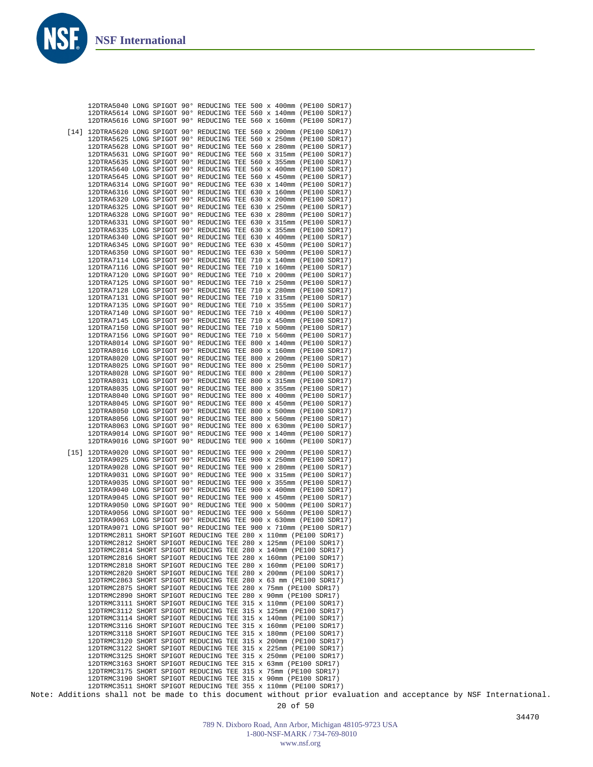12DTRA5040 LONG SPIGOT 90° REDUCING TEE 500 x 400mm (PE100 SDR17)
12DTRA5614 LONG SPIGOT 90° REDUCING TEE 560 x 140mm (PE100 SDR17)
12DTRA5616 LONG SPIGOT 90° REDUCING TEE 560 x 160mm (PE100 SDR17)

[14] 12DTRA5620 LONG SPIGOT 90° REDUCING TEE 560 x 200mm (PE100 SDR17)
12DTRA5625 LONG SPIGOT 90° REDUCING TEE 560 x 250mm (PE100 SDR17)
12DTRA5628 LONG SPIGOT 90° REDUCING TEE 560 x 280mm (PE100 SDR17)
12DTRA5631 LONG SPIGOT 90° REDUCING TEE 560 x 315mm (PE100 SDR17)
12DTRA5635 LONG SPIGOT 90° REDUCING TEE 560 x 355mm (PE100 SDR17)
12DTRA5640 LONG SPIGOT 90° REDUCING TEE 560 x 400mm (PE100 SDR17)
12DTRA5645 LONG SPIGOT 90° REDUCING TEE 560 x 450mm (PE100 SDR17)
12DTRA6314 LONG SPIGOT 90° REDUCING TEE 630 x 140mm (PE100 SDR17)
12DTRA6316 LONG SPIGOT 90° REDUCING TEE 630 x 160mm (PE100 SDR17)
12DTRA6320 LONG SPIGOT 90° REDUCING TEE 630 x 200mm (PE100 SDR17)
12DTRA6325 LONG SPIGOT 90° REDUCING TEE 630 x 250mm (PE100 SDR17)
12DTRA6328 LONG SPIGOT 90° REDUCING TEE 630 x 280mm (PE100 SDR17)
12DTRA6331 LONG SPIGOT 90° REDUCING TEE 630 x 315mm (PE100 SDR17)
12DTRA6335 LONG SPIGOT 90° REDUCING TEE 630 x 355mm (PE100 SDR17)
12DTRA6340 LONG SPIGOT 90° REDUCING TEE 630 x 400mm (PE100 SDR17)
12DTRA6345 LONG SPIGOT 90° REDUCING TEE 630 x 450mm (PE100 SDR17)
12DTRA6350 LONG SPIGOT 90° REDUCING TEE 630 x 500mm (PE100 SDR17)
12DTRA7114 LONG SPIGOT 90° REDUCING TEE 710 x 140mm (PE100 SDR17)
12DTRA7116 LONG SPIGOT 90° REDUCING TEE 710 x 160mm (PE100 SDR17)
12DTRA7120 LONG SPIGOT 90° REDUCING TEE 710 x 200mm (PE100 SDR17)
12DTRA7125 LONG SPIGOT 90° REDUCING TEE 710 x 250mm (PE100 SDR17)
12DTRA7128 LONG SPIGOT 90° REDUCING TEE 710 x 280mm (PE100 SDR17)
12DTRA7131 LONG SPIGOT 90° REDUCING TEE 710 x 315mm (PE100 SDR17)
12DTRA7135 LONG SPIGOT 90° REDUCING TEE 710 x 355mm (PE100 SDR17)
12DTRA7140 LONG SPIGOT 90° REDUCING TEE 710 x 400mm (PE100 SDR17)
12DTRA7145 LONG SPIGOT 90° REDUCING TEE 710 x 450mm (PE100 SDR17)
12DTRA7150 LONG SPIGOT 90° REDUCING TEE 710 x 500mm (PE100 SDR17)
12DTRA7156 LONG SPIGOT 90° REDUCING TEE 710 x 560mm (PE100 SDR17)
12DTRA8014 LONG SPIGOT 90° REDUCING TEE 800 x 140mm (PE100 SDR17)
12DTRA8016 LONG SPIGOT 90° REDUCING TEE 800 x 160mm (PE100 SDR17)
12DTRA8020 LONG SPIGOT 90° REDUCING TEE 800 x 200mm (PE100 SDR17)
12DTRA8025 LONG SPIGOT 90° REDUCING TEE 800 x 250mm (PE100 SDR17)
12DTRA8028 LONG SPIGOT 90° REDUCING TEE 800 x 280mm (PE100 SDR17)
12DTRA8031 LONG SPIGOT 90° REDUCING TEE 800 x 315mm (PE100 SDR17)
12DTRA8035 LONG SPIGOT 90° REDUCING TEE 800 x 355mm (PE100 SDR17)
12DTRA8040 LONG SPIGOT 90° REDUCING TEE 800 x 400mm (PE100 SDR17)
12DTRA8045 LONG SPIGOT 90° REDUCING TEE 800 x 450mm (PE100 SDR17)
12DTRA8050 LONG SPIGOT 90° REDUCING TEE 800 x 500mm (PE100 SDR17)
12DTRA8056 LONG SPIGOT 90° REDUCING TEE 800 x 560mm (PE100 SDR17)
12DTRA8063 LONG SPIGOT 90° REDUCING TEE 800 x 630mm (PE100 SDR17)
12DTRA9014 LONG SPIGOT 90° REDUCING TEE 900 x 140mm (PE100 SDR17)
12DTRA9016 LONG SPIGOT 90° REDUCING TEE 900 x 160mm (PE100 SDR17)

[15] 12DTRA9020 LONG SPIGOT 90° REDUCING TEE 900 x 200mm (PE100 SDR17)
12DTRA9025 LONG SPIGOT 90° REDUCING TEE 900 x 250mm (PE100 SDR17)
12DTRA9028 LONG SPIGOT 90° REDUCING TEE 900 x 280mm (PE100 SDR17)
12DTRA9031 LONG SPIGOT 90° REDUCING TEE 900 x 315mm (PE100 SDR17)
12DTRA9035 LONG SPIGOT 90° REDUCING TEE 900 x 355mm (PE100 SDR17)
12DTRA9040 LONG SPIGOT 90° REDUCING TEE 900 x 400mm (PE100 SDR17)
12DTRA9045 LONG SPIGOT 90° REDUCING TEE 900 x 450mm (PE100 SDR17)
12DTRA9050 LONG SPIGOT 90° REDUCING TEE 900 x 500mm (PE100 SDR17)
12DTRA9056 LONG SPIGOT 90° REDUCING TEE 900 x 560mm (PE100 SDR17)
12DTRA9063 LONG SPIGOT 90° REDUCING TEE 900 x 630mm (PE100 SDR17)
12DTRA9071 LONG SPIGOT 90° REDUCING TEE 900 x 710mm (PE100 SDR17)
12DTRMC2811 SHORT SPIGOT REDUCING TEE 280 x 110mm (PE100 SDR17)
12DTRMC2812 SHORT SPIGOT REDUCING TEE 280 x 125mm (PE100 SDR17)
12DTRMC2814 SHORT SPIGOT REDUCING TEE 280 x 140mm (PE100 SDR17)
12DTRMC2816 SHORT SPIGOT REDUCING TEE 280 x 160mm (PE100 SDR17)
12DTRMC2818 SHORT SPIGOT REDUCING TEE 280 x 160mm (PE100 SDR17)
12DTRMC2820 SHORT SPIGOT REDUCING TEE 280 x 200mm (PE100 SDR17)
12DTRMC2863 SHORT SPIGOT REDUCING TEE 280 x 63 mm (PE100 SDR17)
12DTRMC2875 SHORT SPIGOT REDUCING TEE 280 x 75mm (PE100 SDR17)
12DTRMC2890 SHORT SPIGOT REDUCING TEE 280 x 90mm (PE100 SDR17)
12DTRMC3111 SHORT SPIGOT REDUCING TEE 315 x 110mm (PE100 SDR17)
12DTRMC3112 SHORT SPIGOT REDUCING TEE 315 x 125mm (PE100 SDR17)
12DTRMC3114 SHORT SPIGOT REDUCING TEE 315 x 140mm (PE100 SDR17)
12DTRMC3116 SHORT SPIGOT REDUCING TEE 315 x 160mm (PE100 SDR17)
12DTRMC3118 SHORT SPIGOT REDUCING TEE 315 x 180mm (PE100 SDR17)
12DTRMC3120 SHORT SPIGOT REDUCING TEE 315 x 200mm (PE100 SDR17)
12DTRMC3122 SHORT SPIGOT REDUCING TEE 315 x 225mm (PE100 SDR17)
12DTRMC3125 SHORT SPIGOT REDUCING TEE 315 x 250mm (PE100 SDR17)
12DTRMC3163 SHORT SPIGOT REDUCING TEE 315 x 63mm (PE100 SDR17)
12DTRMC3175 SHORT SPIGOT REDUCING TEE 315 x 75mm (PE100 SDR17)
12DTRMC3190 SHORT SPIGOT REDUCING TEE 315 x 90mm (PE100 SDR17)
12DTRMC3511 SHORT SPIGOT REDUCING TEE 355 x 110mm (PE100 SDR17)

Note: Additions shall not be made to this document without prior evaluation and acceptance by NSF International.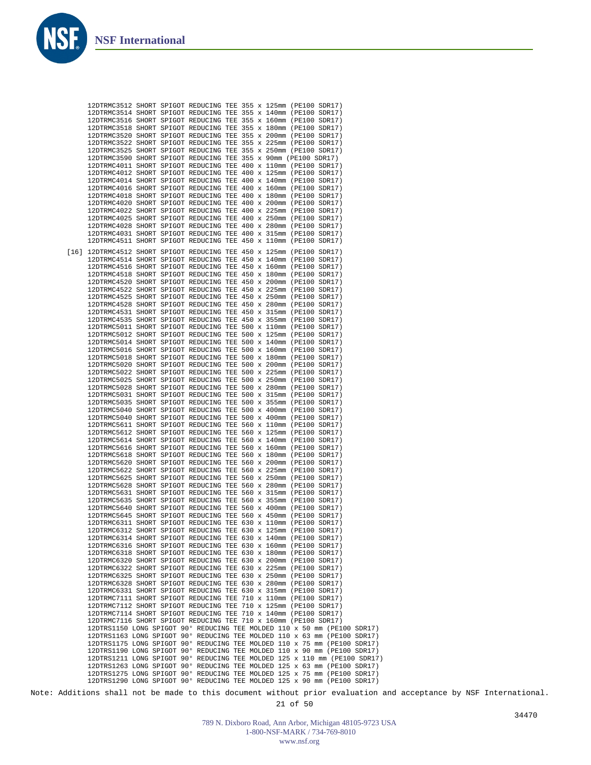```
     12DTRMC3512 SHORT SPIGOT REDUCING TEE 355 x 125mm (PE100 SDR17)
     12DTRMC3514 SHORT SPIGOT REDUCING TEE 355 x 140mm (PE100 SDR17)
     12DTRMC3516 SHORT SPIGOT REDUCING TEE 355 x 160mm (PE100 SDR17)
     12DTRMC3518 SHORT SPIGOT REDUCING TEE 355 x 180mm (PE100 SDR17)
     12DTRMC3520 SHORT SPIGOT REDUCING TEE 355 x 200mm (PE100 SDR17)
     12DTRMC3522 SHORT SPIGOT REDUCING TEE 355 x 225mm (PE100 SDR17)
     12DTRMC3525 SHORT SPIGOT REDUCING TEE 355 x 250mm (PE100 SDR17)
     12DTRMC3590 SHORT SPIGOT REDUCING TEE 355 x 90mm (PE100 SDR17)
     12DTRMC4011 SHORT SPIGOT REDUCING TEE 400 x 110mm (PE100 SDR17)
     12DTRMC4012 SHORT SPIGOT REDUCING TEE 400 x 125mm (PE100 SDR17)
     12DTRMC4014 SHORT SPIGOT REDUCING TEE 400 x 140mm (PE100 SDR17)
     12DTRMC4016 SHORT SPIGOT REDUCING TEE 400 x 160mm (PE100 SDR17)
     12DTRMC4018 SHORT SPIGOT REDUCING TEE 400 x 180mm (PE100 SDR17)
     12DTRMC4020 SHORT SPIGOT REDUCING TEE 400 x 200mm (PE100 SDR17)
     12DTRMC4022 SHORT SPIGOT REDUCING TEE 400 x 225mm (PE100 SDR17)
     12DTRMC4025 SHORT SPIGOT REDUCING TEE 400 x 250mm (PE100 SDR17)
     12DTRMC4028 SHORT SPIGOT REDUCING TEE 400 x 280mm (PE100 SDR17)
     12DTRMC4031 SHORT SPIGOT REDUCING TEE 400 x 315mm (PE100 SDR17)
     12DTRMC4511 SHORT SPIGOT REDUCING TEE 450 x 110mm (PE100 SDR17)
[16] 12DTRMC4512 SHORT SPIGOT REDUCING TEE 450 x 125mm (PE100 SDR17)
     12DTRMC4514 SHORT SPIGOT REDUCING TEE 450 x 140mm (PE100 SDR17)
     12DTRMC4516 SHORT SPIGOT REDUCING TEE 450 x 160mm (PE100 SDR17)
     12DTRMC4518 SHORT SPIGOT REDUCING TEE 450 x 180mm (PE100 SDR17)
     12DTRMC4520 SHORT SPIGOT REDUCING TEE 450 x 200mm (PE100 SDR17)
     12DTRMC4522 SHORT SPIGOT REDUCING TEE 450 x 225mm (PE100 SDR17)
     12DTRMC4525 SHORT SPIGOT REDUCING TEE 450 x 250mm (PE100 SDR17)
     12DTRMC4528 SHORT SPIGOT REDUCING TEE 450 x 280mm (PE100 SDR17)
     12DTRMC4531 SHORT SPIGOT REDUCING TEE 450 x 315mm (PE100 SDR17)
     12DTRMC4535 SHORT SPIGOT REDUCING TEE 450 x 355mm (PE100 SDR17)
     12DTRMC5011 SHORT SPIGOT REDUCING TEE 500 x 110mm (PE100 SDR17)
     12DTRMC5012 SHORT SPIGOT REDUCING TEE 500 x 125mm (PE100 SDR17)
     12DTRMC5014 SHORT SPIGOT REDUCING TEE 500 x 140mm (PE100 SDR17)
     12DTRMC5016 SHORT SPIGOT REDUCING TEE 500 x 160mm (PE100 SDR17)
     12DTRMC5018 SHORT SPIGOT REDUCING TEE 500 x 180mm (PE100 SDR17)
     12DTRMC5020 SHORT SPIGOT REDUCING TEE 500 x 200mm (PE100 SDR17)
     12DTRMC5022 SHORT SPIGOT REDUCING TEE 500 x 225mm (PE100 SDR17)
     12DTRMC5025 SHORT SPIGOT REDUCING TEE 500 x 250mm (PE100 SDR17)
     12DTRMC5028 SHORT SPIGOT REDUCING TEE 500 x 280mm (PE100 SDR17)
     12DTRMC5031 SHORT SPIGOT REDUCING TEE 500 x 315mm (PE100 SDR17)
     12DTRMC5035 SHORT SPIGOT REDUCING TEE 500 x 355mm (PE100 SDR17)
     12DTRMC5040 SHORT SPIGOT REDUCING TEE 500 x 400mm (PE100 SDR17)
     12DTRMC5040 SHORT SPIGOT REDUCING TEE 500 x 400mm (PE100 SDR17)
     12DTRMC5611 SHORT SPIGOT REDUCING TEE 560 x 110mm (PE100 SDR17)
     12DTRMC5612 SHORT SPIGOT REDUCING TEE 560 x 125mm (PE100 SDR17)
     12DTRMC5614 SHORT SPIGOT REDUCING TEE 560 x 140mm (PE100 SDR17)
     12DTRMC5616 SHORT SPIGOT REDUCING TEE 560 x 160mm (PE100 SDR17)
     12DTRMC5618 SHORT SPIGOT REDUCING TEE 560 x 180mm (PE100 SDR17)
     12DTRMC5620 SHORT SPIGOT REDUCING TEE 560 x 200mm (PE100 SDR17)
     12DTRMC5622 SHORT SPIGOT REDUCING TEE 560 x 225mm (PE100 SDR17)
     12DTRMC5625 SHORT SPIGOT REDUCING TEE 560 x 250mm (PE100 SDR17)
     12DTRMC5628 SHORT SPIGOT REDUCING TEE 560 x 280mm (PE100 SDR17)
     12DTRMC5631 SHORT SPIGOT REDUCING TEE 560 x 315mm (PE100 SDR17)
     12DTRMC5635 SHORT SPIGOT REDUCING TEE 560 x 355mm (PE100 SDR17)
     12DTRMC5640 SHORT SPIGOT REDUCING TEE 560 x 400mm (PE100 SDR17)
     12DTRMC5645 SHORT SPIGOT REDUCING TEE 560 x 450mm (PE100 SDR17)
     12DTRMC6311 SHORT SPIGOT REDUCING TEE 630 x 110mm (PE100 SDR17)
     12DTRMC6312 SHORT SPIGOT REDUCING TEE 630 x 125mm (PE100 SDR17)
     12DTRMC6314 SHORT SPIGOT REDUCING TEE 630 x 140mm (PE100 SDR17)
     12DTRMC6316 SHORT SPIGOT REDUCING TEE 630 x 160mm (PE100 SDR17)
     12DTRMC6318 SHORT SPIGOT REDUCING TEE 630 x 180mm (PE100 SDR17)
     12DTRMC6320 SHORT SPIGOT REDUCING TEE 630 x 200mm (PE100 SDR17)
     12DTRMC6322 SHORT SPIGOT REDUCING TEE 630 x 225mm (PE100 SDR17)
     12DTRMC6325 SHORT SPIGOT REDUCING TEE 630 x 250mm (PE100 SDR17)
     12DTRMC6328 SHORT SPIGOT REDUCING TEE 630 x 280mm (PE100 SDR17)
     12DTRMC6331 SHORT SPIGOT REDUCING TEE 630 x 315mm (PE100 SDR17)
     12DTRMC7111 SHORT SPIGOT REDUCING TEE 710 x 110mm (PE100 SDR17)
     12DTRMC7112 SHORT SPIGOT REDUCING TEE 710 x 125mm (PE100 SDR17)
     12DTRMC7114 SHORT SPIGOT REDUCING TEE 710 x 140mm (PE100 SDR17)
     12DTRMC7116 SHORT SPIGOT REDUCING TEE 710 x 160mm (PE100 SDR17)
     12DTRS1150 LONG SPIGOT 90° REDUCING TEE MOLDED 110 x 50 mm (PE100 SDR17)
     12DTRS1163 LONG SPIGOT 90° REDUCING TEE MOLDED 110 x 63 mm (PE100 SDR17)
     12DTRS1175 LONG SPIGOT 90° REDUCING TEE MOLDED 110 x 75 mm (PE100 SDR17)
     12DTRS1190 LONG SPIGOT 90° REDUCING TEE MOLDED 110 x 90 mm (PE100 SDR17)
     12DTRS1211 LONG SPIGOT 90° REDUCING TEE MOLDED 125 x 110 mm (PE100 SDR17)
     12DTRS1263 LONG SPIGOT 90° REDUCING TEE MOLDED 125 x 63 mm (PE100 SDR17)
     12DTRS1275 LONG SPIGOT 90° REDUCING TEE MOLDED 125 x 75 mm (PE100 SDR17)
     12DTRS1290 LONG SPIGOT 90° REDUCING TEE MOLDED 125 x 90 mm (PE100 SDR17)
```

Note: Additions shall not be made to this document without prior evaluation and acceptance by NSF International.

34470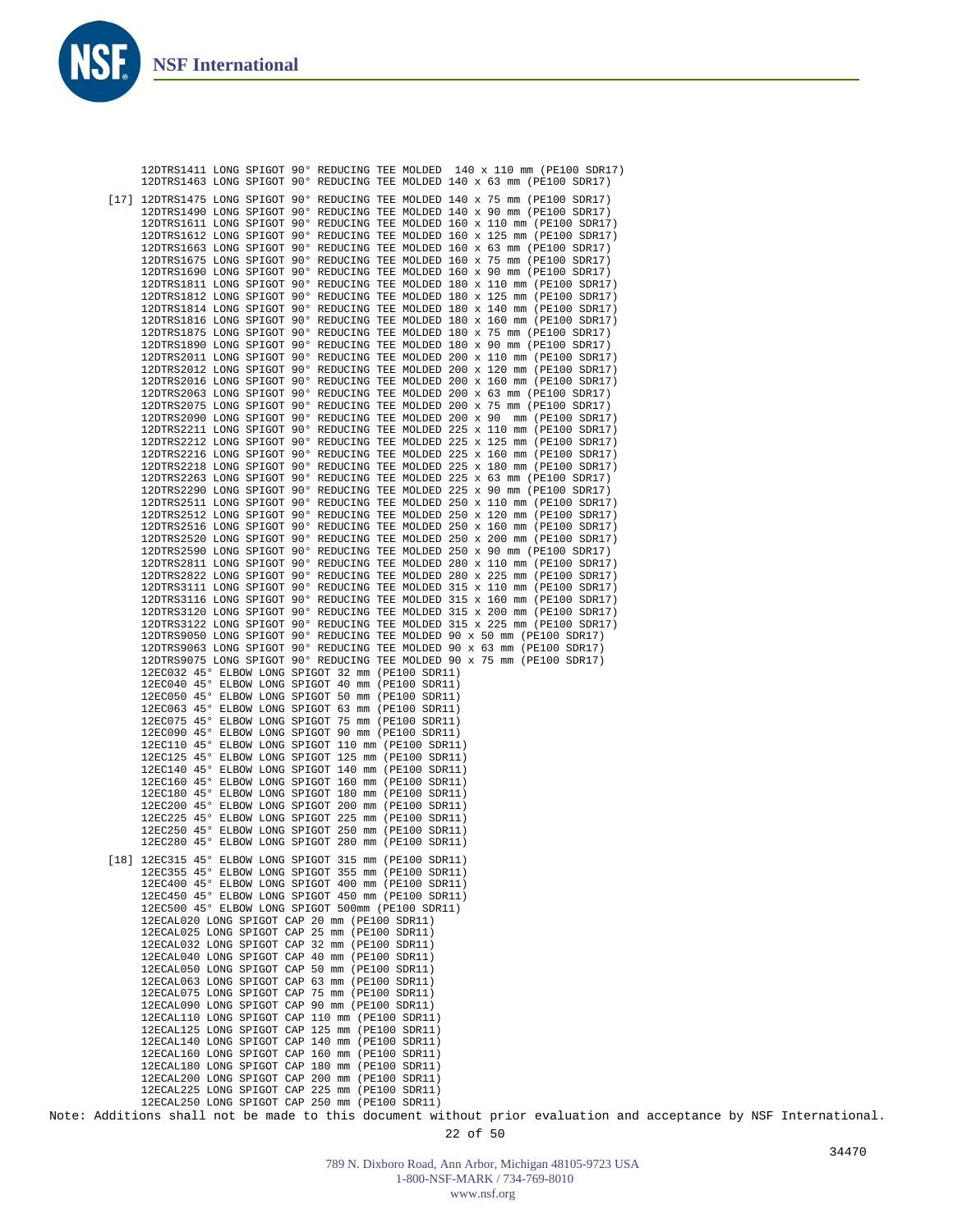12DTRS1411 LONG SPIGOT 90° REDUCING TEE MOLDED 140 x 110 mm (PE100 SDR17)
12DTRS1463 LONG SPIGOT 90° REDUCING TEE MOLDED 140 x 63 mm (PE100 SDR17)

[17] 12DTRS1475 LONG SPIGOT 90° REDUCING TEE MOLDED 140 x 75 mm (PE100 SDR17)
12DTRS1490 LONG SPIGOT 90° REDUCING TEE MOLDED 140 x 90 mm (PE100 SDR17)
12DTRS1611 LONG SPIGOT 90° REDUCING TEE MOLDED 160 x 110 mm (PE100 SDR17)
12DTRS1612 LONG SPIGOT 90° REDUCING TEE MOLDED 160 x 125 mm (PE100 SDR17)
12DTRS1663 LONG SPIGOT 90° REDUCING TEE MOLDED 160 x 63 mm (PE100 SDR17)
12DTRS1675 LONG SPIGOT 90° REDUCING TEE MOLDED 160 x 75 mm (PE100 SDR17)
12DTRS1690 LONG SPIGOT 90° REDUCING TEE MOLDED 160 x 90 mm (PE100 SDR17)
12DTRS1811 LONG SPIGOT 90° REDUCING TEE MOLDED 180 x 110 mm (PE100 SDR17)
12DTRS1812 LONG SPIGOT 90° REDUCING TEE MOLDED 180 x 125 mm (PE100 SDR17)
12DTRS1814 LONG SPIGOT 90° REDUCING TEE MOLDED 180 x 140 mm (PE100 SDR17)
12DTRS1816 LONG SPIGOT 90° REDUCING TEE MOLDED 180 x 160 mm (PE100 SDR17)
12DTRS1875 LONG SPIGOT 90° REDUCING TEE MOLDED 180 x 75 mm (PE100 SDR17)
12DTRS1890 LONG SPIGOT 90° REDUCING TEE MOLDED 180 x 90 mm (PE100 SDR17)
12DTRS2011 LONG SPIGOT 90° REDUCING TEE MOLDED 200 x 110 mm (PE100 SDR17)
12DTRS2012 LONG SPIGOT 90° REDUCING TEE MOLDED 200 x 120 mm (PE100 SDR17)
12DTRS2016 LONG SPIGOT 90° REDUCING TEE MOLDED 200 x 160 mm (PE100 SDR17)
12DTRS2063 LONG SPIGOT 90° REDUCING TEE MOLDED 200 x 63 mm (PE100 SDR17)
12DTRS2075 LONG SPIGOT 90° REDUCING TEE MOLDED 200 x 75 mm (PE100 SDR17)
12DTRS2090 LONG SPIGOT 90° REDUCING TEE MOLDED 200 x 90 mm (PE100 SDR17)
12DTRS2211 LONG SPIGOT 90° REDUCING TEE MOLDED 225 x 110 mm (PE100 SDR17)
12DTRS2212 LONG SPIGOT 90° REDUCING TEE MOLDED 225 x 125 mm (PE100 SDR17)
12DTRS2216 LONG SPIGOT 90° REDUCING TEE MOLDED 225 x 160 mm (PE100 SDR17)
12DTRS2218 LONG SPIGOT 90° REDUCING TEE MOLDED 225 x 180 mm (PE100 SDR17)
12DTRS2263 LONG SPIGOT 90° REDUCING TEE MOLDED 225 x 63 mm (PE100 SDR17)
12DTRS2290 LONG SPIGOT 90° REDUCING TEE MOLDED 225 x 90 mm (PE100 SDR17)
12DTRS2511 LONG SPIGOT 90° REDUCING TEE MOLDED 250 x 110 mm (PE100 SDR17)
12DTRS2512 LONG SPIGOT 90° REDUCING TEE MOLDED 250 x 120 mm (PE100 SDR17)
12DTRS2516 LONG SPIGOT 90° REDUCING TEE MOLDED 250 x 160 mm (PE100 SDR17)
12DTRS2520 LONG SPIGOT 90° REDUCING TEE MOLDED 250 x 200 mm (PE100 SDR17)
12DTRS2590 LONG SPIGOT 90° REDUCING TEE MOLDED 250 x 90 mm (PE100 SDR17)
12DTRS2811 LONG SPIGOT 90° REDUCING TEE MOLDED 280 x 110 mm (PE100 SDR17)
12DTRS2822 LONG SPIGOT 90° REDUCING TEE MOLDED 280 x 225 mm (PE100 SDR17)
12DTRS3111 LONG SPIGOT 90° REDUCING TEE MOLDED 315 x 110 mm (PE100 SDR17)
12DTRS3116 LONG SPIGOT 90° REDUCING TEE MOLDED 315 x 160 mm (PE100 SDR17)
12DTRS3120 LONG SPIGOT 90° REDUCING TEE MOLDED 315 x 200 mm (PE100 SDR17)
12DTRS3122 LONG SPIGOT 90° REDUCING TEE MOLDED 315 x 225 mm (PE100 SDR17)
12DTRS9050 LONG SPIGOT 90° REDUCING TEE MOLDED 90 x 50 mm (PE100 SDR17)
12DTRS9063 LONG SPIGOT 90° REDUCING TEE MOLDED 90 x 63 mm (PE100 SDR17)
12DTRS9075 LONG SPIGOT 90° REDUCING TEE MOLDED 90 x 75 mm (PE100 SDR17)
12EC032 45° ELBOW LONG SPIGOT 32 mm (PE100 SDR11)
12EC040 45° ELBOW LONG SPIGOT 40 mm (PE100 SDR11)
12EC050 45° ELBOW LONG SPIGOT 50 mm (PE100 SDR11)
12EC063 45° ELBOW LONG SPIGOT 63 mm (PE100 SDR11)
12EC075 45° ELBOW LONG SPIGOT 75 mm (PE100 SDR11)
12EC090 45° ELBOW LONG SPIGOT 90 mm (PE100 SDR11)
12EC110 45° ELBOW LONG SPIGOT 110 mm (PE100 SDR11)
12EC125 45° ELBOW LONG SPIGOT 125 mm (PE100 SDR11)
12EC140 45° ELBOW LONG SPIGOT 140 mm (PE100 SDR11)
12EC160 45° ELBOW LONG SPIGOT 160 mm (PE100 SDR11)
12EC180 45° ELBOW LONG SPIGOT 180 mm (PE100 SDR11)
12EC200 45° ELBOW LONG SPIGOT 200 mm (PE100 SDR11)
12EC225 45° ELBOW LONG SPIGOT 225 mm (PE100 SDR11)
12EC250 45° ELBOW LONG SPIGOT 250 mm (PE100 SDR11)
12EC280 45° ELBOW LONG SPIGOT 280 mm (PE100 SDR11)

[18] 12EC315 45° ELBOW LONG SPIGOT 315 mm (PE100 SDR11)
12EC355 45° ELBOW LONG SPIGOT 355 mm (PE100 SDR11)
12EC400 45° ELBOW LONG SPIGOT 400 mm (PE100 SDR11)
12EC450 45° ELBOW LONG SPIGOT 450 mm (PE100 SDR11)
12EC500 45° ELBOW LONG SPIGOT 500mm (PE100 SDR11)
12ECAL020 LONG SPIGOT CAP 20 mm (PE100 SDR11)
12ECAL025 LONG SPIGOT CAP 25 mm (PE100 SDR11)
12ECAL032 LONG SPIGOT CAP 32 mm (PE100 SDR11)
12ECAL040 LONG SPIGOT CAP 40 mm (PE100 SDR11)
12ECAL050 LONG SPIGOT CAP 50 mm (PE100 SDR11)
12ECAL063 LONG SPIGOT CAP 63 mm (PE100 SDR11)
12ECAL075 LONG SPIGOT CAP 75 mm (PE100 SDR11)
12ECAL090 LONG SPIGOT CAP 90 mm (PE100 SDR11)
12ECAL110 LONG SPIGOT CAP 110 mm (PE100 SDR11)
12ECAL125 LONG SPIGOT CAP 125 mm (PE100 SDR11)
12ECAL140 LONG SPIGOT CAP 140 mm (PE100 SDR11)
12ECAL160 LONG SPIGOT CAP 160 mm (PE100 SDR11)
12ECAL180 LONG SPIGOT CAP 180 mm (PE100 SDR11)
12ECAL200 LONG SPIGOT CAP 200 mm (PE100 SDR11)
12ECAL225 LONG SPIGOT CAP 225 mm (PE100 SDR11)
12ECAL250 LONG SPIGOT CAP 250 mm (PE100 SDR11)

Note: Additions shall not be made to this document without prior evaluation and acceptance by NSF International.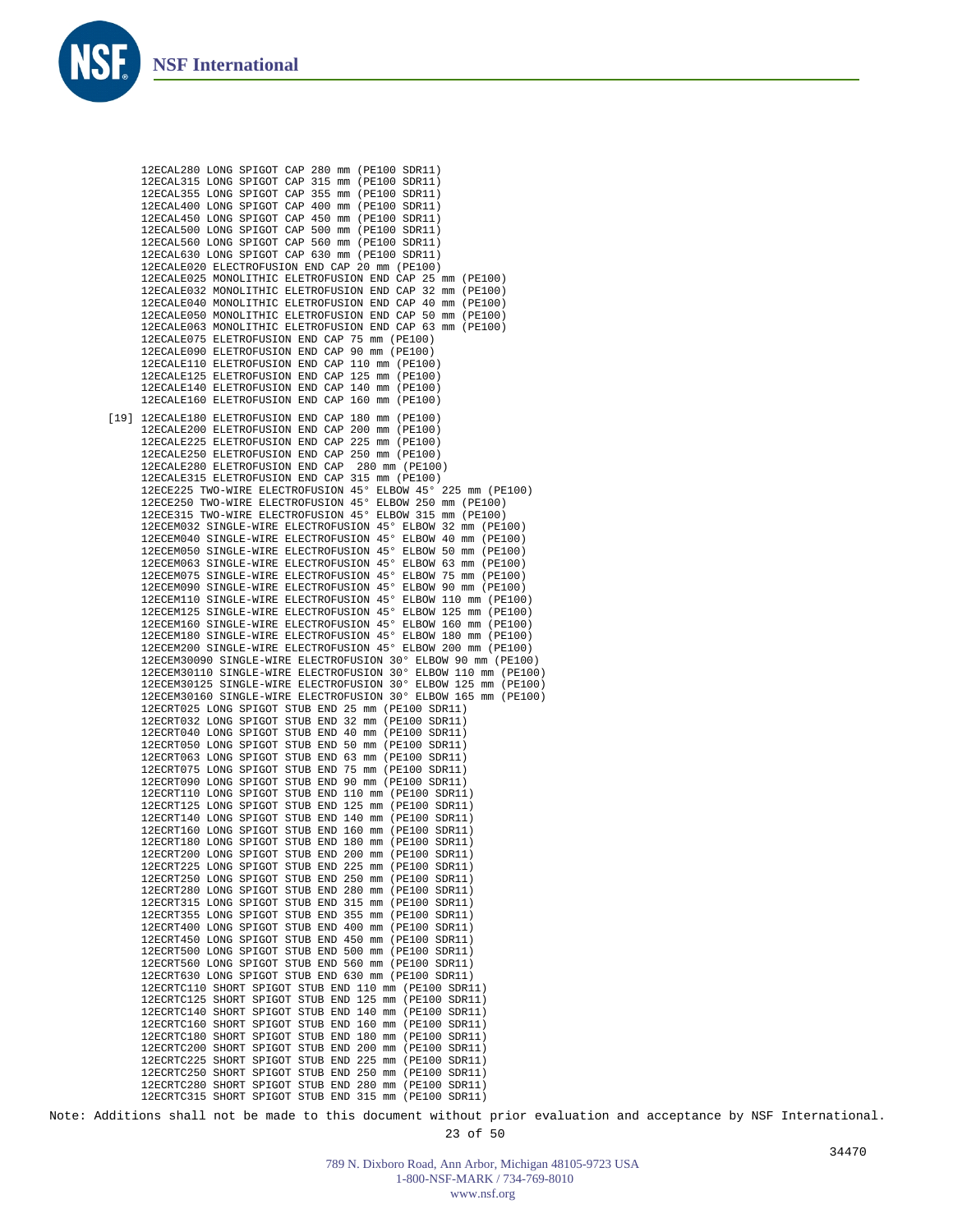```
      12ECAL280 LONG SPIGOT CAP 280 mm (PE100 SDR11)
      12ECAL315 LONG SPIGOT CAP 315 mm (PE100 SDR11)
      12ECAL355 LONG SPIGOT CAP 355 mm (PE100 SDR11)
      12ECAL400 LONG SPIGOT CAP 400 mm (PE100 SDR11)
      12ECAL450 LONG SPIGOT CAP 450 mm (PE100 SDR11)
      12ECAL500 LONG SPIGOT CAP 500 mm (PE100 SDR11)
      12ECAL560 LONG SPIGOT CAP 560 mm (PE100 SDR11)
      12ECAL630 LONG SPIGOT CAP 630 mm (PE100 SDR11)
      12ECALE020 ELECTROFUSION END CAP 20 mm (PE100)
      12ECALE025 MONOLITHIC ELETROFUSION END CAP 25 mm (PE100)
      12ECALE032 MONOLITHIC ELETROFUSION END CAP 32 mm (PE100)
      12ECALE040 MONOLITHIC ELETROFUSION END CAP 40 mm (PE100)
      12ECALE050 MONOLITHIC ELETROFUSION END CAP 50 mm (PE100)
      12ECALE063 MONOLITHIC ELETROFUSION END CAP 63 mm (PE100)
      12ECALE075 ELETROFUSION END CAP 75 mm (PE100)
      12ECALE090 ELETROFUSION END CAP 90 mm (PE100)
      12ECALE110 ELETROFUSION END CAP 110 mm (PE100)
      12ECALE125 ELETROFUSION END CAP 125 mm (PE100)
      12ECALE140 ELETROFUSION END CAP 140 mm (PE100)
      12ECALE160 ELETROFUSION END CAP 160 mm (PE100)
 [19] 12ECALE180 ELETROFUSION END CAP 180 mm (PE100)
      12ECALE200 ELETROFUSION END CAP 200 mm (PE100)
      12ECALE225 ELETROFUSION END CAP 225 mm (PE100)
      12ECALE250 ELETROFUSION END CAP 250 mm (PE100)
      12ECALE280 ELETROFUSION END CAP  280 mm (PE100)
      12ECALE315 ELETROFUSION END CAP 315 mm (PE100)
      12ECE225 TWO-WIRE ELECTROFUSION 45° ELBOW 45° 225 mm (PE100)
      12ECE250 TWO-WIRE ELECTROFUSION 45° ELBOW 250 mm (PE100)
      12ECE315 TWO-WIRE ELECTROFUSION 45° ELBOW 315 mm (PE100)
      12ECEM032 SINGLE-WIRE ELECTROFUSION 45° ELBOW 32 mm (PE100)
      12ECEM040 SINGLE-WIRE ELECTROFUSION 45° ELBOW 40 mm (PE100)
      12ECEM050 SINGLE-WIRE ELECTROFUSION 45° ELBOW 50 mm (PE100)
      12ECEM063 SINGLE-WIRE ELECTROFUSION 45° ELBOW 63 mm (PE100)
      12ECEM075 SINGLE-WIRE ELECTROFUSION 45° ELBOW 75 mm (PE100)
      12ECEM090 SINGLE-WIRE ELECTROFUSION 45° ELBOW 90 mm (PE100)
      12ECEM110 SINGLE-WIRE ELECTROFUSION 45° ELBOW 110 mm (PE100)
      12ECEM125 SINGLE-WIRE ELECTROFUSION 45° ELBOW 125 mm (PE100)
      12ECEM160 SINGLE-WIRE ELECTROFUSION 45° ELBOW 160 mm (PE100)
      12ECEM180 SINGLE-WIRE ELECTROFUSION 45° ELBOW 180 mm (PE100)
      12ECEM200 SINGLE-WIRE ELECTROFUSION 45° ELBOW 200 mm (PE100)
      12ECEM30090 SINGLE-WIRE ELECTROFUSION 30° ELBOW 90 mm (PE100)
      12ECEM30110 SINGLE-WIRE ELECTROFUSION 30° ELBOW 110 mm (PE100)
      12ECEM30125 SINGLE-WIRE ELECTROFUSION 30° ELBOW 125 mm (PE100)
      12ECEM30160 SINGLE-WIRE ELECTROFUSION 30° ELBOW 165 mm (PE100)
      12ECRT025 LONG SPIGOT STUB END 25 mm (PE100 SDR11)
      12ECRT032 LONG SPIGOT STUB END 32 mm (PE100 SDR11)
      12ECRT040 LONG SPIGOT STUB END 40 mm (PE100 SDR11)
      12ECRT050 LONG SPIGOT STUB END 50 mm (PE100 SDR11)
      12ECRT063 LONG SPIGOT STUB END 63 mm (PE100 SDR11)
      12ECRT075 LONG SPIGOT STUB END 75 mm (PE100 SDR11)
      12ECRT090 LONG SPIGOT STUB END 90 mm (PE100 SDR11)
      12ECRT110 LONG SPIGOT STUB END 110 mm (PE100 SDR11)
      12ECRT125 LONG SPIGOT STUB END 125 mm (PE100 SDR11)
      12ECRT140 LONG SPIGOT STUB END 140 mm (PE100 SDR11)
      12ECRT160 LONG SPIGOT STUB END 160 mm (PE100 SDR11)
      12ECRT180 LONG SPIGOT STUB END 180 mm (PE100 SDR11)
      12ECRT200 LONG SPIGOT STUB END 200 mm (PE100 SDR11)
      12ECRT225 LONG SPIGOT STUB END 225 mm (PE100 SDR11)
      12ECRT250 LONG SPIGOT STUB END 250 mm (PE100 SDR11)
      12ECRT280 LONG SPIGOT STUB END 280 mm (PE100 SDR11)
      12ECRT315 LONG SPIGOT STUB END 315 mm (PE100 SDR11)
      12ECRT355 LONG SPIGOT STUB END 355 mm (PE100 SDR11)
      12ECRT400 LONG SPIGOT STUB END 400 mm (PE100 SDR11)
      12ECRT450 LONG SPIGOT STUB END 450 mm (PE100 SDR11)
      12ECRT500 LONG SPIGOT STUB END 500 mm (PE100 SDR11)
      12ECRT560 LONG SPIGOT STUB END 560 mm (PE100 SDR11)
      12ECRT630 LONG SPIGOT STUB END 630 mm (PE100 SDR11)
      12ECRTC110 SHORT SPIGOT STUB END 110 mm (PE100 SDR11)
      12ECRTC125 SHORT SPIGOT STUB END 125 mm (PE100 SDR11)
      12ECRTC140 SHORT SPIGOT STUB END 140 mm (PE100 SDR11)
      12ECRTC160 SHORT SPIGOT STUB END 160 mm (PE100 SDR11)
      12ECRTC180 SHORT SPIGOT STUB END 180 mm (PE100 SDR11)
      12ECRTC200 SHORT SPIGOT STUB END 200 mm (PE100 SDR11)
      12ECRTC225 SHORT SPIGOT STUB END 225 mm (PE100 SDR11)
      12ECRTC250 SHORT SPIGOT STUB END 250 mm (PE100 SDR11)
      12ECRTC280 SHORT SPIGOT STUB END 280 mm (PE100 SDR11)
      12ECRTC315 SHORT SPIGOT STUB END 315 mm (PE100 SDR11)
```

Note: Additions shall not be made to this document without prior evaluation and acceptance by NSF International.

34470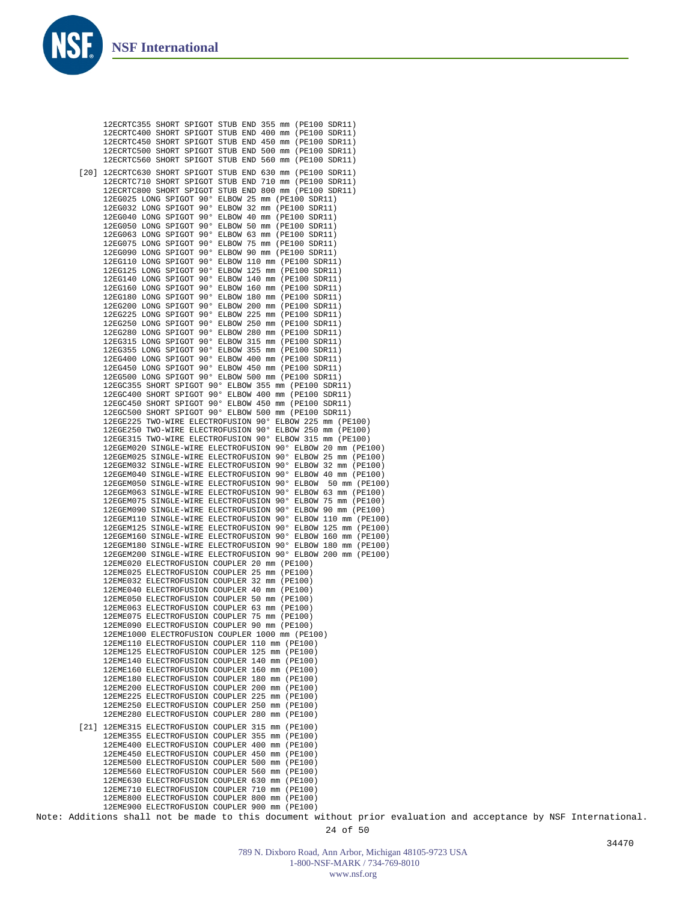```
        12ECRTC355 SHORT SPIGOT STUB END 355 mm (PE100 SDR11)
        12ECRTC400 SHORT SPIGOT STUB END 400 mm (PE100 SDR11)
        12ECRTC450 SHORT SPIGOT STUB END 450 mm (PE100 SDR11)
        12ECRTC500 SHORT SPIGOT STUB END 500 mm (PE100 SDR11)
        12ECRTC560 SHORT SPIGOT STUB END 560 mm (PE100 SDR11)
   [20] 12ECRTC630 SHORT SPIGOT STUB END 630 mm (PE100 SDR11)
        12ECRTC710 SHORT SPIGOT STUB END 710 mm (PE100 SDR11)
        12ECRTC800 SHORT SPIGOT STUB END 800 mm (PE100 SDR11)
        12EG025 LONG SPIGOT 90° ELBOW 25 mm (PE100 SDR11)
        12EG032 LONG SPIGOT 90° ELBOW 32 mm (PE100 SDR11)
        12EG040 LONG SPIGOT 90° ELBOW 40 mm (PE100 SDR11)
        12EG050 LONG SPIGOT 90° ELBOW 50 mm (PE100 SDR11)
        12EG063 LONG SPIGOT 90° ELBOW 63 mm (PE100 SDR11)
        12EG075 LONG SPIGOT 90° ELBOW 75 mm (PE100 SDR11)
        12EG090 LONG SPIGOT 90° ELBOW 90 mm (PE100 SDR11)
        12EG110 LONG SPIGOT 90° ELBOW 110 mm (PE100 SDR11)
        12EG125 LONG SPIGOT 90° ELBOW 125 mm (PE100 SDR11)
        12EG140 LONG SPIGOT 90° ELBOW 140 mm (PE100 SDR11)
        12EG160 LONG SPIGOT 90° ELBOW 160 mm (PE100 SDR11)
        12EG180 LONG SPIGOT 90° ELBOW 180 mm (PE100 SDR11)
        12EG200 LONG SPIGOT 90° ELBOW 200 mm (PE100 SDR11)
        12EG225 LONG SPIGOT 90° ELBOW 225 mm (PE100 SDR11)
        12EG250 LONG SPIGOT 90° ELBOW 250 mm (PE100 SDR11)
        12EG280 LONG SPIGOT 90° ELBOW 280 mm (PE100 SDR11)
        12EG315 LONG SPIGOT 90° ELBOW 315 mm (PE100 SDR11)
        12EG355 LONG SPIGOT 90° ELBOW 355 mm (PE100 SDR11)
        12EG400 LONG SPIGOT 90° ELBOW 400 mm (PE100 SDR11)
        12EG450 LONG SPIGOT 90° ELBOW 450 mm (PE100 SDR11)
        12EG500 LONG SPIGOT 90° ELBOW 500 mm (PE100 SDR11)
        12EGC355 SHORT SPIGOT 90° ELBOW 355 mm (PE100 SDR11)
        12EGC400 SHORT SPIGOT 90° ELBOW 400 mm (PE100 SDR11)
        12EGC450 SHORT SPIGOT 90° ELBOW 450 mm (PE100 SDR11)
        12EGC500 SHORT SPIGOT 90° ELBOW 500 mm (PE100 SDR11)
        12EGE225 TWO-WIRE ELECTROFUSION 90° ELBOW 225 mm (PE100)
        12EGE250 TWO-WIRE ELECTROFUSION 90° ELBOW 250 mm (PE100)
        12EGE315 TWO-WIRE ELECTROFUSION 90° ELBOW 315 mm (PE100)
        12EGEM020 SINGLE-WIRE ELECTROFUSION 90° ELBOW 20 mm (PE100)
        12EGEM025 SINGLE-WIRE ELECTROFUSION 90° ELBOW 25 mm (PE100)
        12EGEM032 SINGLE-WIRE ELECTROFUSION 90° ELBOW 32 mm (PE100)
        12EGEM040 SINGLE-WIRE ELECTROFUSION 90° ELBOW 40 mm (PE100)
        12EGEM050 SINGLE-WIRE ELECTROFUSION 90° ELBOW  50 mm (PE100)
        12EGEM063 SINGLE-WIRE ELECTROFUSION 90° ELBOW 63 mm (PE100)
        12EGEM075 SINGLE-WIRE ELECTROFUSION 90° ELBOW 75 mm (PE100)
        12EGEM090 SINGLE-WIRE ELECTROFUSION 90° ELBOW 90 mm (PE100)
        12EGEM110 SINGLE-WIRE ELECTROFUSION 90° ELBOW 110 mm (PE100)
        12EGEM125 SINGLE-WIRE ELECTROFUSION 90° ELBOW 125 mm (PE100)
        12EGEM160 SINGLE-WIRE ELECTROFUSION 90° ELBOW 160 mm (PE100)
        12EGEM180 SINGLE-WIRE ELECTROFUSION 90° ELBOW 180 mm (PE100)
        12EGEM200 SINGLE-WIRE ELECTROFUSION 90° ELBOW 200 mm (PE100)
        12EME020 ELECTROFUSION COUPLER 20 mm (PE100)
        12EME025 ELECTROFUSION COUPLER 25 mm (PE100)
        12EME032 ELECTROFUSION COUPLER 32 mm (PE100)
        12EME040 ELECTROFUSION COUPLER 40 mm (PE100)
        12EME050 ELECTROFUSION COUPLER 50 mm (PE100)
        12EME063 ELECTROFUSION COUPLER 63 mm (PE100)
        12EME075 ELECTROFUSION COUPLER 75 mm (PE100)
        12EME090 ELECTROFUSION COUPLER 90 mm (PE100)
        12EME1000 ELECTROFUSION COUPLER 1000 mm (PE100)
        12EME110 ELECTROFUSION COUPLER 110 mm (PE100)
        12EME125 ELECTROFUSION COUPLER 125 mm (PE100)
        12EME140 ELECTROFUSION COUPLER 140 mm (PE100)
        12EME160 ELECTROFUSION COUPLER 160 mm (PE100)
        12EME180 ELECTROFUSION COUPLER 180 mm (PE100)
        12EME200 ELECTROFUSION COUPLER 200 mm (PE100)
        12EME225 ELECTROFUSION COUPLER 225 mm (PE100)
        12EME250 ELECTROFUSION COUPLER 250 mm (PE100)
        12EME280 ELECTROFUSION COUPLER 280 mm (PE100)
   [21] 12EME315 ELECTROFUSION COUPLER 315 mm (PE100)
        12EME355 ELECTROFUSION COUPLER 355 mm (PE100)
        12EME400 ELECTROFUSION COUPLER 400 mm (PE100)
        12EME450 ELECTROFUSION COUPLER 450 mm (PE100)
        12EME500 ELECTROFUSION COUPLER 500 mm (PE100)
        12EME560 ELECTROFUSION COUPLER 560 mm (PE100)
        12EME630 ELECTROFUSION COUPLER 630 mm (PE100)
        12EME710 ELECTROFUSION COUPLER 710 mm (PE100)
        12EME800 ELECTROFUSION COUPLER 800 mm (PE100)
        12EME900 ELECTROFUSION COUPLER 900 mm (PE100)
```

Note: Additions shall not be made to this document without prior evaluation and acceptance by NSF International.

34470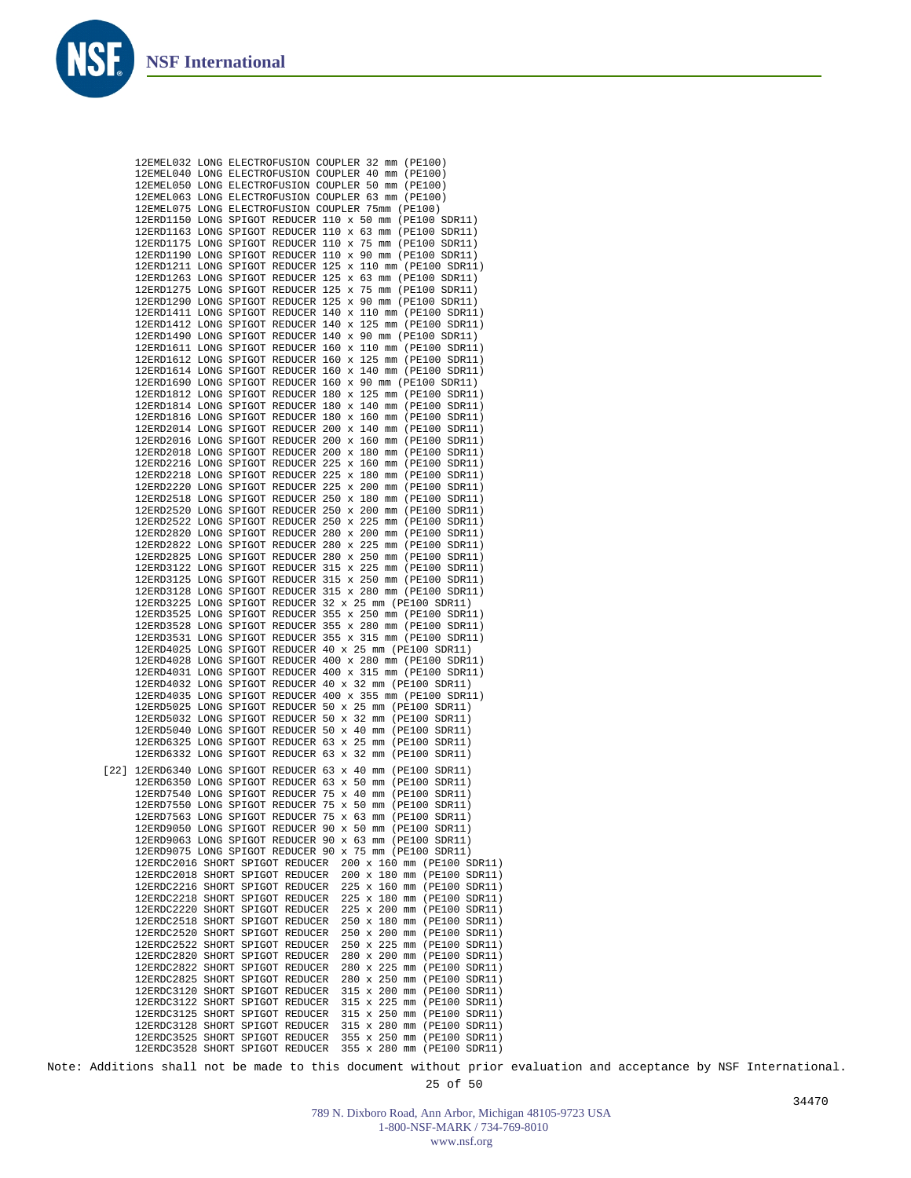```
     12EMEL032 LONG ELECTROFUSION COUPLER 32 mm (PE100)
     12EMEL040 LONG ELECTROFUSION COUPLER 40 mm (PE100)
     12EMEL050 LONG ELECTROFUSION COUPLER 50 mm (PE100)
     12EMEL063 LONG ELECTROFUSION COUPLER 63 mm (PE100)
     12EMEL075 LONG ELECTROFUSION COUPLER 75mm (PE100)
     12ERD1150 LONG SPIGOT REDUCER 110 x 50 mm (PE100 SDR11)
     12ERD1163 LONG SPIGOT REDUCER 110 x 63 mm (PE100 SDR11)
     12ERD1175 LONG SPIGOT REDUCER 110 x 75 mm (PE100 SDR11)
     12ERD1190 LONG SPIGOT REDUCER 110 x 90 mm (PE100 SDR11)
     12ERD1211 LONG SPIGOT REDUCER 125 x 110 mm (PE100 SDR11)
     12ERD1263 LONG SPIGOT REDUCER 125 x 63 mm (PE100 SDR11)
     12ERD1275 LONG SPIGOT REDUCER 125 x 75 mm (PE100 SDR11)
     12ERD1290 LONG SPIGOT REDUCER 125 x 90 mm (PE100 SDR11)
     12ERD1411 LONG SPIGOT REDUCER 140 x 110 mm (PE100 SDR11)
     12ERD1412 LONG SPIGOT REDUCER 140 x 125 mm (PE100 SDR11)
     12ERD1490 LONG SPIGOT REDUCER 140 x 90 mm (PE100 SDR11)
     12ERD1611 LONG SPIGOT REDUCER 160 x 110 mm (PE100 SDR11)
     12ERD1612 LONG SPIGOT REDUCER 160 x 125 mm (PE100 SDR11)
     12ERD1614 LONG SPIGOT REDUCER 160 x 140 mm (PE100 SDR11)
     12ERD1690 LONG SPIGOT REDUCER 160 x 90 mm (PE100 SDR11)
     12ERD1812 LONG SPIGOT REDUCER 180 x 125 mm (PE100 SDR11)
     12ERD1814 LONG SPIGOT REDUCER 180 x 140 mm (PE100 SDR11)
     12ERD1816 LONG SPIGOT REDUCER 180 x 160 mm (PE100 SDR11)
     12ERD2014 LONG SPIGOT REDUCER 200 x 140 mm (PE100 SDR11)
     12ERD2016 LONG SPIGOT REDUCER 200 x 160 mm (PE100 SDR11)
     12ERD2018 LONG SPIGOT REDUCER 200 x 180 mm (PE100 SDR11)
     12ERD2216 LONG SPIGOT REDUCER 225 x 160 mm (PE100 SDR11)
     12ERD2218 LONG SPIGOT REDUCER 225 x 180 mm (PE100 SDR11)
     12ERD2220 LONG SPIGOT REDUCER 225 x 200 mm (PE100 SDR11)
     12ERD2518 LONG SPIGOT REDUCER 250 x 180 mm (PE100 SDR11)
     12ERD2520 LONG SPIGOT REDUCER 250 x 200 mm (PE100 SDR11)
     12ERD2522 LONG SPIGOT REDUCER 250 x 225 mm (PE100 SDR11)
     12ERD2820 LONG SPIGOT REDUCER 280 x 200 mm (PE100 SDR11)
     12ERD2822 LONG SPIGOT REDUCER 280 x 225 mm (PE100 SDR11)
     12ERD2825 LONG SPIGOT REDUCER 280 x 250 mm (PE100 SDR11)
     12ERD3122 LONG SPIGOT REDUCER 315 x 225 mm (PE100 SDR11)
     12ERD3125 LONG SPIGOT REDUCER 315 x 250 mm (PE100 SDR11)
     12ERD3128 LONG SPIGOT REDUCER 315 x 280 mm (PE100 SDR11)
     12ERD3225 LONG SPIGOT REDUCER 32 x 25 mm (PE100 SDR11)
     12ERD3525 LONG SPIGOT REDUCER 355 x 250 mm (PE100 SDR11)
     12ERD3528 LONG SPIGOT REDUCER 355 x 280 mm (PE100 SDR11)
     12ERD3531 LONG SPIGOT REDUCER 355 x 315 mm (PE100 SDR11)
     12ERD4025 LONG SPIGOT REDUCER 40 x 25 mm (PE100 SDR11)
     12ERD4028 LONG SPIGOT REDUCER 400 x 280 mm (PE100 SDR11)
     12ERD4031 LONG SPIGOT REDUCER 400 x 315 mm (PE100 SDR11)
     12ERD4032 LONG SPIGOT REDUCER 40 x 32 mm (PE100 SDR11)
     12ERD4035 LONG SPIGOT REDUCER 400 x 355 mm (PE100 SDR11)
     12ERD5025 LONG SPIGOT REDUCER 50 x 25 mm (PE100 SDR11)
     12ERD5032 LONG SPIGOT REDUCER 50 x 32 mm (PE100 SDR11)
     12ERD5040 LONG SPIGOT REDUCER 50 x 40 mm (PE100 SDR11)
     12ERD6325 LONG SPIGOT REDUCER 63 x 25 mm (PE100 SDR11)
     12ERD6332 LONG SPIGOT REDUCER 63 x 32 mm (PE100 SDR11)
[22] 12ERD6340 LONG SPIGOT REDUCER 63 x 40 mm (PE100 SDR11)
     12ERD6350 LONG SPIGOT REDUCER 63 x 50 mm (PE100 SDR11)
     12ERD7540 LONG SPIGOT REDUCER 75 x 40 mm (PE100 SDR11)
     12ERD7550 LONG SPIGOT REDUCER 75 x 50 mm (PE100 SDR11)
     12ERD7563 LONG SPIGOT REDUCER 75 x 63 mm (PE100 SDR11)
     12ERD9050 LONG SPIGOT REDUCER 90 x 50 mm (PE100 SDR11)
     12ERD9063 LONG SPIGOT REDUCER 90 x 63 mm (PE100 SDR11)
     12ERD9075 LONG SPIGOT REDUCER 90 x 75 mm (PE100 SDR11)
     12ERDC2016 SHORT SPIGOT REDUCER  200 x 160 mm (PE100 SDR11)
     12ERDC2018 SHORT SPIGOT REDUCER  200 x 180 mm (PE100 SDR11)
     12ERDC2216 SHORT SPIGOT REDUCER  225 x 160 mm (PE100 SDR11)
     12ERDC2218 SHORT SPIGOT REDUCER  225 x 180 mm (PE100 SDR11)
     12ERDC2220 SHORT SPIGOT REDUCER  225 x 200 mm (PE100 SDR11)
     12ERDC2518 SHORT SPIGOT REDUCER  250 x 180 mm (PE100 SDR11)
     12ERDC2520 SHORT SPIGOT REDUCER  250 x 200 mm (PE100 SDR11)
     12ERDC2522 SHORT SPIGOT REDUCER  250 x 225 mm (PE100 SDR11)
     12ERDC2820 SHORT SPIGOT REDUCER  280 x 200 mm (PE100 SDR11)
     12ERDC2822 SHORT SPIGOT REDUCER  280 x 225 mm (PE100 SDR11)
     12ERDC2825 SHORT SPIGOT REDUCER  280 x 250 mm (PE100 SDR11)
     12ERDC3120 SHORT SPIGOT REDUCER  315 x 200 mm (PE100 SDR11)
     12ERDC3122 SHORT SPIGOT REDUCER  315 x 225 mm (PE100 SDR11)
     12ERDC3125 SHORT SPIGOT REDUCER  315 x 250 mm (PE100 SDR11)
     12ERDC3128 SHORT SPIGOT REDUCER  315 x 280 mm (PE100 SDR11)
     12ERDC3525 SHORT SPIGOT REDUCER  355 x 250 mm (PE100 SDR11)
     12ERDC3528 SHORT SPIGOT REDUCER  355 x 280 mm (PE100 SDR11)
```

Note: Additions shall not be made to this document without prior evaluation and acceptance by NSF International.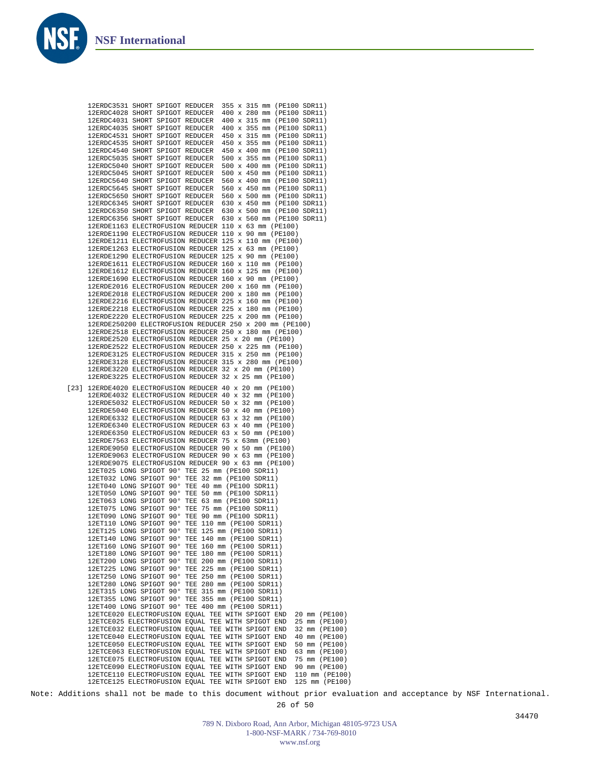```
12ERDC3531 SHORT SPIGOT REDUCER  355 x 315 mm (PE100 SDR11)
12ERDC4028 SHORT SPIGOT REDUCER  400 x 280 mm (PE100 SDR11)
12ERDC4031 SHORT SPIGOT REDUCER  400 x 315 mm (PE100 SDR11)
12ERDC4035 SHORT SPIGOT REDUCER  400 x 355 mm (PE100 SDR11)
12ERDC4531 SHORT SPIGOT REDUCER  450 x 315 mm (PE100 SDR11)
12ERDC4535 SHORT SPIGOT REDUCER  450 x 355 mm (PE100 SDR11)
12ERDC4540 SHORT SPIGOT REDUCER  450 x 400 mm (PE100 SDR11)
12ERDC5035 SHORT SPIGOT REDUCER  500 x 355 mm (PE100 SDR11)
12ERDC5040 SHORT SPIGOT REDUCER  500 x 400 mm (PE100 SDR11)
12ERDC5045 SHORT SPIGOT REDUCER  500 x 450 mm (PE100 SDR11)
12ERDC5640 SHORT SPIGOT REDUCER  560 x 400 mm (PE100 SDR11)
12ERDC5645 SHORT SPIGOT REDUCER  560 x 450 mm (PE100 SDR11)
12ERDC5650 SHORT SPIGOT REDUCER  560 x 500 mm (PE100 SDR11)
12ERDC6345 SHORT SPIGOT REDUCER  630 x 450 mm (PE100 SDR11)
12ERDC6350 SHORT SPIGOT REDUCER  630 x 500 mm (PE100 SDR11)
12ERDC6356 SHORT SPIGOT REDUCER  630 x 560 mm (PE100 SDR11)
12ERDE1163 ELECTROFUSION REDUCER 110 x 63 mm (PE100)
12ERDE1190 ELECTROFUSION REDUCER 110 x 90 mm (PE100)
12ERDE1211 ELECTROFUSION REDUCER 125 x 110 mm (PE100)
12ERDE1263 ELECTROFUSION REDUCER 125 x 63 mm (PE100)
12ERDE1290 ELECTROFUSION REDUCER 125 x 90 mm (PE100)
12ERDE1611 ELECTROFUSION REDUCER 160 x 110 mm (PE100)
12ERDE1612 ELECTROFUSION REDUCER 160 x 125 mm (PE100)
12ERDE1690 ELECTROFUSION REDUCER 160 x 90 mm (PE100)
12ERDE2016 ELECTROFUSION REDUCER 200 x 160 mm (PE100)
12ERDE2018 ELECTROFUSION REDUCER 200 x 180 mm (PE100)
12ERDE2216 ELECTROFUSION REDUCER 225 x 160 mm (PE100)
12ERDE2218 ELECTROFUSION REDUCER 225 x 180 mm (PE100)
12ERDE2220 ELECTROFUSION REDUCER 225 x 200 mm (PE100)
12ERDE250200 ELECTROFUSION REDUCER 250 x 200 mm (PE100)
12ERDE2518 ELECTROFUSION REDUCER 250 x 180 mm (PE100)
12ERDE2520 ELECTROFUSION REDUCER 25 x 20 mm (PE100)
12ERDE2522 ELECTROFUSION REDUCER 250 x 225 mm (PE100)
12ERDE3125 ELECTROFUSION REDUCER 315 x 250 mm (PE100)
12ERDE3128 ELECTROFUSION REDUCER 315 x 280 mm (PE100)
12ERDE3220 ELECTROFUSION REDUCER 32 x 20 mm (PE100)
12ERDE3225 ELECTROFUSION REDUCER 32 x 25 mm (PE100)
```

```
[23] 12ERDE4020 ELECTROFUSION REDUCER 40 x 20 mm (PE100)
     12ERDE4032 ELECTROFUSION REDUCER 40 x 32 mm (PE100)
     12ERDE5032 ELECTROFUSION REDUCER 50 x 32 mm (PE100)
     12ERDE5040 ELECTROFUSION REDUCER 50 x 40 mm (PE100)
     12ERDE6332 ELECTROFUSION REDUCER 63 x 32 mm (PE100)
     12ERDE6340 ELECTROFUSION REDUCER 63 x 40 mm (PE100)
     12ERDE6350 ELECTROFUSION REDUCER 63 x 50 mm (PE100)
     12ERDE7563 ELECTROFUSION REDUCER 75 x 63mm (PE100)
     12ERDE9050 ELECTROFUSION REDUCER 90 x 50 mm (PE100)
     12ERDE9063 ELECTROFUSION REDUCER 90 x 63 mm (PE100)
     12ERDE9075 ELECTROFUSION REDUCER 90 x 63 mm (PE100)
     12ET025 LONG SPIGOT 90° TEE 25 mm (PE100 SDR11)
     12ET032 LONG SPIGOT 90° TEE 32 mm (PE100 SDR11)
     12ET040 LONG SPIGOT 90° TEE 40 mm (PE100 SDR11)
     12ET050 LONG SPIGOT 90° TEE 50 mm (PE100 SDR11)
     12ET063 LONG SPIGOT 90° TEE 63 mm (PE100 SDR11)
     12ET075 LONG SPIGOT 90° TEE 75 mm (PE100 SDR11)
     12ET090 LONG SPIGOT 90° TEE 90 mm (PE100 SDR11)
     12ET110 LONG SPIGOT 90° TEE 110 mm (PE100 SDR11)
     12ET125 LONG SPIGOT 90° TEE 125 mm (PE100 SDR11)
     12ET140 LONG SPIGOT 90° TEE 140 mm (PE100 SDR11)
     12ET160 LONG SPIGOT 90° TEE 160 mm (PE100 SDR11)
     12ET180 LONG SPIGOT 90° TEE 180 mm (PE100 SDR11)
     12ET200 LONG SPIGOT 90° TEE 200 mm (PE100 SDR11)
     12ET225 LONG SPIGOT 90° TEE 225 mm (PE100 SDR11)
     12ET250 LONG SPIGOT 90° TEE 250 mm (PE100 SDR11)
     12ET280 LONG SPIGOT 90° TEE 280 mm (PE100 SDR11)
     12ET315 LONG SPIGOT 90° TEE 315 mm (PE100 SDR11)
     12ET355 LONG SPIGOT 90° TEE 355 mm (PE100 SDR11)
     12ET400 LONG SPIGOT 90° TEE 400 mm (PE100 SDR11)
     12ETCE020 ELECTROFUSION EQUAL TEE WITH SPIGOT END  20 mm (PE100)
     12ETCE025 ELECTROFUSION EQUAL TEE WITH SPIGOT END  25 mm (PE100)
     12ETCE032 ELECTROFUSION EQUAL TEE WITH SPIGOT END  32 mm (PE100)
     12ETCE040 ELECTROFUSION EQUAL TEE WITH SPIGOT END  40 mm (PE100)
     12ETCE050 ELECTROFUSION EQUAL TEE WITH SPIGOT END  50 mm (PE100)
     12ETCE063 ELECTROFUSION EQUAL TEE WITH SPIGOT END  63 mm (PE100)
     12ETCE075 ELECTROFUSION EQUAL TEE WITH SPIGOT END  75 mm (PE100)
     12ETCE090 ELECTROFUSION EQUAL TEE WITH SPIGOT END  90 mm (PE100)
     12ETCE110 ELECTROFUSION EQUAL TEE WITH SPIGOT END  110 mm (PE100)
     12ETCE125 ELECTROFUSION EQUAL TEE WITH SPIGOT END  125 mm (PE100)
```

Note: Additions shall not be made to this document without prior evaluation and acceptance by NSF International.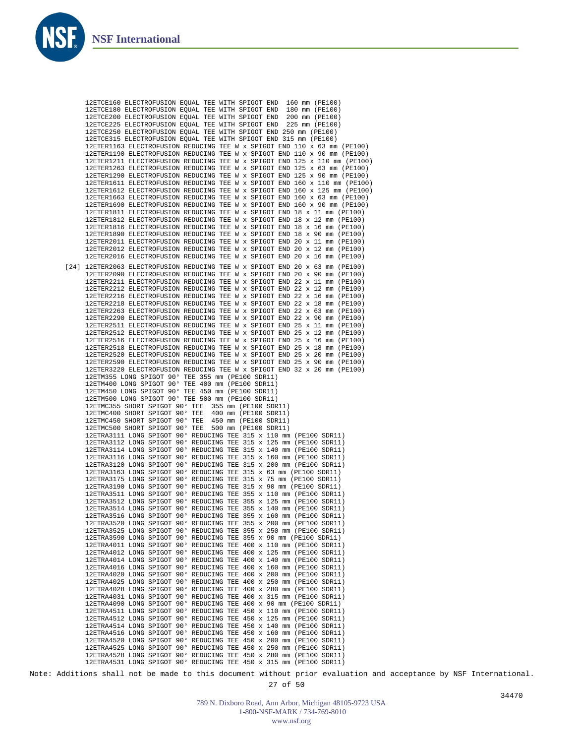```
       12ETCE160 ELECTROFUSION EQUAL TEE WITH SPIGOT END  160 mm (PE100)
       12ETCE180 ELECTROFUSION EQUAL TEE WITH SPIGOT END  180 mm (PE100)
       12ETCE200 ELECTROFUSION EQUAL TEE WITH SPIGOT END  200 mm (PE100)
       12ETCE225 ELECTROFUSION EQUAL TEE WITH SPIGOT END  225 mm (PE100)
       12ETCE250 ELECTROFUSION EQUAL TEE WITH SPIGOT END 250 mm (PE100)
       12ETCE315 ELECTROFUSION EQUAL TEE WITH SPIGOT END 315 mm (PE100)
       12ETER1163 ELECTROFUSION REDUCING TEE W x SPIGOT END 110 x 63 mm (PE100)
       12ETER1190 ELECTROFUSION REDUCING TEE W x SPIGOT END 110 x 90 mm (PE100)
       12ETER1211 ELECTROFUSION REDUCING TEE W x SPIGOT END 125 x 110 mm (PE100)
       12ETER1263 ELECTROFUSION REDUCING TEE W x SPIGOT END 125 x 63 mm (PE100)
       12ETER1290 ELECTROFUSION REDUCING TEE W x SPIGOT END 125 x 90 mm (PE100)
       12ETER1611 ELECTROFUSION REDUCING TEE W x SPIGOT END 160 x 110 mm (PE100)
       12ETER1612 ELECTROFUSION REDUCING TEE W x SPIGOT END 160 x 125 mm (PE100)
       12ETER1663 ELECTROFUSION REDUCING TEE W x SPIGOT END 160 x 63 mm (PE100)
       12ETER1690 ELECTROFUSION REDUCING TEE W x SPIGOT END 160 x 90 mm (PE100)
       12ETER1811 ELECTROFUSION REDUCING TEE W x SPIGOT END 18 x 11 mm (PE100)
       12ETER1812 ELECTROFUSION REDUCING TEE W x SPIGOT END 18 x 12 mm (PE100)
       12ETER1816 ELECTROFUSION REDUCING TEE W x SPIGOT END 18 x 16 mm (PE100)
       12ETER1890 ELECTROFUSION REDUCING TEE W x SPIGOT END 18 x 90 mm (PE100)
       12ETER2011 ELECTROFUSION REDUCING TEE W x SPIGOT END 20 x 11 mm (PE100)
       12ETER2012 ELECTROFUSION REDUCING TEE W x SPIGOT END 20 x 12 mm (PE100)
       12ETER2016 ELECTROFUSION REDUCING TEE W x SPIGOT END 20 x 16 mm (PE100)
  [24] 12ETER2063 ELECTROFUSION REDUCING TEE W x SPIGOT END 20 x 63 mm (PE100)
       12ETER2090 ELECTROFUSION REDUCING TEE W x SPIGOT END 20 x 90 mm (PE100)
       12ETER2211 ELECTROFUSION REDUCING TEE W x SPIGOT END 22 x 11 mm (PE100)
       12ETER2212 ELECTROFUSION REDUCING TEE W x SPIGOT END 22 x 12 mm (PE100)
       12ETER2216 ELECTROFUSION REDUCING TEE W x SPIGOT END 22 x 16 mm (PE100)
       12ETER2218 ELECTROFUSION REDUCING TEE W x SPIGOT END 22 x 18 mm (PE100)
       12ETER2263 ELECTROFUSION REDUCING TEE W x SPIGOT END 22 x 63 mm (PE100)
       12ETER2290 ELECTROFUSION REDUCING TEE W x SPIGOT END 22 x 90 mm (PE100)
       12ETER2511 ELECTROFUSION REDUCING TEE W x SPIGOT END 25 x 11 mm (PE100)
       12ETER2512 ELECTROFUSION REDUCING TEE W x SPIGOT END 25 x 12 mm (PE100)
       12ETER2516 ELECTROFUSION REDUCING TEE W x SPIGOT END 25 x 16 mm (PE100)
       12ETER2518 ELECTROFUSION REDUCING TEE W x SPIGOT END 25 x 18 mm (PE100)
       12ETER2520 ELECTROFUSION REDUCING TEE W x SPIGOT END 25 x 20 mm (PE100)
       12ETER2590 ELECTROFUSION REDUCING TEE W x SPIGOT END 25 x 90 mm (PE100)
       12ETER3220 ELECTROFUSION REDUCING TEE W x SPIGOT END 32 x 20 mm (PE100)
       12ETM355 LONG SPIGOT 90° TEE 355 mm (PE100 SDR11)
       12ETM400 LONG SPIGOT 90° TEE 400 mm (PE100 SDR11)
       12ETM450 LONG SPIGOT 90° TEE 450 mm (PE100 SDR11)
       12ETM500 LONG SPIGOT 90° TEE 500 mm (PE100 SDR11)
       12ETMC355 SHORT SPIGOT 90° TEE  355 mm (PE100 SDR11)
       12ETMC400 SHORT SPIGOT 90° TEE  400 mm (PE100 SDR11)
       12ETMC450 SHORT SPIGOT 90° TEE  450 mm (PE100 SDR11)
       12ETMC500 SHORT SPIGOT 90° TEE  500 mm (PE100 SDR11)
       12ETRA3111 LONG SPIGOT 90° REDUCING TEE 315 x 110 mm (PE100 SDR11)
       12ETRA3112 LONG SPIGOT 90° REDUCING TEE 315 x 125 mm (PE100 SDR11)
       12ETRA3114 LONG SPIGOT 90° REDUCING TEE 315 x 140 mm (PE100 SDR11)
       12ETRA3116 LONG SPIGOT 90° REDUCING TEE 315 x 160 mm (PE100 SDR11)
       12ETRA3120 LONG SPIGOT 90° REDUCING TEE 315 x 200 mm (PE100 SDR11)
       12ETRA3163 LONG SPIGOT 90° REDUCING TEE 315 x 63 mm (PE100 SDR11)
       12ETRA3175 LONG SPIGOT 90° REDUCING TEE 315 x 75 mm (PE100 SDR11)
       12ETRA3190 LONG SPIGOT 90° REDUCING TEE 315 x 90 mm (PE100 SDR11)
       12ETRA3511 LONG SPIGOT 90° REDUCING TEE 355 x 110 mm (PE100 SDR11)
       12ETRA3512 LONG SPIGOT 90° REDUCING TEE 355 x 125 mm (PE100 SDR11)
       12ETRA3514 LONG SPIGOT 90° REDUCING TEE 355 x 140 mm (PE100 SDR11)
       12ETRA3516 LONG SPIGOT 90° REDUCING TEE 355 x 160 mm (PE100 SDR11)
       12ETRA3520 LONG SPIGOT 90° REDUCING TEE 355 x 200 mm (PE100 SDR11)
       12ETRA3525 LONG SPIGOT 90° REDUCING TEE 355 x 250 mm (PE100 SDR11)
       12ETRA3590 LONG SPIGOT 90° REDUCING TEE 355 x 90 mm (PE100 SDR11)
       12ETRA4011 LONG SPIGOT 90° REDUCING TEE 400 x 110 mm (PE100 SDR11)
       12ETRA4012 LONG SPIGOT 90° REDUCING TEE 400 x 125 mm (PE100 SDR11)
       12ETRA4014 LONG SPIGOT 90° REDUCING TEE 400 x 140 mm (PE100 SDR11)
       12ETRA4016 LONG SPIGOT 90° REDUCING TEE 400 x 160 mm (PE100 SDR11)
       12ETRA4020 LONG SPIGOT 90° REDUCING TEE 400 x 200 mm (PE100 SDR11)
       12ETRA4025 LONG SPIGOT 90° REDUCING TEE 400 x 250 mm (PE100 SDR11)
       12ETRA4028 LONG SPIGOT 90° REDUCING TEE 400 x 280 mm (PE100 SDR11)
       12ETRA4031 LONG SPIGOT 90° REDUCING TEE 400 x 315 mm (PE100 SDR11)
       12ETRA4090 LONG SPIGOT 90° REDUCING TEE 400 x 90 mm (PE100 SDR11)
       12ETRA4511 LONG SPIGOT 90° REDUCING TEE 450 x 110 mm (PE100 SDR11)
       12ETRA4512 LONG SPIGOT 90° REDUCING TEE 450 x 125 mm (PE100 SDR11)
       12ETRA4514 LONG SPIGOT 90° REDUCING TEE 450 x 140 mm (PE100 SDR11)
       12ETRA4516 LONG SPIGOT 90° REDUCING TEE 450 x 160 mm (PE100 SDR11)
       12ETRA4520 LONG SPIGOT 90° REDUCING TEE 450 x 200 mm (PE100 SDR11)
       12ETRA4525 LONG SPIGOT 90° REDUCING TEE 450 x 250 mm (PE100 SDR11)
       12ETRA4528 LONG SPIGOT 90° REDUCING TEE 450 x 280 mm (PE100 SDR11)
       12ETRA4531 LONG SPIGOT 90° REDUCING TEE 450 x 315 mm (PE100 SDR11)
```

Note: Additions shall not be made to this document without prior evaluation and acceptance by NSF International.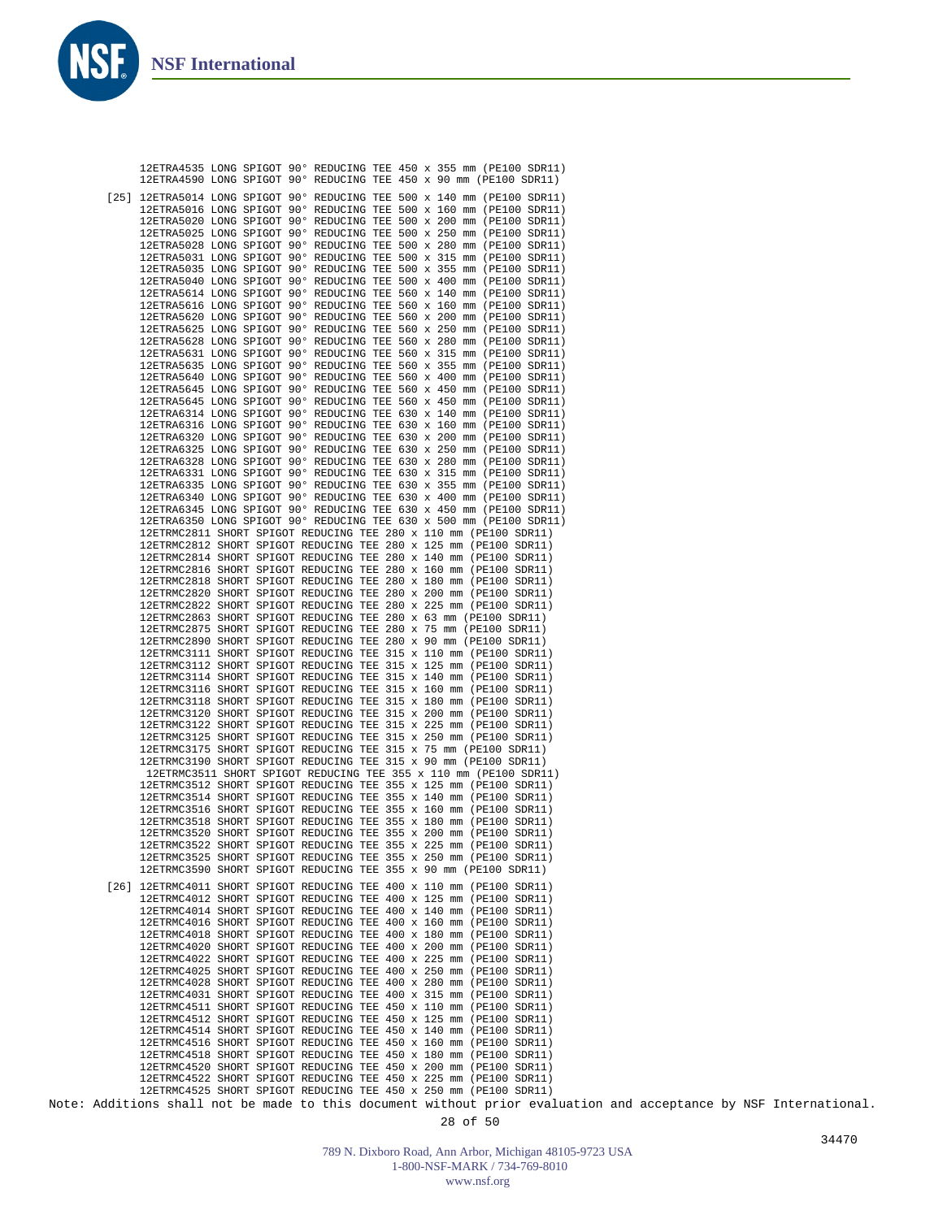```
     12ETRA4535 LONG SPIGOT 90° REDUCING TEE 450 x 355 mm (PE100 SDR11)
     12ETRA4590 LONG SPIGOT 90° REDUCING TEE 450 x 90 mm (PE100 SDR11)

[25] 12ETRA5014 LONG SPIGOT 90° REDUCING TEE 500 x 140 mm (PE100 SDR11)
     12ETRA5016 LONG SPIGOT 90° REDUCING TEE 500 x 160 mm (PE100 SDR11)
     12ETRA5020 LONG SPIGOT 90° REDUCING TEE 500 x 200 mm (PE100 SDR11)
     12ETRA5025 LONG SPIGOT 90° REDUCING TEE 500 x 250 mm (PE100 SDR11)
     12ETRA5028 LONG SPIGOT 90° REDUCING TEE 500 x 280 mm (PE100 SDR11)
     12ETRA5031 LONG SPIGOT 90° REDUCING TEE 500 x 315 mm (PE100 SDR11)
     12ETRA5035 LONG SPIGOT 90° REDUCING TEE 500 x 355 mm (PE100 SDR11)
     12ETRA5040 LONG SPIGOT 90° REDUCING TEE 500 x 400 mm (PE100 SDR11)
     12ETRA5614 LONG SPIGOT 90° REDUCING TEE 560 x 140 mm (PE100 SDR11)
     12ETRA5616 LONG SPIGOT 90° REDUCING TEE 560 x 160 mm (PE100 SDR11)
     12ETRA5620 LONG SPIGOT 90° REDUCING TEE 560 x 200 mm (PE100 SDR11)
     12ETRA5625 LONG SPIGOT 90° REDUCING TEE 560 x 250 mm (PE100 SDR11)
     12ETRA5628 LONG SPIGOT 90° REDUCING TEE 560 x 280 mm (PE100 SDR11)
     12ETRA5631 LONG SPIGOT 90° REDUCING TEE 560 x 315 mm (PE100 SDR11)
     12ETRA5635 LONG SPIGOT 90° REDUCING TEE 560 x 355 mm (PE100 SDR11)
     12ETRA5640 LONG SPIGOT 90° REDUCING TEE 560 x 400 mm (PE100 SDR11)
     12ETRA5645 LONG SPIGOT 90° REDUCING TEE 560 x 450 mm (PE100 SDR11)
     12ETRA5645 LONG SPIGOT 90° REDUCING TEE 560 x 450 mm (PE100 SDR11)
     12ETRA6314 LONG SPIGOT 90° REDUCING TEE 630 x 140 mm (PE100 SDR11)
     12ETRA6316 LONG SPIGOT 90° REDUCING TEE 630 x 160 mm (PE100 SDR11)
     12ETRA6320 LONG SPIGOT 90° REDUCING TEE 630 x 200 mm (PE100 SDR11)
     12ETRA6325 LONG SPIGOT 90° REDUCING TEE 630 x 250 mm (PE100 SDR11)
     12ETRA6328 LONG SPIGOT 90° REDUCING TEE 630 x 280 mm (PE100 SDR11)
     12ETRA6331 LONG SPIGOT 90° REDUCING TEE 630 x 315 mm (PE100 SDR11)
     12ETRA6335 LONG SPIGOT 90° REDUCING TEE 630 x 355 mm (PE100 SDR11)
     12ETRA6340 LONG SPIGOT 90° REDUCING TEE 630 x 400 mm (PE100 SDR11)
     12ETRA6345 LONG SPIGOT 90° REDUCING TEE 630 x 450 mm (PE100 SDR11)
     12ETRA6350 LONG SPIGOT 90° REDUCING TEE 630 x 500 mm (PE100 SDR11)
     12ETRMC2811 SHORT SPIGOT REDUCING TEE 280 x 110 mm (PE100 SDR11)
     12ETRMC2812 SHORT SPIGOT REDUCING TEE 280 x 125 mm (PE100 SDR11)
     12ETRMC2814 SHORT SPIGOT REDUCING TEE 280 x 140 mm (PE100 SDR11)
     12ETRMC2816 SHORT SPIGOT REDUCING TEE 280 x 160 mm (PE100 SDR11)
     12ETRMC2818 SHORT SPIGOT REDUCING TEE 280 x 180 mm (PE100 SDR11)
     12ETRMC2820 SHORT SPIGOT REDUCING TEE 280 x 200 mm (PE100 SDR11)
     12ETRMC2822 SHORT SPIGOT REDUCING TEE 280 x 225 mm (PE100 SDR11)
     12ETRMC2863 SHORT SPIGOT REDUCING TEE 280 x 63 mm (PE100 SDR11)
     12ETRMC2875 SHORT SPIGOT REDUCING TEE 280 x 75 mm (PE100 SDR11)
     12ETRMC2890 SHORT SPIGOT REDUCING TEE 280 x 90 mm (PE100 SDR11)
     12ETRMC3111 SHORT SPIGOT REDUCING TEE 315 x 110 mm (PE100 SDR11)
     12ETRMC3112 SHORT SPIGOT REDUCING TEE 315 x 125 mm (PE100 SDR11)
     12ETRMC3114 SHORT SPIGOT REDUCING TEE 315 x 140 mm (PE100 SDR11)
     12ETRMC3116 SHORT SPIGOT REDUCING TEE 315 x 160 mm (PE100 SDR11)
     12ETRMC3118 SHORT SPIGOT REDUCING TEE 315 x 180 mm (PE100 SDR11)
     12ETRMC3120 SHORT SPIGOT REDUCING TEE 315 x 200 mm (PE100 SDR11)
     12ETRMC3122 SHORT SPIGOT REDUCING TEE 315 x 225 mm (PE100 SDR11)
     12ETRMC3125 SHORT SPIGOT REDUCING TEE 315 x 250 mm (PE100 SDR11)
     12ETRMC3175 SHORT SPIGOT REDUCING TEE 315 x 75 mm (PE100 SDR11)
     12ETRMC3190 SHORT SPIGOT REDUCING TEE 315 x 90 mm (PE100 SDR11)
      12ETRMC3511 SHORT SPIGOT REDUCING TEE 355 x 110 mm (PE100 SDR11)
     12ETRMC3512 SHORT SPIGOT REDUCING TEE 355 x 125 mm (PE100 SDR11)
     12ETRMC3514 SHORT SPIGOT REDUCING TEE 355 x 140 mm (PE100 SDR11)
     12ETRMC3516 SHORT SPIGOT REDUCING TEE 355 x 160 mm (PE100 SDR11)
     12ETRMC3518 SHORT SPIGOT REDUCING TEE 355 x 180 mm (PE100 SDR11)
     12ETRMC3520 SHORT SPIGOT REDUCING TEE 355 x 200 mm (PE100 SDR11)
     12ETRMC3522 SHORT SPIGOT REDUCING TEE 355 x 225 mm (PE100 SDR11)
     12ETRMC3525 SHORT SPIGOT REDUCING TEE 355 x 250 mm (PE100 SDR11)
     12ETRMC3590 SHORT SPIGOT REDUCING TEE 355 x 90 mm (PE100 SDR11)

[26] 12ETRMC4011 SHORT SPIGOT REDUCING TEE 400 x 110 mm (PE100 SDR11)
     12ETRMC4012 SHORT SPIGOT REDUCING TEE 400 x 125 mm (PE100 SDR11)
     12ETRMC4014 SHORT SPIGOT REDUCING TEE 400 x 140 mm (PE100 SDR11)
     12ETRMC4016 SHORT SPIGOT REDUCING TEE 400 x 160 mm (PE100 SDR11)
     12ETRMC4018 SHORT SPIGOT REDUCING TEE 400 x 180 mm (PE100 SDR11)
     12ETRMC4020 SHORT SPIGOT REDUCING TEE 400 x 200 mm (PE100 SDR11)
     12ETRMC4022 SHORT SPIGOT REDUCING TEE 400 x 225 mm (PE100 SDR11)
     12ETRMC4025 SHORT SPIGOT REDUCING TEE 400 x 250 mm (PE100 SDR11)
     12ETRMC4028 SHORT SPIGOT REDUCING TEE 400 x 280 mm (PE100 SDR11)
     12ETRMC4031 SHORT SPIGOT REDUCING TEE 400 x 315 mm (PE100 SDR11)
     12ETRMC4511 SHORT SPIGOT REDUCING TEE 450 x 110 mm (PE100 SDR11)
     12ETRMC4512 SHORT SPIGOT REDUCING TEE 450 x 125 mm (PE100 SDR11)
     12ETRMC4514 SHORT SPIGOT REDUCING TEE 450 x 140 mm (PE100 SDR11)
     12ETRMC4516 SHORT SPIGOT REDUCING TEE 450 x 160 mm (PE100 SDR11)
     12ETRMC4518 SHORT SPIGOT REDUCING TEE 450 x 180 mm (PE100 SDR11)
     12ETRMC4520 SHORT SPIGOT REDUCING TEE 450 x 200 mm (PE100 SDR11)
     12ETRMC4522 SHORT SPIGOT REDUCING TEE 450 x 225 mm (PE100 SDR11)
     12ETRMC4525 SHORT SPIGOT REDUCING TEE 450 x 250 mm (PE100 SDR11)
```

Note: Additions shall not be made to this document without prior evaluation and acceptance by NSF International.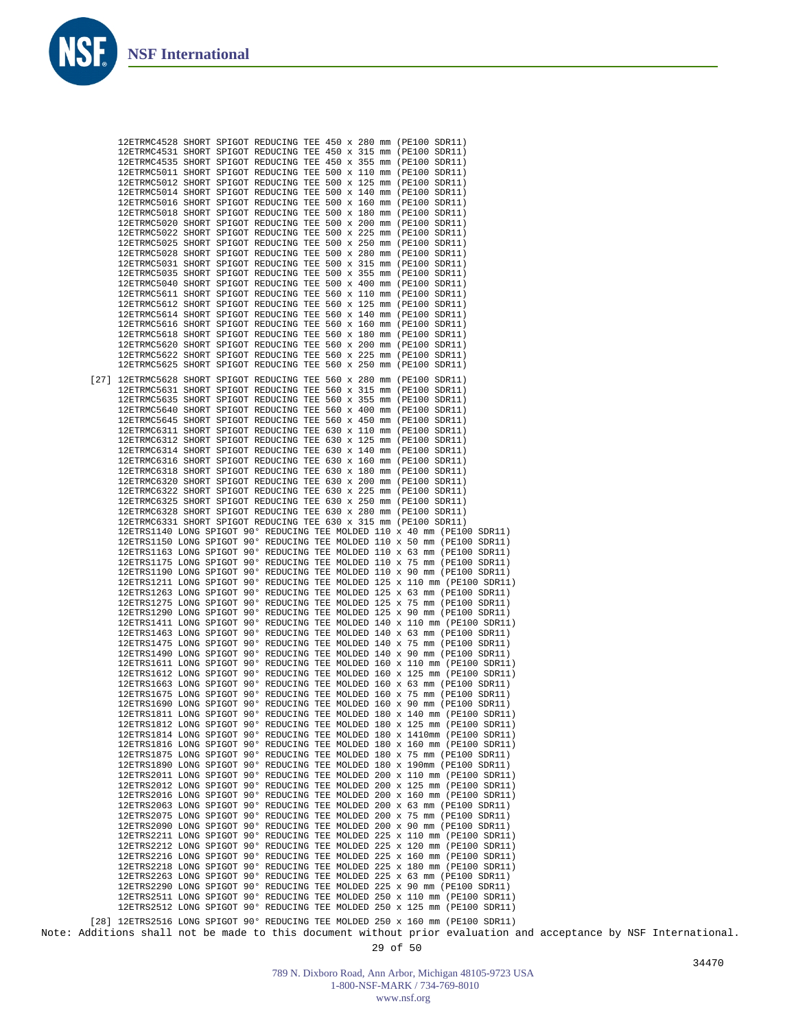```
      12ETRMC4528 SHORT SPIGOT REDUCING TEE 450 x 280 mm (PE100 SDR11)
      12ETRMC4531 SHORT SPIGOT REDUCING TEE 450 x 315 mm (PE100 SDR11)
      12ETRMC4535 SHORT SPIGOT REDUCING TEE 450 x 355 mm (PE100 SDR11)
      12ETRMC5011 SHORT SPIGOT REDUCING TEE 500 x 110 mm (PE100 SDR11)
      12ETRMC5012 SHORT SPIGOT REDUCING TEE 500 x 125 mm (PE100 SDR11)
      12ETRMC5014 SHORT SPIGOT REDUCING TEE 500 x 140 mm (PE100 SDR11)
      12ETRMC5016 SHORT SPIGOT REDUCING TEE 500 x 160 mm (PE100 SDR11)
      12ETRMC5018 SHORT SPIGOT REDUCING TEE 500 x 180 mm (PE100 SDR11)
      12ETRMC5020 SHORT SPIGOT REDUCING TEE 500 x 200 mm (PE100 SDR11)
      12ETRMC5022 SHORT SPIGOT REDUCING TEE 500 x 225 mm (PE100 SDR11)
      12ETRMC5025 SHORT SPIGOT REDUCING TEE 500 x 250 mm (PE100 SDR11)
      12ETRMC5028 SHORT SPIGOT REDUCING TEE 500 x 280 mm (PE100 SDR11)
      12ETRMC5031 SHORT SPIGOT REDUCING TEE 500 x 315 mm (PE100 SDR11)
      12ETRMC5035 SHORT SPIGOT REDUCING TEE 500 x 355 mm (PE100 SDR11)
      12ETRMC5040 SHORT SPIGOT REDUCING TEE 500 x 400 mm (PE100 SDR11)
      12ETRMC5611 SHORT SPIGOT REDUCING TEE 560 x 110 mm (PE100 SDR11)
      12ETRMC5612 SHORT SPIGOT REDUCING TEE 560 x 125 mm (PE100 SDR11)
      12ETRMC5614 SHORT SPIGOT REDUCING TEE 560 x 140 mm (PE100 SDR11)
      12ETRMC5616 SHORT SPIGOT REDUCING TEE 560 x 160 mm (PE100 SDR11)
      12ETRMC5618 SHORT SPIGOT REDUCING TEE 560 x 180 mm (PE100 SDR11)
      12ETRMC5620 SHORT SPIGOT REDUCING TEE 560 x 200 mm (PE100 SDR11)
      12ETRMC5622 SHORT SPIGOT REDUCING TEE 560 x 225 mm (PE100 SDR11)
      12ETRMC5625 SHORT SPIGOT REDUCING TEE 560 x 250 mm (PE100 SDR11)

 [27] 12ETRMC5628 SHORT SPIGOT REDUCING TEE 560 x 280 mm (PE100 SDR11)
      12ETRMC5631 SHORT SPIGOT REDUCING TEE 560 x 315 mm (PE100 SDR11)
      12ETRMC5635 SHORT SPIGOT REDUCING TEE 560 x 355 mm (PE100 SDR11)
      12ETRMC5640 SHORT SPIGOT REDUCING TEE 560 x 400 mm (PE100 SDR11)
      12ETRMC5645 SHORT SPIGOT REDUCING TEE 560 x 450 mm (PE100 SDR11)
      12ETRMC6311 SHORT SPIGOT REDUCING TEE 630 x 110 mm (PE100 SDR11)
      12ETRMC6312 SHORT SPIGOT REDUCING TEE 630 x 125 mm (PE100 SDR11)
      12ETRMC6314 SHORT SPIGOT REDUCING TEE 630 x 140 mm (PE100 SDR11)
      12ETRMC6316 SHORT SPIGOT REDUCING TEE 630 x 160 mm (PE100 SDR11)
      12ETRMC6318 SHORT SPIGOT REDUCING TEE 630 x 180 mm (PE100 SDR11)
      12ETRMC6320 SHORT SPIGOT REDUCING TEE 630 x 200 mm (PE100 SDR11)
      12ETRMC6322 SHORT SPIGOT REDUCING TEE 630 x 225 mm (PE100 SDR11)
      12ETRMC6325 SHORT SPIGOT REDUCING TEE 630 x 250 mm (PE100 SDR11)
      12ETRMC6328 SHORT SPIGOT REDUCING TEE 630 x 280 mm (PE100 SDR11)
      12ETRMC6331 SHORT SPIGOT REDUCING TEE 630 x 315 mm (PE100 SDR11)
      12ETRS1140 LONG SPIGOT 90° REDUCING TEE MOLDED 110 x 40 mm (PE100 SDR11)
      12ETRS1150 LONG SPIGOT 90° REDUCING TEE MOLDED 110 x 50 mm (PE100 SDR11)
      12ETRS1163 LONG SPIGOT 90° REDUCING TEE MOLDED 110 x 63 mm (PE100 SDR11)
      12ETRS1175 LONG SPIGOT 90° REDUCING TEE MOLDED 110 x 75 mm (PE100 SDR11)
      12ETRS1190 LONG SPIGOT 90° REDUCING TEE MOLDED 110 x 90 mm (PE100 SDR11)
      12ETRS1211 LONG SPIGOT 90° REDUCING TEE MOLDED 125 x 110 mm (PE100 SDR11)
      12ETRS1263 LONG SPIGOT 90° REDUCING TEE MOLDED 125 x 63 mm (PE100 SDR11)
      12ETRS1275 LONG SPIGOT 90° REDUCING TEE MOLDED 125 x 75 mm (PE100 SDR11)
      12ETRS1290 LONG SPIGOT 90° REDUCING TEE MOLDED 125 x 90 mm (PE100 SDR11)
      12ETRS1411 LONG SPIGOT 90° REDUCING TEE MOLDED 140 x 110 mm (PE100 SDR11)
      12ETRS1463 LONG SPIGOT 90° REDUCING TEE MOLDED 140 x 63 mm (PE100 SDR11)
      12ETRS1475 LONG SPIGOT 90° REDUCING TEE MOLDED 140 x 75 mm (PE100 SDR11)
      12ETRS1490 LONG SPIGOT 90° REDUCING TEE MOLDED 140 x 90 mm (PE100 SDR11)
      12ETRS1611 LONG SPIGOT 90° REDUCING TEE MOLDED 160 x 110 mm (PE100 SDR11)
      12ETRS1612 LONG SPIGOT 90° REDUCING TEE MOLDED 160 x 125 mm (PE100 SDR11)
      12ETRS1663 LONG SPIGOT 90° REDUCING TEE MOLDED 160 x 63 mm (PE100 SDR11)
      12ETRS1675 LONG SPIGOT 90° REDUCING TEE MOLDED 160 x 75 mm (PE100 SDR11)
      12ETRS1690 LONG SPIGOT 90° REDUCING TEE MOLDED 160 x 90 mm (PE100 SDR11)
      12ETRS1811 LONG SPIGOT 90° REDUCING TEE MOLDED 180 x 140 mm (PE100 SDR11)
      12ETRS1812 LONG SPIGOT 90° REDUCING TEE MOLDED 180 x 125 mm (PE100 SDR11)
      12ETRS1814 LONG SPIGOT 90° REDUCING TEE MOLDED 180 x 1410mm (PE100 SDR11)
      12ETRS1816 LONG SPIGOT 90° REDUCING TEE MOLDED 180 x 160 mm (PE100 SDR11)
      12ETRS1875 LONG SPIGOT 90° REDUCING TEE MOLDED 180 x 75 mm (PE100 SDR11)
      12ETRS1890 LONG SPIGOT 90° REDUCING TEE MOLDED 180 x 190mm (PE100 SDR11)
      12ETRS2011 LONG SPIGOT 90° REDUCING TEE MOLDED 200 x 110 mm (PE100 SDR11)
      12ETRS2012 LONG SPIGOT 90° REDUCING TEE MOLDED 200 x 125 mm (PE100 SDR11)
      12ETRS2016 LONG SPIGOT 90° REDUCING TEE MOLDED 200 x 160 mm (PE100 SDR11)
      12ETRS2063 LONG SPIGOT 90° REDUCING TEE MOLDED 200 x 63 mm (PE100 SDR11)
      12ETRS2075 LONG SPIGOT 90° REDUCING TEE MOLDED 200 x 75 mm (PE100 SDR11)
      12ETRS2090 LONG SPIGOT 90° REDUCING TEE MOLDED 200 x 90 mm (PE100 SDR11)
      12ETRS2211 LONG SPIGOT 90° REDUCING TEE MOLDED 225 x 110 mm (PE100 SDR11)
      12ETRS2212 LONG SPIGOT 90° REDUCING TEE MOLDED 225 x 120 mm (PE100 SDR11)
      12ETRS2216 LONG SPIGOT 90° REDUCING TEE MOLDED 225 x 160 mm (PE100 SDR11)
      12ETRS2218 LONG SPIGOT 90° REDUCING TEE MOLDED 225 x 180 mm (PE100 SDR11)
      12ETRS2263 LONG SPIGOT 90° REDUCING TEE MOLDED 225 x 63 mm (PE100 SDR11)
      12ETRS2290 LONG SPIGOT 90° REDUCING TEE MOLDED 225 x 90 mm (PE100 SDR11)
      12ETRS2511 LONG SPIGOT 90° REDUCING TEE MOLDED 250 x 110 mm (PE100 SDR11)
      12ETRS2512 LONG SPIGOT 90° REDUCING TEE MOLDED 250 x 125 mm (PE100 SDR11)

 [28] 12ETRS2516 LONG SPIGOT 90° REDUCING TEE MOLDED 250 x 160 mm (PE100 SDR11)
```

Note: Additions shall not be made to this document without prior evaluation and acceptance by NSF International.

34470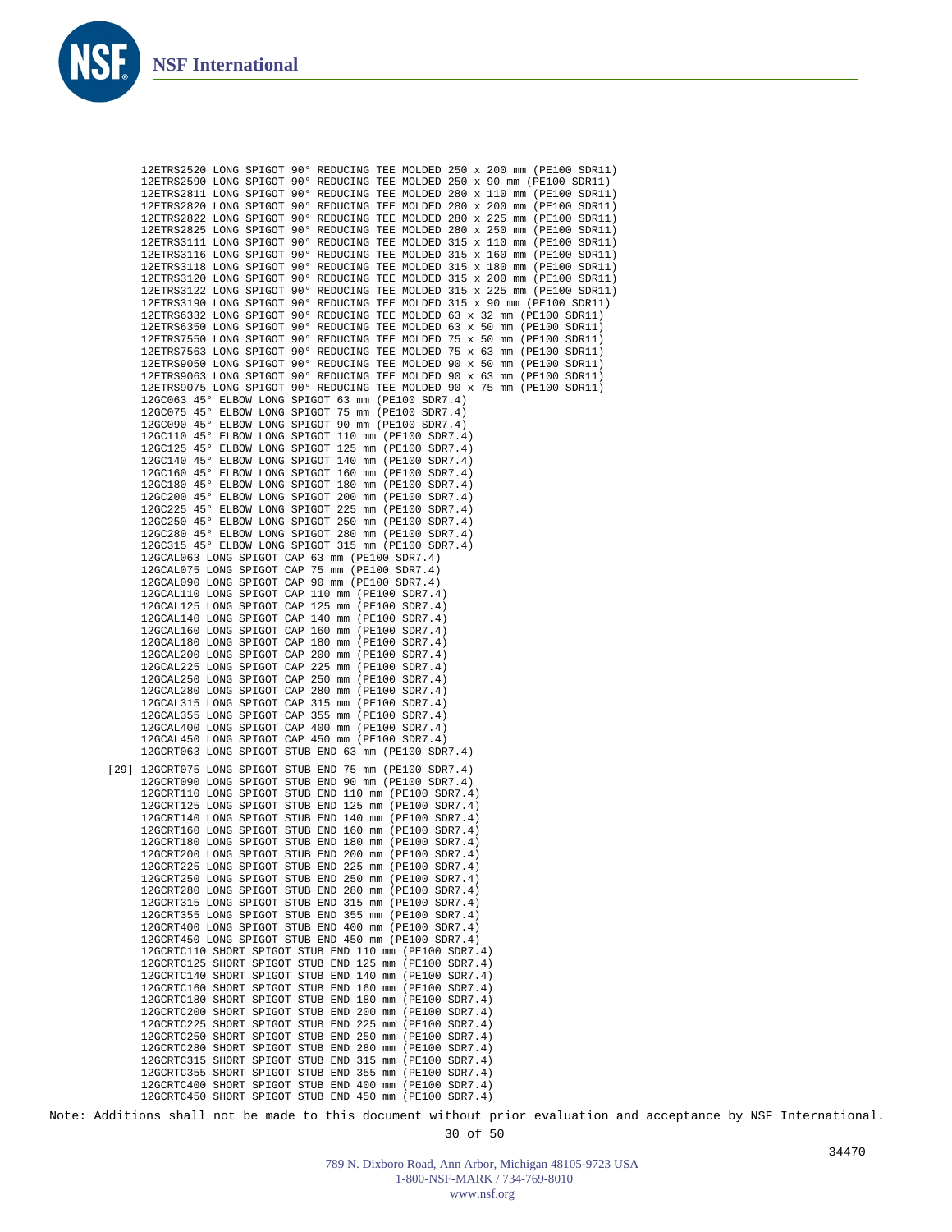12ETRS2520 LONG SPIGOT 90° REDUCING TEE MOLDED 250 x 200 mm (PE100 SDR11)
12ETRS2590 LONG SPIGOT 90° REDUCING TEE MOLDED 250 x 90 mm (PE100 SDR11)
12ETRS2811 LONG SPIGOT 90° REDUCING TEE MOLDED 280 x 110 mm (PE100 SDR11)
12ETRS2820 LONG SPIGOT 90° REDUCING TEE MOLDED 280 x 200 mm (PE100 SDR11)
12ETRS2822 LONG SPIGOT 90° REDUCING TEE MOLDED 280 x 225 mm (PE100 SDR11)
12ETRS2825 LONG SPIGOT 90° REDUCING TEE MOLDED 280 x 250 mm (PE100 SDR11)
12ETRS3111 LONG SPIGOT 90° REDUCING TEE MOLDED 315 x 110 mm (PE100 SDR11)
12ETRS3116 LONG SPIGOT 90° REDUCING TEE MOLDED 315 x 160 mm (PE100 SDR11)
12ETRS3118 LONG SPIGOT 90° REDUCING TEE MOLDED 315 x 180 mm (PE100 SDR11)
12ETRS3120 LONG SPIGOT 90° REDUCING TEE MOLDED 315 x 200 mm (PE100 SDR11)
12ETRS3122 LONG SPIGOT 90° REDUCING TEE MOLDED 315 x 225 mm (PE100 SDR11)
12ETRS3190 LONG SPIGOT 90° REDUCING TEE MOLDED 315 x 90 mm (PE100 SDR11)
12ETRS6332 LONG SPIGOT 90° REDUCING TEE MOLDED 63 x 32 mm (PE100 SDR11)
12ETRS6350 LONG SPIGOT 90° REDUCING TEE MOLDED 63 x 50 mm (PE100 SDR11)
12ETRS7550 LONG SPIGOT 90° REDUCING TEE MOLDED 75 x 50 mm (PE100 SDR11)
12ETRS7563 LONG SPIGOT 90° REDUCING TEE MOLDED 75 x 63 mm (PE100 SDR11)
12ETRS9050 LONG SPIGOT 90° REDUCING TEE MOLDED 90 x 50 mm (PE100 SDR11)
12ETRS9063 LONG SPIGOT 90° REDUCING TEE MOLDED 90 x 63 mm (PE100 SDR11)
12ETRS9075 LONG SPIGOT 90° REDUCING TEE MOLDED 90 x 75 mm (PE100 SDR11)
12GC063 45° ELBOW LONG SPIGOT 63 mm (PE100 SDR7.4)
12GC075 45° ELBOW LONG SPIGOT 75 mm (PE100 SDR7.4)
12GC090 45° ELBOW LONG SPIGOT 90 mm (PE100 SDR7.4)
12GC110 45° ELBOW LONG SPIGOT 110 mm (PE100 SDR7.4)
12GC125 45° ELBOW LONG SPIGOT 125 mm (PE100 SDR7.4)
12GC140 45° ELBOW LONG SPIGOT 140 mm (PE100 SDR7.4)
12GC160 45° ELBOW LONG SPIGOT 160 mm (PE100 SDR7.4)
12GC180 45° ELBOW LONG SPIGOT 180 mm (PE100 SDR7.4)
12GC200 45° ELBOW LONG SPIGOT 200 mm (PE100 SDR7.4)
12GC225 45° ELBOW LONG SPIGOT 225 mm (PE100 SDR7.4)
12GC250 45° ELBOW LONG SPIGOT 250 mm (PE100 SDR7.4)
12GC280 45° ELBOW LONG SPIGOT 280 mm (PE100 SDR7.4)
12GC315 45° ELBOW LONG SPIGOT 315 mm (PE100 SDR7.4)
12GCAL063 LONG SPIGOT CAP 63 mm (PE100 SDR7.4)
12GCAL075 LONG SPIGOT CAP 75 mm (PE100 SDR7.4)
12GCAL090 LONG SPIGOT CAP 90 mm (PE100 SDR7.4)
12GCAL110 LONG SPIGOT CAP 110 mm (PE100 SDR7.4)
12GCAL125 LONG SPIGOT CAP 125 mm (PE100 SDR7.4)
12GCAL140 LONG SPIGOT CAP 140 mm (PE100 SDR7.4)
12GCAL160 LONG SPIGOT CAP 160 mm (PE100 SDR7.4)
12GCAL180 LONG SPIGOT CAP 180 mm (PE100 SDR7.4)
12GCAL200 LONG SPIGOT CAP 200 mm (PE100 SDR7.4)
12GCAL225 LONG SPIGOT CAP 225 mm (PE100 SDR7.4)
12GCAL250 LONG SPIGOT CAP 250 mm (PE100 SDR7.4)
12GCAL280 LONG SPIGOT CAP 280 mm (PE100 SDR7.4)
12GCAL315 LONG SPIGOT CAP 315 mm (PE100 SDR7.4)
12GCAL355 LONG SPIGOT CAP 355 mm (PE100 SDR7.4)
12GCAL400 LONG SPIGOT CAP 400 mm (PE100 SDR7.4)
12GCAL450 LONG SPIGOT CAP 450 mm (PE100 SDR7.4)
12GCRT063 LONG SPIGOT STUB END 63 mm (PE100 SDR7.4)

[29] 12GCRT075 LONG SPIGOT STUB END 75 mm (PE100 SDR7.4)
12GCRT090 LONG SPIGOT STUB END 90 mm (PE100 SDR7.4)
12GCRT110 LONG SPIGOT STUB END 110 mm (PE100 SDR7.4)
12GCRT125 LONG SPIGOT STUB END 125 mm (PE100 SDR7.4)
12GCRT140 LONG SPIGOT STUB END 140 mm (PE100 SDR7.4)
12GCRT160 LONG SPIGOT STUB END 160 mm (PE100 SDR7.4)
12GCRT180 LONG SPIGOT STUB END 180 mm (PE100 SDR7.4)
12GCRT200 LONG SPIGOT STUB END 200 mm (PE100 SDR7.4)
12GCRT225 LONG SPIGOT STUB END 225 mm (PE100 SDR7.4)
12GCRT250 LONG SPIGOT STUB END 250 mm (PE100 SDR7.4)
12GCRT280 LONG SPIGOT STUB END 280 mm (PE100 SDR7.4)
12GCRT315 LONG SPIGOT STUB END 315 mm (PE100 SDR7.4)
12GCRT355 LONG SPIGOT STUB END 355 mm (PE100 SDR7.4)
12GCRT400 LONG SPIGOT STUB END 400 mm (PE100 SDR7.4)
12GCRT450 LONG SPIGOT STUB END 450 mm (PE100 SDR7.4)
12GCRTC110 SHORT SPIGOT STUB END 110 mm (PE100 SDR7.4)
12GCRTC125 SHORT SPIGOT STUB END 125 mm (PE100 SDR7.4)
12GCRTC140 SHORT SPIGOT STUB END 140 mm (PE100 SDR7.4)
12GCRTC160 SHORT SPIGOT STUB END 160 mm (PE100 SDR7.4)
12GCRTC180 SHORT SPIGOT STUB END 180 mm (PE100 SDR7.4)
12GCRTC200 SHORT SPIGOT STUB END 200 mm (PE100 SDR7.4)
12GCRTC225 SHORT SPIGOT STUB END 225 mm (PE100 SDR7.4)
12GCRTC250 SHORT SPIGOT STUB END 250 mm (PE100 SDR7.4)
12GCRTC280 SHORT SPIGOT STUB END 280 mm (PE100 SDR7.4)
12GCRTC315 SHORT SPIGOT STUB END 315 mm (PE100 SDR7.4)
12GCRTC355 SHORT SPIGOT STUB END 355 mm (PE100 SDR7.4)
12GCRTC400 SHORT SPIGOT STUB END 400 mm (PE100 SDR7.4)
12GCRTC450 SHORT SPIGOT STUB END 450 mm (PE100 SDR7.4)

Note: Additions shall not be made to this document without prior evaluation and acceptance by NSF International.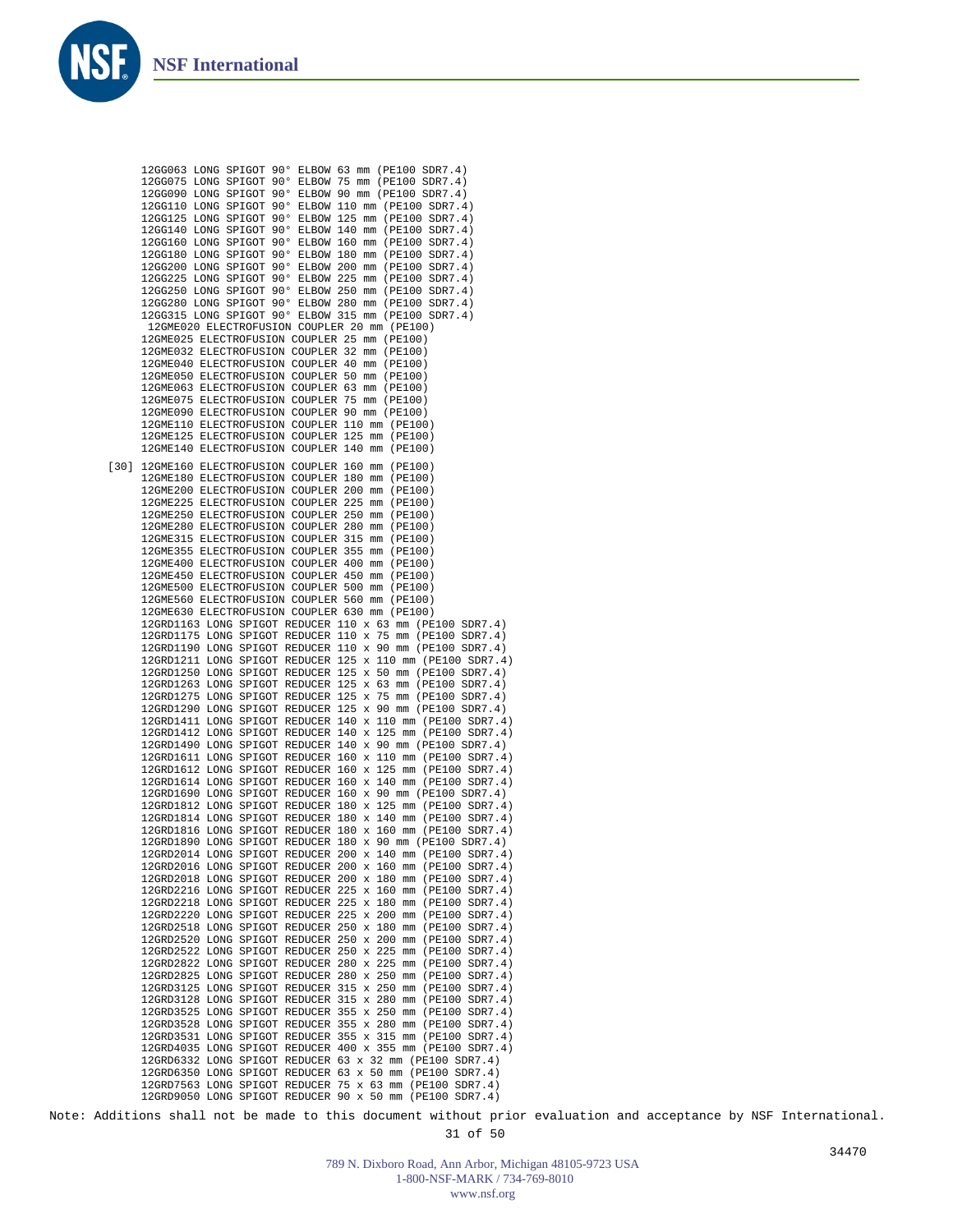12GG063 LONG SPIGOT 90° ELBOW 63 mm (PE100 SDR7.4)
12GG075 LONG SPIGOT 90° ELBOW 75 mm (PE100 SDR7.4)
12GG090 LONG SPIGOT 90° ELBOW 90 mm (PE100 SDR7.4)
12GG110 LONG SPIGOT 90° ELBOW 110 mm (PE100 SDR7.4)
12GG125 LONG SPIGOT 90° ELBOW 125 mm (PE100 SDR7.4)
12GG140 LONG SPIGOT 90° ELBOW 140 mm (PE100 SDR7.4)
12GG160 LONG SPIGOT 90° ELBOW 160 mm (PE100 SDR7.4)
12GG180 LONG SPIGOT 90° ELBOW 180 mm (PE100 SDR7.4)
12GG200 LONG SPIGOT 90° ELBOW 200 mm (PE100 SDR7.4)
12GG225 LONG SPIGOT 90° ELBOW 225 mm (PE100 SDR7.4)
12GG250 LONG SPIGOT 90° ELBOW 250 mm (PE100 SDR7.4)
12GG280 LONG SPIGOT 90° ELBOW 280 mm (PE100 SDR7.4)
12GG315 LONG SPIGOT 90° ELBOW 315 mm (PE100 SDR7.4)
12GME020 ELECTROFUSION COUPLER 20 mm (PE100)
12GME025 ELECTROFUSION COUPLER 25 mm (PE100)
12GME032 ELECTROFUSION COUPLER 32 mm (PE100)
12GME040 ELECTROFUSION COUPLER 40 mm (PE100)
12GME050 ELECTROFUSION COUPLER 50 mm (PE100)
12GME063 ELECTROFUSION COUPLER 63 mm (PE100)
12GME075 ELECTROFUSION COUPLER 75 mm (PE100)
12GME090 ELECTROFUSION COUPLER 90 mm (PE100)
12GME110 ELECTROFUSION COUPLER 110 mm (PE100)
12GME125 ELECTROFUSION COUPLER 125 mm (PE100)
12GME140 ELECTROFUSION COUPLER 140 mm (PE100)

[30] 12GME160 ELECTROFUSION COUPLER 160 mm (PE100)
12GME180 ELECTROFUSION COUPLER 180 mm (PE100)
12GME200 ELECTROFUSION COUPLER 200 mm (PE100)
12GME225 ELECTROFUSION COUPLER 225 mm (PE100)
12GME250 ELECTROFUSION COUPLER 250 mm (PE100)
12GME280 ELECTROFUSION COUPLER 280 mm (PE100)
12GME315 ELECTROFUSION COUPLER 315 mm (PE100)
12GME355 ELECTROFUSION COUPLER 355 mm (PE100)
12GME400 ELECTROFUSION COUPLER 400 mm (PE100)
12GME450 ELECTROFUSION COUPLER 450 mm (PE100)
12GME500 ELECTROFUSION COUPLER 500 mm (PE100)
12GME560 ELECTROFUSION COUPLER 560 mm (PE100)
12GME630 ELECTROFUSION COUPLER 630 mm (PE100)
12GRD1163 LONG SPIGOT REDUCER 110 x 63 mm (PE100 SDR7.4)
12GRD1175 LONG SPIGOT REDUCER 110 x 75 mm (PE100 SDR7.4)
12GRD1190 LONG SPIGOT REDUCER 110 x 90 mm (PE100 SDR7.4)
12GRD1211 LONG SPIGOT REDUCER 125 x 110 mm (PE100 SDR7.4)
12GRD1250 LONG SPIGOT REDUCER 125 x 50 mm (PE100 SDR7.4)
12GRD1263 LONG SPIGOT REDUCER 125 x 63 mm (PE100 SDR7.4)
12GRD1275 LONG SPIGOT REDUCER 125 x 75 mm (PE100 SDR7.4)
12GRD1290 LONG SPIGOT REDUCER 125 x 90 mm (PE100 SDR7.4)
12GRD1411 LONG SPIGOT REDUCER 140 x 110 mm (PE100 SDR7.4)
12GRD1412 LONG SPIGOT REDUCER 140 x 125 mm (PE100 SDR7.4)
12GRD1490 LONG SPIGOT REDUCER 140 x 90 mm (PE100 SDR7.4)
12GRD1611 LONG SPIGOT REDUCER 160 x 110 mm (PE100 SDR7.4)
12GRD1612 LONG SPIGOT REDUCER 160 x 125 mm (PE100 SDR7.4)
12GRD1614 LONG SPIGOT REDUCER 160 x 140 mm (PE100 SDR7.4)
12GRD1690 LONG SPIGOT REDUCER 160 x 90 mm (PE100 SDR7.4)
12GRD1812 LONG SPIGOT REDUCER 180 x 125 mm (PE100 SDR7.4)
12GRD1814 LONG SPIGOT REDUCER 180 x 140 mm (PE100 SDR7.4)
12GRD1816 LONG SPIGOT REDUCER 180 x 160 mm (PE100 SDR7.4)
12GRD1890 LONG SPIGOT REDUCER 180 x 90 mm (PE100 SDR7.4)
12GRD2014 LONG SPIGOT REDUCER 200 x 140 mm (PE100 SDR7.4)
12GRD2016 LONG SPIGOT REDUCER 200 x 160 mm (PE100 SDR7.4)
12GRD2018 LONG SPIGOT REDUCER 200 x 180 mm (PE100 SDR7.4)
12GRD2216 LONG SPIGOT REDUCER 225 x 160 mm (PE100 SDR7.4)
12GRD2218 LONG SPIGOT REDUCER 225 x 180 mm (PE100 SDR7.4)
12GRD2220 LONG SPIGOT REDUCER 225 x 200 mm (PE100 SDR7.4)
12GRD2518 LONG SPIGOT REDUCER 250 x 180 mm (PE100 SDR7.4)
12GRD2520 LONG SPIGOT REDUCER 250 x 200 mm (PE100 SDR7.4)
12GRD2522 LONG SPIGOT REDUCER 250 x 225 mm (PE100 SDR7.4)
12GRD2822 LONG SPIGOT REDUCER 280 x 225 mm (PE100 SDR7.4)
12GRD2825 LONG SPIGOT REDUCER 280 x 250 mm (PE100 SDR7.4)
12GRD3125 LONG SPIGOT REDUCER 315 x 250 mm (PE100 SDR7.4)
12GRD3128 LONG SPIGOT REDUCER 315 x 280 mm (PE100 SDR7.4)
12GRD3525 LONG SPIGOT REDUCER 355 x 250 mm (PE100 SDR7.4)
12GRD3528 LONG SPIGOT REDUCER 355 x 280 mm (PE100 SDR7.4)
12GRD3531 LONG SPIGOT REDUCER 355 x 315 mm (PE100 SDR7.4)
12GRD4035 LONG SPIGOT REDUCER 400 x 355 mm (PE100 SDR7.4)
12GRD6332 LONG SPIGOT REDUCER 63 x 32 mm (PE100 SDR7.4)
12GRD6350 LONG SPIGOT REDUCER 63 x 50 mm (PE100 SDR7.4)
12GRD7563 LONG SPIGOT REDUCER 75 x 63 mm (PE100 SDR7.4)
12GRD9050 LONG SPIGOT REDUCER 90 x 50 mm (PE100 SDR7.4)

Note: Additions shall not be made to this document without prior evaluation and acceptance by NSF International.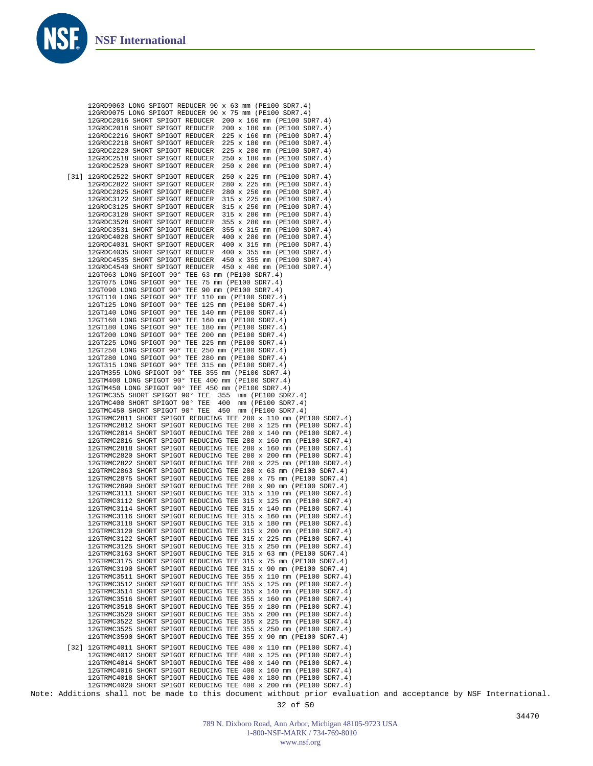```
       12GRD9063 LONG SPIGOT REDUCER 90 x 63 mm (PE100 SDR7.4)
       12GRD9075 LONG SPIGOT REDUCER 90 x 75 mm (PE100 SDR7.4)
       12GRDC2016 SHORT SPIGOT REDUCER  200 x 160 mm (PE100 SDR7.4)
       12GRDC2018 SHORT SPIGOT REDUCER  200 x 180 mm (PE100 SDR7.4)
       12GRDC2216 SHORT SPIGOT REDUCER  225 x 160 mm (PE100 SDR7.4)
       12GRDC2218 SHORT SPIGOT REDUCER  225 x 180 mm (PE100 SDR7.4)
       12GRDC2220 SHORT SPIGOT REDUCER  225 x 200 mm (PE100 SDR7.4)
       12GRDC2518 SHORT SPIGOT REDUCER  250 x 180 mm (PE100 SDR7.4)
       12GRDC2520 SHORT SPIGOT REDUCER  250 x 200 mm (PE100 SDR7.4)
  [31] 12GRDC2522 SHORT SPIGOT REDUCER  250 x 225 mm (PE100 SDR7.4)
       12GRDC2822 SHORT SPIGOT REDUCER  280 x 225 mm (PE100 SDR7.4)
       12GRDC2825 SHORT SPIGOT REDUCER  280 x 250 mm (PE100 SDR7.4)
       12GRDC3122 SHORT SPIGOT REDUCER  315 x 225 mm (PE100 SDR7.4)
       12GRDC3125 SHORT SPIGOT REDUCER  315 x 250 mm (PE100 SDR7.4)
       12GRDC3128 SHORT SPIGOT REDUCER  315 x 280 mm (PE100 SDR7.4)
       12GRDC3528 SHORT SPIGOT REDUCER  355 x 280 mm (PE100 SDR7.4)
       12GRDC3531 SHORT SPIGOT REDUCER  355 x 315 mm (PE100 SDR7.4)
       12GRDC4028 SHORT SPIGOT REDUCER  400 x 280 mm (PE100 SDR7.4)
       12GRDC4031 SHORT SPIGOT REDUCER  400 x 315 mm (PE100 SDR7.4)
       12GRDC4035 SHORT SPIGOT REDUCER  400 x 355 mm (PE100 SDR7.4)
       12GRDC4535 SHORT SPIGOT REDUCER  450 x 355 mm (PE100 SDR7.4)
       12GRDC4540 SHORT SPIGOT REDUCER  450 x 400 mm (PE100 SDR7.4)
       12GT063 LONG SPIGOT 90° TEE 63 mm (PE100 SDR7.4)
       12GT075 LONG SPIGOT 90° TEE 75 mm (PE100 SDR7.4)
       12GT090 LONG SPIGOT 90° TEE 90 mm (PE100 SDR7.4)
       12GT110 LONG SPIGOT 90° TEE 110 mm (PE100 SDR7.4)
       12GT125 LONG SPIGOT 90° TEE 125 mm (PE100 SDR7.4)
       12GT140 LONG SPIGOT 90° TEE 140 mm (PE100 SDR7.4)
       12GT160 LONG SPIGOT 90° TEE 160 mm (PE100 SDR7.4)
       12GT180 LONG SPIGOT 90° TEE 180 mm (PE100 SDR7.4)
       12GT200 LONG SPIGOT 90° TEE 200 mm (PE100 SDR7.4)
       12GT225 LONG SPIGOT 90° TEE 225 mm (PE100 SDR7.4)
       12GT250 LONG SPIGOT 90° TEE 250 mm (PE100 SDR7.4)
       12GT280 LONG SPIGOT 90° TEE 280 mm (PE100 SDR7.4)
       12GT315 LONG SPIGOT 90° TEE 315 mm (PE100 SDR7.4)
       12GTM355 LONG SPIGOT 90° TEE 355 mm (PE100 SDR7.4)
       12GTM400 LONG SPIGOT 90° TEE 400 mm (PE100 SDR7.4)
       12GTM450 LONG SPIGOT 90° TEE 450 mm (PE100 SDR7.4)
       12GTMC355 SHORT SPIGOT 90° TEE  355  mm (PE100 SDR7.4)
       12GTMC400 SHORT SPIGOT 90° TEE  400  mm (PE100 SDR7.4)
       12GTMC450 SHORT SPIGOT 90° TEE  450  mm (PE100 SDR7.4)
       12GTRMC2811 SHORT SPIGOT REDUCING TEE 280 x 110 mm (PE100 SDR7.4)
       12GTRMC2812 SHORT SPIGOT REDUCING TEE 280 x 125 mm (PE100 SDR7.4)
       12GTRMC2814 SHORT SPIGOT REDUCING TEE 280 x 140 mm (PE100 SDR7.4)
       12GTRMC2816 SHORT SPIGOT REDUCING TEE 280 x 160 mm (PE100 SDR7.4)
       12GTRMC2818 SHORT SPIGOT REDUCING TEE 280 x 160 mm (PE100 SDR7.4)
       12GTRMC2820 SHORT SPIGOT REDUCING TEE 280 x 200 mm (PE100 SDR7.4)
       12GTRMC2822 SHORT SPIGOT REDUCING TEE 280 x 225 mm (PE100 SDR7.4)
       12GTRMC2863 SHORT SPIGOT REDUCING TEE 280 x 63 mm (PE100 SDR7.4)
       12GTRMC2875 SHORT SPIGOT REDUCING TEE 280 x 75 mm (PE100 SDR7.4)
       12GTRMC2890 SHORT SPIGOT REDUCING TEE 280 x 90 mm (PE100 SDR7.4)
       12GTRMC3111 SHORT SPIGOT REDUCING TEE 315 x 110 mm (PE100 SDR7.4)
       12GTRMC3112 SHORT SPIGOT REDUCING TEE 315 x 125 mm (PE100 SDR7.4)
       12GTRMC3114 SHORT SPIGOT REDUCING TEE 315 x 140 mm (PE100 SDR7.4)
       12GTRMC3116 SHORT SPIGOT REDUCING TEE 315 x 160 mm (PE100 SDR7.4)
       12GTRMC3118 SHORT SPIGOT REDUCING TEE 315 x 180 mm (PE100 SDR7.4)
       12GTRMC3120 SHORT SPIGOT REDUCING TEE 315 x 200 mm (PE100 SDR7.4)
       12GTRMC3122 SHORT SPIGOT REDUCING TEE 315 x 225 mm (PE100 SDR7.4)
       12GTRMC3125 SHORT SPIGOT REDUCING TEE 315 x 250 mm (PE100 SDR7.4)
       12GTRMC3163 SHORT SPIGOT REDUCING TEE 315 x 63 mm (PE100 SDR7.4)
       12GTRMC3175 SHORT SPIGOT REDUCING TEE 315 x 75 mm (PE100 SDR7.4)
       12GTRMC3190 SHORT SPIGOT REDUCING TEE 315 x 90 mm (PE100 SDR7.4)
       12GTRMC3511 SHORT SPIGOT REDUCING TEE 355 x 110 mm (PE100 SDR7.4)
       12GTRMC3512 SHORT SPIGOT REDUCING TEE 355 x 125 mm (PE100 SDR7.4)
       12GTRMC3514 SHORT SPIGOT REDUCING TEE 355 x 140 mm (PE100 SDR7.4)
       12GTRMC3516 SHORT SPIGOT REDUCING TEE 355 x 160 mm (PE100 SDR7.4)
       12GTRMC3518 SHORT SPIGOT REDUCING TEE 355 x 180 mm (PE100 SDR7.4)
       12GTRMC3520 SHORT SPIGOT REDUCING TEE 355 x 200 mm (PE100 SDR7.4)
       12GTRMC3522 SHORT SPIGOT REDUCING TEE 355 x 225 mm (PE100 SDR7.4)
       12GTRMC3525 SHORT SPIGOT REDUCING TEE 355 x 250 mm (PE100 SDR7.4)
       12GTRMC3590 SHORT SPIGOT REDUCING TEE 355 x 90 mm (PE100 SDR7.4)
  [32] 12GTRMC4011 SHORT SPIGOT REDUCING TEE 400 x 110 mm (PE100 SDR7.4)
       12GTRMC4012 SHORT SPIGOT REDUCING TEE 400 x 125 mm (PE100 SDR7.4)
       12GTRMC4014 SHORT SPIGOT REDUCING TEE 400 x 140 mm (PE100 SDR7.4)
       12GTRMC4016 SHORT SPIGOT REDUCING TEE 400 x 160 mm (PE100 SDR7.4)
       12GTRMC4018 SHORT SPIGOT REDUCING TEE 400 x 180 mm (PE100 SDR7.4)
       12GTRMC4020 SHORT SPIGOT REDUCING TEE 400 x 200 mm (PE100 SDR7.4)
```

Note: Additions shall not be made to this document without prior evaluation and acceptance by NSF International.

34470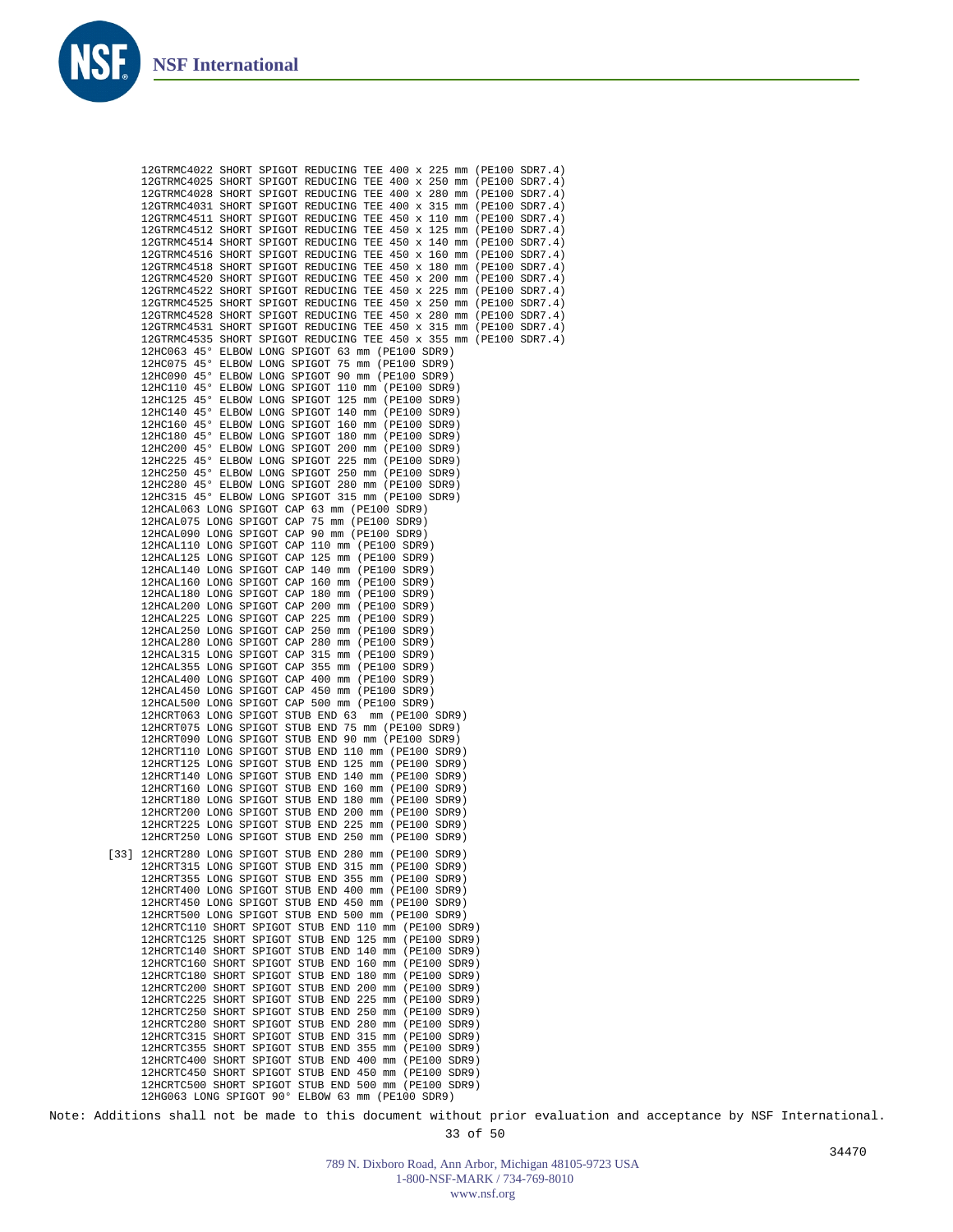```
12GTRMC4022 SHORT SPIGOT REDUCING TEE 400 x 225 mm (PE100 SDR7.4)
12GTRMC4025 SHORT SPIGOT REDUCING TEE 400 x 250 mm (PE100 SDR7.4)
12GTRMC4028 SHORT SPIGOT REDUCING TEE 400 x 280 mm (PE100 SDR7.4)
12GTRMC4031 SHORT SPIGOT REDUCING TEE 400 x 315 mm (PE100 SDR7.4)
12GTRMC4511 SHORT SPIGOT REDUCING TEE 450 x 110 mm (PE100 SDR7.4)
12GTRMC4512 SHORT SPIGOT REDUCING TEE 450 x 125 mm (PE100 SDR7.4)
12GTRMC4514 SHORT SPIGOT REDUCING TEE 450 x 140 mm (PE100 SDR7.4)
12GTRMC4516 SHORT SPIGOT REDUCING TEE 450 x 160 mm (PE100 SDR7.4)
12GTRMC4518 SHORT SPIGOT REDUCING TEE 450 x 180 mm (PE100 SDR7.4)
12GTRMC4520 SHORT SPIGOT REDUCING TEE 450 x 200 mm (PE100 SDR7.4)
12GTRMC4522 SHORT SPIGOT REDUCING TEE 450 x 225 mm (PE100 SDR7.4)
12GTRMC4525 SHORT SPIGOT REDUCING TEE 450 x 250 mm (PE100 SDR7.4)
12GTRMC4528 SHORT SPIGOT REDUCING TEE 450 x 280 mm (PE100 SDR7.4)
12GTRMC4531 SHORT SPIGOT REDUCING TEE 450 x 315 mm (PE100 SDR7.4)
12GTRMC4535 SHORT SPIGOT REDUCING TEE 450 x 355 mm (PE100 SDR7.4)
12HC063 45° ELBOW LONG SPIGOT 63 mm (PE100 SDR9)
12HC075 45° ELBOW LONG SPIGOT 75 mm (PE100 SDR9)
12HC090 45° ELBOW LONG SPIGOT 90 mm (PE100 SDR9)
12HC110 45° ELBOW LONG SPIGOT 110 mm (PE100 SDR9)
12HC125 45° ELBOW LONG SPIGOT 125 mm (PE100 SDR9)
12HC140 45° ELBOW LONG SPIGOT 140 mm (PE100 SDR9)
12HC160 45° ELBOW LONG SPIGOT 160 mm (PE100 SDR9)
12HC180 45° ELBOW LONG SPIGOT 180 mm (PE100 SDR9)
12HC200 45° ELBOW LONG SPIGOT 200 mm (PE100 SDR9)
12HC225 45° ELBOW LONG SPIGOT 225 mm (PE100 SDR9)
12HC250 45° ELBOW LONG SPIGOT 250 mm (PE100 SDR9)
12HC280 45° ELBOW LONG SPIGOT 280 mm (PE100 SDR9)
12HC315 45° ELBOW LONG SPIGOT 315 mm (PE100 SDR9)
12HCAL063 LONG SPIGOT CAP 63 mm (PE100 SDR9)
12HCAL075 LONG SPIGOT CAP 75 mm (PE100 SDR9)
12HCAL090 LONG SPIGOT CAP 90 mm (PE100 SDR9)
12HCAL110 LONG SPIGOT CAP 110 mm (PE100 SDR9)
12HCAL125 LONG SPIGOT CAP 125 mm (PE100 SDR9)
12HCAL140 LONG SPIGOT CAP 140 mm (PE100 SDR9)
12HCAL160 LONG SPIGOT CAP 160 mm (PE100 SDR9)
12HCAL180 LONG SPIGOT CAP 180 mm (PE100 SDR9)
12HCAL200 LONG SPIGOT CAP 200 mm (PE100 SDR9)
12HCAL225 LONG SPIGOT CAP 225 mm (PE100 SDR9)
12HCAL250 LONG SPIGOT CAP 250 mm (PE100 SDR9)
12HCAL280 LONG SPIGOT CAP 280 mm (PE100 SDR9)
12HCAL315 LONG SPIGOT CAP 315 mm (PE100 SDR9)
12HCAL355 LONG SPIGOT CAP 355 mm (PE100 SDR9)
12HCAL400 LONG SPIGOT CAP 400 mm (PE100 SDR9)
12HCAL450 LONG SPIGOT CAP 450 mm (PE100 SDR9)
12HCAL500 LONG SPIGOT CAP 500 mm (PE100 SDR9)
12HCRT063 LONG SPIGOT STUB END 63  mm (PE100 SDR9)
12HCRT075 LONG SPIGOT STUB END 75 mm (PE100 SDR9)
12HCRT090 LONG SPIGOT STUB END 90 mm (PE100 SDR9)
12HCRT110 LONG SPIGOT STUB END 110 mm (PE100 SDR9)
12HCRT125 LONG SPIGOT STUB END 125 mm (PE100 SDR9)
12HCRT140 LONG SPIGOT STUB END 140 mm (PE100 SDR9)
12HCRT160 LONG SPIGOT STUB END 160 mm (PE100 SDR9)
12HCRT180 LONG SPIGOT STUB END 180 mm (PE100 SDR9)
12HCRT200 LONG SPIGOT STUB END 200 mm (PE100 SDR9)
12HCRT225 LONG SPIGOT STUB END 225 mm (PE100 SDR9)
12HCRT250 LONG SPIGOT STUB END 250 mm (PE100 SDR9)
[33] 12HCRT280 LONG SPIGOT STUB END 280 mm (PE100 SDR9)
12HCRT315 LONG SPIGOT STUB END 315 mm (PE100 SDR9)
12HCRT355 LONG SPIGOT STUB END 355 mm (PE100 SDR9)
12HCRT400 LONG SPIGOT STUB END 400 mm (PE100 SDR9)
12HCRT450 LONG SPIGOT STUB END 450 mm (PE100 SDR9)
12HCRT500 LONG SPIGOT STUB END 500 mm (PE100 SDR9)
12HCRTC110 SHORT SPIGOT STUB END 110 mm (PE100 SDR9)
12HCRTC125 SHORT SPIGOT STUB END 125 mm (PE100 SDR9)
12HCRTC140 SHORT SPIGOT STUB END 140 mm (PE100 SDR9)
12HCRTC160 SHORT SPIGOT STUB END 160 mm (PE100 SDR9)
12HCRTC180 SHORT SPIGOT STUB END 180 mm (PE100 SDR9)
12HCRTC200 SHORT SPIGOT STUB END 200 mm (PE100 SDR9)
12HCRTC225 SHORT SPIGOT STUB END 225 mm (PE100 SDR9)
12HCRTC250 SHORT SPIGOT STUB END 250 mm (PE100 SDR9)
12HCRTC280 SHORT SPIGOT STUB END 280 mm (PE100 SDR9)
12HCRTC315 SHORT SPIGOT STUB END 315 mm (PE100 SDR9)
12HCRTC355 SHORT SPIGOT STUB END 355 mm (PE100 SDR9)
12HCRTC400 SHORT SPIGOT STUB END 400 mm (PE100 SDR9)
12HCRTC450 SHORT SPIGOT STUB END 450 mm (PE100 SDR9)
12HCRTC500 SHORT SPIGOT STUB END 500 mm (PE100 SDR9)
12HG063 LONG SPIGOT 90° ELBOW 63 mm (PE100 SDR9)
```

Note: Additions shall not be made to this document without prior evaluation and acceptance by NSF International.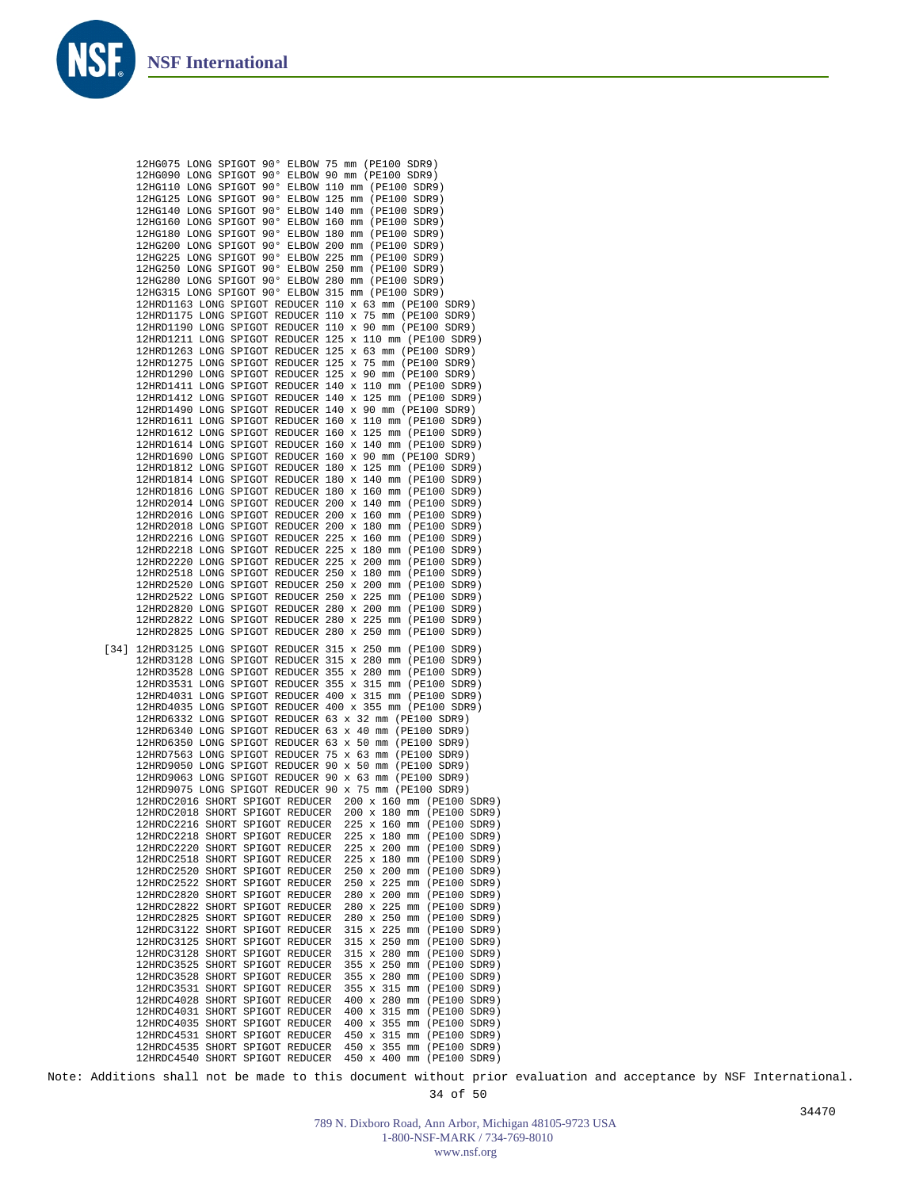```
        12HG075 LONG SPIGOT 90° ELBOW 75 mm (PE100 SDR9)
        12HG090 LONG SPIGOT 90° ELBOW 90 mm (PE100 SDR9)
        12HG110 LONG SPIGOT 90° ELBOW 110 mm (PE100 SDR9)
        12HG125 LONG SPIGOT 90° ELBOW 125 mm (PE100 SDR9)
        12HG140 LONG SPIGOT 90° ELBOW 140 mm (PE100 SDR9)
        12HG160 LONG SPIGOT 90° ELBOW 160 mm (PE100 SDR9)
        12HG180 LONG SPIGOT 90° ELBOW 180 mm (PE100 SDR9)
        12HG200 LONG SPIGOT 90° ELBOW 200 mm (PE100 SDR9)
        12HG225 LONG SPIGOT 90° ELBOW 225 mm (PE100 SDR9)
        12HG250 LONG SPIGOT 90° ELBOW 250 mm (PE100 SDR9)
        12HG280 LONG SPIGOT 90° ELBOW 280 mm (PE100 SDR9)
        12HG315 LONG SPIGOT 90° ELBOW 315 mm (PE100 SDR9)
        12HRD1163 LONG SPIGOT REDUCER 110 x 63 mm (PE100 SDR9)
        12HRD1175 LONG SPIGOT REDUCER 110 x 75 mm (PE100 SDR9)
        12HRD1190 LONG SPIGOT REDUCER 110 x 90 mm (PE100 SDR9)
        12HRD1211 LONG SPIGOT REDUCER 125 x 110 mm (PE100 SDR9)
        12HRD1263 LONG SPIGOT REDUCER 125 x 63 mm (PE100 SDR9)
        12HRD1275 LONG SPIGOT REDUCER 125 x 75 mm (PE100 SDR9)
        12HRD1290 LONG SPIGOT REDUCER 125 x 90 mm (PE100 SDR9)
        12HRD1411 LONG SPIGOT REDUCER 140 x 110 mm (PE100 SDR9)
        12HRD1412 LONG SPIGOT REDUCER 140 x 125 mm (PE100 SDR9)
        12HRD1490 LONG SPIGOT REDUCER 140 x 90 mm (PE100 SDR9)
        12HRD1611 LONG SPIGOT REDUCER 160 x 110 mm (PE100 SDR9)
        12HRD1612 LONG SPIGOT REDUCER 160 x 125 mm (PE100 SDR9)
        12HRD1614 LONG SPIGOT REDUCER 160 x 140 mm (PE100 SDR9)
        12HRD1690 LONG SPIGOT REDUCER 160 x 90 mm (PE100 SDR9)
        12HRD1812 LONG SPIGOT REDUCER 180 x 125 mm (PE100 SDR9)
        12HRD1814 LONG SPIGOT REDUCER 180 x 140 mm (PE100 SDR9)
        12HRD1816 LONG SPIGOT REDUCER 180 x 160 mm (PE100 SDR9)
        12HRD2014 LONG SPIGOT REDUCER 200 x 140 mm (PE100 SDR9)
        12HRD2016 LONG SPIGOT REDUCER 200 x 160 mm (PE100 SDR9)
        12HRD2018 LONG SPIGOT REDUCER 200 x 180 mm (PE100 SDR9)
        12HRD2216 LONG SPIGOT REDUCER 225 x 160 mm (PE100 SDR9)
        12HRD2218 LONG SPIGOT REDUCER 225 x 180 mm (PE100 SDR9)
        12HRD2220 LONG SPIGOT REDUCER 225 x 200 mm (PE100 SDR9)
        12HRD2518 LONG SPIGOT REDUCER 250 x 180 mm (PE100 SDR9)
        12HRD2520 LONG SPIGOT REDUCER 250 x 200 mm (PE100 SDR9)
        12HRD2522 LONG SPIGOT REDUCER 250 x 225 mm (PE100 SDR9)
        12HRD2820 LONG SPIGOT REDUCER 280 x 200 mm (PE100 SDR9)
        12HRD2822 LONG SPIGOT REDUCER 280 x 225 mm (PE100 SDR9)
        12HRD2825 LONG SPIGOT REDUCER 280 x 250 mm (PE100 SDR9)
   [34] 12HRD3125 LONG SPIGOT REDUCER 315 x 250 mm (PE100 SDR9)
        12HRD3128 LONG SPIGOT REDUCER 315 x 280 mm (PE100 SDR9)
        12HRD3528 LONG SPIGOT REDUCER 355 x 280 mm (PE100 SDR9)
        12HRD3531 LONG SPIGOT REDUCER 355 x 315 mm (PE100 SDR9)
        12HRD4031 LONG SPIGOT REDUCER 400 x 315 mm (PE100 SDR9)
        12HRD4035 LONG SPIGOT REDUCER 400 x 355 mm (PE100 SDR9)
        12HRD6332 LONG SPIGOT REDUCER 63 x 32 mm (PE100 SDR9)
        12HRD6340 LONG SPIGOT REDUCER 63 x 40 mm (PE100 SDR9)
        12HRD6350 LONG SPIGOT REDUCER 63 x 50 mm (PE100 SDR9)
        12HRD7563 LONG SPIGOT REDUCER 75 x 63 mm (PE100 SDR9)
        12HRD9050 LONG SPIGOT REDUCER 90 x 50 mm (PE100 SDR9)
        12HRD9063 LONG SPIGOT REDUCER 90 x 63 mm (PE100 SDR9)
        12HRD9075 LONG SPIGOT REDUCER 90 x 75 mm (PE100 SDR9)
        12HRDC2016 SHORT SPIGOT REDUCER  200 x 160 mm (PE100 SDR9)
        12HRDC2018 SHORT SPIGOT REDUCER  200 x 180 mm (PE100 SDR9)
        12HRDC2216 SHORT SPIGOT REDUCER  225 x 160 mm (PE100 SDR9)
        12HRDC2218 SHORT SPIGOT REDUCER  225 x 180 mm (PE100 SDR9)
        12HRDC2220 SHORT SPIGOT REDUCER  225 x 200 mm (PE100 SDR9)
        12HRDC2518 SHORT SPIGOT REDUCER  225 x 180 mm (PE100 SDR9)
        12HRDC2520 SHORT SPIGOT REDUCER  250 x 200 mm (PE100 SDR9)
        12HRDC2522 SHORT SPIGOT REDUCER  250 x 225 mm (PE100 SDR9)
        12HRDC2820 SHORT SPIGOT REDUCER  280 x 200 mm (PE100 SDR9)
        12HRDC2822 SHORT SPIGOT REDUCER  280 x 225 mm (PE100 SDR9)
        12HRDC2825 SHORT SPIGOT REDUCER  280 x 250 mm (PE100 SDR9)
        12HRDC3122 SHORT SPIGOT REDUCER  315 x 225 mm (PE100 SDR9)
        12HRDC3125 SHORT SPIGOT REDUCER  315 x 250 mm (PE100 SDR9)
        12HRDC3128 SHORT SPIGOT REDUCER  315 x 280 mm (PE100 SDR9)
        12HRDC3525 SHORT SPIGOT REDUCER  355 x 250 mm (PE100 SDR9)
        12HRDC3528 SHORT SPIGOT REDUCER  355 x 280 mm (PE100 SDR9)
        12HRDC3531 SHORT SPIGOT REDUCER  355 x 315 mm (PE100 SDR9)
        12HRDC4028 SHORT SPIGOT REDUCER  400 x 280 mm (PE100 SDR9)
        12HRDC4031 SHORT SPIGOT REDUCER  400 x 315 mm (PE100 SDR9)
        12HRDC4035 SHORT SPIGOT REDUCER  400 x 355 mm (PE100 SDR9)
        12HRDC4531 SHORT SPIGOT REDUCER  450 x 315 mm (PE100 SDR9)
        12HRDC4535 SHORT SPIGOT REDUCER  450 x 355 mm (PE100 SDR9)
        12HRDC4540 SHORT SPIGOT REDUCER  450 x 400 mm (PE100 SDR9)
```

Note: Additions shall not be made to this document without prior evaluation and acceptance by NSF International.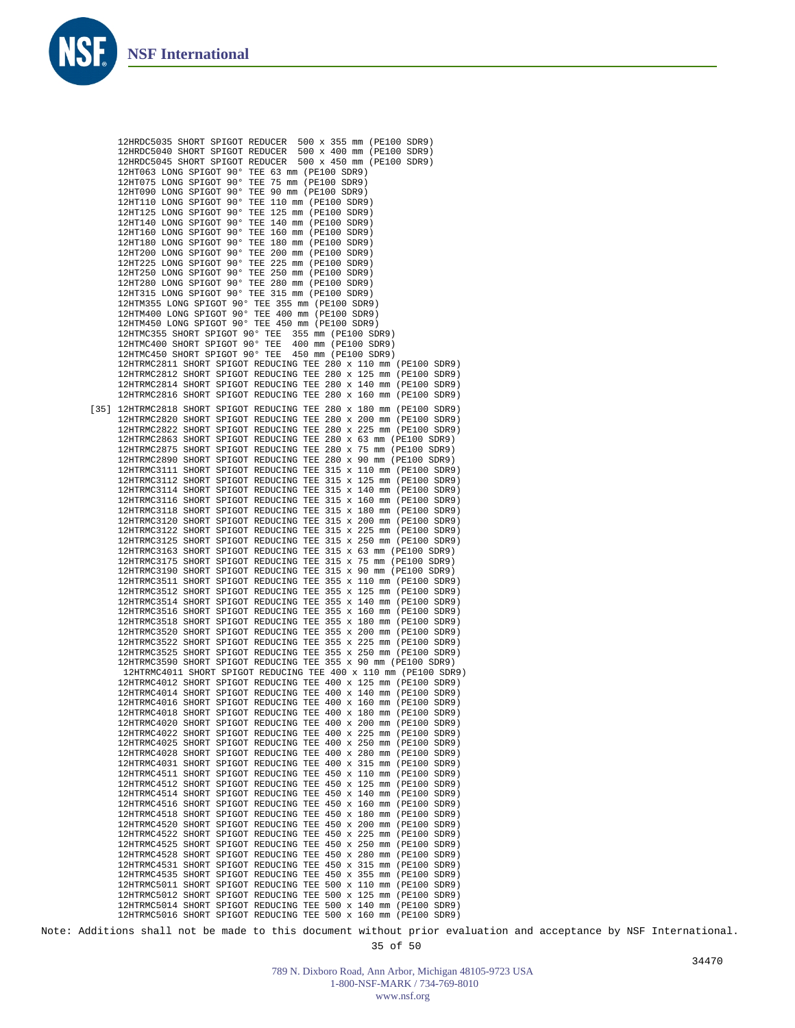```
12HRDC5035 SHORT SPIGOT REDUCER  500 x 355 mm (PE100 SDR9)
12HRDC5040 SHORT SPIGOT REDUCER  500 x 400 mm (PE100 SDR9)
12HRDC5045 SHORT SPIGOT REDUCER  500 x 450 mm (PE100 SDR9)
12HT063 LONG SPIGOT 90° TEE 63 mm (PE100 SDR9)
12HT075 LONG SPIGOT 90° TEE 75 mm (PE100 SDR9)
12HT090 LONG SPIGOT 90° TEE 90 mm (PE100 SDR9)
12HT110 LONG SPIGOT 90° TEE 110 mm (PE100 SDR9)
12HT125 LONG SPIGOT 90° TEE 125 mm (PE100 SDR9)
12HT140 LONG SPIGOT 90° TEE 140 mm (PE100 SDR9)
12HT160 LONG SPIGOT 90° TEE 160 mm (PE100 SDR9)
12HT180 LONG SPIGOT 90° TEE 180 mm (PE100 SDR9)
12HT200 LONG SPIGOT 90° TEE 200 mm (PE100 SDR9)
12HT225 LONG SPIGOT 90° TEE 225 mm (PE100 SDR9)
12HT250 LONG SPIGOT 90° TEE 250 mm (PE100 SDR9)
12HT280 LONG SPIGOT 90° TEE 280 mm (PE100 SDR9)
12HT315 LONG SPIGOT 90° TEE 315 mm (PE100 SDR9)
12HTM355 LONG SPIGOT 90° TEE 355 mm (PE100 SDR9)
12HTM400 LONG SPIGOT 90° TEE 400 mm (PE100 SDR9)
12HTM450 LONG SPIGOT 90° TEE 450 mm (PE100 SDR9)
12HTMC355 SHORT SPIGOT 90° TEE  355 mm (PE100 SDR9)
12HTMC400 SHORT SPIGOT 90° TEE  400 mm (PE100 SDR9)
12HTMC450 SHORT SPIGOT 90° TEE  450 mm (PE100 SDR9)
12HTRMC2811 SHORT SPIGOT REDUCING TEE 280 x 110 mm (PE100 SDR9)
12HTRMC2812 SHORT SPIGOT REDUCING TEE 280 x 125 mm (PE100 SDR9)
12HTRMC2814 SHORT SPIGOT REDUCING TEE 280 x 140 mm (PE100 SDR9)
12HTRMC2816 SHORT SPIGOT REDUCING TEE 280 x 160 mm (PE100 SDR9)
[35] 12HTRMC2818 SHORT SPIGOT REDUCING TEE 280 x 180 mm (PE100 SDR9)
12HTRMC2820 SHORT SPIGOT REDUCING TEE 280 x 200 mm (PE100 SDR9)
12HTRMC2822 SHORT SPIGOT REDUCING TEE 280 x 225 mm (PE100 SDR9)
12HTRMC2863 SHORT SPIGOT REDUCING TEE 280 x 63 mm (PE100 SDR9)
12HTRMC2875 SHORT SPIGOT REDUCING TEE 280 x 75 mm (PE100 SDR9)
12HTRMC2890 SHORT SPIGOT REDUCING TEE 280 x 90 mm (PE100 SDR9)
12HTRMC3111 SHORT SPIGOT REDUCING TEE 315 x 110 mm (PE100 SDR9)
12HTRMC3112 SHORT SPIGOT REDUCING TEE 315 x 125 mm (PE100 SDR9)
12HTRMC3114 SHORT SPIGOT REDUCING TEE 315 x 140 mm (PE100 SDR9)
12HTRMC3116 SHORT SPIGOT REDUCING TEE 315 x 160 mm (PE100 SDR9)
12HTRMC3118 SHORT SPIGOT REDUCING TEE 315 x 180 mm (PE100 SDR9)
12HTRMC3120 SHORT SPIGOT REDUCING TEE 315 x 200 mm (PE100 SDR9)
12HTRMC3122 SHORT SPIGOT REDUCING TEE 315 x 225 mm (PE100 SDR9)
12HTRMC3125 SHORT SPIGOT REDUCING TEE 315 x 250 mm (PE100 SDR9)
12HTRMC3163 SHORT SPIGOT REDUCING TEE 315 x 63 mm (PE100 SDR9)
12HTRMC3175 SHORT SPIGOT REDUCING TEE 315 x 75 mm (PE100 SDR9)
12HTRMC3190 SHORT SPIGOT REDUCING TEE 315 x 90 mm (PE100 SDR9)
12HTRMC3511 SHORT SPIGOT REDUCING TEE 355 x 110 mm (PE100 SDR9)
12HTRMC3512 SHORT SPIGOT REDUCING TEE 355 x 125 mm (PE100 SDR9)
12HTRMC3514 SHORT SPIGOT REDUCING TEE 355 x 140 mm (PE100 SDR9)
12HTRMC3516 SHORT SPIGOT REDUCING TEE 355 x 160 mm (PE100 SDR9)
12HTRMC3518 SHORT SPIGOT REDUCING TEE 355 x 180 mm (PE100 SDR9)
12HTRMC3520 SHORT SPIGOT REDUCING TEE 355 x 200 mm (PE100 SDR9)
12HTRMC3522 SHORT SPIGOT REDUCING TEE 355 x 225 mm (PE100 SDR9)
12HTRMC3525 SHORT SPIGOT REDUCING TEE 355 x 250 mm (PE100 SDR9)
12HTRMC3590 SHORT SPIGOT REDUCING TEE 355 x 90 mm (PE100 SDR9)
 12HTRMC4011 SHORT SPIGOT REDUCING TEE 400 x 110 mm (PE100 SDR9)
12HTRMC4012 SHORT SPIGOT REDUCING TEE 400 x 125 mm (PE100 SDR9)
12HTRMC4014 SHORT SPIGOT REDUCING TEE 400 x 140 mm (PE100 SDR9)
12HTRMC4016 SHORT SPIGOT REDUCING TEE 400 x 160 mm (PE100 SDR9)
12HTRMC4018 SHORT SPIGOT REDUCING TEE 400 x 180 mm (PE100 SDR9)
12HTRMC4020 SHORT SPIGOT REDUCING TEE 400 x 200 mm (PE100 SDR9)
12HTRMC4022 SHORT SPIGOT REDUCING TEE 400 x 225 mm (PE100 SDR9)
12HTRMC4025 SHORT SPIGOT REDUCING TEE 400 x 250 mm (PE100 SDR9)
12HTRMC4028 SHORT SPIGOT REDUCING TEE 400 x 280 mm (PE100 SDR9)
12HTRMC4031 SHORT SPIGOT REDUCING TEE 400 x 315 mm (PE100 SDR9)
12HTRMC4511 SHORT SPIGOT REDUCING TEE 450 x 110 mm (PE100 SDR9)
12HTRMC4512 SHORT SPIGOT REDUCING TEE 450 x 125 mm (PE100 SDR9)
12HTRMC4514 SHORT SPIGOT REDUCING TEE 450 x 140 mm (PE100 SDR9)
12HTRMC4516 SHORT SPIGOT REDUCING TEE 450 x 160 mm (PE100 SDR9)
12HTRMC4518 SHORT SPIGOT REDUCING TEE 450 x 180 mm (PE100 SDR9)
12HTRMC4520 SHORT SPIGOT REDUCING TEE 450 x 200 mm (PE100 SDR9)
12HTRMC4522 SHORT SPIGOT REDUCING TEE 450 x 225 mm (PE100 SDR9)
12HTRMC4525 SHORT SPIGOT REDUCING TEE 450 x 250 mm (PE100 SDR9)
12HTRMC4528 SHORT SPIGOT REDUCING TEE 450 x 280 mm (PE100 SDR9)
12HTRMC4531 SHORT SPIGOT REDUCING TEE 450 x 315 mm (PE100 SDR9)
12HTRMC4535 SHORT SPIGOT REDUCING TEE 450 x 355 mm (PE100 SDR9)
12HTRMC5011 SHORT SPIGOT REDUCING TEE 500 x 110 mm (PE100 SDR9)
12HTRMC5012 SHORT SPIGOT REDUCING TEE 500 x 125 mm (PE100 SDR9)
12HTRMC5014 SHORT SPIGOT REDUCING TEE 500 x 140 mm (PE100 SDR9)
12HTRMC5016 SHORT SPIGOT REDUCING TEE 500 x 160 mm (PE100 SDR9)
```

Note: Additions shall not be made to this document without prior evaluation and acceptance by NSF International.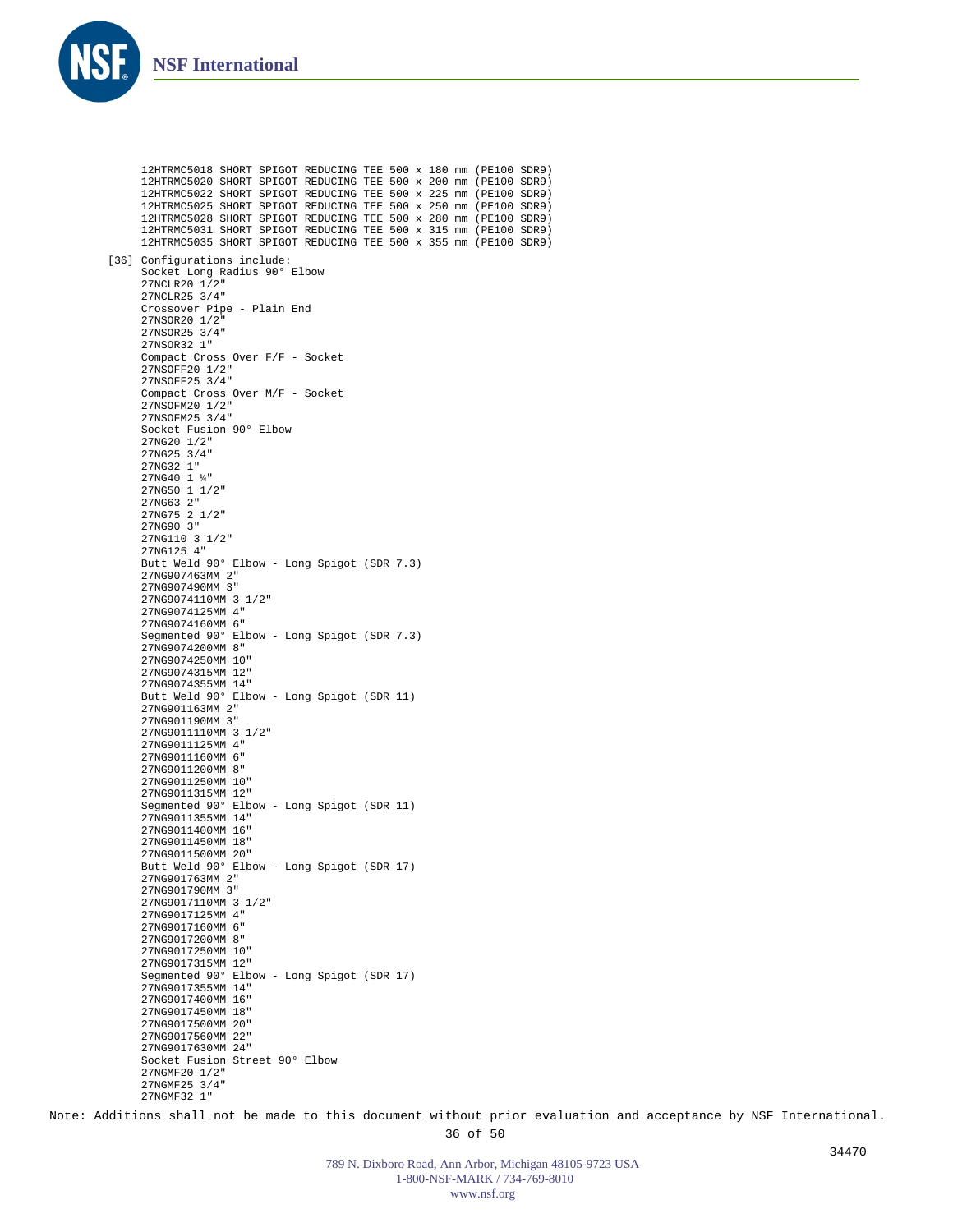12HTRMC5018 SHORT SPIGOT REDUCING TEE 500 x 180 mm (PE100 SDR9)
12HTRMC5020 SHORT SPIGOT REDUCING TEE 500 x 200 mm (PE100 SDR9)
12HTRMC5022 SHORT SPIGOT REDUCING TEE 500 x 225 mm (PE100 SDR9)
12HTRMC5025 SHORT SPIGOT REDUCING TEE 500 x 250 mm (PE100 SDR9)
12HTRMC5028 SHORT SPIGOT REDUCING TEE 500 x 280 mm (PE100 SDR9)
12HTRMC5031 SHORT SPIGOT REDUCING TEE 500 x 315 mm (PE100 SDR9)
12HTRMC5035 SHORT SPIGOT REDUCING TEE 500 x 355 mm (PE100 SDR9)

[36] Configurations include:
Socket Long Radius 90° Elbow
27NCLR20 1/2"
27NCLR25 3/4"
Crossover Pipe - Plain End
27NSOR20 1/2"
27NSOR25 3/4"
27NSOR32 1"
Compact Cross Over F/F - Socket
27NSOFF20 1/2"
27NSOFF25 3/4"
Compact Cross Over M/F - Socket
27NSOFM20 1/2"
27NSOFM25 3/4"
Socket Fusion 90° Elbow
27NG20 1/2"
27NG25 3/4"
27NG32 1"
27NG40 1 ¼"
27NG50 1 1/2"
27NG63 2"
27NG75 2 1/2"
27NG90 3"
27NG110 3 1/2"
27NG125 4"
Butt Weld 90° Elbow - Long Spigot (SDR 7.3)
27NG907463MM 2"
27NG907490MM 3"
27NG9074110MM 3 1/2"
27NG9074125MM 4"
27NG9074160MM 6"
Segmented 90° Elbow - Long Spigot (SDR 7.3)
27NG9074200MM 8"
27NG9074250MM 10"
27NG9074315MM 12"
27NG9074355MM 14"
Butt Weld 90° Elbow - Long Spigot (SDR 11)
27NG901163MM 2"
27NG901190MM 3"
27NG9011110MM 3 1/2"
27NG9011125MM 4"
27NG9011160MM 6"
27NG9011200MM 8"
27NG9011250MM 10"
27NG9011315MM 12"
Segmented 90° Elbow - Long Spigot (SDR 11)
27NG9011355MM 14"
27NG9011400MM 16"
27NG9011450MM 18"
27NG9011500MM 20"
Butt Weld 90° Elbow - Long Spigot (SDR 17)
27NG901763MM 2"
27NG901790MM 3"
27NG9017110MM 3 1/2"
27NG9017125MM 4"
27NG9017160MM 6"
27NG9017200MM 8"
27NG9017250MM 10"
27NG9017315MM 12"
Segmented 90° Elbow - Long Spigot (SDR 17)
27NG9017355MM 14"
27NG9017400MM 16"
27NG9017450MM 18"
27NG9017500MM 20"
27NG9017560MM 22"
27NG9017630MM 24"
Socket Fusion Street 90° Elbow
27NGMF20 1/2"
27NGMF25 3/4"
27NGMF32 1"

Note: Additions shall not be made to this document without prior evaluation and acceptance by NSF International.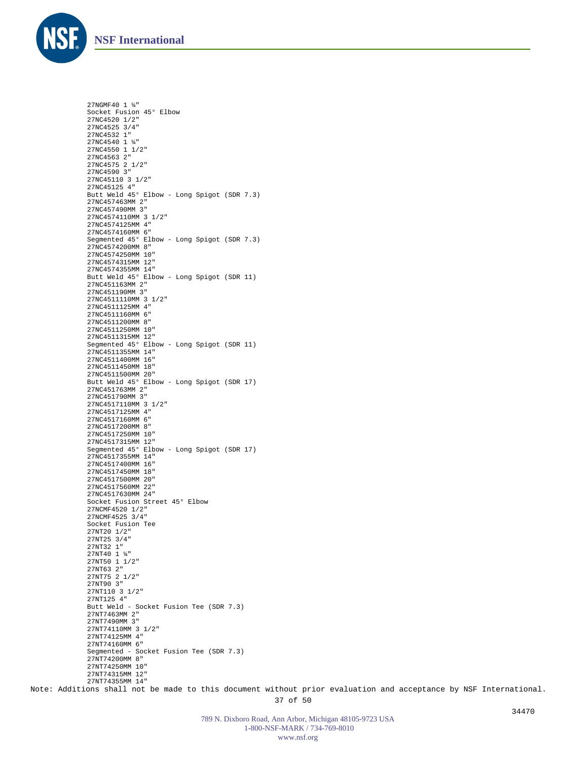27NGMF40 1 ¼"
Socket Fusion 45° Elbow
27NC4520 1/2"
27NC4525 3/4"
27NC4532 1"
27NC4540 1 ¼"
27NC4550 1 1/2"
27NC4563 2"
27NC4575 2 1/2"
27NC4590 3"
27NC45110 3 1/2"
27NC45125 4"
Butt Weld 45° Elbow - Long Spigot (SDR 7.3)
27NC457463MM 2"
27NC457490MM 3"
27NC4574110MM 3 1/2"
27NC4574125MM 4"
27NC4574160MM 6"
Segmented 45° Elbow - Long Spigot (SDR 7.3)
27NC4574200MM 8"
27NC4574250MM 10"
27NC4574315MM 12"
27NC4574355MM 14"
Butt Weld 45° Elbow - Long Spigot (SDR 11)
27NC451163MM 2"
27NC451190MM 3"
27NC4511110MM 3 1/2"
27NC4511125MM 4"
27NC4511160MM 6"
27NC4511200MM 8"
27NC4511250MM 10"
27NC4511315MM 12"
Segmented 45° Elbow - Long Spigot (SDR 11)
27NC4511355MM 14"
27NC4511400MM 16"
27NC4511450MM 18"
27NC4511500MM 20"
Butt Weld 45° Elbow - Long Spigot (SDR 17)
27NC451763MM 2"
27NC451790MM 3"
27NC4517110MM 3 1/2"
27NC4517125MM 4"
27NC4517160MM 6"
27NC4517200MM 8"
27NC4517250MM 10"
27NC4517315MM 12"
Segmented 45° Elbow - Long Spigot (SDR 17)
27NC4517355MM 14"
27NC4517400MM 16"
27NC4517450MM 18"
27NC4517500MM 20"
27NC4517560MM 22"
27NC4517630MM 24"
Socket Fusion Street 45° Elbow
27NCMF4520 1/2"
27NCMF4525 3/4"
Socket Fusion Tee
27NT20 1/2"
27NT25 3/4"
27NT32 1"
27NT40 1 ¼"
27NT50 1 1/2"
27NT63 2"
27NT75 2 1/2"
27NT90 3"
27NT110 3 1/2"
27NT125 4"
Butt Weld - Socket Fusion Tee (SDR 7.3)
27NT7463MM 2"
27NT7490MM 3"
27NT74110MM 3 1/2"
27NT74125MM 4"
27NT74160MM 6"
Segmented - Socket Fusion Tee (SDR 7.3)
27NT74200MM 8"
27NT74250MM 10"
27NT74315MM 12"
27NT74355MM 14"

Note: Additions shall not be made to this document without prior evaluation and acceptance by NSF International.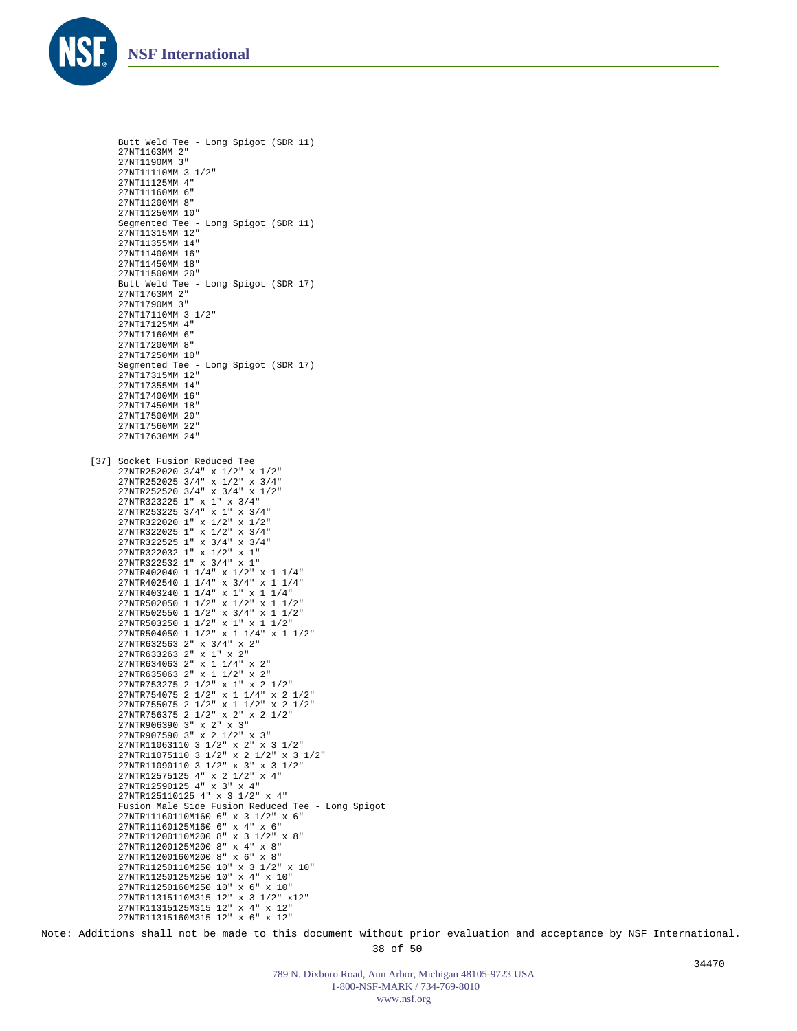Butt Weld Tee - Long Spigot (SDR 11)
27NT1163MM 2"
27NT1190MM 3"
27NT11110MM 3 1/2"
27NT11125MM 4"
27NT11160MM 6"
27NT11200MM 8"
27NT11250MM 10"
Segmented Tee - Long Spigot (SDR 11)
27NT11315MM 12"
27NT11355MM 14"
27NT11400MM 16"
27NT11450MM 18"
27NT11500MM 20"
Butt Weld Tee - Long Spigot (SDR 17)
27NT1763MM 2"
27NT1790MM 3"
27NT17110MM 3 1/2"
27NT17125MM 4"
27NT17160MM 6"
27NT17200MM 8"
27NT17250MM 10"
Segmented Tee - Long Spigot (SDR 17)
27NT17315MM 12"
27NT17355MM 14"
27NT17400MM 16"
27NT17450MM 18"
27NT17500MM 20"
27NT17560MM 22"
27NT17630MM 24"

[37] Socket Fusion Reduced Tee
27NTR252020 3/4" x 1/2" x 1/2"
27NTR252025 3/4" x 1/2" x 3/4"
27NTR252520 3/4" x 3/4" x 1/2"
27NTR323225 1" x 1" x 3/4"
27NTR253225 3/4" x 1" x 3/4"
27NTR322020 1" x 1/2" x 1/2"
27NTR322025 1" x 1/2" x 3/4"
27NTR322525 1" x 3/4" x 3/4"
27NTR322032 1" x 1/2" x 1"
27NTR322532 1" x 3/4" x 1"
27NTR402040 1 1/4" x 1/2" x 1 1/4"
27NTR402540 1 1/4" x 3/4" x 1 1/4"
27NTR403240 1 1/4" x 1" x 1 1/4"
27NTR502050 1 1/2" x 1/2" x 1 1/2"
27NTR502550 1 1/2" x 3/4" x 1 1/2"
27NTR503250 1 1/2" x 1" x 1 1/2"
27NTR504050 1 1/2" x 1 1/4" x 1 1/2"
27NTR632563 2" x 3/4" x 2"
27NTR633263 2" x 1" x 2"
27NTR634063 2" x 1 1/4" x 2"
27NTR635063 2" x 1 1/2" x 2"
27NTR753275 2 1/2" x 1" x 2 1/2"
27NTR754075 2 1/2" x 1 1/4" x 2 1/2"
27NTR755075 2 1/2" x 1 1/2" x 2 1/2"
27NTR756375 2 1/2" x 2" x 2 1/2"
27NTR906390 3" x 2" x 3"
27NTR907590 3" x 2 1/2" x 3"
27NTR11063110 3 1/2" x 2" x 3 1/2"
27NTR11075110 3 1/2" x 2 1/2" x 3 1/2"
27NTR11090110 3 1/2" x 3" x 3 1/2"
27NTR12575125 4" x 2 1/2" x 4"
27NTR12590125 4" x 3" x 4"
27NTR125110125 4" x 3 1/2" x 4"
Fusion Male Side Fusion Reduced Tee - Long Spigot
27NTR11160110M160 6" x 3 1/2" x 6"
27NTR11160125M160 6" x 4" x 6"
27NTR11200110M200 8" x 3 1/2" x 8"
27NTR11200125M200 8" x 4" x 8"
27NTR11200160M200 8" x 6" x 8"
27NTR11250110M250 10" x 3 1/2" x 10"
27NTR11250125M250 10" x 4" x 10"
27NTR11250160M250 10" x 6" x 10"
27NTR11315110M315 12" x 3 1/2" x12"
27NTR11315125M315 12" x 4" x 12"
27NTR11315160M315 12" x 6" x 12"

Note: Additions shall not be made to this document without prior evaluation and acceptance by NSF International.

34470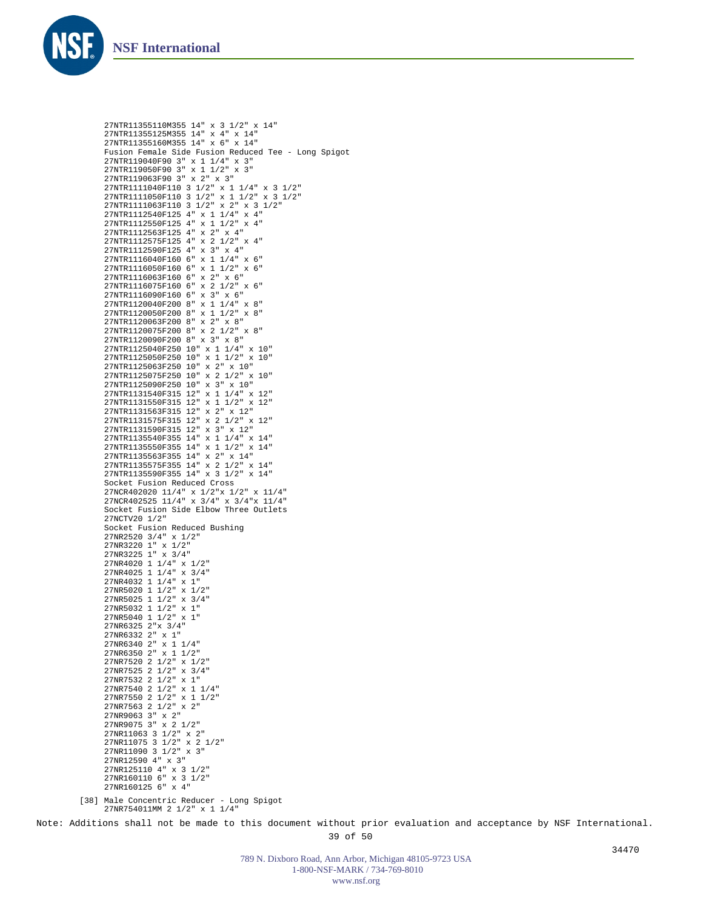27NTR11355110M355 14" x 3 1/2" x 14"
27NTR11355125M355 14" x 4" x 14"
27NTR11355160M355 14" x 6" x 14"
Fusion Female Side Fusion Reduced Tee - Long Spigot
27NTR119040F90 3" x 1 1/4" x 3"
27NTR119050F90 3" x 1 1/2" x 3"
27NTR119063F90 3" x 2" x 3"
27NTR1111040F110 3 1/2" x 1 1/4" x 3 1/2"
27NTR1111050F110 3 1/2" x 1 1/2" x 3 1/2"
27NTR1111063F110 3 1/2" x 2" x 3 1/2"
27NTR1112540F125 4" x 1 1/4" x 4"
27NTR1112550F125 4" x 1 1/2" x 4"
27NTR1112563F125 4" x 2" x 4"
27NTR1112575F125 4" x 2 1/2" x 4"
27NTR1112590F125 4" x 3" x 4"
27NTR1116040F160 6" x 1 1/4" x 6"
27NTR1116050F160 6" x 1 1/2" x 6"
27NTR1116063F160 6" x 2" x 6"
27NTR1116075F160 6" x 2 1/2" x 6"
27NTR1116090F160 6" x 3" x 6"
27NTR1120040F200 8" x 1 1/4" x 8"
27NTR1120050F200 8" x 1 1/2" x 8"
27NTR1120063F200 8" x 2" x 8"
27NTR1120075F200 8" x 2 1/2" x 8"
27NTR1120090F200 8" x 3" x 8"
27NTR1125040F250 10" x 1 1/4" x 10"
27NTR1125050F250 10" x 1 1/2" x 10"
27NTR1125063F250 10" x 2" x 10"
27NTR1125075F250 10" x 2 1/2" x 10"
27NTR1125090F250 10" x 3" x 10"
27NTR1131540F315 12" x 1 1/4" x 12"
27NTR1131550F315 12" x 1 1/2" x 12"
27NTR1131563F315 12" x 2" x 12"
27NTR1131575F315 12" x 2 1/2" x 12"
27NTR1131590F315 12" x 3" x 12"
27NTR1135540F355 14" x 1 1/4" x 14"
27NTR1135550F355 14" x 1 1/2" x 14"
27NTR1135563F355 14" x 2" x 14"
27NTR1135575F355 14" x 2 1/2" x 14"
27NTR1135590F355 14" x 3 1/2" x 14"
Socket Fusion Reduced Cross
27NCR402020 11/4" x 1/2"x 1/2" x 11/4"
27NCR402525 11/4" x 3/4" x 3/4"x 11/4"
Socket Fusion Side Elbow Three Outlets
27NCTV20 1/2"
Socket Fusion Reduced Bushing
27NR2520 3/4" x 1/2"
27NR3220 1" x 1/2"
27NR3225 1" x 3/4"
27NR4020 1 1/4" x 1/2"
27NR4025 1 1/4" x 3/4"
27NR4032 1 1/4" x 1"
27NR5020 1 1/2" x 1/2"
27NR5025 1 1/2" x 3/4"
27NR5032 1 1/2" x 1"
27NR5040 1 1/2" x 1"
27NR6325 2"x 3/4"
27NR6332 2" x 1"
27NR6340 2" x 1 1/4"
27NR6350 2" x 1 1/2"
27NR7520 2 1/2" x 1/2"
27NR7525 2 1/2" x 3/4"
27NR7532 2 1/2" x 1"
27NR7540 2 1/2" x 1 1/4"
27NR7550 2 1/2" x 1 1/2"
27NR7563 2 1/2" x 2"
27NR9063 3" x 2"
27NR9075 3" x 2 1/2"
27NR11063 3 1/2" x 2"
27NR11075 3 1/2" x 2 1/2"
27NR11090 3 1/2" x 3"
27NR12590 4" x 3"
27NR125110 4" x 3 1/2"
27NR160110 6" x 3 1/2"
27NR160125 6" x 4"

[38] Male Concentric Reducer - Long Spigot
27NR754011MM 2 1/2" x 1 1/4"

Note: Additions shall not be made to this document without prior evaluation and acceptance by NSF International.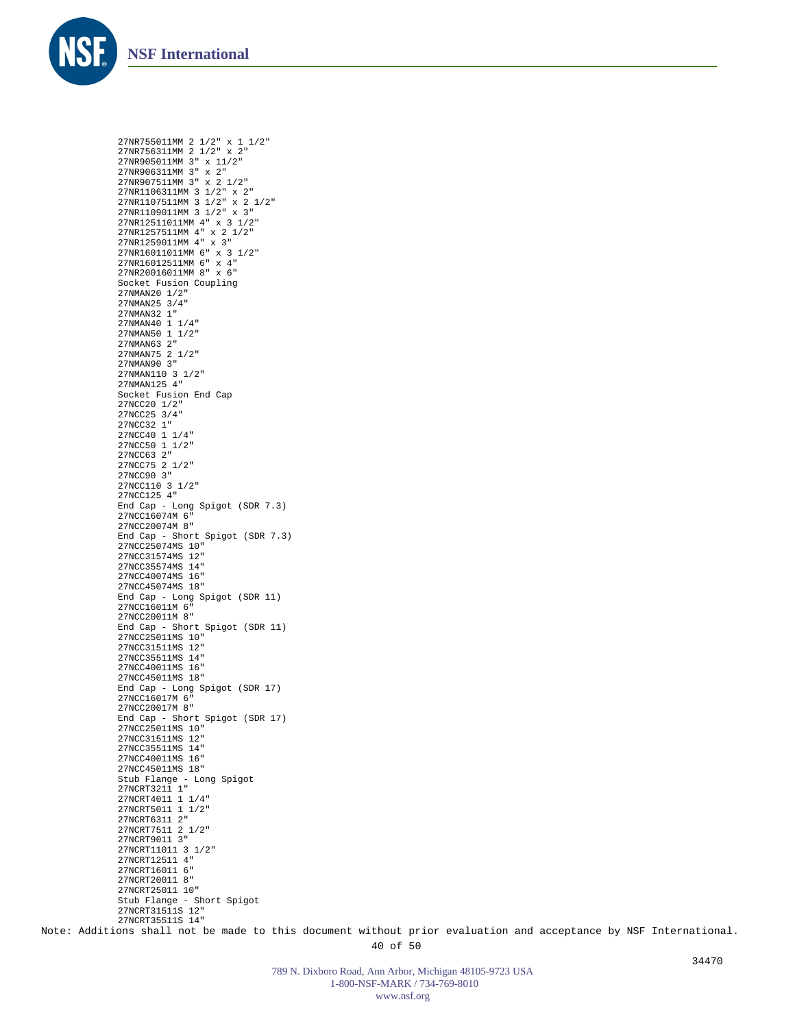27NR755011MM 2 1/2" x 1 1/2"
27NR756311MM 2 1/2" x 2"
27NR905011MM 3" x 11/2"
27NR906311MM 3" x 2"
27NR907511MM 3" x 2 1/2"
27NR1106311MM 3 1/2" x 2"
27NR1107511MM 3 1/2" x 2 1/2"
27NR1109011MM 3 1/2" x 3"
27NR12511011MM 4" x 3 1/2"
27NR1257511MM 4" x 2 1/2"
27NR1259011MM 4" x 3"
27NR16011011MM 6" x 3 1/2"
27NR16012511MM 6" x 4"
27NR20016011MM 8" x 6"
Socket Fusion Coupling
27NMAN20 1/2"
27NMAN25 3/4"
27NMAN32 1"
27NMAN40 1 1/4"
27NMAN50 1 1/2"
27NMAN63 2"
27NMAN75 2 1/2"
27NMAN90 3"
27NMAN110 3 1/2"
27NMAN125 4"
Socket Fusion End Cap
27NCC20 1/2"
27NCC25 3/4"
27NCC32 1"
27NCC40 1 1/4"
27NCC50 1 1/2"
27NCC63 2"
27NCC75 2 1/2"
27NCC90 3"
27NCC110 3 1/2"
27NCC125 4"
End Cap - Long Spigot (SDR 7.3)
27NCC16074M 6"
27NCC20074M 8"
End Cap - Short Spigot (SDR 7.3)
27NCC25074MS 10"
27NCC31574MS 12"
27NCC35574MS 14"
27NCC40074MS 16"
27NCC45074MS 18"
End Cap - Long Spigot (SDR 11)
27NCC16011M 6"
27NCC20011M 8"
End Cap - Short Spigot (SDR 11)
27NCC25011MS 10"
27NCC31511MS 12"
27NCC35511MS 14"
27NCC40011MS 16"
27NCC45011MS 18"
End Cap - Long Spigot (SDR 17)
27NCC16017M 6"
27NCC20017M 8"
End Cap - Short Spigot (SDR 17)
27NCC25011MS 10"
27NCC31511MS 12"
27NCC35511MS 14"
27NCC40011MS 16"
27NCC45011MS 18"
Stub Flange - Long Spigot
27NCRT3211 1"
27NCRT4011 1 1/4"
27NCRT5011 1 1/2"
27NCRT6311 2"
27NCRT7511 2 1/2"
27NCRT9011 3"
27NCRT11011 3 1/2"
27NCRT12511 4"
27NCRT16011 6"
27NCRT20011 8"
27NCRT25011 10"
Stub Flange - Short Spigot
27NCRT31511S 12"
27NCRT35511S 14"

Note: Additions shall not be made to this document without prior evaluation and acceptance by NSF International.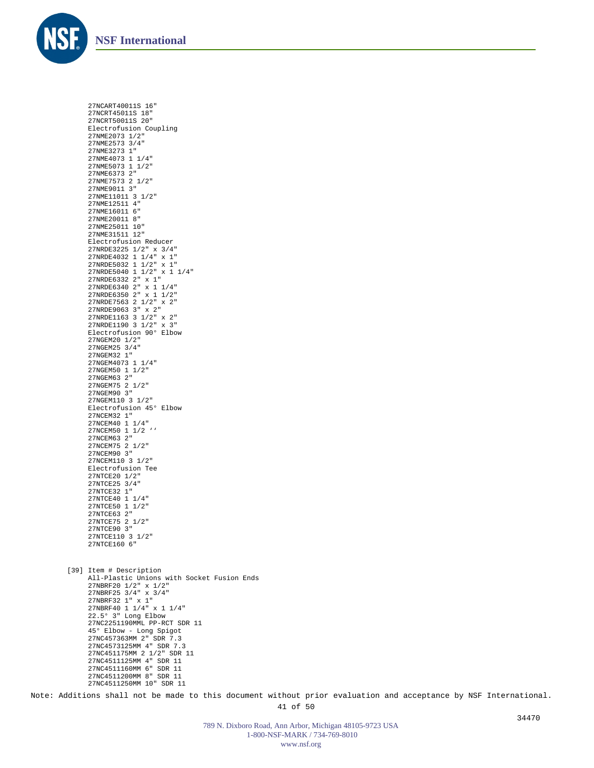27NCART40011S 16"
27NCRT45011S 18"
27NCRT50011S 20"
Electrofusion Coupling
27NME2073 1/2"
27NME2573 3/4"
27NME3273 1"
27NME4073 1 1/4"
27NME5073 1 1/2"
27NME6373 2"
27NME7573 2 1/2"
27NME9011 3"
27NME11011 3 1/2"
27NME12511 4"
27NME16011 6"
27NME20011 8"
27NME25011 10"
27NME31511 12"
Electrofusion Reducer
27NRDE3225 1/2" x 3/4"
27NRDE4032 1 1/4" x 1"
27NRDE5032 1 1/2" x 1"
27NRDE5040 1 1/2" x 1 1/4"
27NRDE6332 2" x 1"
27NRDE6340 2" x 1 1/4"
27NRDE6350 2" x 1 1/2"
27NRDE7563 2 1/2" x 2"
27NRDE9063 3" x 2"
27NRDE1163 3 1/2" x 2"
27NRDE1190 3 1/2" x 3"
Electrofusion 90° Elbow
27NGEM20 1/2"
27NGEM25 3/4"
27NGEM32 1"
27NGEM4073 1 1/4"
27NGEM50 1 1/2"
27NGEM63 2"
27NGEM75 2 1/2"
27NGEM90 3"
27NGEM110 3 1/2"
Electrofusion 45° Elbow
27NCEM32 1"
27NCEM40 1 1/4"
27NCEM50 1 1/2 ‘‘
27NCEM63 2"
27NCEM75 2 1/2"
27NCEM90 3"
27NCEM110 3 1/2"
Electrofusion Tee
27NTCE20 1/2"
27NTCE25 3/4"
27NTCE32 1"
27NTCE40 1 1/4"
27NTCE50 1 1/2"
27NTCE63 2"
27NTCE75 2 1/2"
27NTCE90 3"
27NTCE110 3 1/2"
27NTCE160 6"

[39] Item # Description
All-Plastic Unions with Socket Fusion Ends
27NBRF20 1/2" x 1/2"
27NBRF25 3/4" x 3/4"
27NBRF32 1" x 1"
27NBRF40 1 1/4" x 1 1/4"
22.5° 3" Long Elbow
27NC2251190MML PP-RCT SDR 11
45° Elbow - Long Spigot
27NC457363MM 2" SDR 7.3
27NC4573125MM 4" SDR 7.3
27NC451175MM 2 1/2" SDR 11
27NC4511125MM 4" SDR 11
27NC4511160MM 6" SDR 11
27NC4511200MM 8" SDR 11
27NC4511250MM 10" SDR 11

Note: Additions shall not be made to this document without prior evaluation and acceptance by NSF International.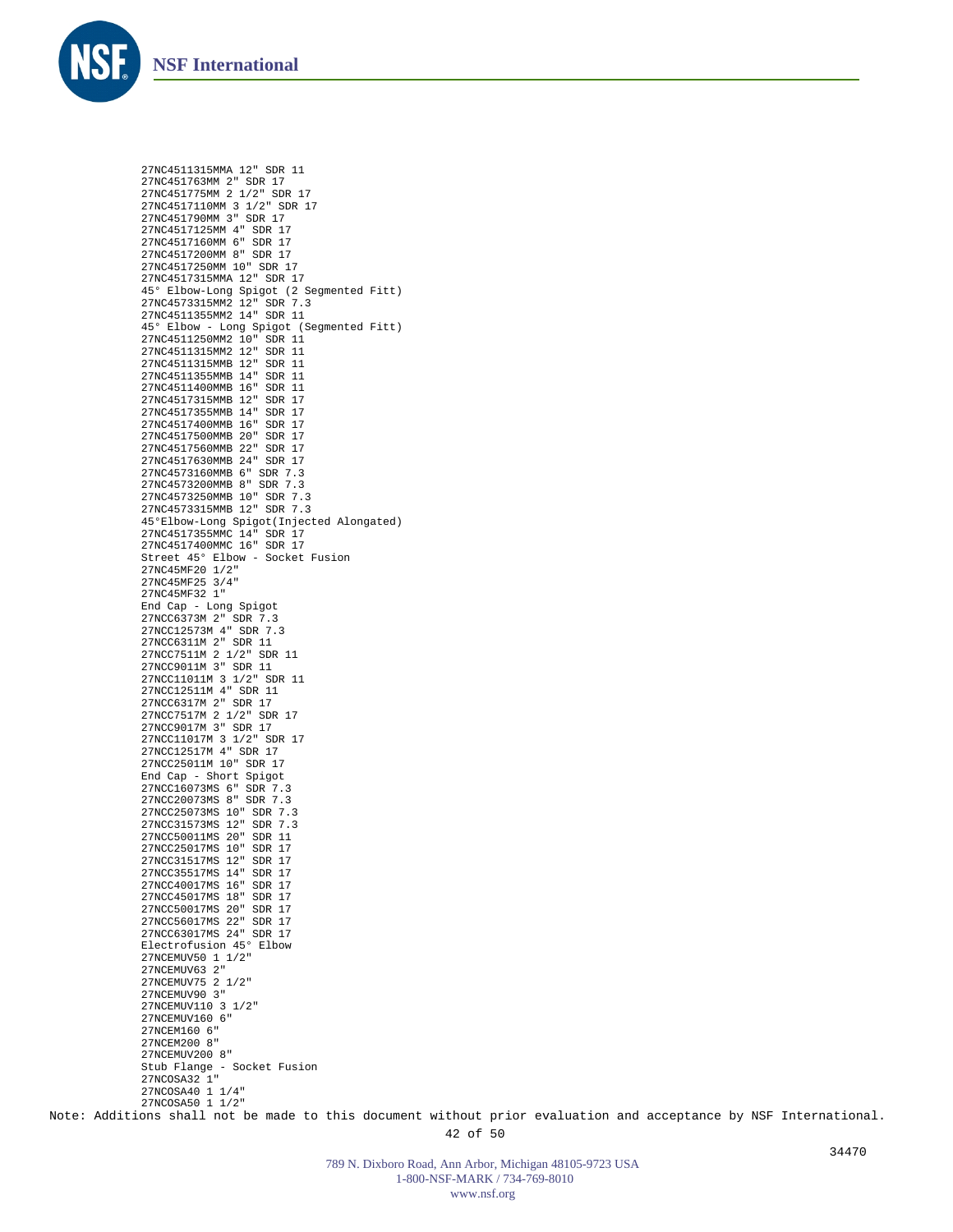27NC4511315MMA 12" SDR 11
27NC451763MM 2" SDR 17
27NC451775MM 2 1/2" SDR 17
27NC4517110MM 3 1/2" SDR 17
27NC451790MM 3" SDR 17
27NC4517125MM 4" SDR 17
27NC4517160MM 6" SDR 17
27NC4517200MM 8" SDR 17
27NC4517250MM 10" SDR 17
27NC4517315MMA 12" SDR 17
45° Elbow-Long Spigot (2 Segmented Fitt)
27NC4573315MM2 12" SDR 7.3
27NC4511355MM2 14" SDR 11
45° Elbow - Long Spigot (Segmented Fitt)
27NC4511250MM2 10" SDR 11
27NC4511315MM2 12" SDR 11
27NC4511315MMB 12" SDR 11
27NC4511355MMB 14" SDR 11
27NC4511400MMB 16" SDR 11
27NC4517315MMB 12" SDR 17
27NC4517355MMB 14" SDR 17
27NC4517400MMB 16" SDR 17
27NC4517500MMB 20" SDR 17
27NC4517560MMB 22" SDR 17
27NC4517630MMB 24" SDR 17
27NC4573160MMB 6" SDR 7.3
27NC4573200MMB 8" SDR 7.3
27NC4573250MMB 10" SDR 7.3
27NC4573315MMB 12" SDR 7.3
45°Elbow-Long Spigot(Injected Alongated)
27NC4517355MMC 14" SDR 17
27NC4517400MMC 16" SDR 17
Street 45° Elbow - Socket Fusion
27NC45MF20 1/2"
27NC45MF25 3/4"
27NC45MF32 1"
End Cap - Long Spigot
27NCC6373M 2" SDR 7.3
27NCC12573M 4" SDR 7.3
27NCC6311M 2" SDR 11
27NCC7511M 2 1/2" SDR 11
27NCC9011M 3" SDR 11
27NCC11011M 3 1/2" SDR 11
27NCC12511M 4" SDR 11
27NCC6317M 2" SDR 17
27NCC7517M 2 1/2" SDR 17
27NCC9017M 3" SDR 17
27NCC11017M 3 1/2" SDR 17
27NCC12517M 4" SDR 17
27NCC25011M 10" SDR 17
End Cap - Short Spigot
27NCC16073MS 6" SDR 7.3
27NCC20073MS 8" SDR 7.3
27NCC25073MS 10" SDR 7.3
27NCC31573MS 12" SDR 7.3
27NCC50011MS 20" SDR 11
27NCC25017MS 10" SDR 17
27NCC31517MS 12" SDR 17
27NCC35517MS 14" SDR 17
27NCC40017MS 16" SDR 17
27NCC45017MS 18" SDR 17
27NCC50017MS 20" SDR 17
27NCC56017MS 22" SDR 17
27NCC63017MS 24" SDR 17
Electrofusion 45° Elbow
27NCEMUV50 1 1/2"
27NCEMUV63 2"
27NCEMUV75 2 1/2"
27NCEMUV90 3"
27NCEMUV110 3 1/2"
27NCEMUV160 6"
27NCEM160 6"
27NCEM200 8"
27NCEMUV200 8"
Stub Flange - Socket Fusion
27NCOSA32 1"
27NCOSA40 1 1/4"
27NCOSA50 1 1/2"

Note: Additions shall not be made to this document without prior evaluation and acceptance by NSF International.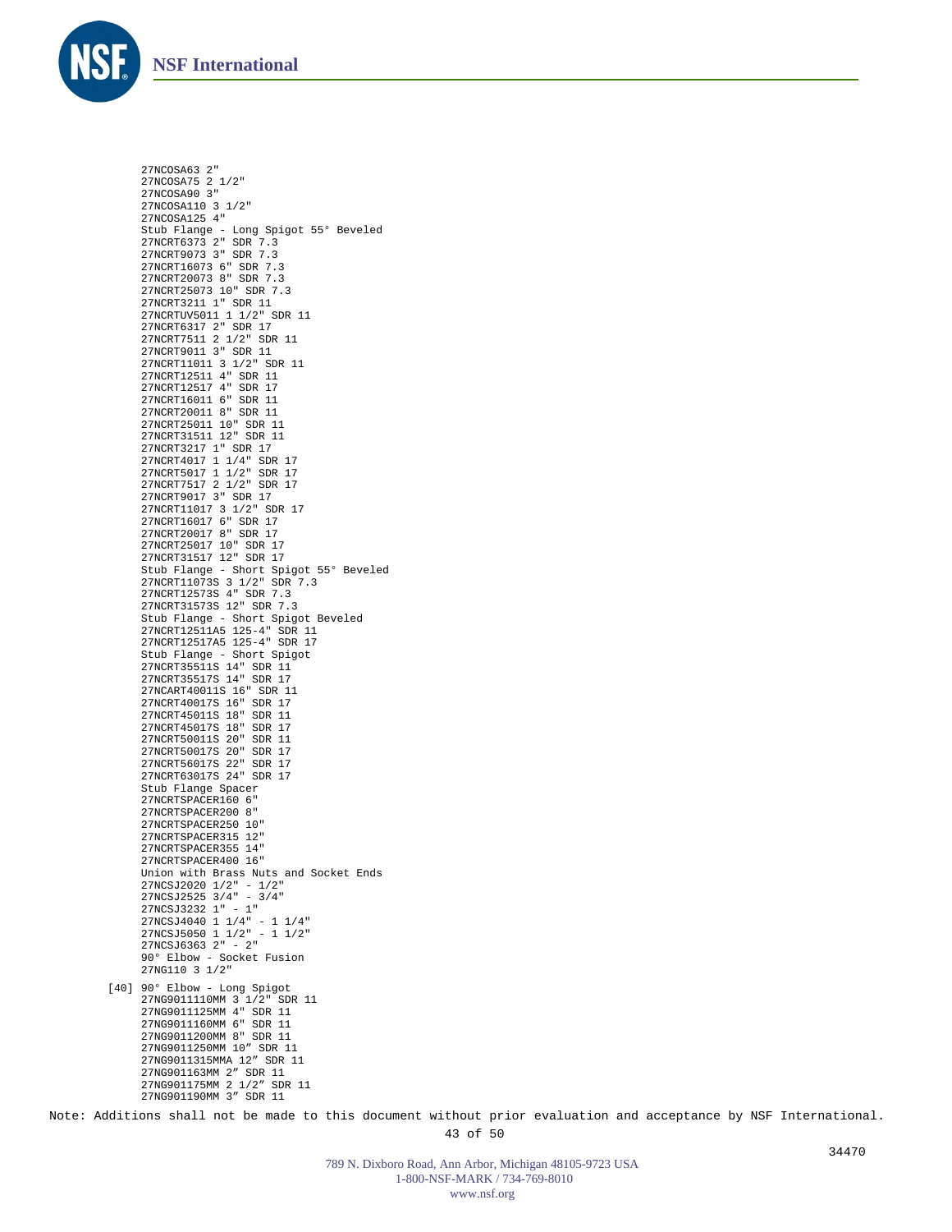27NCOSA63 2"
27NCOSA75 2 1/2"
27NCOSA90 3"
27NCOSA110 3 1/2"
27NCOSA125 4"
Stub Flange - Long Spigot 55° Beveled
27NCRT6373 2" SDR 7.3
27NCRT9073 3" SDR 7.3
27NCRT16073 6" SDR 7.3
27NCRT20073 8" SDR 7.3
27NCRT25073 10" SDR 7.3
27NCRT3211 1" SDR 11
27NCRTUV5011 1 1/2" SDR 11
27NCRT6317 2" SDR 17
27NCRT7511 2 1/2" SDR 11
27NCRT9011 3" SDR 11
27NCRT11011 3 1/2" SDR 11
27NCRT12511 4" SDR 11
27NCRT12517 4" SDR 17
27NCRT16011 6" SDR 11
27NCRT20011 8" SDR 11
27NCRT25011 10" SDR 11
27NCRT31511 12" SDR 11
27NCRT3217 1" SDR 17
27NCRT4017 1 1/4" SDR 17
27NCRT5017 1 1/2" SDR 17
27NCRT7517 2 1/2" SDR 17
27NCRT9017 3" SDR 17
27NCRT11017 3 1/2" SDR 17
27NCRT16017 6" SDR 17
27NCRT20017 8" SDR 17
27NCRT25017 10" SDR 17
27NCRT31517 12" SDR 17
Stub Flange - Short Spigot 55° Beveled
27NCRT11073S 3 1/2" SDR 7.3
27NCRT12573S 4" SDR 7.3
27NCRT31573S 12" SDR 7.3
Stub Flange - Short Spigot Beveled
27NCRT12511A5 125-4" SDR 11
27NCRT12517A5 125-4" SDR 17
Stub Flange - Short Spigot
27NCRT35511S 14" SDR 11
27NCRT35517S 14" SDR 17
27NCART40011S 16" SDR 11
27NCRT40017S 16" SDR 17
27NCRT45011S 18" SDR 11
27NCRT45017S 18" SDR 17
27NCRT50011S 20" SDR 11
27NCRT50017S 20" SDR 17
27NCRT56017S 22" SDR 17
27NCRT63017S 24" SDR 17
Stub Flange Spacer
27NCRTSPACER160 6"
27NCRTSPACER200 8"
27NCRTSPACER250 10"
27NCRTSPACER315 12"
27NCRTSPACER355 14"
27NCRTSPACER400 16"
Union with Brass Nuts and Socket Ends
27NCSJ2020 1/2" - 1/2"
27NCSJ2525 3/4" - 3/4"
27NCSJ3232 1" - 1"
27NCSJ4040 1 1/4" - 1 1/4"
27NCSJ5050 1 1/2" - 1 1/2"
27NCSJ6363 2" - 2"
90° Elbow - Socket Fusion
27NG110 3 1/2"

[40] 90° Elbow - Long Spigot
27NG9011110MM 3 1/2" SDR 11
27NG9011125MM 4" SDR 11
27NG9011160MM 6" SDR 11
27NG9011200MM 8" SDR 11
27NG9011250MM 10″ SDR 11
27NG9011315MMA 12″ SDR 11
27NG901163MM 2″ SDR 11
27NG901175MM 2 1/2″ SDR 11
27NG901190MM 3″ SDR 11

Note: Additions shall not be made to this document without prior evaluation and acceptance by NSF International.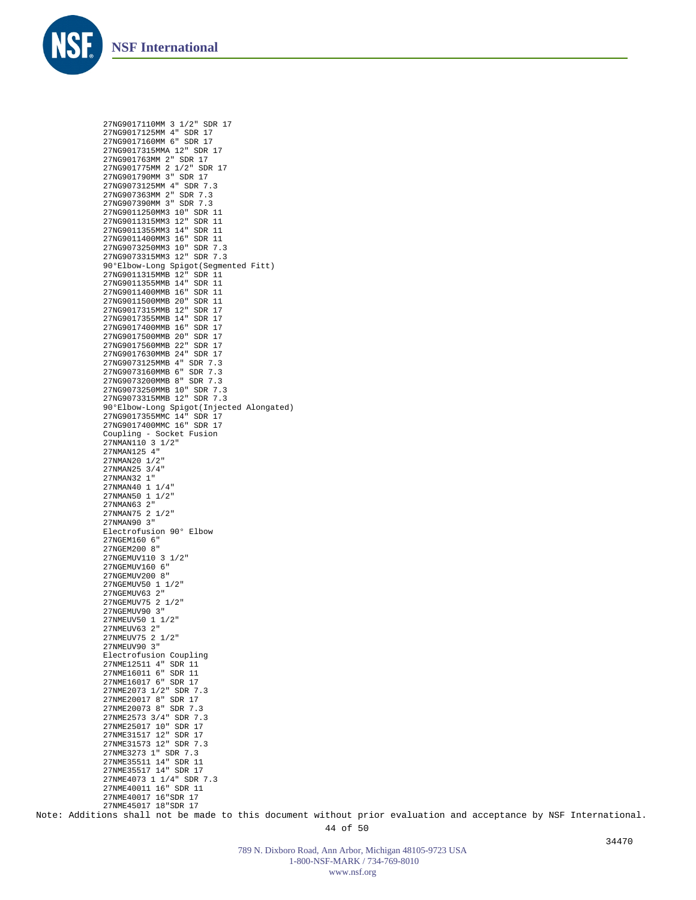27NG9017110MM 3 1/2" SDR 17
27NG9017125MM 4" SDR 17
27NG9017160MM 6" SDR 17
27NG9017315MMA 12" SDR 17
27NG901763MM 2" SDR 17
27NG901775MM 2 1/2" SDR 17
27NG901790MM 3" SDR 17
27NG9073125MM 4" SDR 7.3
27NG907363MM 2" SDR 7.3
27NG907390MM 3" SDR 7.3
27NG9011250MM3 10" SDR 11
27NG9011315MM3 12" SDR 11
27NG9011355MM3 14" SDR 11
27NG9011400MM3 16" SDR 11
27NG9073250MM3 10" SDR 7.3
27NG9073315MM3 12" SDR 7.3
90°Elbow-Long Spigot(Segmented Fitt)
27NG9011315MMB 12" SDR 11
27NG9011355MMB 14" SDR 11
27NG9011400MMB 16" SDR 11
27NG9011500MMB 20" SDR 11
27NG9017315MMB 12" SDR 17
27NG9017355MMB 14" SDR 17
27NG9017400MMB 16" SDR 17
27NG9017500MMB 20" SDR 17
27NG9017560MMB 22" SDR 17
27NG9017630MMB 24" SDR 17
27NG9073125MMB 4" SDR 7.3
27NG9073160MMB 6" SDR 7.3
27NG9073200MMB 8" SDR 7.3
27NG9073250MMB 10" SDR 7.3
27NG9073315MMB 12" SDR 7.3
90°Elbow-Long Spigot(Injected Alongated)
27NG9017355MMC 14" SDR 17
27NG9017400MMC 16" SDR 17
Coupling - Socket Fusion
27NMAN110 3 1/2"
27NMAN125 4"
27NMAN20 1/2"
27NMAN25 3/4"
27NMAN32 1"
27NMAN40 1 1/4"
27NMAN50 1 1/2"
27NMAN63 2"
27NMAN75 2 1/2"
27NMAN90 3"
Electrofusion 90° Elbow
27NGEM160 6"
27NGEM200 8"
27NGEMUV110 3 1/2"
27NGEMUV160 6"
27NGEMUV200 8"
27NGEMUV50 1 1/2"
27NGEMUV63 2"
27NGEMUV75 2 1/2"
27NGEMUV90 3"
27NMEUV50 1 1/2"
27NMEUV63 2"
27NMEUV75 2 1/2"
27NMEUV90 3"
Electrofusion Coupling
27NME12511 4" SDR 11
27NME16011 6" SDR 11
27NME16017 6" SDR 17
27NME2073 1/2" SDR 7.3
27NME20017 8" SDR 17
27NME20073 8" SDR 7.3
27NME2573 3/4" SDR 7.3
27NME25017 10" SDR 17
27NME31517 12" SDR 17
27NME31573 12" SDR 7.3
27NME3273 1" SDR 7.3
27NME35511 14" SDR 11
27NME35517 14" SDR 17
27NME4073 1 1/4" SDR 7.3
27NME40011 16" SDR 11
27NME40017 16"SDR 17
27NME45017 18"SDR 17

Note: Additions shall not be made to this document without prior evaluation and acceptance by NSF International.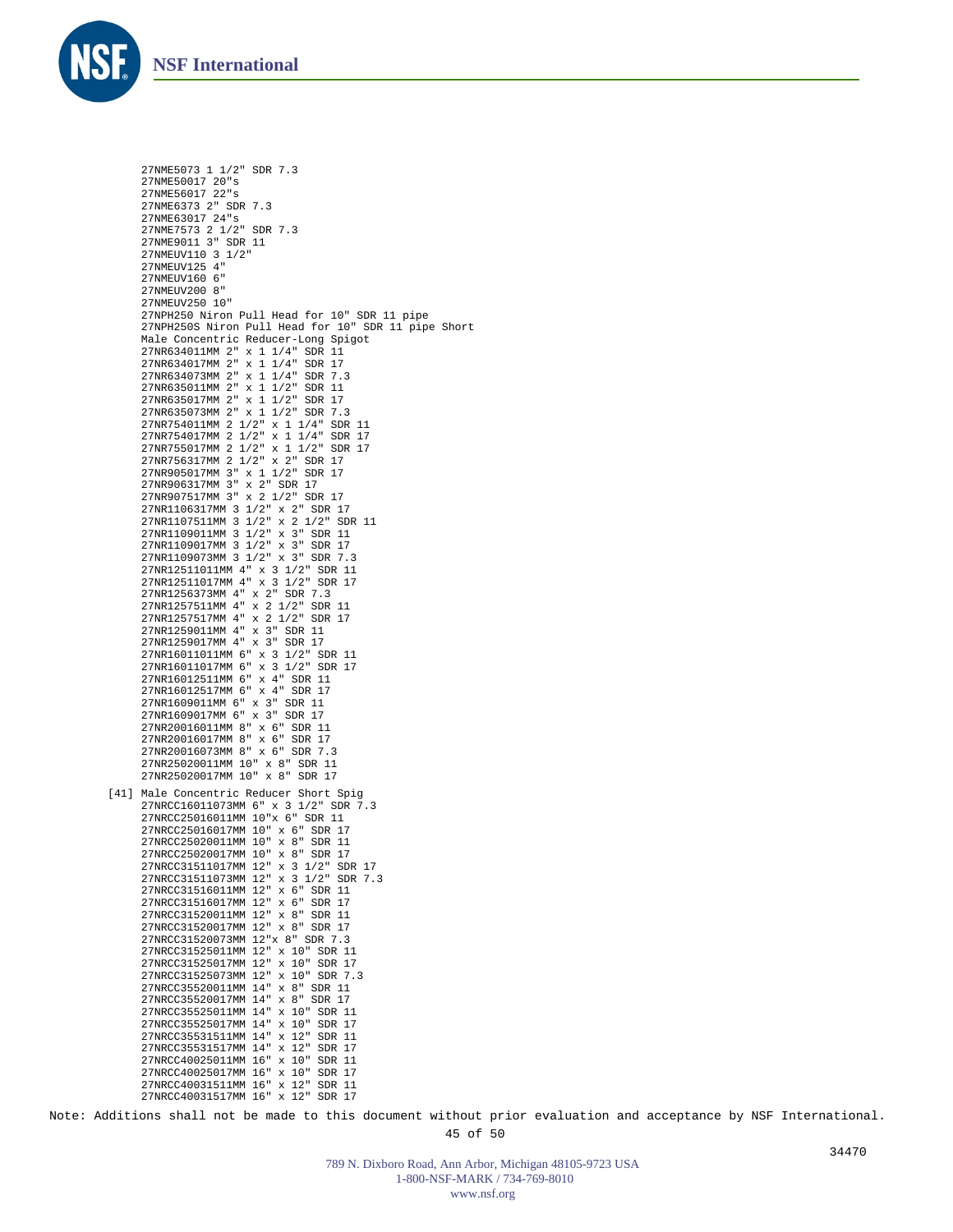27NME5073 1 1/2" SDR 7.3
27NME50017 20"s
27NME56017 22"s
27NME6373 2" SDR 7.3
27NME63017 24"s
27NME7573 2 1/2" SDR 7.3
27NME9011 3" SDR 11
27NMEUV110 3 1/2"
27NMEUV125 4"
27NMEUV160 6"
27NMEUV200 8"
27NMEUV250 10"
27NPH250 Niron Pull Head for 10" SDR 11 pipe
27NPH250S Niron Pull Head for 10" SDR 11 pipe Short
Male Concentric Reducer-Long Spigot
27NR634011MM 2" x 1 1/4" SDR 11
27NR634017MM 2" x 1 1/4" SDR 17
27NR634073MM 2" x 1 1/4" SDR 7.3
27NR635011MM 2" x 1 1/2" SDR 11
27NR635017MM 2" x 1 1/2" SDR 17
27NR635073MM 2" x 1 1/2" SDR 7.3
27NR754011MM 2 1/2" x 1 1/4" SDR 11
27NR754017MM 2 1/2" x 1 1/4" SDR 17
27NR755017MM 2 1/2" x 1 1/2" SDR 17
27NR756317MM 2 1/2" x 2" SDR 17
27NR905017MM 3" x 1 1/2" SDR 17
27NR906317MM 3" x 2" SDR 17
27NR907517MM 3" x 2 1/2" SDR 17
27NR1106317MM 3 1/2" x 2" SDR 17
27NR1107511MM 3 1/2" x 2 1/2" SDR 11
27NR1109011MM 3 1/2" x 3" SDR 11
27NR1109017MM 3 1/2" x 3" SDR 17
27NR1109073MM 3 1/2" x 3" SDR 7.3
27NR12511011MM 4" x 3 1/2" SDR 11
27NR12511017MM 4" x 3 1/2" SDR 17
27NR1256373MM 4" x 2" SDR 7.3
27NR1257511MM 4" x 2 1/2" SDR 11
27NR1257517MM 4" x 2 1/2" SDR 17
27NR1259011MM 4" x 3" SDR 11
27NR1259017MM 4" x 3" SDR 17
27NR16011011MM 6" x 3 1/2" SDR 11
27NR16011017MM 6" x 3 1/2" SDR 17
27NR16012511MM 6" x 4" SDR 11
27NR16012517MM 6" x 4" SDR 17
27NR1609011MM 6" x 3" SDR 11
27NR1609017MM 6" x 3" SDR 17
27NR20016011MM 8" x 6" SDR 11
27NR20016017MM 8" x 6" SDR 17
27NR20016073MM 8" x 6" SDR 7.3
27NR25020011MM 10" x 8" SDR 11
27NR25020017MM 10" x 8" SDR 17

[41] Male Concentric Reducer Short Spig
27NRCC16011073MM 6" x 3 1/2" SDR 7.3
27NRCC25016011MM 10"x 6" SDR 11
27NRCC25016017MM 10" x 6" SDR 17
27NRCC25020011MM 10" x 8" SDR 11
27NRCC25020017MM 10" x 8" SDR 17
27NRCC31511017MM 12" x 3 1/2" SDR 17
27NRCC31511073MM 12" x 3 1/2" SDR 7.3
27NRCC31516011MM 12" x 6" SDR 11
27NRCC31516017MM 12" x 6" SDR 17
27NRCC31520011MM 12" x 8" SDR 11
27NRCC31520017MM 12" x 8" SDR 17
27NRCC31520073MM 12"x 8" SDR 7.3
27NRCC31525011MM 12" x 10" SDR 11
27NRCC31525017MM 12" x 10" SDR 17
27NRCC31525073MM 12" x 10" SDR 7.3
27NRCC35520011MM 14" x 8" SDR 11
27NRCC35520017MM 14" x 8" SDR 17
27NRCC35525011MM 14" x 10" SDR 11
27NRCC35525017MM 14" x 10" SDR 17
27NRCC35531511MM 14" x 12" SDR 11
27NRCC35531517MM 14" x 12" SDR 17
27NRCC40025011MM 16" x 10" SDR 11
27NRCC40025017MM 16" x 10" SDR 17
27NRCC40031511MM 16" x 12" SDR 11
27NRCC40031517MM 16" x 12" SDR 17

Note: Additions shall not be made to this document without prior evaluation and acceptance by NSF International.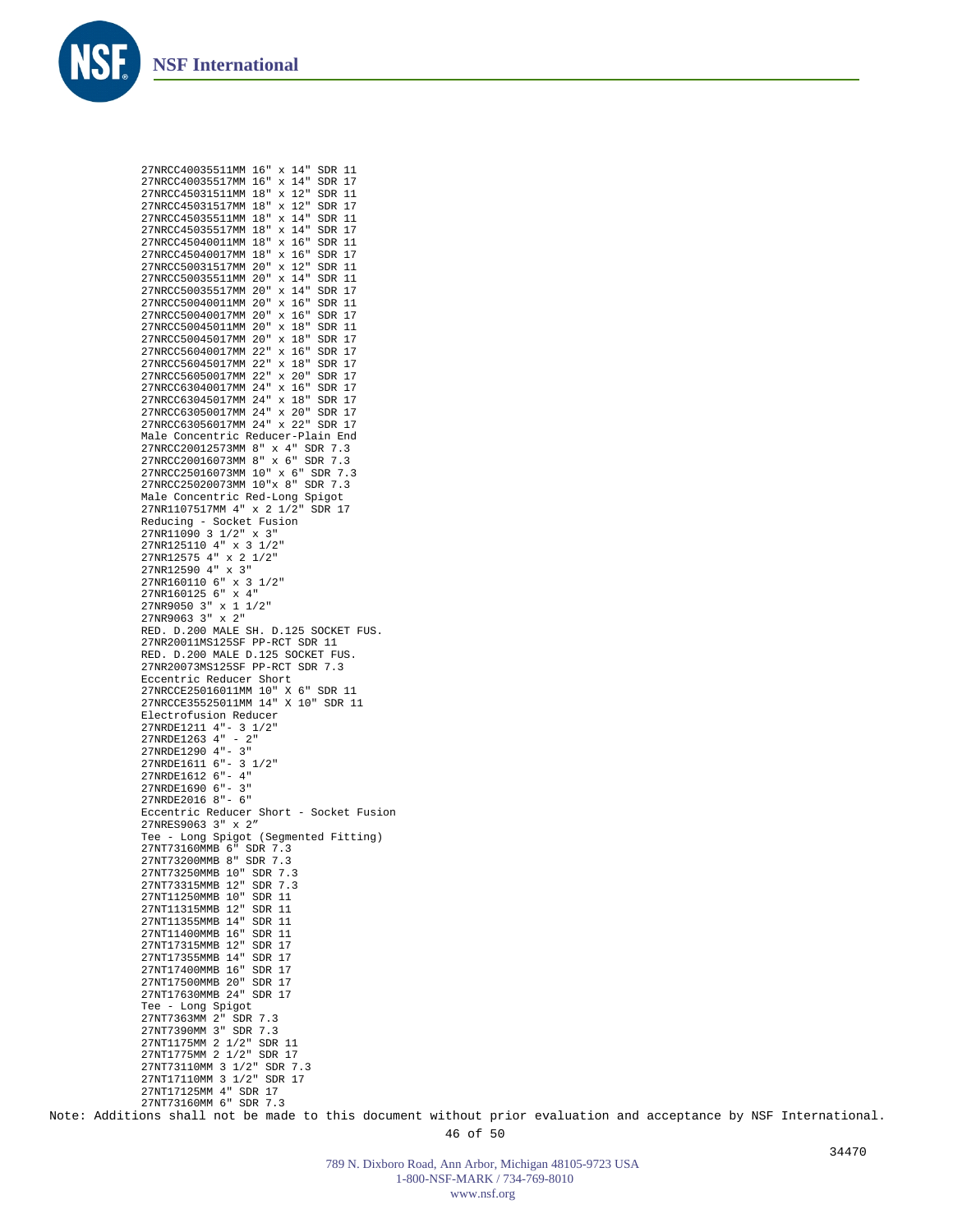27NRCC40035511MM 16" x 14" SDR 11
27NRCC40035517MM 16" x 14" SDR 17
27NRCC45031511MM 18" x 12" SDR 11
27NRCC45031517MM 18" x 12" SDR 17
27NRCC45035511MM 18" x 14" SDR 11
27NRCC45035517MM 18" x 14" SDR 17
27NRCC45040011MM 18" x 16" SDR 11
27NRCC45040017MM 18" x 16" SDR 17
27NRCC50031517MM 20" x 12" SDR 11
27NRCC50035511MM 20" x 14" SDR 11
27NRCC50035517MM 20" x 14" SDR 17
27NRCC50040011MM 20" x 16" SDR 11
27NRCC50040017MM 20" x 16" SDR 17
27NRCC50045011MM 20" x 18" SDR 11
27NRCC50045017MM 20" x 18" SDR 17
27NRCC56040017MM 22" x 16" SDR 17
27NRCC56045017MM 22" x 18" SDR 17
27NRCC56050017MM 22" x 20" SDR 17
27NRCC63040017MM 24" x 16" SDR 17
27NRCC63045017MM 24" x 18" SDR 17
27NRCC63050017MM 24" x 20" SDR 17
27NRCC63056017MM 24" x 22" SDR 17
Male Concentric Reducer-Plain End
27NRCC20012573MM 8" x 4" SDR 7.3
27NRCC20016073MM 8" x 6" SDR 7.3
27NRCC25016073MM 10" x 6" SDR 7.3
27NRCC25020073MM 10"x 8" SDR 7.3
Male Concentric Red-Long Spigot
27NR1107517MM 4" x 2 1/2" SDR 17
Reducing - Socket Fusion
27NR11090 3 1/2" x 3"
27NR125110 4" x 3 1/2"
27NR12575 4" x 2 1/2"
27NR12590 4" x 3"
27NR160110 6" x 3 1/2"
27NR160125 6" x 4"
27NR9050 3" x 1 1/2"
27NR9063 3" x 2"
RED. D.200 MALE SH. D.125 SOCKET FUS.
27NR20011MS125SF PP-RCT SDR 11
RED. D.200 MALE D.125 SOCKET FUS.
27NR20073MS125SF PP-RCT SDR 7.3
Eccentric Reducer Short
27NRCCE25016011MM 10" X 6" SDR 11
27NRCCE35525011MM 14" X 10" SDR 11
Electrofusion Reducer
27NRDE1211 4"- 3 1/2"
27NRDE1263 4" - 2"
27NRDE1290 4"- 3"
27NRDE1611 6"- 3 1/2"
27NRDE1612 6"- 4"
27NRDE1690 6"- 3"
27NRDE2016 8"- 6"
Eccentric Reducer Short - Socket Fusion
27NRES9063 3" x 2″
Tee - Long Spigot (Segmented Fitting)
27NT73160MMB 6" SDR 7.3
27NT73200MMB 8" SDR 7.3
27NT73250MMB 10" SDR 7.3
27NT73315MMB 12" SDR 7.3
27NT11250MMB 10" SDR 11
27NT11315MMB 12" SDR 11
27NT11355MMB 14" SDR 11
27NT11400MMB 16" SDR 11
27NT17315MMB 12" SDR 17
27NT17355MMB 14" SDR 17
27NT17400MMB 16" SDR 17
27NT17500MMB 20" SDR 17
27NT17630MMB 24" SDR 17
Tee - Long Spigot
27NT7363MM 2" SDR 7.3
27NT7390MM 3" SDR 7.3
27NT1175MM 2 1/2" SDR 11
27NT1775MM 2 1/2" SDR 17
27NT73110MM 3 1/2" SDR 7.3
27NT17110MM 3 1/2" SDR 17
27NT17125MM 4" SDR 17
27NT73160MM 6" SDR 7.3

Note: Additions shall not be made to this document without prior evaluation and acceptance by NSF International.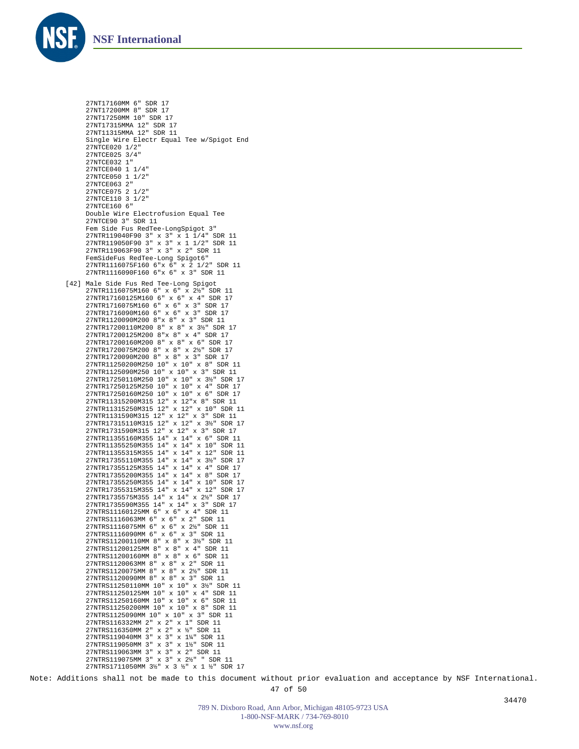27NT17160MM 6" SDR 17
27NT17200MM 8" SDR 17
27NT17250MM 10" SDR 17
27NT17315MMA 12" SDR 17
27NT11315MMA 12" SDR 11
Single Wire Electr Equal Tee w/Spigot End
27NTCE020 1/2"
27NTCE025 3/4"
27NTCE032 1"
27NTCE040 1 1/4"
27NTCE050 1 1/2"
27NTCE063 2"
27NTCE075 2 1/2"
27NTCE110 3 1/2"
27NTCE160 6"
Double Wire Electrofusion Equal Tee
27NTCE90 3" SDR 11
Fem Side Fus RedTee-LongSpigot 3"
27NTR119040F90 3" x 3" x 1 1/4" SDR 11
27NTR119050F90 3" x 3" x 1 1/2" SDR 11
27NTR119063F90 3" x 3" x 2" SDR 11
FemSideFus RedTee-Long Spigot6"
27NTR1116075F160 6"x 6" x 2 1/2" SDR 11
27NTR1116090F160 6"x 6" x 3" SDR 11

[42] Male Side Fus Red Tee-Long Spigot
27NTR1116075M160 6" x 6" x 2½" SDR 11
27NTR17160125M160 6" x 6" x 4" SDR 17
27NTR1716075M160 6" x 6" x 3" SDR 17
27NTR1716090M160 6" x 6" x 3" SDR 17
27NTR1120090M200 8"x 8" x 3" SDR 11
27NTR17200110M200 8" x 8" x 3½" SDR 17
27NTR17200125M200 8"x 8" x 4" SDR 17
27NTR17200160M200 8" x 8" x 6" SDR 17
27NTR1720075M200 8" x 8" x 2½" SDR 17
27NTR1720090M200 8" x 8" x 3" SDR 17
27NTR11250200M250 10" x 10" x 8" SDR 11
27NTR1125090M250 10" x 10" x 3" SDR 11
27NTR17250110M250 10" x 10" x 3½" SDR 17
27NTR17250125M250 10" x 10" x 4" SDR 17
27NTR17250160M250 10" x 10" x 6" SDR 17
27NTR11315200M315 12" x 12"x 8" SDR 11
27NTR11315250M315 12" x 12" x 10" SDR 11
27NTR1131590M315 12" x 12" x 3" SDR 11
27NTR17315110M315 12" x 12" x 3½" SDR 17
27NTR1731590M315 12" x 12" x 3" SDR 17
27NTR11355160M355 14" x 14" x 6" SDR 11
27NTR11355250M355 14" x 14" x 10" SDR 11
27NTR11355315M355 14" x 14" x 12" SDR 11
27NTR17355110M355 14" x 14" x 3½" SDR 17
27NTR17355125M355 14" x 14" x 4" SDR 17
27NTR17355200M355 14" x 14" x 8" SDR 17
27NTR17355250M355 14" x 14" x 10" SDR 17
27NTR17355315M355 14" x 14" x 12" SDR 17
27NTR1735575M355 14" x 14" x 2½" SDR 17
27NTR1735590M355 14" x 14" x 3" SDR 17
27NTRS11160125MM 6" x 6" x 4" SDR 11
27NTRS1116063MM 6" x 6" x 2" SDR 11
27NTRS1116075MM 6" x 6" x 2½" SDR 11
27NTRS1116090MM 6" x 6" x 3" SDR 11
27NTRS11200110MM 8" x 8" x 3½" SDR 11
27NTRS11200125MM 8" x 8" x 4" SDR 11
27NTRS11200160MM 8" x 8" x 6" SDR 11
27NTRS1120063MM 8" x 8" x 2" SDR 11
27NTRS1120075MM 8" x 8" x 2½" SDR 11
27NTRS1120090MM 8" x 8" x 3" SDR 11
27NTRS11250110MM 10" x 10" x 3½" SDR 11
27NTRS11250125MM 10" x 10" x 4" SDR 11
27NTRS11250160MM 10" x 10" x 6" SDR 11
27NTRS11250200MM 10" x 10" x 8" SDR 11
27NTRS1125090MM 10" x 10" x 3" SDR 11
27NTRS116332MM 2" x 2" x 1" SDR 11
27NTRS116350MM 2" x 2" x ½" SDR 11
27NTRS119040MM 3" x 3" x 1¼" SDR 11
27NTRS119050MM 3" x 3" x 1½" SDR 11
27NTRS119063MM 3" x 3" x 2" SDR 11
27NTRS119075MM 3" x 3" x 2½" " SDR 11
27NTRS1711050MM 3½" x 3 ½" x 1 ½" SDR 17

Note: Additions shall not be made to this document without prior evaluation and acceptance by NSF International.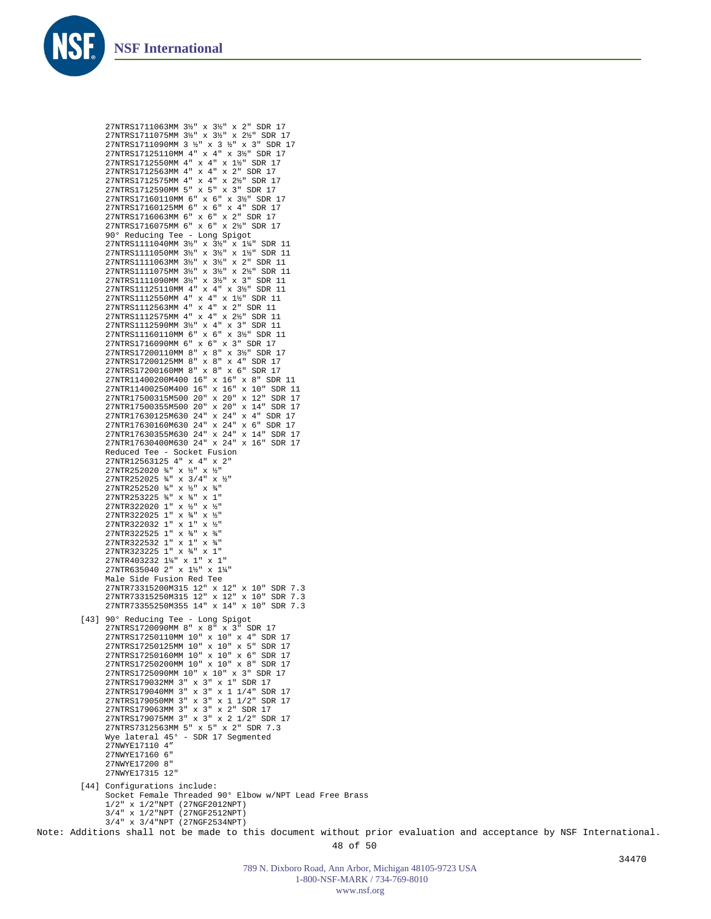27NTRS1711063MM 3½" x 3½" x 2" SDR 17
27NTRS1711075MM 3½" x 3½" x 2½" SDR 17
27NTRS1711090MM 3 ½" x 3 ½" x 3" SDR 17
27NTRS17125110MM 4" x 4" x 3½" SDR 17
27NTRS1712550MM 4" x 4" x 1½" SDR 17
27NTRS1712563MM 4" x 4" x 2" SDR 17
27NTRS1712575MM 4" x 4" x 2½" SDR 17
27NTRS1712590MM 5" x 5" x 3" SDR 17
27NTRS17160110MM 6" x 6" x 3½" SDR 17
27NTRS17160125MM 6" x 6" x 4" SDR 17
27NTRS1716063MM 6" x 6" x 2" SDR 17
27NTRS1716075MM 6" x 6" x 2½" SDR 17
90° Reducing Tee - Long Spigot
27NTRS1111040MM 3½" x 3½" x 1¼" SDR 11
27NTRS1111050MM 3½" x 3½" x 1½" SDR 11
27NTRS1111063MM 3½" x 3½" x 2" SDR 11
27NTRS1111075MM 3½" x 3½" x 2½" SDR 11
27NTRS1111090MM 3½" x 3½" x 3" SDR 11
27NTRS11125110MM 4" x 4" x 3½" SDR 11
27NTRS1112550MM 4" x 4" x 1½" SDR 11
27NTRS1112563MM 4" x 4" x 2" SDR 11
27NTRS1112575MM 4" x 4" x 2½" SDR 11
27NTRS1112590MM 3½" x 4" x 3" SDR 11
27NTRS11160110MM 6" x 6" x 3½" SDR 11
27NTRS1716090MM 6" x 6" x 3" SDR 17
27NTRS17200110MM 8" x 8" x 3½" SDR 17
27NTRS17200125MM 8" x 8" x 4" SDR 17
27NTRS17200160MM 8" x 8" x 6" SDR 17
27NTR11400200M400 16" x 16" x 8" SDR 11
27NTR11400250M400 16" x 16" x 10" SDR 11
27NTR17500315M500 20" x 20" x 12" SDR 17
27NTR17500355M500 20" x 20" x 14" SDR 17
27NTR17630125M630 24" x 24" x 4" SDR 17
27NTR17630160M630 24" x 24" x 6" SDR 17
27NTR17630355M630 24" x 24" x 14" SDR 17
27NTR17630400M630 24" x 24" x 16" SDR 17
Reduced Tee - Socket Fusion
27NTR12563125 4" x 4" x 2"
27NTR252020 ¾" x ½" x ½"
27NTR252025 ¾" x 3/4" x ½"
27NTR252520 ¾" x ½" x ¾"
27NTR253225 ¾" x ¾" x 1"
27NTR322020 1" x ½" x ½"
27NTR322025 1" x ¾" x ½"
27NTR322032 1" x 1" x ½"
27NTR322525 1" x ¾" x ¾"
27NTR322532 1" x 1" x ¾"
27NTR323225 1" x ¾" x 1"
27NTR403232 1¼" x 1" x 1"
27NTR635040 2" x 1½" x 1¼"
Male Side Fusion Red Tee
27NTR73315200M315 12" x 12" x 10" SDR 7.3
27NTR73315250M315 12" x 12" x 10" SDR 7.3
27NTR73355250M355 14" x 14" x 10" SDR 7.3

[43] 90° Reducing Tee - Long Spigot
27NTRS1720090MM 8" x 8" x 3" SDR 17
27NTRS17250110MM 10" x 10" x 4" SDR 17
27NTRS17250125MM 10" x 10" x 5" SDR 17
27NTRS17250160MM 10" x 10" x 6" SDR 17
27NTRS17250200MM 10" x 10" x 8" SDR 17
27NTRS1725090MM 10" x 10" x 3" SDR 17
27NTRS179032MM 3" x 3" x 1" SDR 17
27NTRS179040MM 3" x 3" x 1 1/4" SDR 17
27NTRS179050MM 3" x 3" x 1 1/2" SDR 17
27NTRS179063MM 3" x 3" x 2" SDR 17
27NTRS179075MM 3" x 3" x 2 1/2" SDR 17
27NTRS7312563MM 5" x 5" x 2" SDR 7.3
Wye lateral 45° - SDR 17 Segmented
27NWYE17110 4"
27NWYE17160 6"
27NWYE17200 8"
27NWYE17315 12"

[44] Configurations include:
Socket Female Threaded 90° Elbow w/NPT Lead Free Brass
1/2" x 1/2"NPT (27NGF2012NPT)
3/4" x 1/2"NPT (27NGF2512NPT)
3/4" x 3/4"NPT (27NGF2534NPT)

Note: Additions shall not be made to this document without prior evaluation and acceptance by NSF International.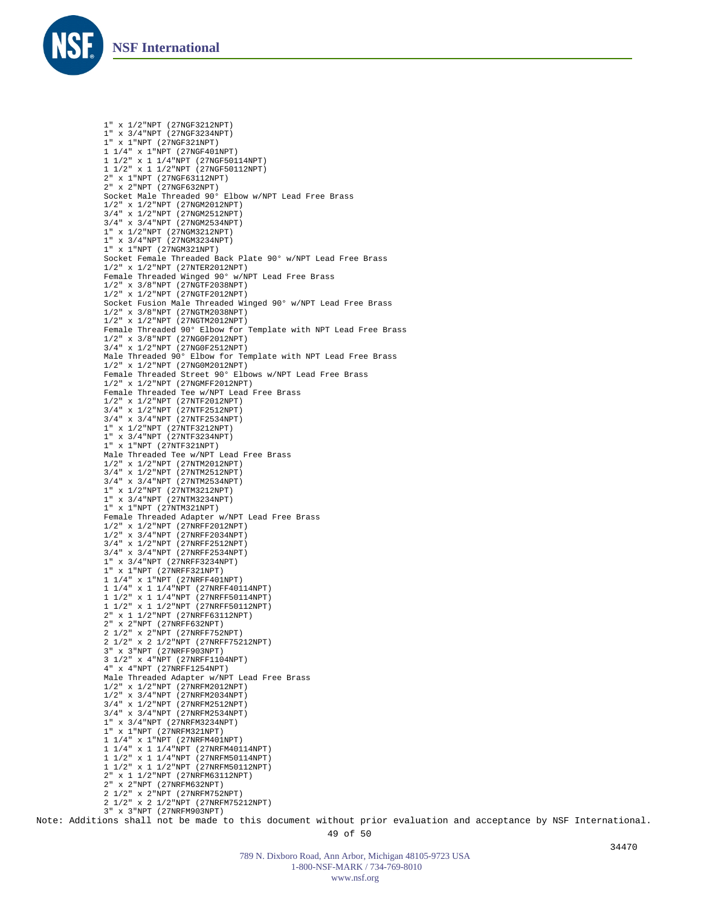1" x 1/2"NPT (27NGF3212NPT)
1" x 3/4"NPT (27NGF3234NPT)
1" x 1"NPT (27NGF321NPT)
1 1/4" x 1"NPT (27NGF401NPT)
1 1/2" x 1 1/4"NPT (27NGF50114NPT)
1 1/2" x 1 1/2"NPT (27NGF50112NPT)
2" x 1"NPT (27NGF63112NPT)
2" x 2"NPT (27NGF632NPT)

Socket Male Threaded 90° Elbow w/NPT Lead Free Brass
1/2" x 1/2"NPT (27NGM2012NPT)
3/4" x 1/2"NPT (27NGM2512NPT)
3/4" x 3/4"NPT (27NGM2534NPT)
1" x 1/2"NPT (27NGM3212NPT)
1" x 3/4"NPT (27NGM3234NPT)
1" x 1"NPT (27NGM321NPT)

Socket Female Threaded Back Plate 90° w/NPT Lead Free Brass
1/2" x 1/2"NPT (27NTER2012NPT)

Female Threaded Winged 90° w/NPT Lead Free Brass
1/2" x 3/8"NPT (27NGTF2038NPT)
1/2" x 1/2"NPT (27NGTF2012NPT)

Socket Fusion Male Threaded Winged 90° w/NPT Lead Free Brass
1/2" x 3/8"NPT (27NGTM2038NPT)
1/2" x 1/2"NPT (27NGTM2012NPT)

Female Threaded 90° Elbow for Template with NPT Lead Free Brass
1/2" x 3/8"NPT (27NGOF2012NPT)
3/4" x 1/2"NPT (27NGOF2512NPT)

Male Threaded 90° Elbow for Template with NPT Lead Free Brass
1/2" x 1/2"NPT (27NGOM2012NPT)

Female Threaded Street 90° Elbows w/NPT Lead Free Brass
1/2" x 1/2"NPT (27NGMFF2012NPT)

Female Threaded Tee w/NPT Lead Free Brass
1/2" x 1/2"NPT (27NTF2012NPT)
3/4" x 1/2"NPT (27NTF2512NPT)
3/4" x 3/4"NPT (27NTF2534NPT)
1" x 1/2"NPT (27NTF3212NPT)
1" x 3/4"NPT (27NTF3234NPT)
1" x 1"NPT (27NTF321NPT)

Male Threaded Tee w/NPT Lead Free Brass
1/2" x 1/2"NPT (27NTM2012NPT)
3/4" x 1/2"NPT (27NTM2512NPT)
3/4" x 3/4"NPT (27NTM2534NPT)
1" x 1/2"NPT (27NTM3212NPT)
1" x 3/4"NPT (27NTM3234NPT)
1" x 1"NPT (27NTM321NPT)

Female Threaded Adapter w/NPT Lead Free Brass
1/2" x 1/2"NPT (27NRFF2012NPT)
1/2" x 3/4"NPT (27NRFF2034NPT)
3/4" x 1/2"NPT (27NRFF2512NPT)
3/4" x 3/4"NPT (27NRFF2534NPT)
1" x 3/4"NPT (27NRFF3234NPT)
1" x 1"NPT (27NRFF321NPT)
1 1/4" x 1"NPT (27NRFF401NPT)
1 1/4" x 1 1/4"NPT (27NRFF40114NPT)
1 1/2" x 1 1/4"NPT (27NRFF50114NPT)
1 1/2" x 1 1/2"NPT (27NRFF50112NPT)
2" x 1 1/2"NPT (27NRFF63112NPT)
2" x 2"NPT (27NRFF632NPT)
2 1/2" x 2"NPT (27NRFF752NPT)
2 1/2" x 2 1/2"NPT (27NRFF75212NPT)
3" x 3"NPT (27NRFF903NPT)
3 1/2" x 4"NPT (27NRFF1104NPT)
4" x 4"NPT (27NRFF1254NPT)

Male Threaded Adapter w/NPT Lead Free Brass
1/2" x 1/2"NPT (27NRFM2012NPT)
1/2" x 3/4"NPT (27NRFM2034NPT)
3/4" x 1/2"NPT (27NRFM2512NPT)
3/4" x 3/4"NPT (27NRFM2534NPT)
1" x 3/4"NPT (27NRFM3234NPT)
1" x 1"NPT (27NRFM321NPT)
1 1/4" x 1"NPT (27NRFM401NPT)
1 1/4" x 1 1/4"NPT (27NRFM40114NPT)
1 1/2" x 1 1/4"NPT (27NRFM50114NPT)
1 1/2" x 1 1/2"NPT (27NRFM50112NPT)
2" x 1 1/2"NPT (27NRFM63112NPT)
2" x 2"NPT (27NRFM632NPT)
2 1/2" x 2"NPT (27NRFM752NPT)
2 1/2" x 2 1/2"NPT (27NRFM75212NPT)
3" x 3"NPT (27NRFM903NPT)

Note: Additions shall not be made to this document without prior evaluation and acceptance by NSF International.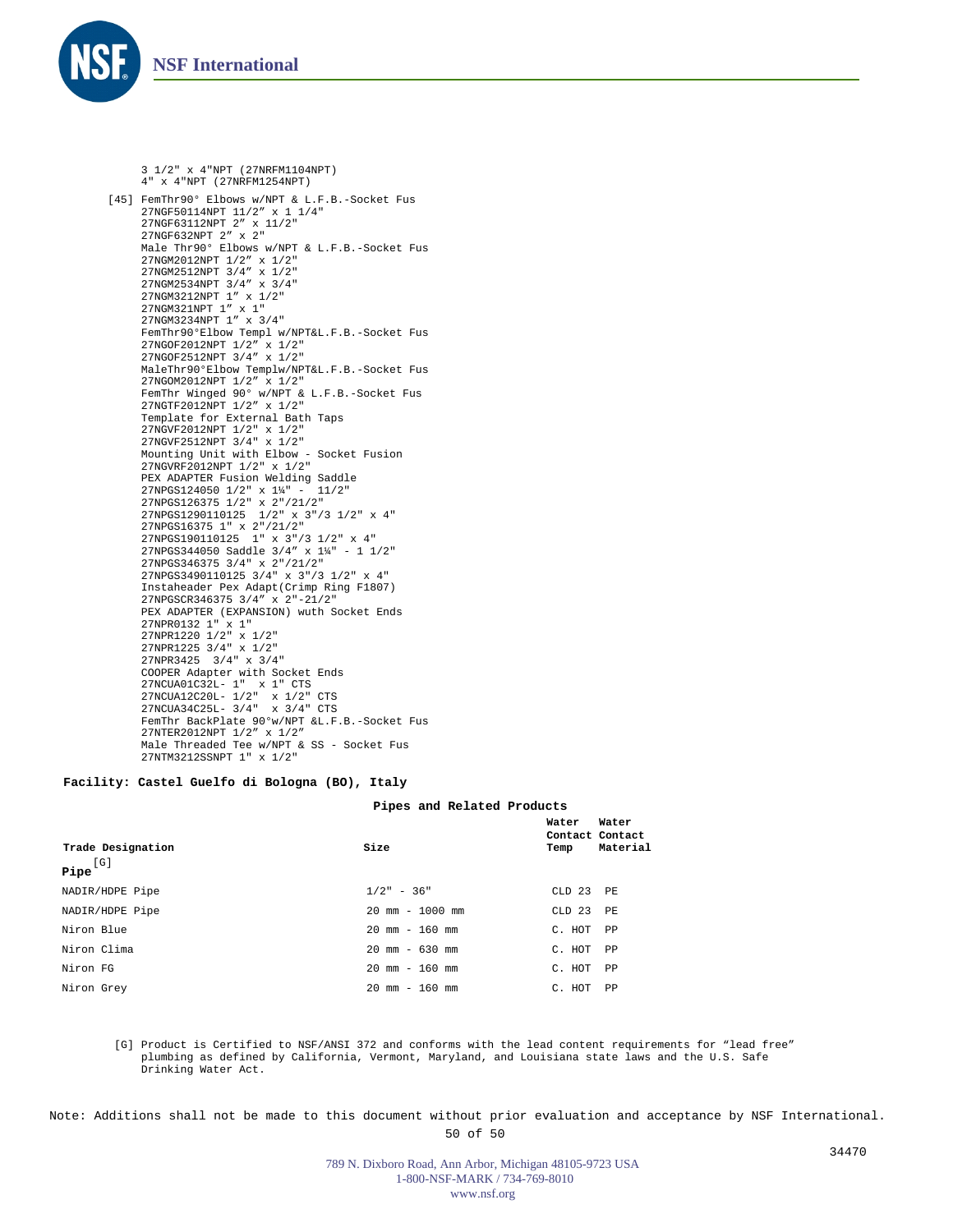3 1/2" x 4"NPT (27NRFM1104NPT)
4" x 4"NPT (27NRFM1254NPT)

[45] FemThr90° Elbows w/NPT & L.F.B.-Socket Fus
27NGF50114NPT 11/2″ x 1 1/4"
27NGF63112NPT 2″ x 11/2"
27NGF632NPT 2″ x 2"
Male Thr90° Elbows w/NPT & L.F.B.-Socket Fus
27NGM2012NPT 1/2″ x 1/2"
27NGM2512NPT 3/4″ x 1/2"
27NGM2534NPT 3/4″ x 3/4"
27NGM3212NPT 1″ x 1/2"
27NGM321NPT 1″ x 1"
27NGM3234NPT 1″ x 3/4"
FemThr90°Elbow Templ w/NPT&L.F.B.-Socket Fus
27NGOF2012NPT 1/2″ x 1/2"
27NGOF2512NPT 3/4″ x 1/2"
MaleThr90°Elbow Templw/NPT&L.F.B.-Socket Fus
27NGOM2012NPT 1/2″ x 1/2"
FemThr Winged 90° w/NPT & L.F.B.-Socket Fus
27NGTF2012NPT 1/2″ x 1/2"
Template for External Bath Taps
27NGVF2012NPT 1/2" x 1/2"
27NGVF2512NPT 3/4" x 1/2"
Mounting Unit with Elbow - Socket Fusion
27NGVRF2012NPT 1/2" x 1/2"
PEX ADAPTER Fusion Welding Saddle
27NPGS124050 1/2" x 1¼" - 11/2"
27NPGS126375 1/2" x 2"/21/2"
27NPGS1290110125 1/2" x 3"/3 1/2" x 4"
27NPGS16375 1" x 2"/21/2"
27NPGS190110125 1" x 3"/3 1/2" x 4"
27NPGS344050 Saddle 3/4″ x 1¼" - 1 1/2"
27NPGS346375 3/4" x 2"/21/2"
27NPGS3490110125 3/4" x 3"/3 1/2" x 4"
Instaheader Pex Adapt(Crimp Ring F1807)
27NPGSCR346375 3/4″ x 2"-21/2"
PEX ADAPTER (EXPANSION) wuth Socket Ends
27NPR0132 1" x 1"
27NPR1220 1/2" x 1/2"
27NPR1225 3/4" x 1/2"
27NPR3425 3/4" x 3/4"
COOPER Adapter with Socket Ends
27NCUA01C32L- 1" x 1" CTS
27NCUA12C20L- 1/2" x 1/2" CTS
27NCUA34C25L- 3/4" x 3/4" CTS
FemThr BackPlate 90°w/NPT &L.F.B.-Socket Fus
27NTER2012NPT 1/2″ x 1/2″
Male Threaded Tee w/NPT & SS - Socket Fus
27NTM3212SSNPT 1" x 1/2"

**Facility: Castel Guelfo di Bologna (BO), Italy**

**Pipes and Related Products**

| Trade Designation | Size | Water Contact Temp | Water Contact Material |
|---|---|---|---|
| **Pipe** [G] | | | |
| NADIR/HDPE Pipe | 1/2" - 36" | CLD 23 | PE |
| NADIR/HDPE Pipe | 20 mm - 1000 mm | CLD 23 | PE |
| Niron Blue | 20 mm - 160 mm | C. HOT | PP |
| Niron Clima | 20 mm - 630 mm | C. HOT | PP |
| Niron FG | 20 mm - 160 mm | C. HOT | PP |
| Niron Grey | 20 mm - 160 mm | C. HOT | PP |

[G] Product is Certified to NSF/ANSI 372 and conforms with the lead content requirements for “lead free” plumbing as defined by California, Vermont, Maryland, and Louisiana state laws and the U.S. Safe Drinking Water Act.

Note: Additions shall not be made to this document without prior evaluation and acceptance by NSF International.

34470